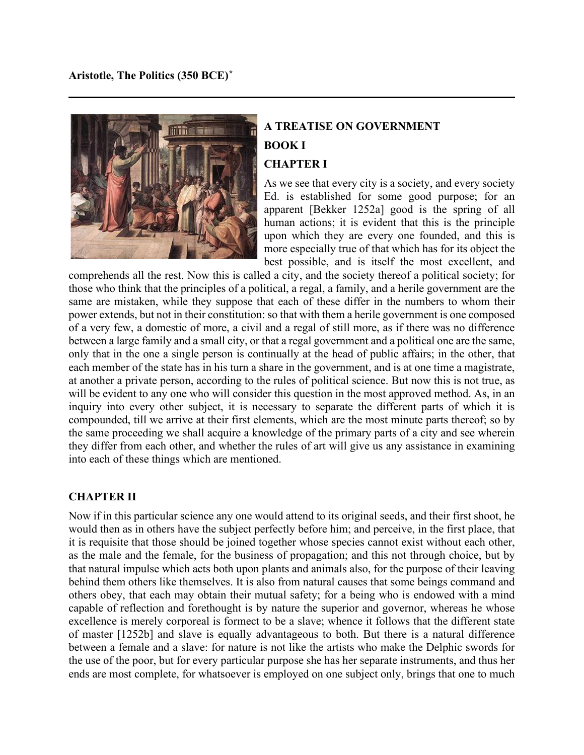**Aristotle, The Politics (350 BCE)***

---

## A TREATISE ON GOVERNMENT

## BOOK I

### CHAPTER I

As we see that every city is a society, and every society Ed. is established for some good purpose; for an apparent [Bekker 1252a] good is the spring of all human actions; it is evident that this is the principle upon which they are every one founded, and this is more especially true of that which has for its object the best possible, and is itself the most excellent, and comprehends all the rest. Now this is called a city, and the society thereof a political society; for those who think that the principles of a political, a regal, a family, and a herile government are the same are mistaken, while they suppose that each of these differ in the numbers to whom their power extends, but not in their constitution: so that with them a herile government is one composed of a very few, a domestic of more, a civil and a regal of still more, as if there was no difference between a large family and a small city, or that a regal government and a political one are the same, only that in the one a single person is continually at the head of public affairs; in the other, that each member of the state has in his turn a share in the government, and is at one time a magistrate, at another a private person, according to the rules of political science. But now this is not true, as will be evident to any one who will consider this question in the most approved method. As, in an inquiry into every other subject, it is necessary to separate the different parts of which it is compounded, till we arrive at their first elements, which are the most minute parts thereof; so by the same proceeding we shall acquire a knowledge of the primary parts of a city and see wherein they differ from each other, and whether the rules of art will give us any assistance in examining into each of these things which are mentioned.

### CHAPTER II

Now if in this particular science any one would attend to its original seeds, and their first shoot, he would then as in others have the subject perfectly before him; and perceive, in the first place, that it is requisite that those should be joined together whose species cannot exist without each other, as the male and the female, for the business of propagation; and this not through choice, but by that natural impulse which acts both upon plants and animals also, for the purpose of their leaving behind them others like themselves. It is also from natural causes that some beings command and others obey, that each may obtain their mutual safety; for a being who is endowed with a mind capable of reflection and forethought is by nature the superior and governor, whereas he whose excellence is merely corporeal is formect to be a slave; whence it follows that the different state of master [1252b] and slave is equally advantageous to both. But there is a natural difference between a female and a slave: for nature is not like the artists who make the Delphic swords for the use of the poor, but for every particular purpose she has her separate instruments, and thus her ends are most complete, for whatsoever is employed on one subject only, brings that one to much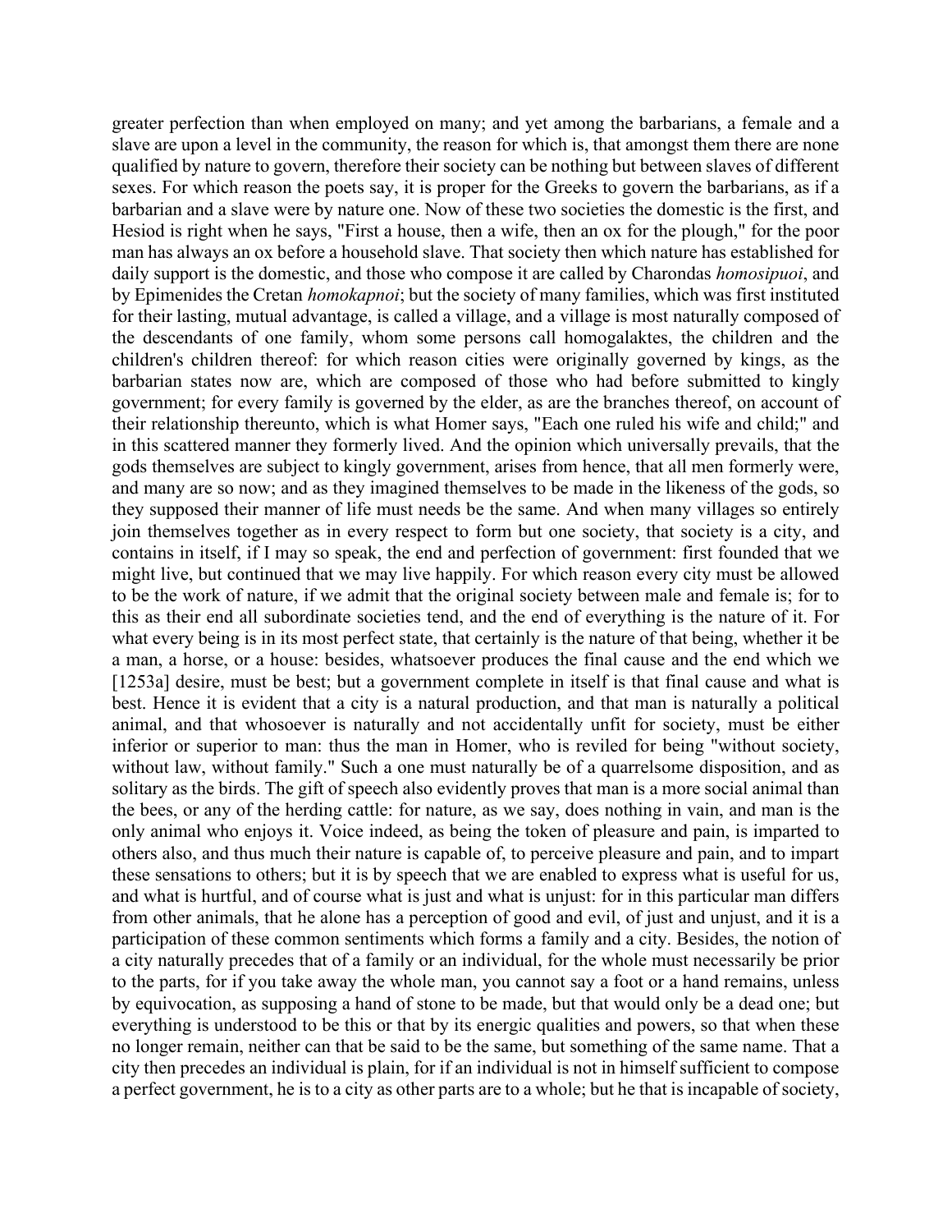greater perfection than when employed on many; and yet among the barbarians, a female and a slave are upon a level in the community, the reason for which is, that amongst them there are none qualified by nature to govern, therefore their society can be nothing but between slaves of different sexes. For which reason the poets say, it is proper for the Greeks to govern the barbarians, as if a barbarian and a slave were by nature one. Now of these two societies the domestic is the first, and Hesiod is right when he says, "First a house, then a wife, then an ox for the plough," for the poor man has always an ox before a household slave. That society then which nature has established for daily support is the domestic, and those who compose it are called by Charondas *homosipuoi*, and by Epimenides the Cretan *homokapnoi*; but the society of many families, which was first instituted for their lasting, mutual advantage, is called a village, and a village is most naturally composed of the descendants of one family, whom some persons call homogalaktes, the children and the children's children thereof: for which reason cities were originally governed by kings, as the barbarian states now are, which are composed of those who had before submitted to kingly government; for every family is governed by the elder, as are the branches thereof, on account of their relationship thereunto, which is what Homer says, "Each one ruled his wife and child;" and in this scattered manner they formerly lived. And the opinion which universally prevails, that the gods themselves are subject to kingly government, arises from hence, that all men formerly were, and many are so now; and as they imagined themselves to be made in the likeness of the gods, so they supposed their manner of life must needs be the same. And when many villages so entirely join themselves together as in every respect to form but one society, that society is a city, and contains in itself, if I may so speak, the end and perfection of government: first founded that we might live, but continued that we may live happily. For which reason every city must be allowed to be the work of nature, if we admit that the original society between male and female is; for to this as their end all subordinate societies tend, and the end of everything is the nature of it. For what every being is in its most perfect state, that certainly is the nature of that being, whether it be a man, a horse, or a house: besides, whatsoever produces the final cause and the end which we [1253a] desire, must be best; but a government complete in itself is that final cause and what is best. Hence it is evident that a city is a natural production, and that man is naturally a political animal, and that whosoever is naturally and not accidentally unfit for society, must be either inferior or superior to man: thus the man in Homer, who is reviled for being "without society, without law, without family." Such a one must naturally be of a quarrelsome disposition, and as solitary as the birds. The gift of speech also evidently proves that man is a more social animal than the bees, or any of the herding cattle: for nature, as we say, does nothing in vain, and man is the only animal who enjoys it. Voice indeed, as being the token of pleasure and pain, is imparted to others also, and thus much their nature is capable of, to perceive pleasure and pain, and to impart these sensations to others; but it is by speech that we are enabled to express what is useful for us, and what is hurtful, and of course what is just and what is unjust: for in this particular man differs from other animals, that he alone has a perception of good and evil, of just and unjust, and it is a participation of these common sentiments which forms a family and a city. Besides, the notion of a city naturally precedes that of a family or an individual, for the whole must necessarily be prior to the parts, for if you take away the whole man, you cannot say a foot or a hand remains, unless by equivocation, as supposing a hand of stone to be made, but that would only be a dead one; but everything is understood to be this or that by its energic qualities and powers, so that when these no longer remain, neither can that be said to be the same, but something of the same name. That a city then precedes an individual is plain, for if an individual is not in himself sufficient to compose a perfect government, he is to a city as other parts are to a whole; but he that is incapable of society,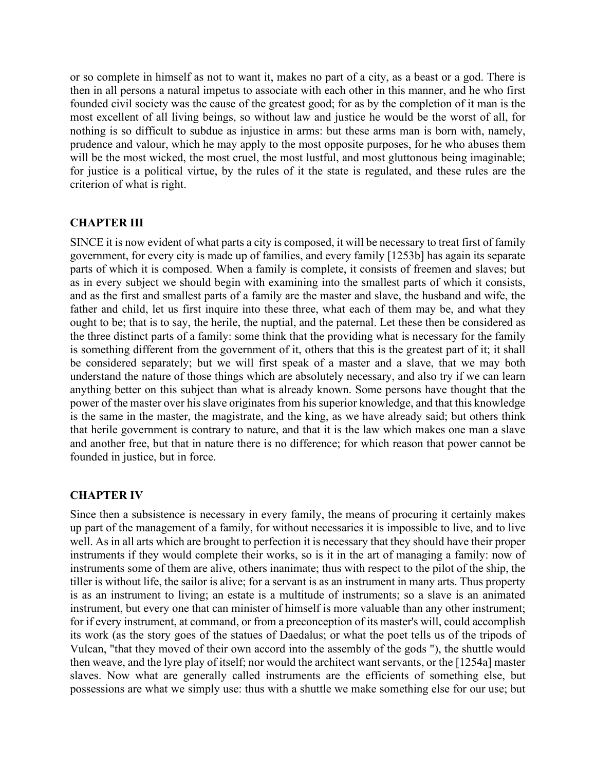or so complete in himself as not to want it, makes no part of a city, as a beast or a god. There is then in all persons a natural impetus to associate with each other in this manner, and he who first founded civil society was the cause of the greatest good; for as by the completion of it man is the most excellent of all living beings, so without law and justice he would be the worst of all, for nothing is so difficult to subdue as injustice in arms: but these arms man is born with, namely, prudence and valour, which he may apply to the most opposite purposes, for he who abuses them will be the most wicked, the most cruel, the most lustful, and most gluttonous being imaginable; for justice is a political virtue, by the rules of it the state is regulated, and these rules are the criterion of what is right.

## CHAPTER III

SINCE it is now evident of what parts a city is composed, it will be necessary to treat first of family government, for every city is made up of families, and every family [1253b] has again its separate parts of which it is composed. When a family is complete, it consists of freemen and slaves; but as in every subject we should begin with examining into the smallest parts of which it consists, and as the first and smallest parts of a family are the master and slave, the husband and wife, the father and child, let us first inquire into these three, what each of them may be, and what they ought to be; that is to say, the herile, the nuptial, and the paternal. Let these then be considered as the three distinct parts of a family: some think that the providing what is necessary for the family is something different from the government of it, others that this is the greatest part of it; it shall be considered separately; but we will first speak of a master and a slave, that we may both understand the nature of those things which are absolutely necessary, and also try if we can learn anything better on this subject than what is already known. Some persons have thought that the power of the master over his slave originates from his superior knowledge, and that this knowledge is the same in the master, the magistrate, and the king, as we have already said; but others think that herile government is contrary to nature, and that it is the law which makes one man a slave and another free, but that in nature there is no difference; for which reason that power cannot be founded in justice, but in force.

## CHAPTER IV

Since then a subsistence is necessary in every family, the means of procuring it certainly makes up part of the management of a family, for without necessaries it is impossible to live, and to live well. As in all arts which are brought to perfection it is necessary that they should have their proper instruments if they would complete their works, so is it in the art of managing a family: now of instruments some of them are alive, others inanimate; thus with respect to the pilot of the ship, the tiller is without life, the sailor is alive; for a servant is as an instrument in many arts. Thus property is as an instrument to living; an estate is a multitude of instruments; so a slave is an animated instrument, but every one that can minister of himself is more valuable than any other instrument; for if every instrument, at command, or from a preconception of its master's will, could accomplish its work (as the story goes of the statues of Daedalus; or what the poet tells us of the tripods of Vulcan, "that they moved of their own accord into the assembly of the gods "), the shuttle would then weave, and the lyre play of itself; nor would the architect want servants, or the [1254a] master slaves. Now what are generally called instruments are the efficients of something else, but possessions are what we simply use: thus with a shuttle we make something else for our use; but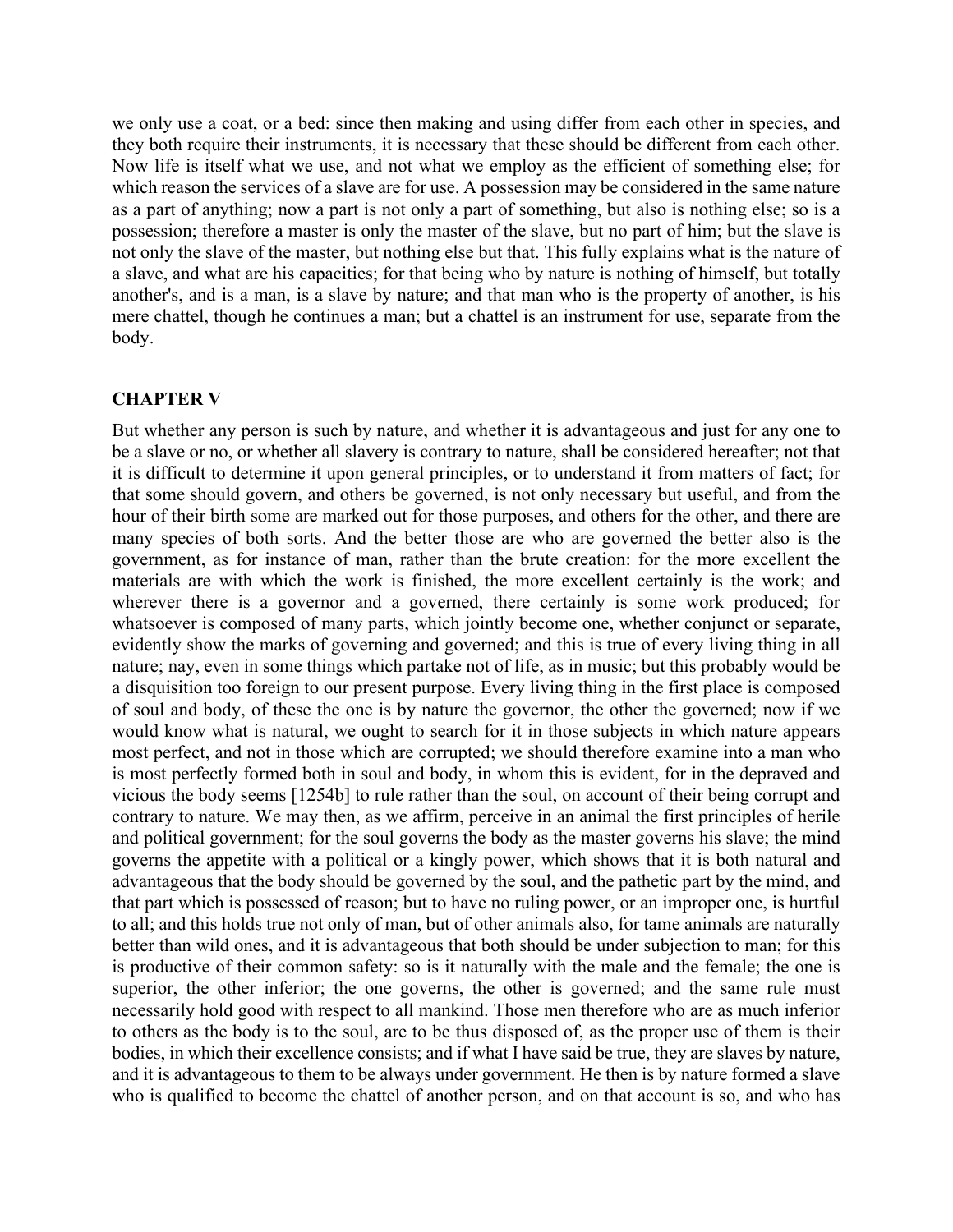we only use a coat, or a bed: since then making and using differ from each other in species, and they both require their instruments, it is necessary that these should be different from each other. Now life is itself what we use, and not what we employ as the efficient of something else; for which reason the services of a slave are for use. A possession may be considered in the same nature as a part of anything; now a part is not only a part of something, but also is nothing else; so is a possession; therefore a master is only the master of the slave, but no part of him; but the slave is not only the slave of the master, but nothing else but that. This fully explains what is the nature of a slave, and what are his capacities; for that being who by nature is nothing of himself, but totally another's, and is a man, is a slave by nature; and that man who is the property of another, is his mere chattel, though he continues a man; but a chattel is an instrument for use, separate from the body.

### CHAPTER V

But whether any person is such by nature, and whether it is advantageous and just for any one to be a slave or no, or whether all slavery is contrary to nature, shall be considered hereafter; not that it is difficult to determine it upon general principles, or to understand it from matters of fact; for that some should govern, and others be governed, is not only necessary but useful, and from the hour of their birth some are marked out for those purposes, and others for the other, and there are many species of both sorts. And the better those are who are governed the better also is the government, as for instance of man, rather than the brute creation: for the more excellent the materials are with which the work is finished, the more excellent certainly is the work; and wherever there is a governor and a governed, there certainly is some work produced; for whatsoever is composed of many parts, which jointly become one, whether conjunct or separate, evidently show the marks of governing and governed; and this is true of every living thing in all nature; nay, even in some things which partake not of life, as in music; but this probably would be a disquisition too foreign to our present purpose. Every living thing in the first place is composed of soul and body, of these the one is by nature the governor, the other the governed; now if we would know what is natural, we ought to search for it in those subjects in which nature appears most perfect, and not in those which are corrupted; we should therefore examine into a man who is most perfectly formed both in soul and body, in whom this is evident, for in the depraved and vicious the body seems [1254b] to rule rather than the soul, on account of their being corrupt and contrary to nature. We may then, as we affirm, perceive in an animal the first principles of herile and political government; for the soul governs the body as the master governs his slave; the mind governs the appetite with a political or a kingly power, which shows that it is both natural and advantageous that the body should be governed by the soul, and the pathetic part by the mind, and that part which is possessed of reason; but to have no ruling power, or an improper one, is hurtful to all; and this holds true not only of man, but of other animals also, for tame animals are naturally better than wild ones, and it is advantageous that both should be under subjection to man; for this is productive of their common safety: so is it naturally with the male and the female; the one is superior, the other inferior; the one governs, the other is governed; and the same rule must necessarily hold good with respect to all mankind. Those men therefore who are as much inferior to others as the body is to the soul, are to be thus disposed of, as the proper use of them is their bodies, in which their excellence consists; and if what I have said be true, they are slaves by nature, and it is advantageous to them to be always under government. He then is by nature formed a slave who is qualified to become the chattel of another person, and on that account is so, and who has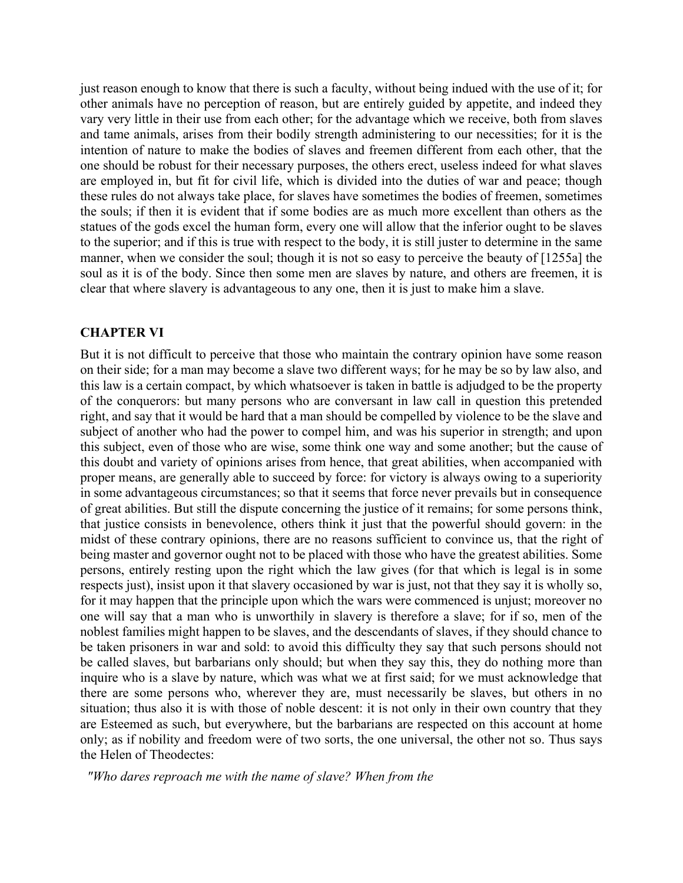just reason enough to know that there is such a faculty, without being indued with the use of it; for other animals have no perception of reason, but are entirely guided by appetite, and indeed they vary very little in their use from each other; for the advantage which we receive, both from slaves and tame animals, arises from their bodily strength administering to our necessities; for it is the intention of nature to make the bodies of slaves and freemen different from each other, that the one should be robust for their necessary purposes, the others erect, useless indeed for what slaves are employed in, but fit for civil life, which is divided into the duties of war and peace; though these rules do not always take place, for slaves have sometimes the bodies of freemen, sometimes the souls; if then it is evident that if some bodies are as much more excellent than others as the statues of the gods excel the human form, every one will allow that the inferior ought to be slaves to the superior; and if this is true with respect to the body, it is still juster to determine in the same manner, when we consider the soul; though it is not so easy to perceive the beauty of [1255a] the soul as it is of the body. Since then some men are slaves by nature, and others are freemen, it is clear that where slavery is advantageous to any one, then it is just to make him a slave.

## CHAPTER VI

But it is not difficult to perceive that those who maintain the contrary opinion have some reason on their side; for a man may become a slave two different ways; for he may be so by law also, and this law is a certain compact, by which whatsoever is taken in battle is adjudged to be the property of the conquerors: but many persons who are conversant in law call in question this pretended right, and say that it would be hard that a man should be compelled by violence to be the slave and subject of another who had the power to compel him, and was his superior in strength; and upon this subject, even of those who are wise, some think one way and some another; but the cause of this doubt and variety of opinions arises from hence, that great abilities, when accompanied with proper means, are generally able to succeed by force: for victory is always owing to a superiority in some advantageous circumstances; so that it seems that force never prevails but in consequence of great abilities. But still the dispute concerning the justice of it remains; for some persons think, that justice consists in benevolence, others think it just that the powerful should govern: in the midst of these contrary opinions, there are no reasons sufficient to convince us, that the right of being master and governor ought not to be placed with those who have the greatest abilities. Some persons, entirely resting upon the right which the law gives (for that which is legal is in some respects just), insist upon it that slavery occasioned by war is just, not that they say it is wholly so, for it may happen that the principle upon which the wars were commenced is unjust; moreover no one will say that a man who is unworthily in slavery is therefore a slave; for if so, men of the noblest families might happen to be slaves, and the descendants of slaves, if they should chance to be taken prisoners in war and sold: to avoid this difficulty they say that such persons should not be called slaves, but barbarians only should; but when they say this, they do nothing more than inquire who is a slave by nature, which was what we at first said; for we must acknowledge that there are some persons who, wherever they are, must necessarily be slaves, but others in no situation; thus also it is with those of noble descent: it is not only in their own country that they are Esteemed as such, but everywhere, but the barbarians are respected on this account at home only; as if nobility and freedom were of two sorts, the one universal, the other not so. Thus says the Helen of Theodectes:

*"Who dares reproach me with the name of slave? When from the*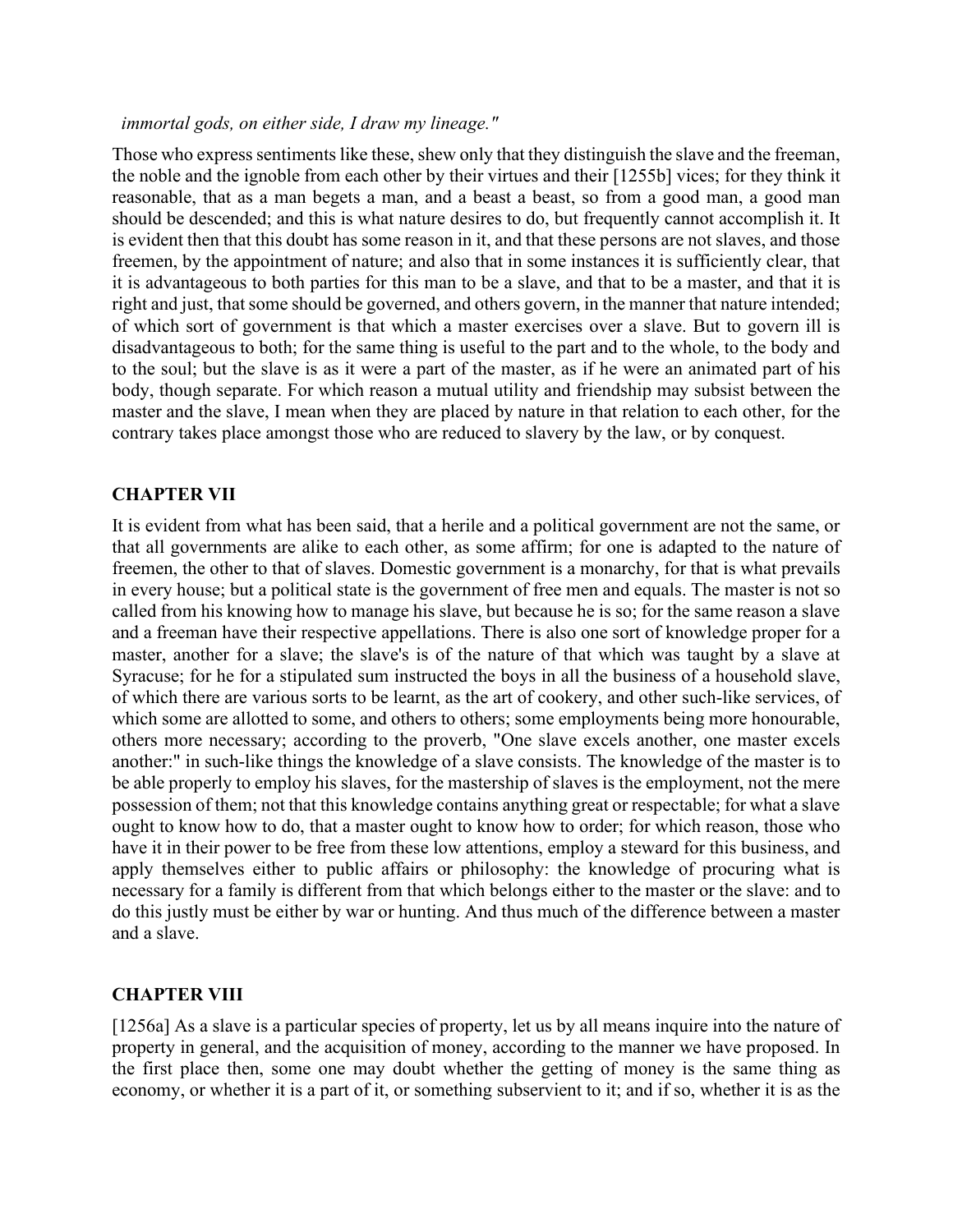*immortal gods, on either side, I draw my lineage."*

Those who express sentiments like these, shew only that they distinguish the slave and the freeman, the noble and the ignoble from each other by their virtues and their [1255b] vices; for they think it reasonable, that as a man begets a man, and a beast a beast, so from a good man, a good man should be descended; and this is what nature desires to do, but frequently cannot accomplish it. It is evident then that this doubt has some reason in it, and that these persons are not slaves, and those freemen, by the appointment of nature; and also that in some instances it is sufficiently clear, that it is advantageous to both parties for this man to be a slave, and that to be a master, and that it is right and just, that some should be governed, and others govern, in the manner that nature intended; of which sort of government is that which a master exercises over a slave. But to govern ill is disadvantageous to both; for the same thing is useful to the part and to the whole, to the body and to the soul; but the slave is as it were a part of the master, as if he were an animated part of his body, though separate. For which reason a mutual utility and friendship may subsist between the master and the slave, I mean when they are placed by nature in that relation to each other, for the contrary takes place amongst those who are reduced to slavery by the law, or by conquest.

## CHAPTER VII

It is evident from what has been said, that a herile and a political government are not the same, or that all governments are alike to each other, as some affirm; for one is adapted to the nature of freemen, the other to that of slaves. Domestic government is a monarchy, for that is what prevails in every house; but a political state is the government of free men and equals. The master is not so called from his knowing how to manage his slave, but because he is so; for the same reason a slave and a freeman have their respective appellations. There is also one sort of knowledge proper for a master, another for a slave; the slave's is of the nature of that which was taught by a slave at Syracuse; for he for a stipulated sum instructed the boys in all the business of a household slave, of which there are various sorts to be learnt, as the art of cookery, and other such-like services, of which some are allotted to some, and others to others; some employments being more honourable, others more necessary; according to the proverb, "One slave excels another, one master excels another:" in such-like things the knowledge of a slave consists. The knowledge of the master is to be able properly to employ his slaves, for the mastership of slaves is the employment, not the mere possession of them; not that this knowledge contains anything great or respectable; for what a slave ought to know how to do, that a master ought to know how to order; for which reason, those who have it in their power to be free from these low attentions, employ a steward for this business, and apply themselves either to public affairs or philosophy: the knowledge of procuring what is necessary for a family is different from that which belongs either to the master or the slave: and to do this justly must be either by war or hunting. And thus much of the difference between a master and a slave.

## CHAPTER VIII

[1256a] As a slave is a particular species of property, let us by all means inquire into the nature of property in general, and the acquisition of money, according to the manner we have proposed. In the first place then, some one may doubt whether the getting of money is the same thing as economy, or whether it is a part of it, or something subservient to it; and if so, whether it is as the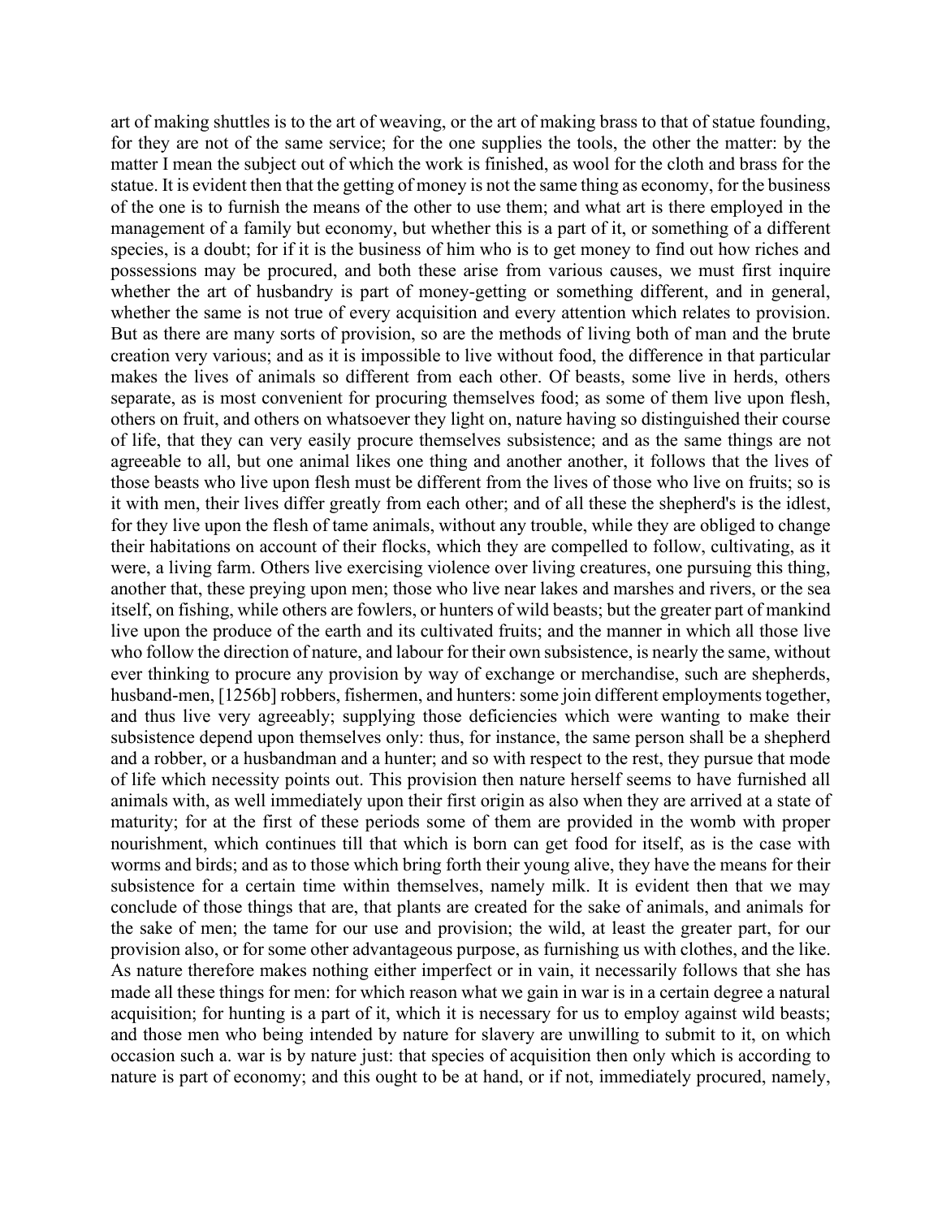art of making shuttles is to the art of weaving, or the art of making brass to that of statue founding, for they are not of the same service; for the one supplies the tools, the other the matter: by the matter I mean the subject out of which the work is finished, as wool for the cloth and brass for the statue. It is evident then that the getting of money is not the same thing as economy, for the business of the one is to furnish the means of the other to use them; and what art is there employed in the management of a family but economy, but whether this is a part of it, or something of a different species, is a doubt; for if it is the business of him who is to get money to find out how riches and possessions may be procured, and both these arise from various causes, we must first inquire whether the art of husbandry is part of money-getting or something different, and in general, whether the same is not true of every acquisition and every attention which relates to provision. But as there are many sorts of provision, so are the methods of living both of man and the brute creation very various; and as it is impossible to live without food, the difference in that particular makes the lives of animals so different from each other. Of beasts, some live in herds, others separate, as is most convenient for procuring themselves food; as some of them live upon flesh, others on fruit, and others on whatsoever they light on, nature having so distinguished their course of life, that they can very easily procure themselves subsistence; and as the same things are not agreeable to all, but one animal likes one thing and another another, it follows that the lives of those beasts who live upon flesh must be different from the lives of those who live on fruits; so is it with men, their lives differ greatly from each other; and of all these the shepherd's is the idlest, for they live upon the flesh of tame animals, without any trouble, while they are obliged to change their habitations on account of their flocks, which they are compelled to follow, cultivating, as it were, a living farm. Others live exercising violence over living creatures, one pursuing this thing, another that, these preying upon men; those who live near lakes and marshes and rivers, or the sea itself, on fishing, while others are fowlers, or hunters of wild beasts; but the greater part of mankind live upon the produce of the earth and its cultivated fruits; and the manner in which all those live who follow the direction of nature, and labour for their own subsistence, is nearly the same, without ever thinking to procure any provision by way of exchange or merchandise, such are shepherds, husband-men, [1256b] robbers, fishermen, and hunters: some join different employments together, and thus live very agreeably; supplying those deficiencies which were wanting to make their subsistence depend upon themselves only: thus, for instance, the same person shall be a shepherd and a robber, or a husbandman and a hunter; and so with respect to the rest, they pursue that mode of life which necessity points out. This provision then nature herself seems to have furnished all animals with, as well immediately upon their first origin as also when they are arrived at a state of maturity; for at the first of these periods some of them are provided in the womb with proper nourishment, which continues till that which is born can get food for itself, as is the case with worms and birds; and as to those which bring forth their young alive, they have the means for their subsistence for a certain time within themselves, namely milk. It is evident then that we may conclude of those things that are, that plants are created for the sake of animals, and animals for the sake of men; the tame for our use and provision; the wild, at least the greater part, for our provision also, or for some other advantageous purpose, as furnishing us with clothes, and the like. As nature therefore makes nothing either imperfect or in vain, it necessarily follows that she has made all these things for men: for which reason what we gain in war is in a certain degree a natural acquisition; for hunting is a part of it, which it is necessary for us to employ against wild beasts; and those men who being intended by nature for slavery are unwilling to submit to it, on which occasion such a. war is by nature just: that species of acquisition then only which is according to nature is part of economy; and this ought to be at hand, or if not, immediately procured, namely,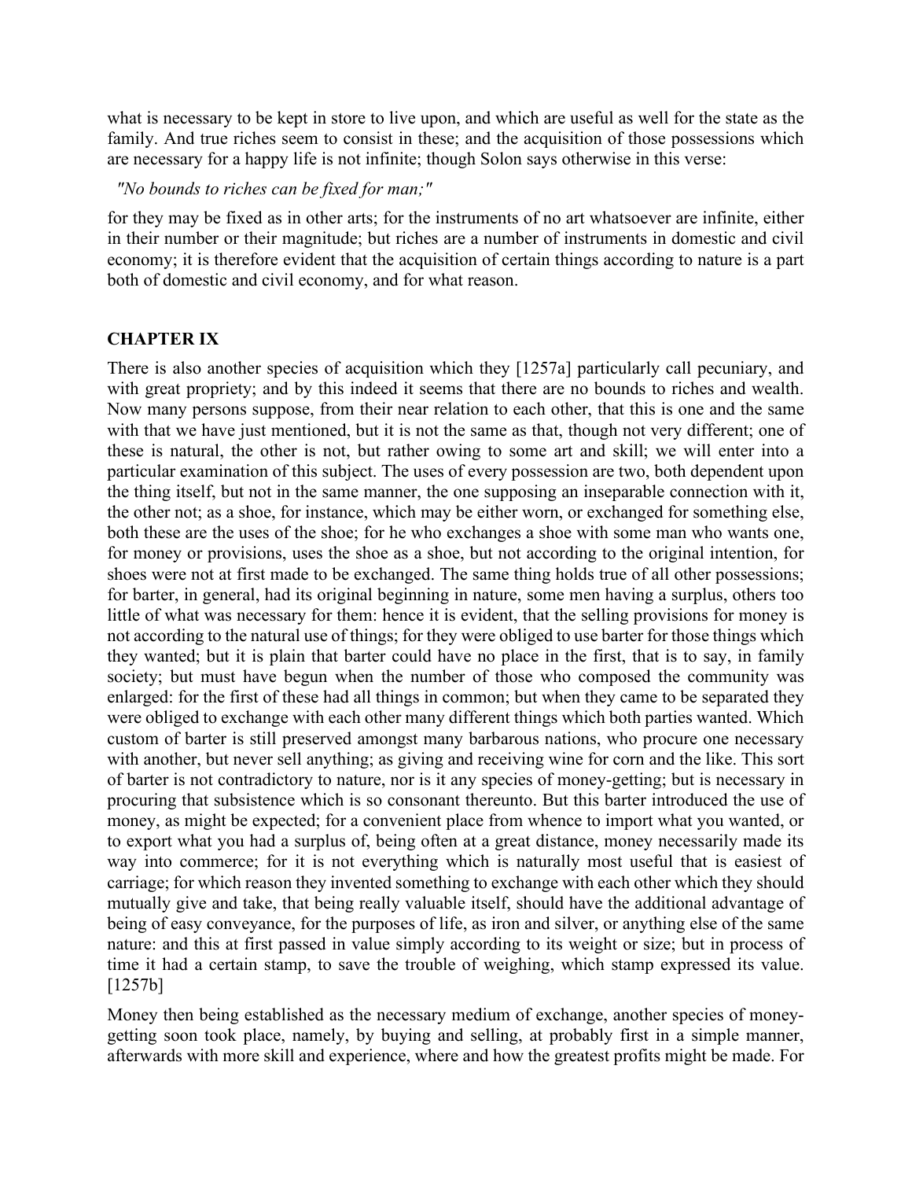what is necessary to be kept in store to live upon, and which are useful as well for the state as the family. And true riches seem to consist in these; and the acquisition of those possessions which are necessary for a happy life is not infinite; though Solon says otherwise in this verse:

*"No bounds to riches can be fixed for man;"*

for they may be fixed as in other arts; for the instruments of no art whatsoever are infinite, either in their number or their magnitude; but riches are a number of instruments in domestic and civil economy; it is therefore evident that the acquisition of certain things according to nature is a part both of domestic and civil economy, and for what reason.

## CHAPTER IX

There is also another species of acquisition which they [1257a] particularly call pecuniary, and with great propriety; and by this indeed it seems that there are no bounds to riches and wealth. Now many persons suppose, from their near relation to each other, that this is one and the same with that we have just mentioned, but it is not the same as that, though not very different; one of these is natural, the other is not, but rather owing to some art and skill; we will enter into a particular examination of this subject. The uses of every possession are two, both dependent upon the thing itself, but not in the same manner, the one supposing an inseparable connection with it, the other not; as a shoe, for instance, which may be either worn, or exchanged for something else, both these are the uses of the shoe; for he who exchanges a shoe with some man who wants one, for money or provisions, uses the shoe as a shoe, but not according to the original intention, for shoes were not at first made to be exchanged. The same thing holds true of all other possessions; for barter, in general, had its original beginning in nature, some men having a surplus, others too little of what was necessary for them: hence it is evident, that the selling provisions for money is not according to the natural use of things; for they were obliged to use barter for those things which they wanted; but it is plain that barter could have no place in the first, that is to say, in family society; but must have begun when the number of those who composed the community was enlarged: for the first of these had all things in common; but when they came to be separated they were obliged to exchange with each other many different things which both parties wanted. Which custom of barter is still preserved amongst many barbarous nations, who procure one necessary with another, but never sell anything; as giving and receiving wine for corn and the like. This sort of barter is not contradictory to nature, nor is it any species of money-getting; but is necessary in procuring that subsistence which is so consonant thereunto. But this barter introduced the use of money, as might be expected; for a convenient place from whence to import what you wanted, or to export what you had a surplus of, being often at a great distance, money necessarily made its way into commerce; for it is not everything which is naturally most useful that is easiest of carriage; for which reason they invented something to exchange with each other which they should mutually give and take, that being really valuable itself, should have the additional advantage of being of easy conveyance, for the purposes of life, as iron and silver, or anything else of the same nature: and this at first passed in value simply according to its weight or size; but in process of time it had a certain stamp, to save the trouble of weighing, which stamp expressed its value. [1257b]

Money then being established as the necessary medium of exchange, another species of money-getting soon took place, namely, by buying and selling, at probably first in a simple manner, afterwards with more skill and experience, where and how the greatest profits might be made. For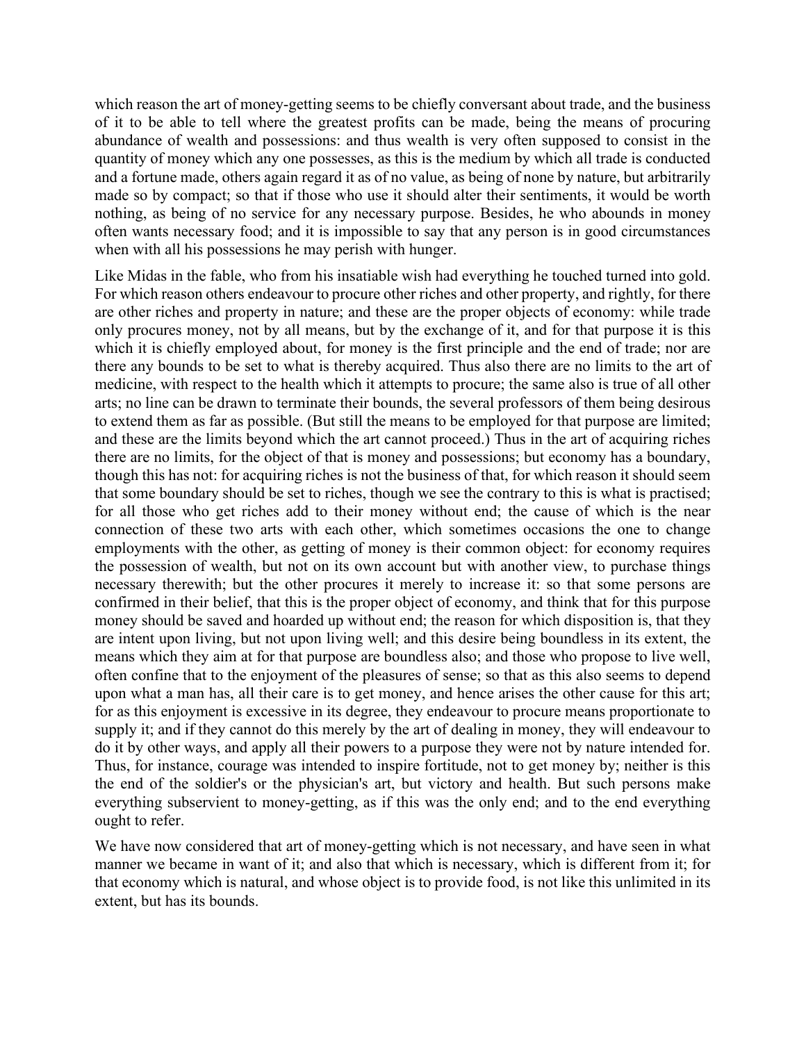which reason the art of money-getting seems to be chiefly conversant about trade, and the business of it to be able to tell where the greatest profits can be made, being the means of procuring abundance of wealth and possessions: and thus wealth is very often supposed to consist in the quantity of money which any one possesses, as this is the medium by which all trade is conducted and a fortune made, others again regard it as of no value, as being of none by nature, but arbitrarily made so by compact; so that if those who use it should alter their sentiments, it would be worth nothing, as being of no service for any necessary purpose. Besides, he who abounds in money often wants necessary food; and it is impossible to say that any person is in good circumstances when with all his possessions he may perish with hunger.

Like Midas in the fable, who from his insatiable wish had everything he touched turned into gold. For which reason others endeavour to procure other riches and other property, and rightly, for there are other riches and property in nature; and these are the proper objects of economy: while trade only procures money, not by all means, but by the exchange of it, and for that purpose it is this which it is chiefly employed about, for money is the first principle and the end of trade; nor are there any bounds to be set to what is thereby acquired. Thus also there are no limits to the art of medicine, with respect to the health which it attempts to procure; the same also is true of all other arts; no line can be drawn to terminate their bounds, the several professors of them being desirous to extend them as far as possible. (But still the means to be employed for that purpose are limited; and these are the limits beyond which the art cannot proceed.) Thus in the art of acquiring riches there are no limits, for the object of that is money and possessions; but economy has a boundary, though this has not: for acquiring riches is not the business of that, for which reason it should seem that some boundary should be set to riches, though we see the contrary to this is what is practised; for all those who get riches add to their money without end; the cause of which is the near connection of these two arts with each other, which sometimes occasions the one to change employments with the other, as getting of money is their common object: for economy requires the possession of wealth, but not on its own account but with another view, to purchase things necessary therewith; but the other procures it merely to increase it: so that some persons are confirmed in their belief, that this is the proper object of economy, and think that for this purpose money should be saved and hoarded up without end; the reason for which disposition is, that they are intent upon living, but not upon living well; and this desire being boundless in its extent, the means which they aim at for that purpose are boundless also; and those who propose to live well, often confine that to the enjoyment of the pleasures of sense; so that as this also seems to depend upon what a man has, all their care is to get money, and hence arises the other cause for this art; for as this enjoyment is excessive in its degree, they endeavour to procure means proportionate to supply it; and if they cannot do this merely by the art of dealing in money, they will endeavour to do it by other ways, and apply all their powers to a purpose they were not by nature intended for. Thus, for instance, courage was intended to inspire fortitude, not to get money by; neither is this the end of the soldier's or the physician's art, but victory and health. But such persons make everything subservient to money-getting, as if this was the only end; and to the end everything ought to refer.

We have now considered that art of money-getting which is not necessary, and have seen in what manner we became in want of it; and also that which is necessary, which is different from it; for that economy which is natural, and whose object is to provide food, is not like this unlimited in its extent, but has its bounds.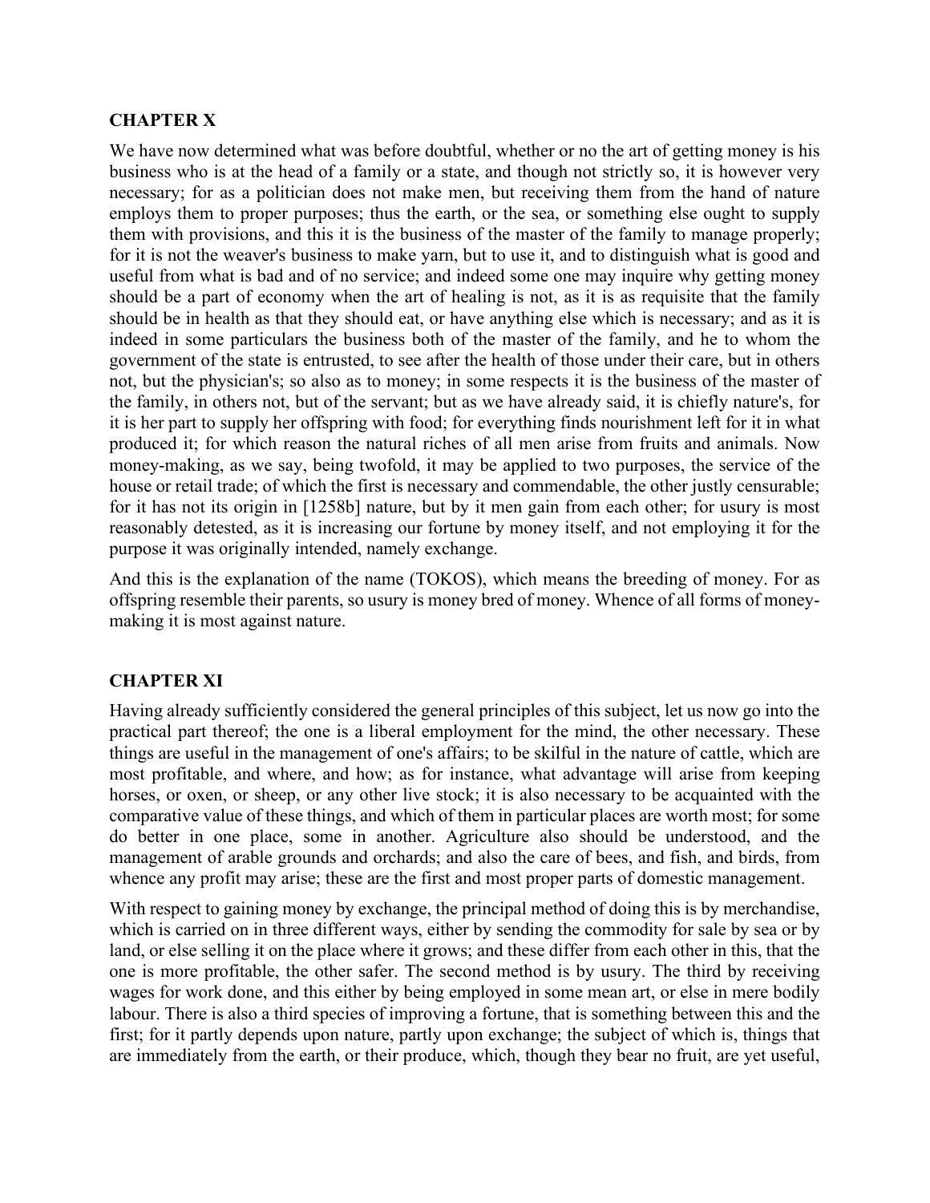## CHAPTER X

We have now determined what was before doubtful, whether or no the art of getting money is his business who is at the head of a family or a state, and though not strictly so, it is however very necessary; for as a politician does not make men, but receiving them from the hand of nature employs them to proper purposes; thus the earth, or the sea, or something else ought to supply them with provisions, and this it is the business of the master of the family to manage properly; for it is not the weaver's business to make yarn, but to use it, and to distinguish what is good and useful from what is bad and of no service; and indeed some one may inquire why getting money should be a part of economy when the art of healing is not, as it is as requisite that the family should be in health as that they should eat, or have anything else which is necessary; and as it is indeed in some particulars the business both of the master of the family, and he to whom the government of the state is entrusted, to see after the health of those under their care, but in others not, but the physician's; so also as to money; in some respects it is the business of the master of the family, in others not, but of the servant; but as we have already said, it is chiefly nature's, for it is her part to supply her offspring with food; for everything finds nourishment left for it in what produced it; for which reason the natural riches of all men arise from fruits and animals. Now money-making, as we say, being twofold, it may be applied to two purposes, the service of the house or retail trade; of which the first is necessary and commendable, the other justly censurable; for it has not its origin in [1258b] nature, but by it men gain from each other; for usury is most reasonably detested, as it is increasing our fortune by money itself, and not employing it for the purpose it was originally intended, namely exchange.

And this is the explanation of the name (TOKOS), which means the breeding of money. For as offspring resemble their parents, so usury is money bred of money. Whence of all forms of money-making it is most against nature.

## CHAPTER XI

Having already sufficiently considered the general principles of this subject, let us now go into the practical part thereof; the one is a liberal employment for the mind, the other necessary. These things are useful in the management of one's affairs; to be skilful in the nature of cattle, which are most profitable, and where, and how; as for instance, what advantage will arise from keeping horses, or oxen, or sheep, or any other live stock; it is also necessary to be acquainted with the comparative value of these things, and which of them in particular places are worth most; for some do better in one place, some in another. Agriculture also should be understood, and the management of arable grounds and orchards; and also the care of bees, and fish, and birds, from whence any profit may arise; these are the first and most proper parts of domestic management.

With respect to gaining money by exchange, the principal method of doing this is by merchandise, which is carried on in three different ways, either by sending the commodity for sale by sea or by land, or else selling it on the place where it grows; and these differ from each other in this, that the one is more profitable, the other safer. The second method is by usury. The third by receiving wages for work done, and this either by being employed in some mean art, or else in mere bodily labour. There is also a third species of improving a fortune, that is something between this and the first; for it partly depends upon nature, partly upon exchange; the subject of which is, things that are immediately from the earth, or their produce, which, though they bear no fruit, are yet useful,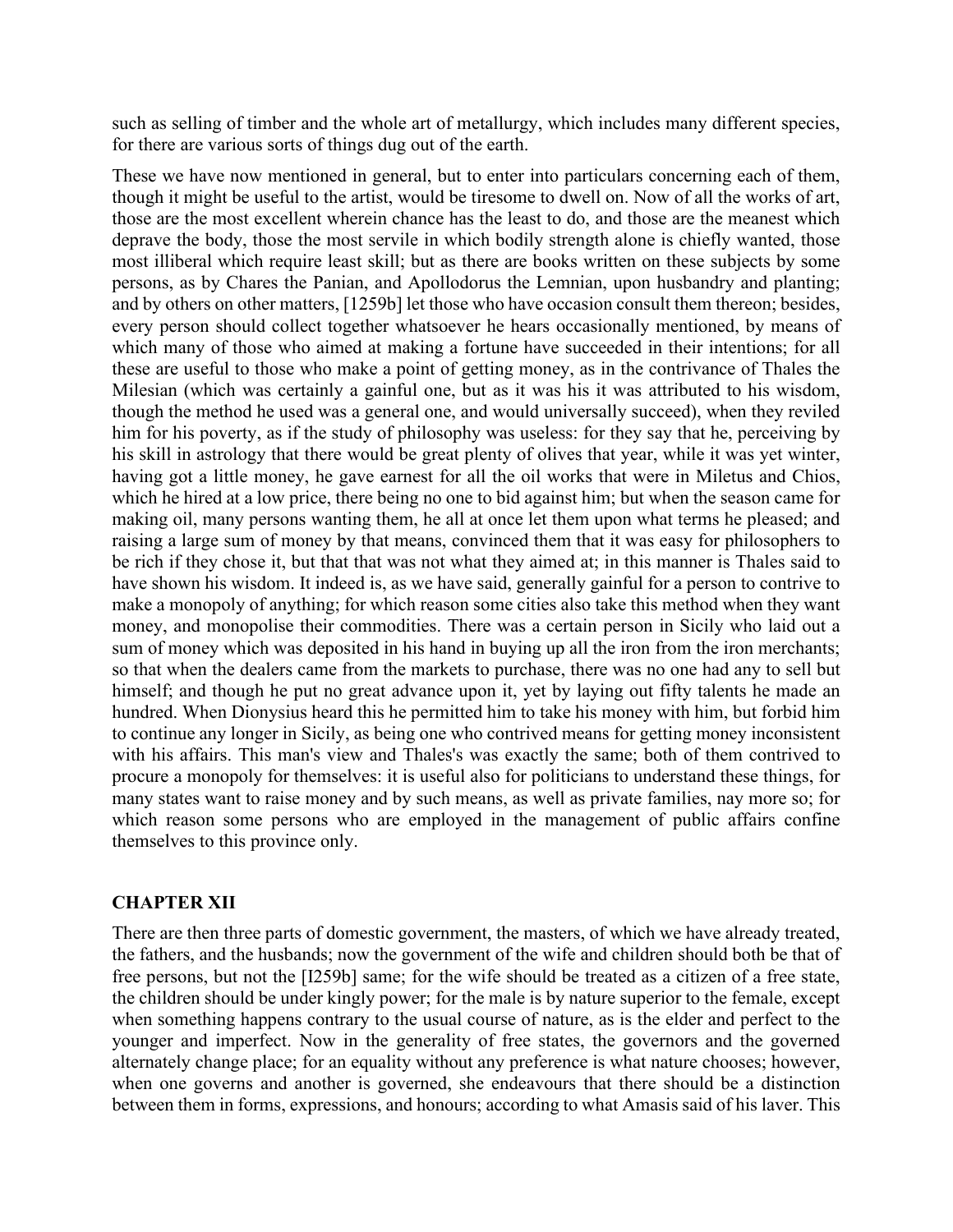such as selling of timber and the whole art of metallurgy, which includes many different species, for there are various sorts of things dug out of the earth.

These we have now mentioned in general, but to enter into particulars concerning each of them, though it might be useful to the artist, would be tiresome to dwell on. Now of all the works of art, those are the most excellent wherein chance has the least to do, and those are the meanest which deprave the body, those the most servile in which bodily strength alone is chiefly wanted, those most illiberal which require least skill; but as there are books written on these subjects by some persons, as by Chares the Panian, and Apollodorus the Lemnian, upon husbandry and planting; and by others on other matters, [1259b] let those who have occasion consult them thereon; besides, every person should collect together whatsoever he hears occasionally mentioned, by means of which many of those who aimed at making a fortune have succeeded in their intentions; for all these are useful to those who make a point of getting money, as in the contrivance of Thales the Milesian (which was certainly a gainful one, but as it was his it was attributed to his wisdom, though the method he used was a general one, and would universally succeed), when they reviled him for his poverty, as if the study of philosophy was useless: for they say that he, perceiving by his skill in astrology that there would be great plenty of olives that year, while it was yet winter, having got a little money, he gave earnest for all the oil works that were in Miletus and Chios, which he hired at a low price, there being no one to bid against him; but when the season came for making oil, many persons wanting them, he all at once let them upon what terms he pleased; and raising a large sum of money by that means, convinced them that it was easy for philosophers to be rich if they chose it, but that that was not what they aimed at; in this manner is Thales said to have shown his wisdom. It indeed is, as we have said, generally gainful for a person to contrive to make a monopoly of anything; for which reason some cities also take this method when they want money, and monopolise their commodities. There was a certain person in Sicily who laid out a sum of money which was deposited in his hand in buying up all the iron from the iron merchants; so that when the dealers came from the markets to purchase, there was no one had any to sell but himself; and though he put no great advance upon it, yet by laying out fifty talents he made an hundred. When Dionysius heard this he permitted him to take his money with him, but forbid him to continue any longer in Sicily, as being one who contrived means for getting money inconsistent with his affairs. This man's view and Thales's was exactly the same; both of them contrived to procure a monopoly for themselves: it is useful also for politicians to understand these things, for many states want to raise money and by such means, as well as private families, nay more so; for which reason some persons who are employed in the management of public affairs confine themselves to this province only.

## CHAPTER XII

There are then three parts of domestic government, the masters, of which we have already treated, the fathers, and the husbands; now the government of the wife and children should both be that of free persons, but not the [I259b] same; for the wife should be treated as a citizen of a free state, the children should be under kingly power; for the male is by nature superior to the female, except when something happens contrary to the usual course of nature, as is the elder and perfect to the younger and imperfect. Now in the generality of free states, the governors and the governed alternately change place; for an equality without any preference is what nature chooses; however, when one governs and another is governed, she endeavours that there should be a distinction between them in forms, expressions, and honours; according to what Amasis said of his laver. This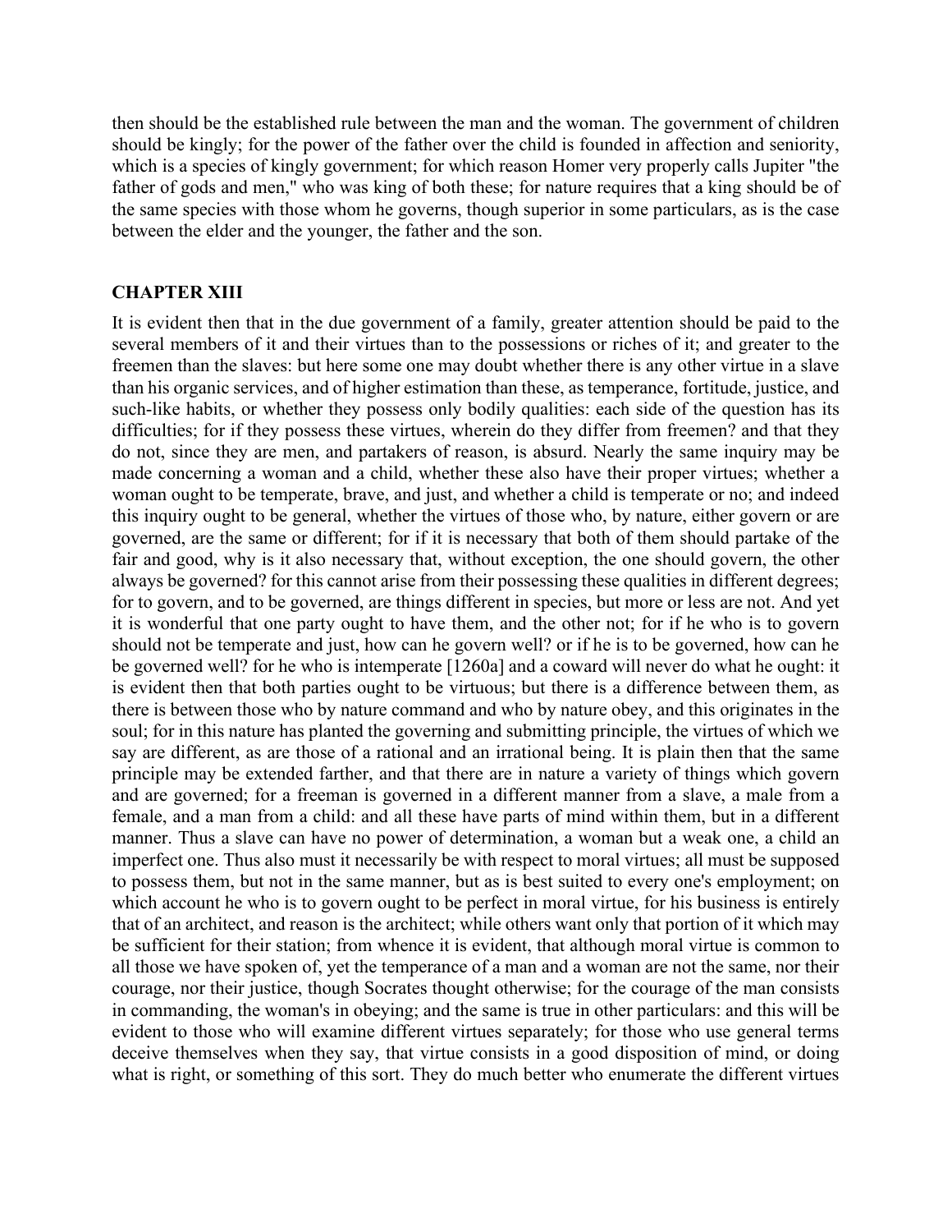then should be the established rule between the man and the woman. The government of children should be kingly; for the power of the father over the child is founded in affection and seniority, which is a species of kingly government; for which reason Homer very properly calls Jupiter "the father of gods and men," who was king of both these; for nature requires that a king should be of the same species with those whom he governs, though superior in some particulars, as is the case between the elder and the younger, the father and the son.

## CHAPTER XIII

It is evident then that in the due government of a family, greater attention should be paid to the several members of it and their virtues than to the possessions or riches of it; and greater to the freemen than the slaves: but here some one may doubt whether there is any other virtue in a slave than his organic services, and of higher estimation than these, as temperance, fortitude, justice, and such-like habits, or whether they possess only bodily qualities: each side of the question has its difficulties; for if they possess these virtues, wherein do they differ from freemen? and that they do not, since they are men, and partakers of reason, is absurd. Nearly the same inquiry may be made concerning a woman and a child, whether these also have their proper virtues; whether a woman ought to be temperate, brave, and just, and whether a child is temperate or no; and indeed this inquiry ought to be general, whether the virtues of those who, by nature, either govern or are governed, are the same or different; for if it is necessary that both of them should partake of the fair and good, why is it also necessary that, without exception, the one should govern, the other always be governed? for this cannot arise from their possessing these qualities in different degrees; for to govern, and to be governed, are things different in species, but more or less are not. And yet it is wonderful that one party ought to have them, and the other not; for if he who is to govern should not be temperate and just, how can he govern well? or if he is to be governed, how can he be governed well? for he who is intemperate [1260a] and a coward will never do what he ought: it is evident then that both parties ought to be virtuous; but there is a difference between them, as there is between those who by nature command and who by nature obey, and this originates in the soul; for in this nature has planted the governing and submitting principle, the virtues of which we say are different, as are those of a rational and an irrational being. It is plain then that the same principle may be extended farther, and that there are in nature a variety of things which govern and are governed; for a freeman is governed in a different manner from a slave, a male from a female, and a man from a child: and all these have parts of mind within them, but in a different manner. Thus a slave can have no power of determination, a woman but a weak one, a child an imperfect one. Thus also must it necessarily be with respect to moral virtues; all must be supposed to possess them, but not in the same manner, but as is best suited to every one's employment; on which account he who is to govern ought to be perfect in moral virtue, for his business is entirely that of an architect, and reason is the architect; while others want only that portion of it which may be sufficient for their station; from whence it is evident, that although moral virtue is common to all those we have spoken of, yet the temperance of a man and a woman are not the same, nor their courage, nor their justice, though Socrates thought otherwise; for the courage of the man consists in commanding, the woman's in obeying; and the same is true in other particulars: and this will be evident to those who will examine different virtues separately; for those who use general terms deceive themselves when they say, that virtue consists in a good disposition of mind, or doing what is right, or something of this sort. They do much better who enumerate the different virtues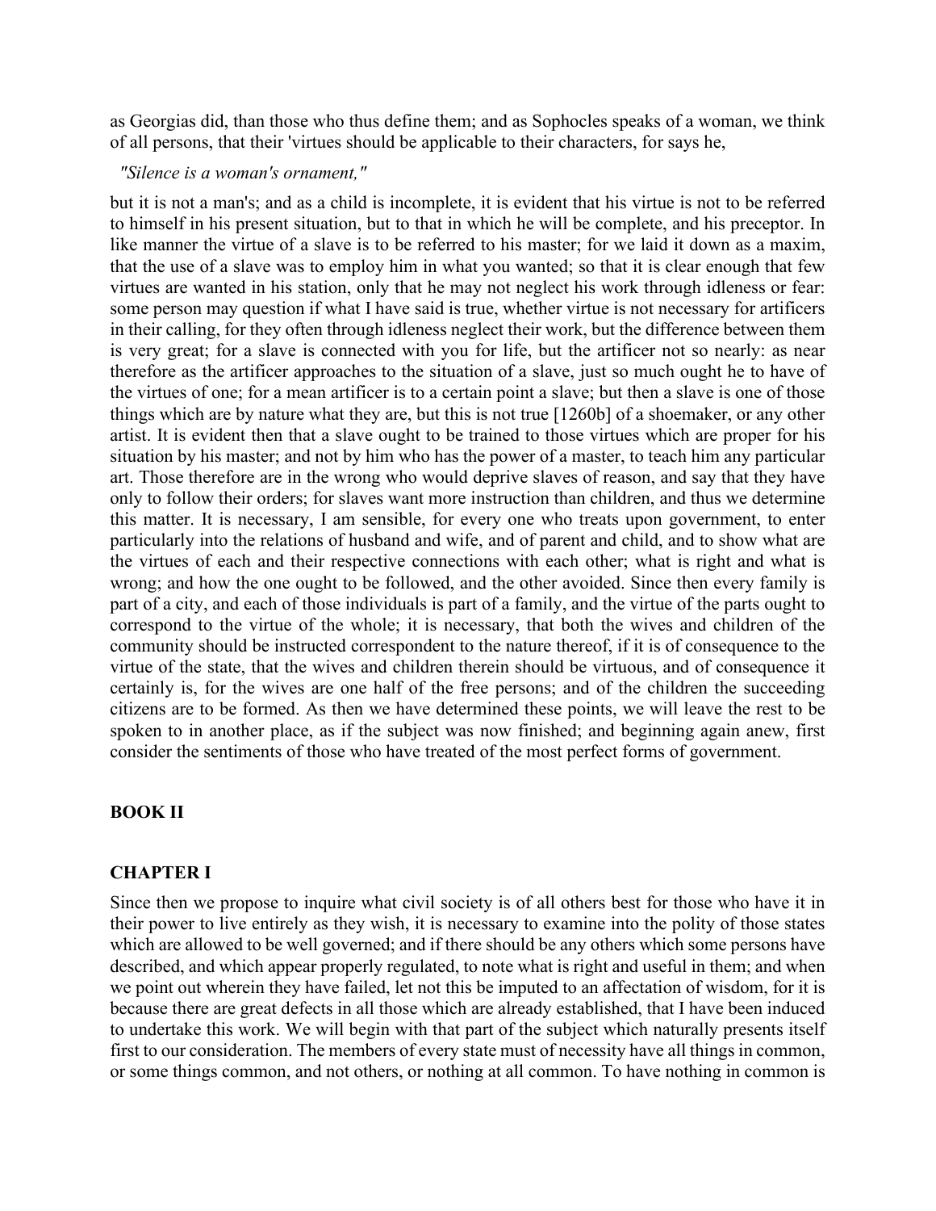as Georgias did, than those who thus define them; and as Sophocles speaks of a woman, we think of all persons, that their 'virtues should be applicable to their characters, for says he,

*"Silence is a woman's ornament,"*

but it is not a man's; and as a child is incomplete, it is evident that his virtue is not to be referred to himself in his present situation, but to that in which he will be complete, and his preceptor. In like manner the virtue of a slave is to be referred to his master; for we laid it down as a maxim, that the use of a slave was to employ him in what you wanted; so that it is clear enough that few virtues are wanted in his station, only that he may not neglect his work through idleness or fear: some person may question if what I have said is true, whether virtue is not necessary for artificers in their calling, for they often through idleness neglect their work, but the difference between them is very great; for a slave is connected with you for life, but the artificer not so nearly: as near therefore as the artificer approaches to the situation of a slave, just so much ought he to have of the virtues of one; for a mean artificer is to a certain point a slave; but then a slave is one of those things which are by nature what they are, but this is not true [1260b] of a shoemaker, or any other artist. It is evident then that a slave ought to be trained to those virtues which are proper for his situation by his master; and not by him who has the power of a master, to teach him any particular art. Those therefore are in the wrong who would deprive slaves of reason, and say that they have only to follow their orders; for slaves want more instruction than children, and thus we determine this matter. It is necessary, I am sensible, for every one who treats upon government, to enter particularly into the relations of husband and wife, and of parent and child, and to show what are the virtues of each and their respective connections with each other; what is right and what is wrong; and how the one ought to be followed, and the other avoided. Since then every family is part of a city, and each of those individuals is part of a family, and the virtue of the parts ought to correspond to the virtue of the whole; it is necessary, that both the wives and children of the community should be instructed correspondent to the nature thereof, if it is of consequence to the virtue of the state, that the wives and children therein should be virtuous, and of consequence it certainly is, for the wives are one half of the free persons; and of the children the succeeding citizens are to be formed. As then we have determined these points, we will leave the rest to be spoken to in another place, as if the subject was now finished; and beginning again anew, first consider the sentiments of those who have treated of the most perfect forms of government.

## BOOK II

### CHAPTER I

Since then we propose to inquire what civil society is of all others best for those who have it in their power to live entirely as they wish, it is necessary to examine into the polity of those states which are allowed to be well governed; and if there should be any others which some persons have described, and which appear properly regulated, to note what is right and useful in them; and when we point out wherein they have failed, let not this be imputed to an affectation of wisdom, for it is because there are great defects in all those which are already established, that I have been induced to undertake this work. We will begin with that part of the subject which naturally presents itself first to our consideration. The members of every state must of necessity have all things in common, or some things common, and not others, or nothing at all common. To have nothing in common is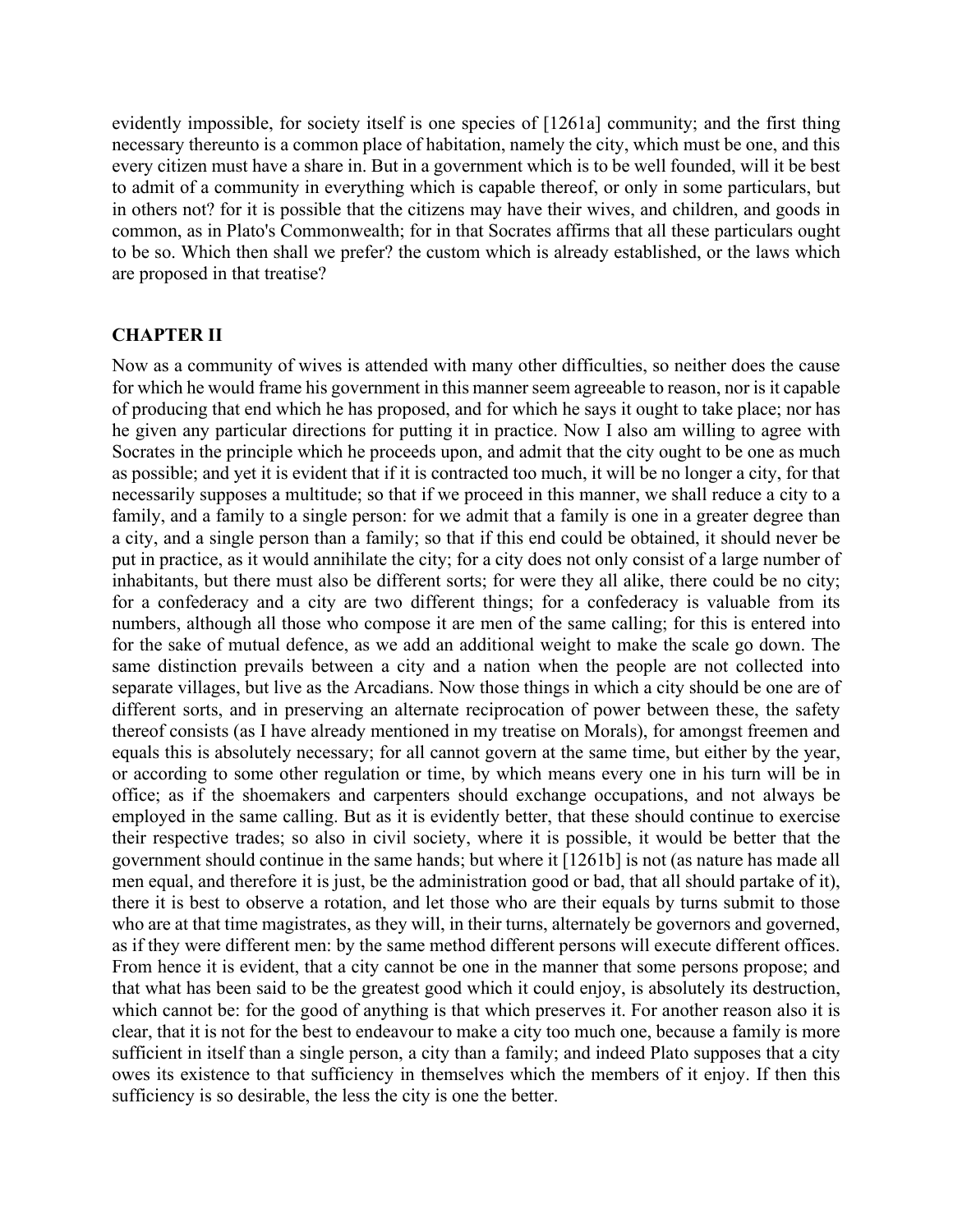evidently impossible, for society itself is one species of [1261a] community; and the first thing necessary thereunto is a common place of habitation, namely the city, which must be one, and this every citizen must have a share in. But in a government which is to be well founded, will it be best to admit of a community in everything which is capable thereof, or only in some particulars, but in others not? for it is possible that the citizens may have their wives, and children, and goods in common, as in Plato's Commonwealth; for in that Socrates affirms that all these particulars ought to be so. Which then shall we prefer? the custom which is already established, or the laws which are proposed in that treatise?

## CHAPTER II

Now as a community of wives is attended with many other difficulties, so neither does the cause for which he would frame his government in this manner seem agreeable to reason, nor is it capable of producing that end which he has proposed, and for which he says it ought to take place; nor has he given any particular directions for putting it in practice. Now I also am willing to agree with Socrates in the principle which he proceeds upon, and admit that the city ought to be one as much as possible; and yet it is evident that if it is contracted too much, it will be no longer a city, for that necessarily supposes a multitude; so that if we proceed in this manner, we shall reduce a city to a family, and a family to a single person: for we admit that a family is one in a greater degree than a city, and a single person than a family; so that if this end could be obtained, it should never be put in practice, as it would annihilate the city; for a city does not only consist of a large number of inhabitants, but there must also be different sorts; for were they all alike, there could be no city; for a confederacy and a city are two different things; for a confederacy is valuable from its numbers, although all those who compose it are men of the same calling; for this is entered into for the sake of mutual defence, as we add an additional weight to make the scale go down. The same distinction prevails between a city and a nation when the people are not collected into separate villages, but live as the Arcadians. Now those things in which a city should be one are of different sorts, and in preserving an alternate reciprocation of power between these, the safety thereof consists (as I have already mentioned in my treatise on Morals), for amongst freemen and equals this is absolutely necessary; for all cannot govern at the same time, but either by the year, or according to some other regulation or time, by which means every one in his turn will be in office; as if the shoemakers and carpenters should exchange occupations, and not always be employed in the same calling. But as it is evidently better, that these should continue to exercise their respective trades; so also in civil society, where it is possible, it would be better that the government should continue in the same hands; but where it [1261b] is not (as nature has made all men equal, and therefore it is just, be the administration good or bad, that all should partake of it), there it is best to observe a rotation, and let those who are their equals by turns submit to those who are at that time magistrates, as they will, in their turns, alternately be governors and governed, as if they were different men: by the same method different persons will execute different offices. From hence it is evident, that a city cannot be one in the manner that some persons propose; and that what has been said to be the greatest good which it could enjoy, is absolutely its destruction, which cannot be: for the good of anything is that which preserves it. For another reason also it is clear, that it is not for the best to endeavour to make a city too much one, because a family is more sufficient in itself than a single person, a city than a family; and indeed Plato supposes that a city owes its existence to that sufficiency in themselves which the members of it enjoy. If then this sufficiency is so desirable, the less the city is one the better.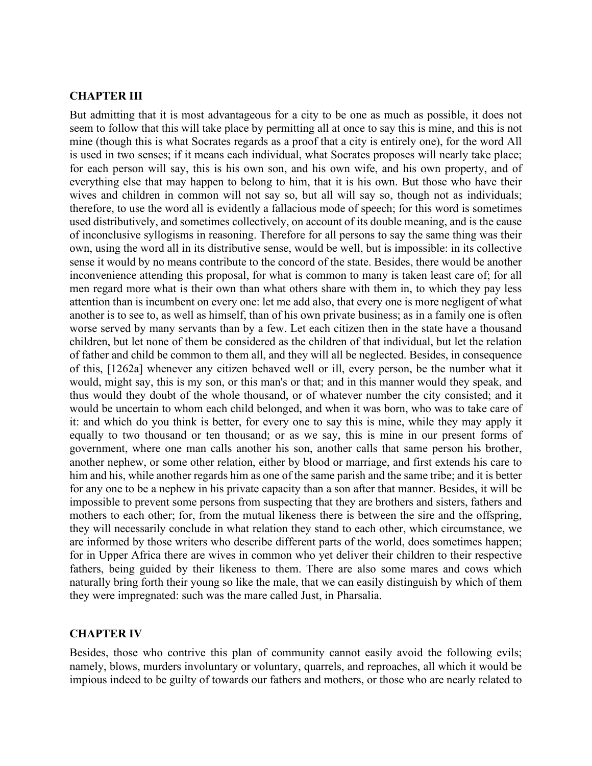## CHAPTER III

But admitting that it is most advantageous for a city to be one as much as possible, it does not seem to follow that this will take place by permitting all at once to say this is mine, and this is not mine (though this is what Socrates regards as a proof that a city is entirely one), for the word All is used in two senses; if it means each individual, what Socrates proposes will nearly take place; for each person will say, this is his own son, and his own wife, and his own property, and of everything else that may happen to belong to him, that it is his own. But those who have their wives and children in common will not say so, but all will say so, though not as individuals; therefore, to use the word all is evidently a fallacious mode of speech; for this word is sometimes used distributively, and sometimes collectively, on account of its double meaning, and is the cause of inconclusive syllogisms in reasoning. Therefore for all persons to say the same thing was their own, using the word all in its distributive sense, would be well, but is impossible: in its collective sense it would by no means contribute to the concord of the state. Besides, there would be another inconvenience attending this proposal, for what is common to many is taken least care of; for all men regard more what is their own than what others share with them in, to which they pay less attention than is incumbent on every one: let me add also, that every one is more negligent of what another is to see to, as well as himself, than of his own private business; as in a family one is often worse served by many servants than by a few. Let each citizen then in the state have a thousand children, but let none of them be considered as the children of that individual, but let the relation of father and child be common to them all, and they will all be neglected. Besides, in consequence of this, [1262a] whenever any citizen behaved well or ill, every person, be the number what it would, might say, this is my son, or this man's or that; and in this manner would they speak, and thus would they doubt of the whole thousand, or of whatever number the city consisted; and it would be uncertain to whom each child belonged, and when it was born, who was to take care of it: and which do you think is better, for every one to say this is mine, while they may apply it equally to two thousand or ten thousand; or as we say, this is mine in our present forms of government, where one man calls another his son, another calls that same person his brother, another nephew, or some other relation, either by blood or marriage, and first extends his care to him and his, while another regards him as one of the same parish and the same tribe; and it is better for any one to be a nephew in his private capacity than a son after that manner. Besides, it will be impossible to prevent some persons from suspecting that they are brothers and sisters, fathers and mothers to each other; for, from the mutual likeness there is between the sire and the offspring, they will necessarily conclude in what relation they stand to each other, which circumstance, we are informed by those writers who describe different parts of the world, does sometimes happen; for in Upper Africa there are wives in common who yet deliver their children to their respective fathers, being guided by their likeness to them. There are also some mares and cows which naturally bring forth their young so like the male, that we can easily distinguish by which of them they were impregnated: such was the mare called Just, in Pharsalia.

## CHAPTER IV

Besides, those who contrive this plan of community cannot easily avoid the following evils; namely, blows, murders involuntary or voluntary, quarrels, and reproaches, all which it would be impious indeed to be guilty of towards our fathers and mothers, or those who are nearly related to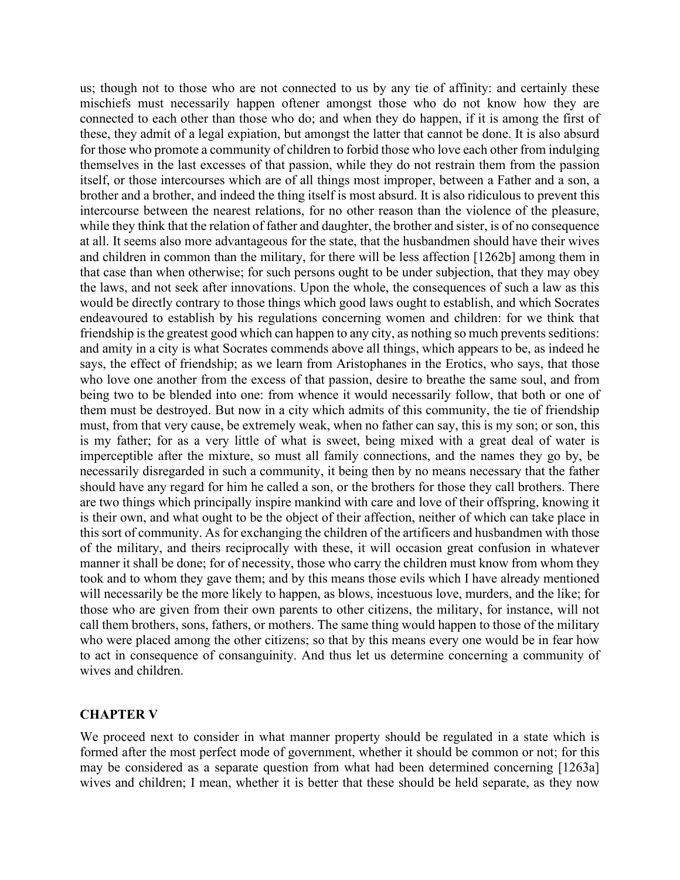us; though not to those who are not connected to us by any tie of affinity: and certainly these mischiefs must necessarily happen oftener amongst those who do not know how they are connected to each other than those who do; and when they do happen, if it is among the first of these, they admit of a legal expiation, but amongst the latter that cannot be done. It is also absurd for those who promote a community of children to forbid those who love each other from indulging themselves in the last excesses of that passion, while they do not restrain them from the passion itself, or those intercourses which are of all things most improper, between a Father and a son, a brother and a brother, and indeed the thing itself is most absurd. It is also ridiculous to prevent this intercourse between the nearest relations, for no other reason than the violence of the pleasure, while they think that the relation of father and daughter, the brother and sister, is of no consequence at all. It seems also more advantageous for the state, that the husbandmen should have their wives and children in common than the military, for there will be less affection [1262b] among them in that case than when otherwise; for such persons ought to be under subjection, that they may obey the laws, and not seek after innovations. Upon the whole, the consequences of such a law as this would be directly contrary to those things which good laws ought to establish, and which Socrates endeavoured to establish by his regulations concerning women and children: for we think that friendship is the greatest good which can happen to any city, as nothing so much prevents seditions: and amity in a city is what Socrates commends above all things, which appears to be, as indeed he says, the effect of friendship; as we learn from Aristophanes in the Erotics, who says, that those who love one another from the excess of that passion, desire to breathe the same soul, and from being two to be blended into one: from whence it would necessarily follow, that both or one of them must be destroyed. But now in a city which admits of this community, the tie of friendship must, from that very cause, be extremely weak, when no father can say, this is my son; or son, this is my father; for as a very little of what is sweet, being mixed with a great deal of water is imperceptible after the mixture, so must all family connections, and the names they go by, be necessarily disregarded in such a community, it being then by no means necessary that the father should have any regard for him he called a son, or the brothers for those they call brothers. There are two things which principally inspire mankind with care and love of their offspring, knowing it is their own, and what ought to be the object of their affection, neither of which can take place in this sort of community. As for exchanging the children of the artificers and husbandmen with those of the military, and theirs reciprocally with these, it will occasion great confusion in whatever manner it shall be done; for of necessity, those who carry the children must know from whom they took and to whom they gave them; and by this means those evils which I have already mentioned will necessarily be the more likely to happen, as blows, incestuous love, murders, and the like; for those who are given from their own parents to other citizens, the military, for instance, will not call them brothers, sons, fathers, or mothers. The same thing would happen to those of the military who were placed among the other citizens; so that by this means every one would be in fear how to act in consequence of consanguinity. And thus let us determine concerning a community of wives and children.

## CHAPTER V

We proceed next to consider in what manner property should be regulated in a state which is formed after the most perfect mode of government, whether it should be common or not; for this may be considered as a separate question from what had been determined concerning [1263a] wives and children; I mean, whether it is better that these should be held separate, as they now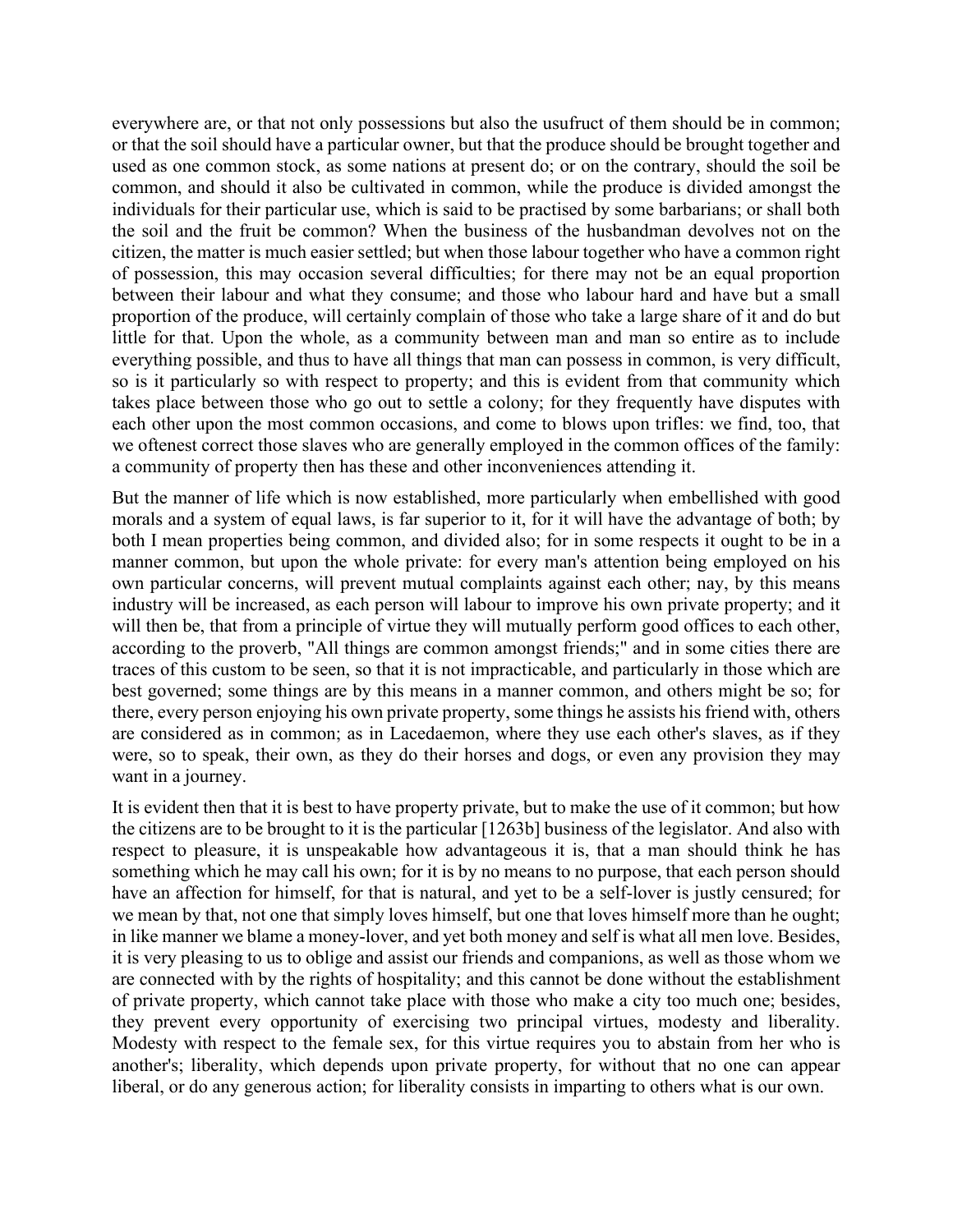everywhere are, or that not only possessions but also the usufruct of them should be in common; or that the soil should have a particular owner, but that the produce should be brought together and used as one common stock, as some nations at present do; or on the contrary, should the soil be common, and should it also be cultivated in common, while the produce is divided amongst the individuals for their particular use, which is said to be practised by some barbarians; or shall both the soil and the fruit be common? When the business of the husbandman devolves not on the citizen, the matter is much easier settled; but when those labour together who have a common right of possession, this may occasion several difficulties; for there may not be an equal proportion between their labour and what they consume; and those who labour hard and have but a small proportion of the produce, will certainly complain of those who take a large share of it and do but little for that. Upon the whole, as a community between man and man so entire as to include everything possible, and thus to have all things that man can possess in common, is very difficult, so is it particularly so with respect to property; and this is evident from that community which takes place between those who go out to settle a colony; for they frequently have disputes with each other upon the most common occasions, and come to blows upon trifles: we find, too, that we oftenest correct those slaves who are generally employed in the common offices of the family: a community of property then has these and other inconveniences attending it.

But the manner of life which is now established, more particularly when embellished with good morals and a system of equal laws, is far superior to it, for it will have the advantage of both; by both I mean properties being common, and divided also; for in some respects it ought to be in a manner common, but upon the whole private: for every man's attention being employed on his own particular concerns, will prevent mutual complaints against each other; nay, by this means industry will be increased, as each person will labour to improve his own private property; and it will then be, that from a principle of virtue they will mutually perform good offices to each other, according to the proverb, "All things are common amongst friends;" and in some cities there are traces of this custom to be seen, so that it is not impracticable, and particularly in those which are best governed; some things are by this means in a manner common, and others might be so; for there, every person enjoying his own private property, some things he assists his friend with, others are considered as in common; as in Lacedaemon, where they use each other's slaves, as if they were, so to speak, their own, as they do their horses and dogs, or even any provision they may want in a journey.

It is evident then that it is best to have property private, but to make the use of it common; but how the citizens are to be brought to it is the particular [1263b] business of the legislator. And also with respect to pleasure, it is unspeakable how advantageous it is, that a man should think he has something which he may call his own; for it is by no means to no purpose, that each person should have an affection for himself, for that is natural, and yet to be a self-lover is justly censured; for we mean by that, not one that simply loves himself, but one that loves himself more than he ought; in like manner we blame a money-lover, and yet both money and self is what all men love. Besides, it is very pleasing to us to oblige and assist our friends and companions, as well as those whom we are connected with by the rights of hospitality; and this cannot be done without the establishment of private property, which cannot take place with those who make a city too much one; besides, they prevent every opportunity of exercising two principal virtues, modesty and liberality. Modesty with respect to the female sex, for this virtue requires you to abstain from her who is another's; liberality, which depends upon private property, for without that no one can appear liberal, or do any generous action; for liberality consists in imparting to others what is our own.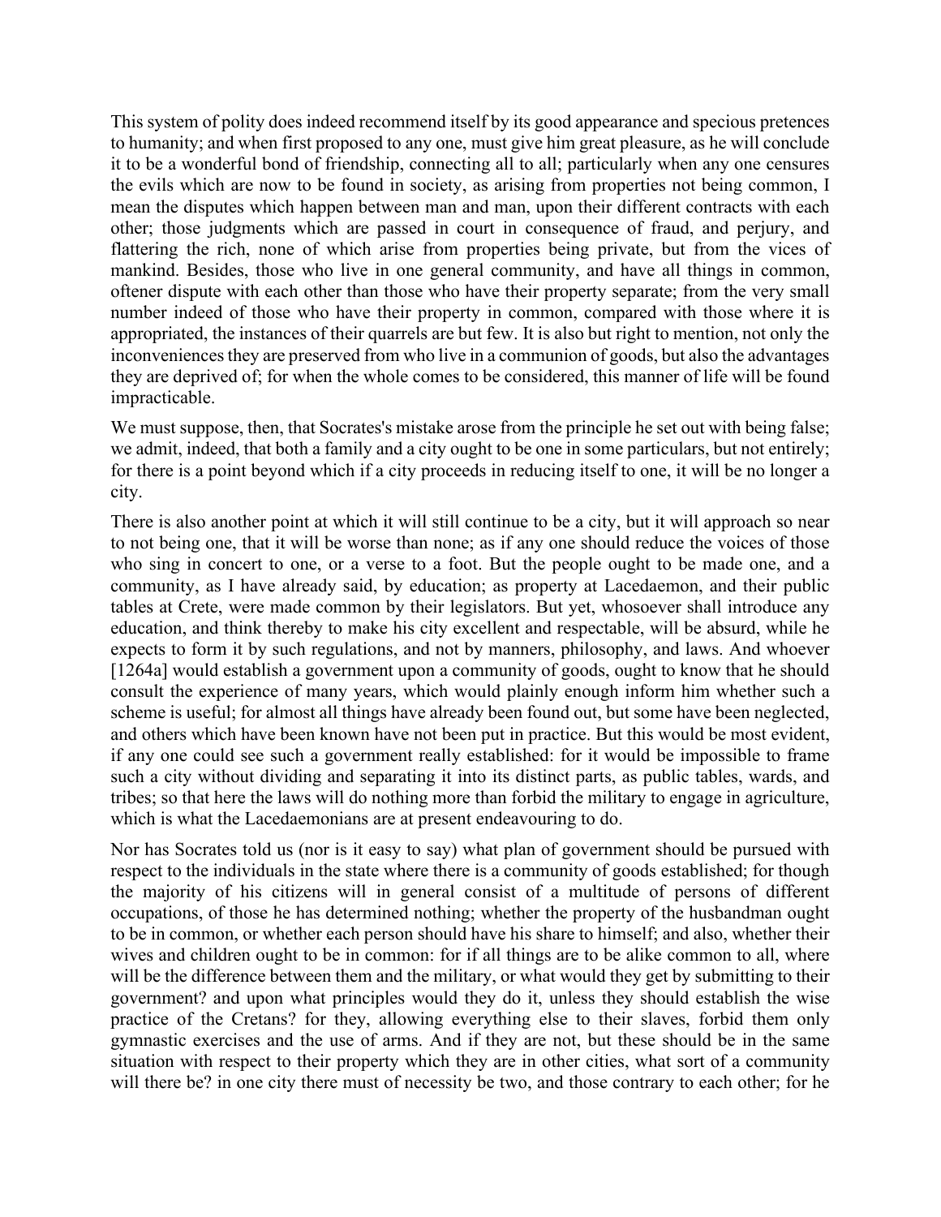This system of polity does indeed recommend itself by its good appearance and specious pretences to humanity; and when first proposed to any one, must give him great pleasure, as he will conclude it to be a wonderful bond of friendship, connecting all to all; particularly when any one censures the evils which are now to be found in society, as arising from properties not being common, I mean the disputes which happen between man and man, upon their different contracts with each other; those judgments which are passed in court in consequence of fraud, and perjury, and flattering the rich, none of which arise from properties being private, but from the vices of mankind. Besides, those who live in one general community, and have all things in common, oftener dispute with each other than those who have their property separate; from the very small number indeed of those who have their property in common, compared with those where it is appropriated, the instances of their quarrels are but few. It is also but right to mention, not only the inconveniences they are preserved from who live in a communion of goods, but also the advantages they are deprived of; for when the whole comes to be considered, this manner of life will be found impracticable.

We must suppose, then, that Socrates's mistake arose from the principle he set out with being false; we admit, indeed, that both a family and a city ought to be one in some particulars, but not entirely; for there is a point beyond which if a city proceeds in reducing itself to one, it will be no longer a city.

There is also another point at which it will still continue to be a city, but it will approach so near to not being one, that it will be worse than none; as if any one should reduce the voices of those who sing in concert to one, or a verse to a foot. But the people ought to be made one, and a community, as I have already said, by education; as property at Lacedaemon, and their public tables at Crete, were made common by their legislators. But yet, whosoever shall introduce any education, and think thereby to make his city excellent and respectable, will be absurd, while he expects to form it by such regulations, and not by manners, philosophy, and laws. And whoever [1264a] would establish a government upon a community of goods, ought to know that he should consult the experience of many years, which would plainly enough inform him whether such a scheme is useful; for almost all things have already been found out, but some have been neglected, and others which have been known have not been put in practice. But this would be most evident, if any one could see such a government really established: for it would be impossible to frame such a city without dividing and separating it into its distinct parts, as public tables, wards, and tribes; so that here the laws will do nothing more than forbid the military to engage in agriculture, which is what the Lacedaemonians are at present endeavouring to do.

Nor has Socrates told us (nor is it easy to say) what plan of government should be pursued with respect to the individuals in the state where there is a community of goods established; for though the majority of his citizens will in general consist of a multitude of persons of different occupations, of those he has determined nothing; whether the property of the husbandman ought to be in common, or whether each person should have his share to himself; and also, whether their wives and children ought to be in common: for if all things are to be alike common to all, where will be the difference between them and the military, or what would they get by submitting to their government? and upon what principles would they do it, unless they should establish the wise practice of the Cretans? for they, allowing everything else to their slaves, forbid them only gymnastic exercises and the use of arms. And if they are not, but these should be in the same situation with respect to their property which they are in other cities, what sort of a community will there be? in one city there must of necessity be two, and those contrary to each other; for he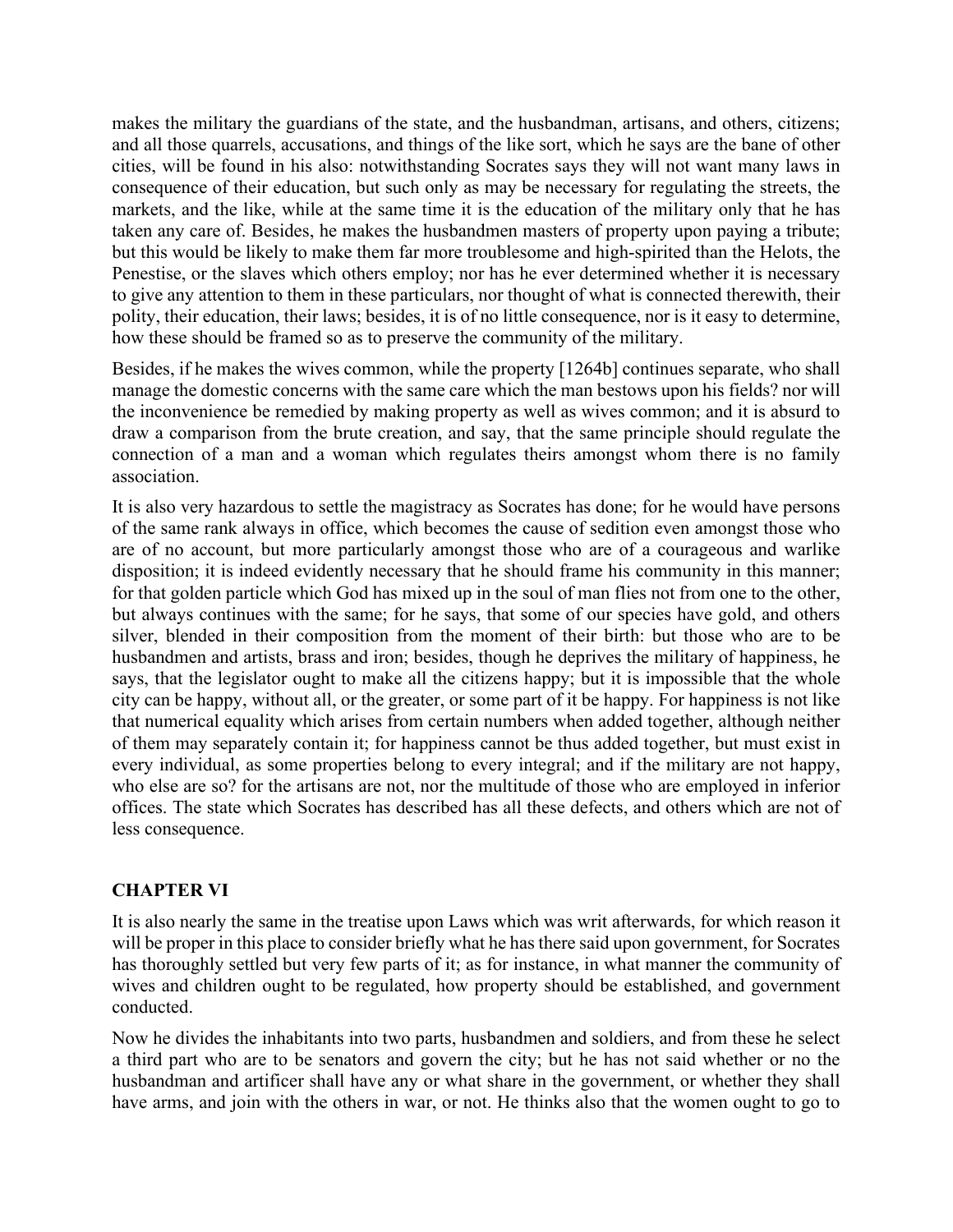makes the military the guardians of the state, and the husbandman, artisans, and others, citizens; and all those quarrels, accusations, and things of the like sort, which he says are the bane of other cities, will be found in his also: notwithstanding Socrates says they will not want many laws in consequence of their education, but such only as may be necessary for regulating the streets, the markets, and the like, while at the same time it is the education of the military only that he has taken any care of. Besides, he makes the husbandmen masters of property upon paying a tribute; but this would be likely to make them far more troublesome and high-spirited than the Helots, the Penestise, or the slaves which others employ; nor has he ever determined whether it is necessary to give any attention to them in these particulars, nor thought of what is connected therewith, their polity, their education, their laws; besides, it is of no little consequence, nor is it easy to determine, how these should be framed so as to preserve the community of the military.

Besides, if he makes the wives common, while the property [1264b] continues separate, who shall manage the domestic concerns with the same care which the man bestows upon his fields? nor will the inconvenience be remedied by making property as well as wives common; and it is absurd to draw a comparison from the brute creation, and say, that the same principle should regulate the connection of a man and a woman which regulates theirs amongst whom there is no family association.

It is also very hazardous to settle the magistracy as Socrates has done; for he would have persons of the same rank always in office, which becomes the cause of sedition even amongst those who are of no account, but more particularly amongst those who are of a courageous and warlike disposition; it is indeed evidently necessary that he should frame his community in this manner; for that golden particle which God has mixed up in the soul of man flies not from one to the other, but always continues with the same; for he says, that some of our species have gold, and others silver, blended in their composition from the moment of their birth: but those who are to be husbandmen and artists, brass and iron; besides, though he deprives the military of happiness, he says, that the legislator ought to make all the citizens happy; but it is impossible that the whole city can be happy, without all, or the greater, or some part of it be happy. For happiness is not like that numerical equality which arises from certain numbers when added together, although neither of them may separately contain it; for happiness cannot be thus added together, but must exist in every individual, as some properties belong to every integral; and if the military are not happy, who else are so? for the artisans are not, nor the multitude of those who are employed in inferior offices. The state which Socrates has described has all these defects, and others which are not of less consequence.

## CHAPTER VI

It is also nearly the same in the treatise upon Laws which was writ afterwards, for which reason it will be proper in this place to consider briefly what he has there said upon government, for Socrates has thoroughly settled but very few parts of it; as for instance, in what manner the community of wives and children ought to be regulated, how property should be established, and government conducted.

Now he divides the inhabitants into two parts, husbandmen and soldiers, and from these he select a third part who are to be senators and govern the city; but he has not said whether or no the husbandman and artificer shall have any or what share in the government, or whether they shall have arms, and join with the others in war, or not. He thinks also that the women ought to go to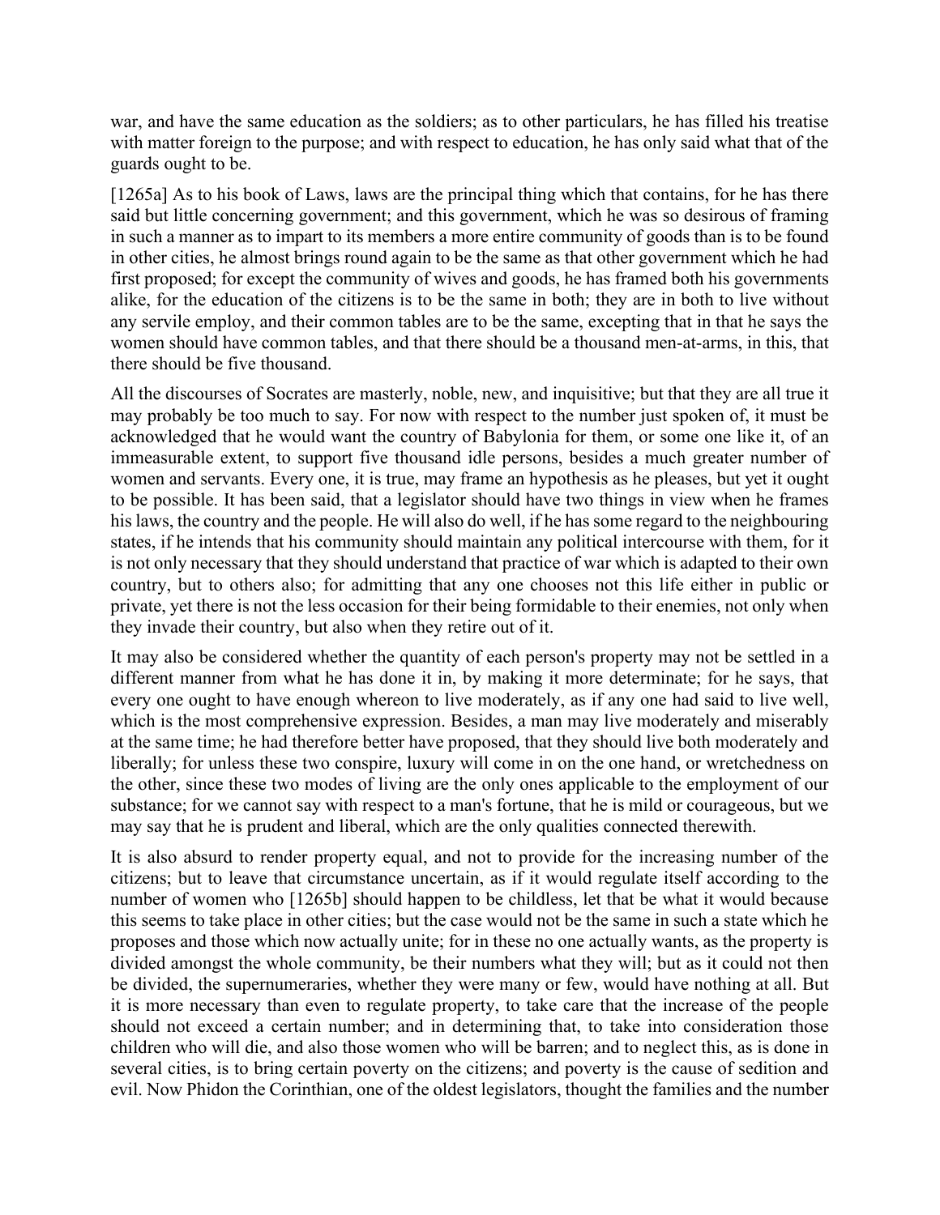war, and have the same education as the soldiers; as to other particulars, he has filled his treatise with matter foreign to the purpose; and with respect to education, he has only said what that of the guards ought to be.

[1265a] As to his book of Laws, laws are the principal thing which that contains, for he has there said but little concerning government; and this government, which he was so desirous of framing in such a manner as to impart to its members a more entire community of goods than is to be found in other cities, he almost brings round again to be the same as that other government which he had first proposed; for except the community of wives and goods, he has framed both his governments alike, for the education of the citizens is to be the same in both; they are in both to live without any servile employ, and their common tables are to be the same, excepting that in that he says the women should have common tables, and that there should be a thousand men-at-arms, in this, that there should be five thousand.

All the discourses of Socrates are masterly, noble, new, and inquisitive; but that they are all true it may probably be too much to say. For now with respect to the number just spoken of, it must be acknowledged that he would want the country of Babylonia for them, or some one like it, of an immeasurable extent, to support five thousand idle persons, besides a much greater number of women and servants. Every one, it is true, may frame an hypothesis as he pleases, but yet it ought to be possible. It has been said, that a legislator should have two things in view when he frames his laws, the country and the people. He will also do well, if he has some regard to the neighbouring states, if he intends that his community should maintain any political intercourse with them, for it is not only necessary that they should understand that practice of war which is adapted to their own country, but to others also; for admitting that any one chooses not this life either in public or private, yet there is not the less occasion for their being formidable to their enemies, not only when they invade their country, but also when they retire out of it.

It may also be considered whether the quantity of each person's property may not be settled in a different manner from what he has done it in, by making it more determinate; for he says, that every one ought to have enough whereon to live moderately, as if any one had said to live well, which is the most comprehensive expression. Besides, a man may live moderately and miserably at the same time; he had therefore better have proposed, that they should live both moderately and liberally; for unless these two conspire, luxury will come in on the one hand, or wretchedness on the other, since these two modes of living are the only ones applicable to the employment of our substance; for we cannot say with respect to a man's fortune, that he is mild or courageous, but we may say that he is prudent and liberal, which are the only qualities connected therewith.

It is also absurd to render property equal, and not to provide for the increasing number of the citizens; but to leave that circumstance uncertain, as if it would regulate itself according to the number of women who [1265b] should happen to be childless, let that be what it would because this seems to take place in other cities; but the case would not be the same in such a state which he proposes and those which now actually unite; for in these no one actually wants, as the property is divided amongst the whole community, be their numbers what they will; but as it could not then be divided, the supernumeraries, whether they were many or few, would have nothing at all. But it is more necessary than even to regulate property, to take care that the increase of the people should not exceed a certain number; and in determining that, to take into consideration those children who will die, and also those women who will be barren; and to neglect this, as is done in several cities, is to bring certain poverty on the citizens; and poverty is the cause of sedition and evil. Now Phidon the Corinthian, one of the oldest legislators, thought the families and the number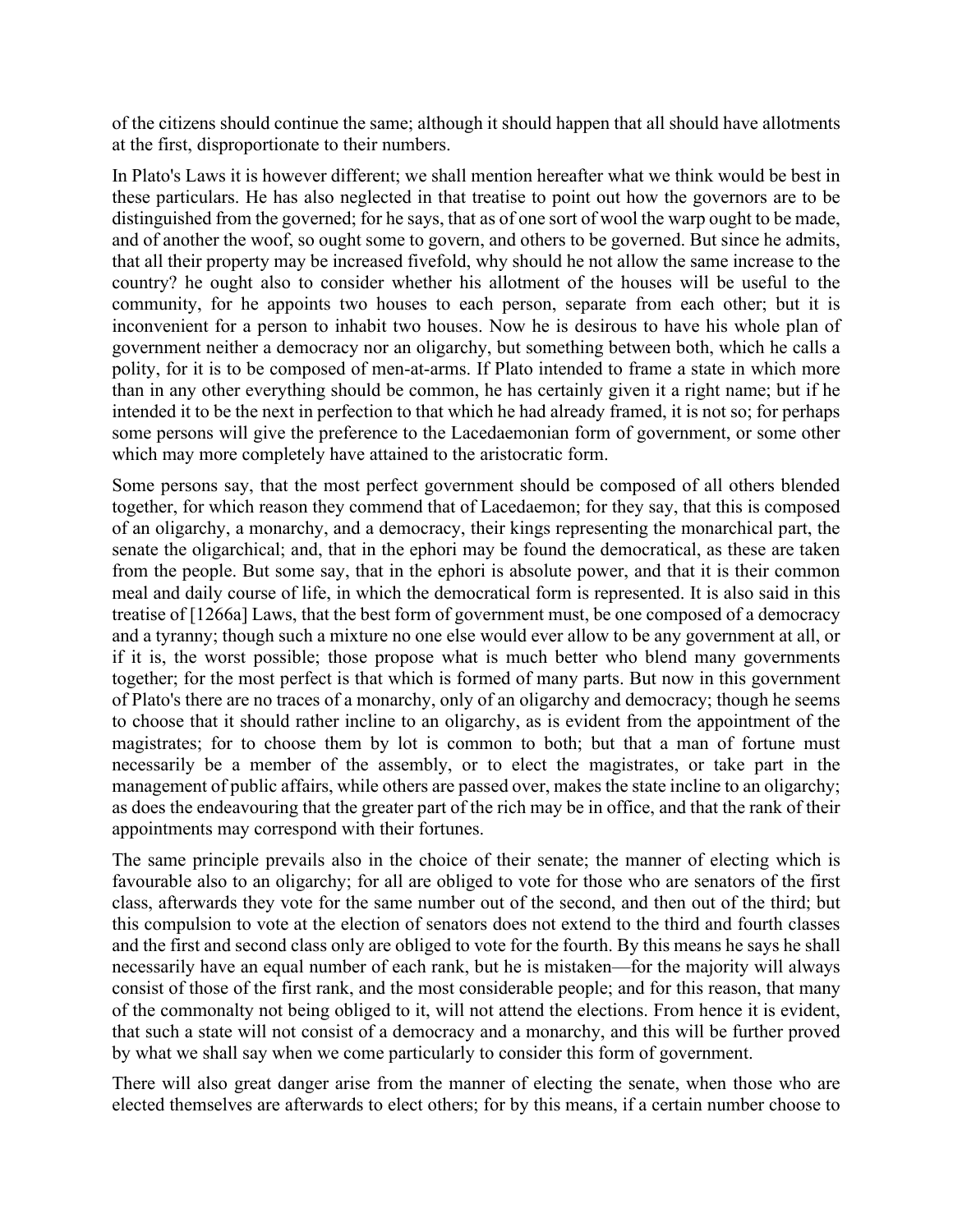of the citizens should continue the same; although it should happen that all should have allotments at the first, disproportionate to their numbers.

In Plato's Laws it is however different; we shall mention hereafter what we think would be best in these particulars. He has also neglected in that treatise to point out how the governors are to be distinguished from the governed; for he says, that as of one sort of wool the warp ought to be made, and of another the woof, so ought some to govern, and others to be governed. But since he admits, that all their property may be increased fivefold, why should he not allow the same increase to the country? he ought also to consider whether his allotment of the houses will be useful to the community, for he appoints two houses to each person, separate from each other; but it is inconvenient for a person to inhabit two houses. Now he is desirous to have his whole plan of government neither a democracy nor an oligarchy, but something between both, which he calls a polity, for it is to be composed of men-at-arms. If Plato intended to frame a state in which more than in any other everything should be common, he has certainly given it a right name; but if he intended it to be the next in perfection to that which he had already framed, it is not so; for perhaps some persons will give the preference to the Lacedaemonian form of government, or some other which may more completely have attained to the aristocratic form.

Some persons say, that the most perfect government should be composed of all others blended together, for which reason they commend that of Lacedaemon; for they say, that this is composed of an oligarchy, a monarchy, and a democracy, their kings representing the monarchical part, the senate the oligarchical; and, that in the ephori may be found the democratical, as these are taken from the people. But some say, that in the ephori is absolute power, and that it is their common meal and daily course of life, in which the democratical form is represented. It is also said in this treatise of [1266a] Laws, that the best form of government must, be one composed of a democracy and a tyranny; though such a mixture no one else would ever allow to be any government at all, or if it is, the worst possible; those propose what is much better who blend many governments together; for the most perfect is that which is formed of many parts. But now in this government of Plato's there are no traces of a monarchy, only of an oligarchy and democracy; though he seems to choose that it should rather incline to an oligarchy, as is evident from the appointment of the magistrates; for to choose them by lot is common to both; but that a man of fortune must necessarily be a member of the assembly, or to elect the magistrates, or take part in the management of public affairs, while others are passed over, makes the state incline to an oligarchy; as does the endeavouring that the greater part of the rich may be in office, and that the rank of their appointments may correspond with their fortunes.

The same principle prevails also in the choice of their senate; the manner of electing which is favourable also to an oligarchy; for all are obliged to vote for those who are senators of the first class, afterwards they vote for the same number out of the second, and then out of the third; but this compulsion to vote at the election of senators does not extend to the third and fourth classes and the first and second class only are obliged to vote for the fourth. By this means he says he shall necessarily have an equal number of each rank, but he is mistaken—for the majority will always consist of those of the first rank, and the most considerable people; and for this reason, that many of the commonalty not being obliged to it, will not attend the elections. From hence it is evident, that such a state will not consist of a democracy and a monarchy, and this will be further proved by what we shall say when we come particularly to consider this form of government.

There will also great danger arise from the manner of electing the senate, when those who are elected themselves are afterwards to elect others; for by this means, if a certain number choose to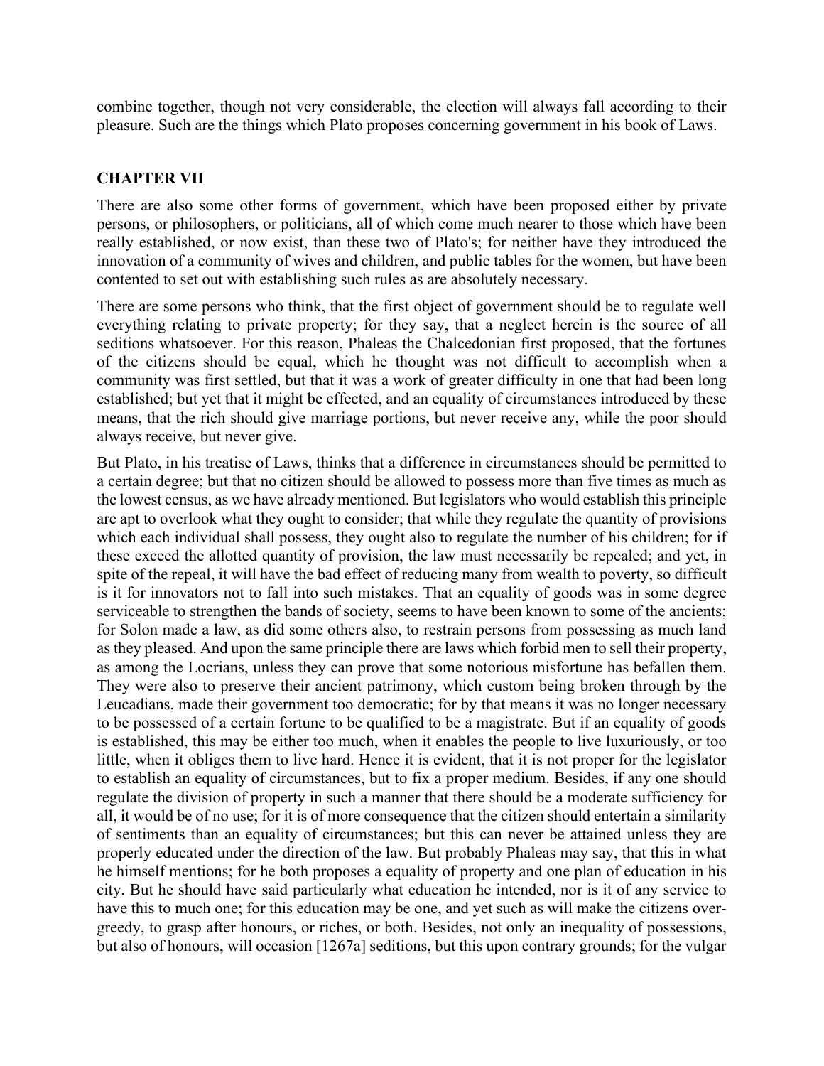combine together, though not very considerable, the election will always fall according to their pleasure. Such are the things which Plato proposes concerning government in his book of Laws.

## CHAPTER VII

There are also some other forms of government, which have been proposed either by private persons, or philosophers, or politicians, all of which come much nearer to those which have been really established, or now exist, than these two of Plato's; for neither have they introduced the innovation of a community of wives and children, and public tables for the women, but have been contented to set out with establishing such rules as are absolutely necessary.

There are some persons who think, that the first object of government should be to regulate well everything relating to private property; for they say, that a neglect herein is the source of all seditions whatsoever. For this reason, Phaleas the Chalcedonian first proposed, that the fortunes of the citizens should be equal, which he thought was not difficult to accomplish when a community was first settled, but that it was a work of greater difficulty in one that had been long established; but yet that it might be effected, and an equality of circumstances introduced by these means, that the rich should give marriage portions, but never receive any, while the poor should always receive, but never give.

But Plato, in his treatise of Laws, thinks that a difference in circumstances should be permitted to a certain degree; but that no citizen should be allowed to possess more than five times as much as the lowest census, as we have already mentioned. But legislators who would establish this principle are apt to overlook what they ought to consider; that while they regulate the quantity of provisions which each individual shall possess, they ought also to regulate the number of his children; for if these exceed the allotted quantity of provision, the law must necessarily be repealed; and yet, in spite of the repeal, it will have the bad effect of reducing many from wealth to poverty, so difficult is it for innovators not to fall into such mistakes. That an equality of goods was in some degree serviceable to strengthen the bands of society, seems to have been known to some of the ancients; for Solon made a law, as did some others also, to restrain persons from possessing as much land as they pleased. And upon the same principle there are laws which forbid men to sell their property, as among the Locrians, unless they can prove that some notorious misfortune has befallen them. They were also to preserve their ancient patrimony, which custom being broken through by the Leucadians, made their government too democratic; for by that means it was no longer necessary to be possessed of a certain fortune to be qualified to be a magistrate. But if an equality of goods is established, this may be either too much, when it enables the people to live luxuriously, or too little, when it obliges them to live hard. Hence it is evident, that it is not proper for the legislator to establish an equality of circumstances, but to fix a proper medium. Besides, if any one should regulate the division of property in such a manner that there should be a moderate sufficiency for all, it would be of no use; for it is of more consequence that the citizen should entertain a similarity of sentiments than an equality of circumstances; but this can never be attained unless they are properly educated under the direction of the law. But probably Phaleas may say, that this in what he himself mentions; for he both proposes a equality of property and one plan of education in his city. But he should have said particularly what education he intended, nor is it of any service to have this to much one; for this education may be one, and yet such as will make the citizens over-greedy, to grasp after honours, or riches, or both. Besides, not only an inequality of possessions, but also of honours, will occasion [1267a] seditions, but this upon contrary grounds; for the vulgar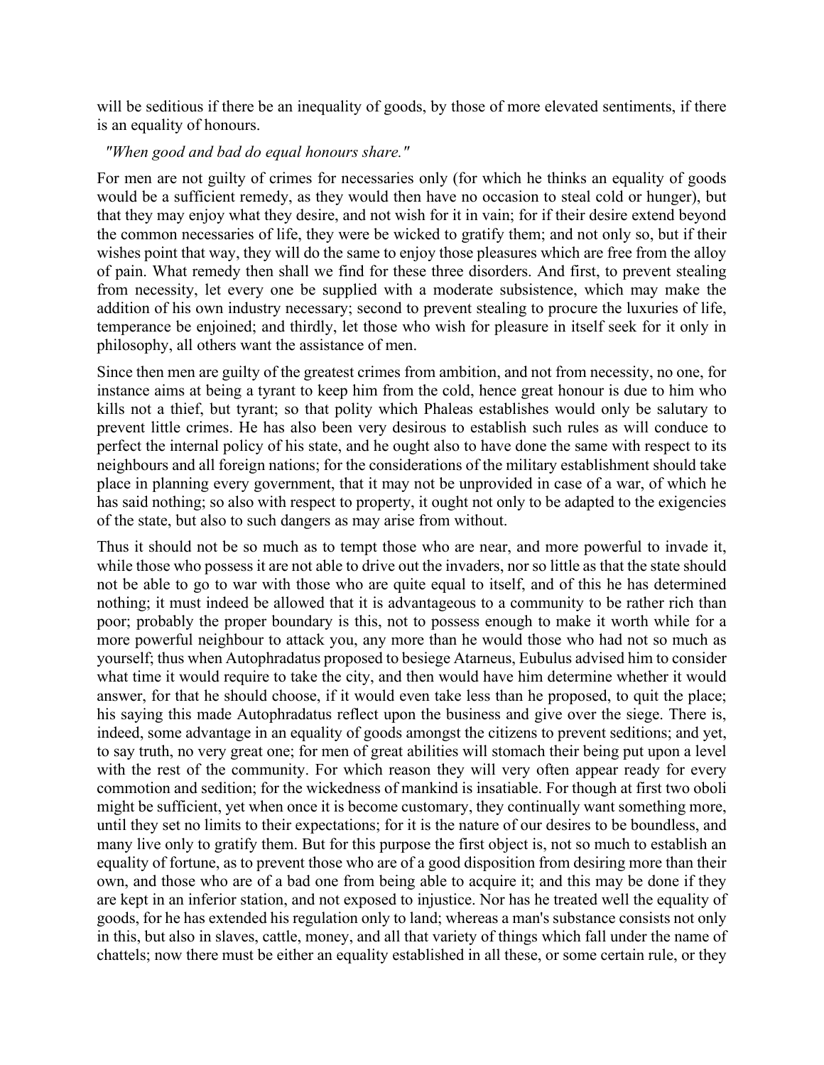will be seditious if there be an inequality of goods, by those of more elevated sentiments, if there is an equality of honours.

*"When good and bad do equal honours share."*

For men are not guilty of crimes for necessaries only (for which he thinks an equality of goods would be a sufficient remedy, as they would then have no occasion to steal cold or hunger), but that they may enjoy what they desire, and not wish for it in vain; for if their desire extend beyond the common necessaries of life, they were be wicked to gratify them; and not only so, but if their wishes point that way, they will do the same to enjoy those pleasures which are free from the alloy of pain. What remedy then shall we find for these three disorders. And first, to prevent stealing from necessity, let every one be supplied with a moderate subsistence, which may make the addition of his own industry necessary; second to prevent stealing to procure the luxuries of life, temperance be enjoined; and thirdly, let those who wish for pleasure in itself seek for it only in philosophy, all others want the assistance of men.

Since then men are guilty of the greatest crimes from ambition, and not from necessity, no one, for instance aims at being a tyrant to keep him from the cold, hence great honour is due to him who kills not a thief, but tyrant; so that polity which Phaleas establishes would only be salutary to prevent little crimes. He has also been very desirous to establish such rules as will conduce to perfect the internal policy of his state, and he ought also to have done the same with respect to its neighbours and all foreign nations; for the considerations of the military establishment should take place in planning every government, that it may not be unprovided in case of a war, of which he has said nothing; so also with respect to property, it ought not only to be adapted to the exigencies of the state, but also to such dangers as may arise from without.

Thus it should not be so much as to tempt those who are near, and more powerful to invade it, while those who possess it are not able to drive out the invaders, nor so little as that the state should not be able to go to war with those who are quite equal to itself, and of this he has determined nothing; it must indeed be allowed that it is advantageous to a community to be rather rich than poor; probably the proper boundary is this, not to possess enough to make it worth while for a more powerful neighbour to attack you, any more than he would those who had not so much as yourself; thus when Autophradatus proposed to besiege Atarneus, Eubulus advised him to consider what time it would require to take the city, and then would have him determine whether it would answer, for that he should choose, if it would even take less than he proposed, to quit the place; his saying this made Autophradatus reflect upon the business and give over the siege. There is, indeed, some advantage in an equality of goods amongst the citizens to prevent seditions; and yet, to say truth, no very great one; for men of great abilities will stomach their being put upon a level with the rest of the community. For which reason they will very often appear ready for every commotion and sedition; for the wickedness of mankind is insatiable. For though at first two oboli might be sufficient, yet when once it is become customary, they continually want something more, until they set no limits to their expectations; for it is the nature of our desires to be boundless, and many live only to gratify them. But for this purpose the first object is, not so much to establish an equality of fortune, as to prevent those who are of a good disposition from desiring more than their own, and those who are of a bad one from being able to acquire it; and this may be done if they are kept in an inferior station, and not exposed to injustice. Nor has he treated well the equality of goods, for he has extended his regulation only to land; whereas a man's substance consists not only in this, but also in slaves, cattle, money, and all that variety of things which fall under the name of chattels; now there must be either an equality established in all these, or some certain rule, or they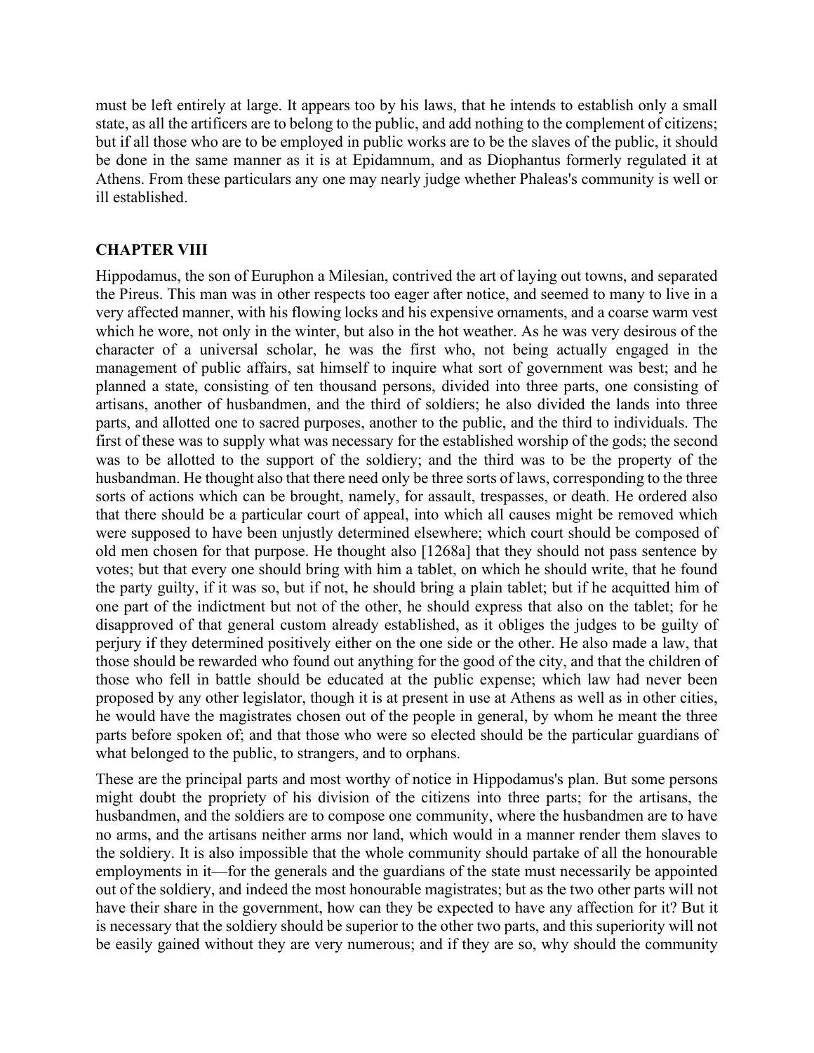must be left entirely at large. It appears too by his laws, that he intends to establish only a small state, as all the artificers are to belong to the public, and add nothing to the complement of citizens; but if all those who are to be employed in public works are to be the slaves of the public, it should be done in the same manner as it is at Epidamnum, and as Diophantus formerly regulated it at Athens. From these particulars any one may nearly judge whether Phaleas's community is well or ill established.

## CHAPTER VIII

Hippodamus, the son of Euruphon a Milesian, contrived the art of laying out towns, and separated the Pireus. This man was in other respects too eager after notice, and seemed to many to live in a very affected manner, with his flowing locks and his expensive ornaments, and a coarse warm vest which he wore, not only in the winter, but also in the hot weather. As he was very desirous of the character of a universal scholar, he was the first who, not being actually engaged in the management of public affairs, sat himself to inquire what sort of government was best; and he planned a state, consisting of ten thousand persons, divided into three parts, one consisting of artisans, another of husbandmen, and the third of soldiers; he also divided the lands into three parts, and allotted one to sacred purposes, another to the public, and the third to individuals. The first of these was to supply what was necessary for the established worship of the gods; the second was to be allotted to the support of the soldiery; and the third was to be the property of the husbandman. He thought also that there need only be three sorts of laws, corresponding to the three sorts of actions which can be brought, namely, for assault, trespasses, or death. He ordered also that there should be a particular court of appeal, into which all causes might be removed which were supposed to have been unjustly determined elsewhere; which court should be composed of old men chosen for that purpose. He thought also [1268a] that they should not pass sentence by votes; but that every one should bring with him a tablet, on which he should write, that he found the party guilty, if it was so, but if not, he should bring a plain tablet; but if he acquitted him of one part of the indictment but not of the other, he should express that also on the tablet; for he disapproved of that general custom already established, as it obliges the judges to be guilty of perjury if they determined positively either on the one side or the other. He also made a law, that those should be rewarded who found out anything for the good of the city, and that the children of those who fell in battle should be educated at the public expense; which law had never been proposed by any other legislator, though it is at present in use at Athens as well as in other cities, he would have the magistrates chosen out of the people in general, by whom he meant the three parts before spoken of; and that those who were so elected should be the particular guardians of what belonged to the public, to strangers, and to orphans.

These are the principal parts and most worthy of notice in Hippodamus's plan. But some persons might doubt the propriety of his division of the citizens into three parts; for the artisans, the husbandmen, and the soldiers are to compose one community, where the husbandmen are to have no arms, and the artisans neither arms nor land, which would in a manner render them slaves to the soldiery. It is also impossible that the whole community should partake of all the honourable employments in it—for the generals and the guardians of the state must necessarily be appointed out of the soldiery, and indeed the most honourable magistrates; but as the two other parts will not have their share in the government, how can they be expected to have any affection for it? But it is necessary that the soldiery should be superior to the other two parts, and this superiority will not be easily gained without they are very numerous; and if they are so, why should the community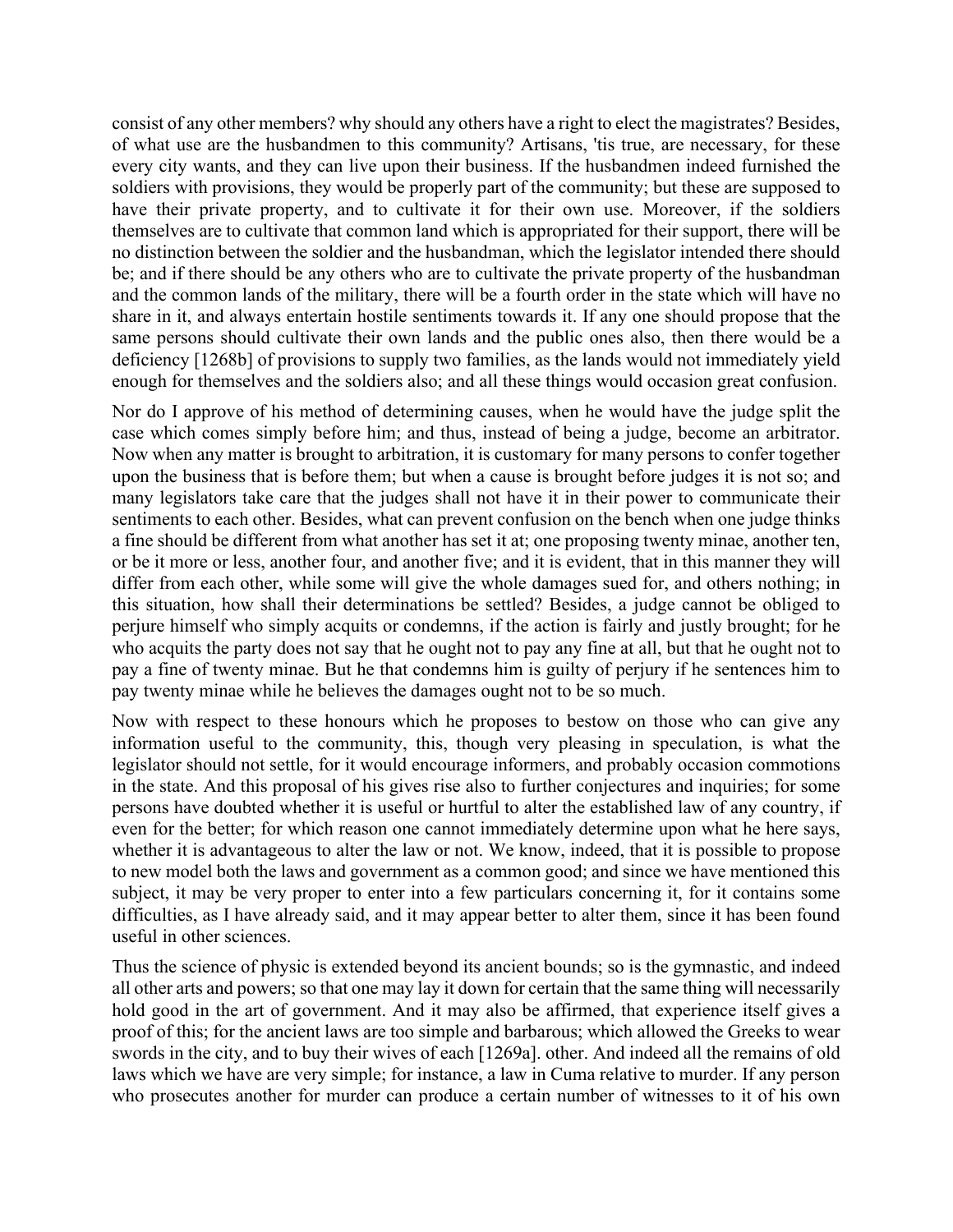consist of any other members? why should any others have a right to elect the magistrates? Besides, of what use are the husbandmen to this community? Artisans, 'tis true, are necessary, for these every city wants, and they can live upon their business. If the husbandmen indeed furnished the soldiers with provisions, they would be properly part of the community; but these are supposed to have their private property, and to cultivate it for their own use. Moreover, if the soldiers themselves are to cultivate that common land which is appropriated for their support, there will be no distinction between the soldier and the husbandman, which the legislator intended there should be; and if there should be any others who are to cultivate the private property of the husbandman and the common lands of the military, there will be a fourth order in the state which will have no share in it, and always entertain hostile sentiments towards it. If any one should propose that the same persons should cultivate their own lands and the public ones also, then there would be a deficiency [1268b] of provisions to supply two families, as the lands would not immediately yield enough for themselves and the soldiers also; and all these things would occasion great confusion.

Nor do I approve of his method of determining causes, when he would have the judge split the case which comes simply before him; and thus, instead of being a judge, become an arbitrator. Now when any matter is brought to arbitration, it is customary for many persons to confer together upon the business that is before them; but when a cause is brought before judges it is not so; and many legislators take care that the judges shall not have it in their power to communicate their sentiments to each other. Besides, what can prevent confusion on the bench when one judge thinks a fine should be different from what another has set it at; one proposing twenty minae, another ten, or be it more or less, another four, and another five; and it is evident, that in this manner they will differ from each other, while some will give the whole damages sued for, and others nothing; in this situation, how shall their determinations be settled? Besides, a judge cannot be obliged to perjure himself who simply acquits or condemns, if the action is fairly and justly brought; for he who acquits the party does not say that he ought not to pay any fine at all, but that he ought not to pay a fine of twenty minae. But he that condemns him is guilty of perjury if he sentences him to pay twenty minae while he believes the damages ought not to be so much.

Now with respect to these honours which he proposes to bestow on those who can give any information useful to the community, this, though very pleasing in speculation, is what the legislator should not settle, for it would encourage informers, and probably occasion commotions in the state. And this proposal of his gives rise also to further conjectures and inquiries; for some persons have doubted whether it is useful or hurtful to alter the established law of any country, if even for the better; for which reason one cannot immediately determine upon what he here says, whether it is advantageous to alter the law or not. We know, indeed, that it is possible to propose to new model both the laws and government as a common good; and since we have mentioned this subject, it may be very proper to enter into a few particulars concerning it, for it contains some difficulties, as I have already said, and it may appear better to alter them, since it has been found useful in other sciences.

Thus the science of physic is extended beyond its ancient bounds; so is the gymnastic, and indeed all other arts and powers; so that one may lay it down for certain that the same thing will necessarily hold good in the art of government. And it may also be affirmed, that experience itself gives a proof of this; for the ancient laws are too simple and barbarous; which allowed the Greeks to wear swords in the city, and to buy their wives of each [1269a]. other. And indeed all the remains of old laws which we have are very simple; for instance, a law in Cuma relative to murder. If any person who prosecutes another for murder can produce a certain number of witnesses to it of his own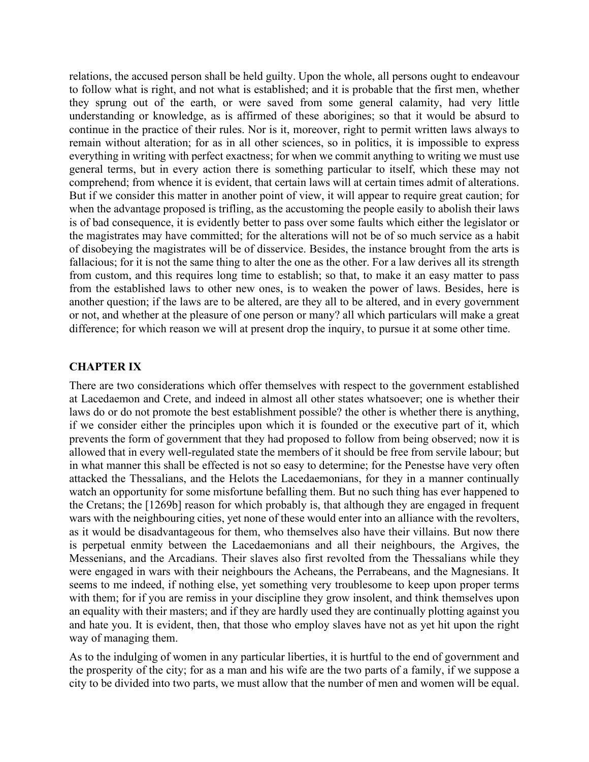relations, the accused person shall be held guilty. Upon the whole, all persons ought to endeavour to follow what is right, and not what is established; and it is probable that the first men, whether they sprung out of the earth, or were saved from some general calamity, had very little understanding or knowledge, as is affirmed of these aborigines; so that it would be absurd to continue in the practice of their rules. Nor is it, moreover, right to permit written laws always to remain without alteration; for as in all other sciences, so in politics, it is impossible to express everything in writing with perfect exactness; for when we commit anything to writing we must use general terms, but in every action there is something particular to itself, which these may not comprehend; from whence it is evident, that certain laws will at certain times admit of alterations. But if we consider this matter in another point of view, it will appear to require great caution; for when the advantage proposed is trifling, as the accustoming the people easily to abolish their laws is of bad consequence, it is evidently better to pass over some faults which either the legislator or the magistrates may have committed; for the alterations will not be of so much service as a habit of disobeying the magistrates will be of disservice. Besides, the instance brought from the arts is fallacious; for it is not the same thing to alter the one as the other. For a law derives all its strength from custom, and this requires long time to establish; so that, to make it an easy matter to pass from the established laws to other new ones, is to weaken the power of laws. Besides, here is another question; if the laws are to be altered, are they all to be altered, and in every government or not, and whether at the pleasure of one person or many? all which particulars will make a great difference; for which reason we will at present drop the inquiry, to pursue it at some other time.

## CHAPTER IX

There are two considerations which offer themselves with respect to the government established at Lacedaemon and Crete, and indeed in almost all other states whatsoever; one is whether their laws do or do not promote the best establishment possible? the other is whether there is anything, if we consider either the principles upon which it is founded or the executive part of it, which prevents the form of government that they had proposed to follow from being observed; now it is allowed that in every well-regulated state the members of it should be free from servile labour; but in what manner this shall be effected is not so easy to determine; for the Penestse have very often attacked the Thessalians, and the Helots the Lacedaemonians, for they in a manner continually watch an opportunity for some misfortune befalling them. But no such thing has ever happened to the Cretans; the [1269b] reason for which probably is, that although they are engaged in frequent wars with the neighbouring cities, yet none of these would enter into an alliance with the revolters, as it would be disadvantageous for them, who themselves also have their villains. But now there is perpetual enmity between the Lacedaemonians and all their neighbours, the Argives, the Messenians, and the Arcadians. Their slaves also first revolted from the Thessalians while they were engaged in wars with their neighbours the Acheans, the Perrabeans, and the Magnesians. It seems to me indeed, if nothing else, yet something very troublesome to keep upon proper terms with them; for if you are remiss in your discipline they grow insolent, and think themselves upon an equality with their masters; and if they are hardly used they are continually plotting against you and hate you. It is evident, then, that those who employ slaves have not as yet hit upon the right way of managing them.

As to the indulging of women in any particular liberties, it is hurtful to the end of government and the prosperity of the city; for as a man and his wife are the two parts of a family, if we suppose a city to be divided into two parts, we must allow that the number of men and women will be equal.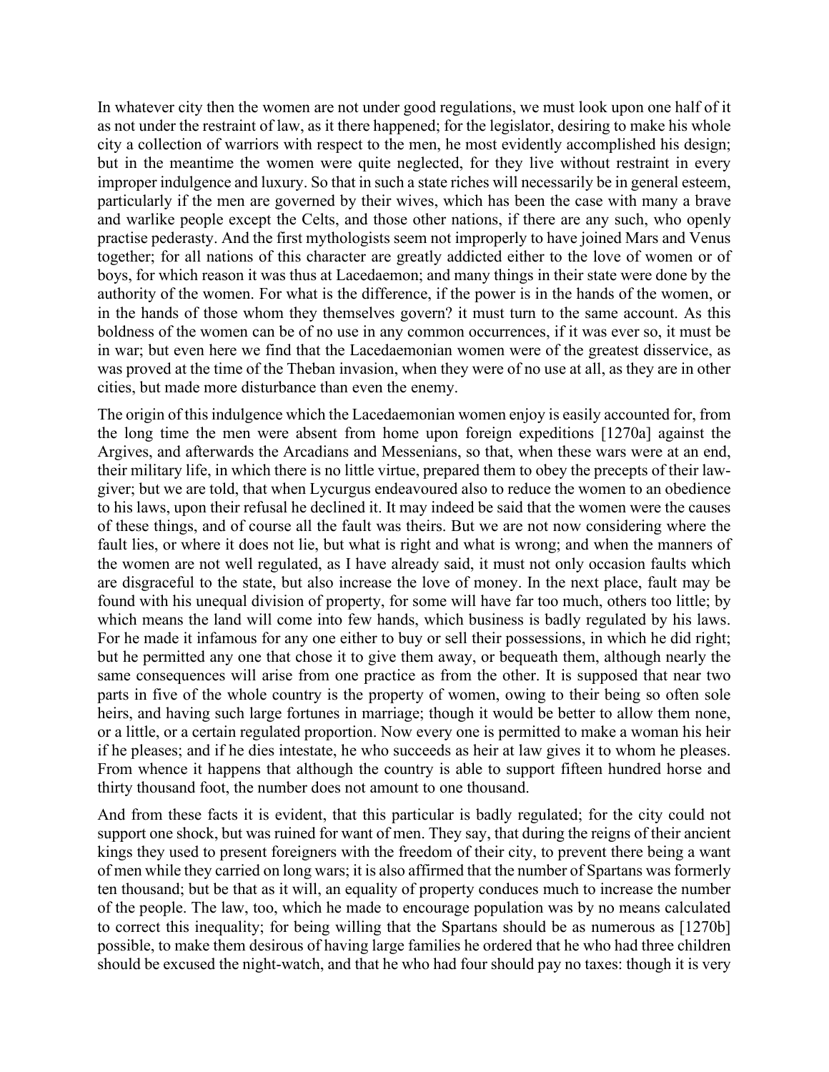In whatever city then the women are not under good regulations, we must look upon one half of it as not under the restraint of law, as it there happened; for the legislator, desiring to make his whole city a collection of warriors with respect to the men, he most evidently accomplished his design; but in the meantime the women were quite neglected, for they live without restraint in every improper indulgence and luxury. So that in such a state riches will necessarily be in general esteem, particularly if the men are governed by their wives, which has been the case with many a brave and warlike people except the Celts, and those other nations, if there are any such, who openly practise pederasty. And the first mythologists seem not improperly to have joined Mars and Venus together; for all nations of this character are greatly addicted either to the love of women or of boys, for which reason it was thus at Lacedaemon; and many things in their state were done by the authority of the women. For what is the difference, if the power is in the hands of the women, or in the hands of those whom they themselves govern? it must turn to the same account. As this boldness of the women can be of no use in any common occurrences, if it was ever so, it must be in war; but even here we find that the Lacedaemonian women were of the greatest disservice, as was proved at the time of the Theban invasion, when they were of no use at all, as they are in other cities, but made more disturbance than even the enemy.

The origin of this indulgence which the Lacedaemonian women enjoy is easily accounted for, from the long time the men were absent from home upon foreign expeditions [1270a] against the Argives, and afterwards the Arcadians and Messenians, so that, when these wars were at an end, their military life, in which there is no little virtue, prepared them to obey the precepts of their law-giver; but we are told, that when Lycurgus endeavoured also to reduce the women to an obedience to his laws, upon their refusal he declined it. It may indeed be said that the women were the causes of these things, and of course all the fault was theirs. But we are not now considering where the fault lies, or where it does not lie, but what is right and what is wrong; and when the manners of the women are not well regulated, as I have already said, it must not only occasion faults which are disgraceful to the state, but also increase the love of money. In the next place, fault may be found with his unequal division of property, for some will have far too much, others too little; by which means the land will come into few hands, which business is badly regulated by his laws. For he made it infamous for any one either to buy or sell their possessions, in which he did right; but he permitted any one that chose it to give them away, or bequeath them, although nearly the same consequences will arise from one practice as from the other. It is supposed that near two parts in five of the whole country is the property of women, owing to their being so often sole heirs, and having such large fortunes in marriage; though it would be better to allow them none, or a little, or a certain regulated proportion. Now every one is permitted to make a woman his heir if he pleases; and if he dies intestate, he who succeeds as heir at law gives it to whom he pleases. From whence it happens that although the country is able to support fifteen hundred horse and thirty thousand foot, the number does not amount to one thousand.

And from these facts it is evident, that this particular is badly regulated; for the city could not support one shock, but was ruined for want of men. They say, that during the reigns of their ancient kings they used to present foreigners with the freedom of their city, to prevent there being a want of men while they carried on long wars; it is also affirmed that the number of Spartans was formerly ten thousand; but be that as it will, an equality of property conduces much to increase the number of the people. The law, too, which he made to encourage population was by no means calculated to correct this inequality; for being willing that the Spartans should be as numerous as [1270b] possible, to make them desirous of having large families he ordered that he who had three children should be excused the night-watch, and that he who had four should pay no taxes: though it is very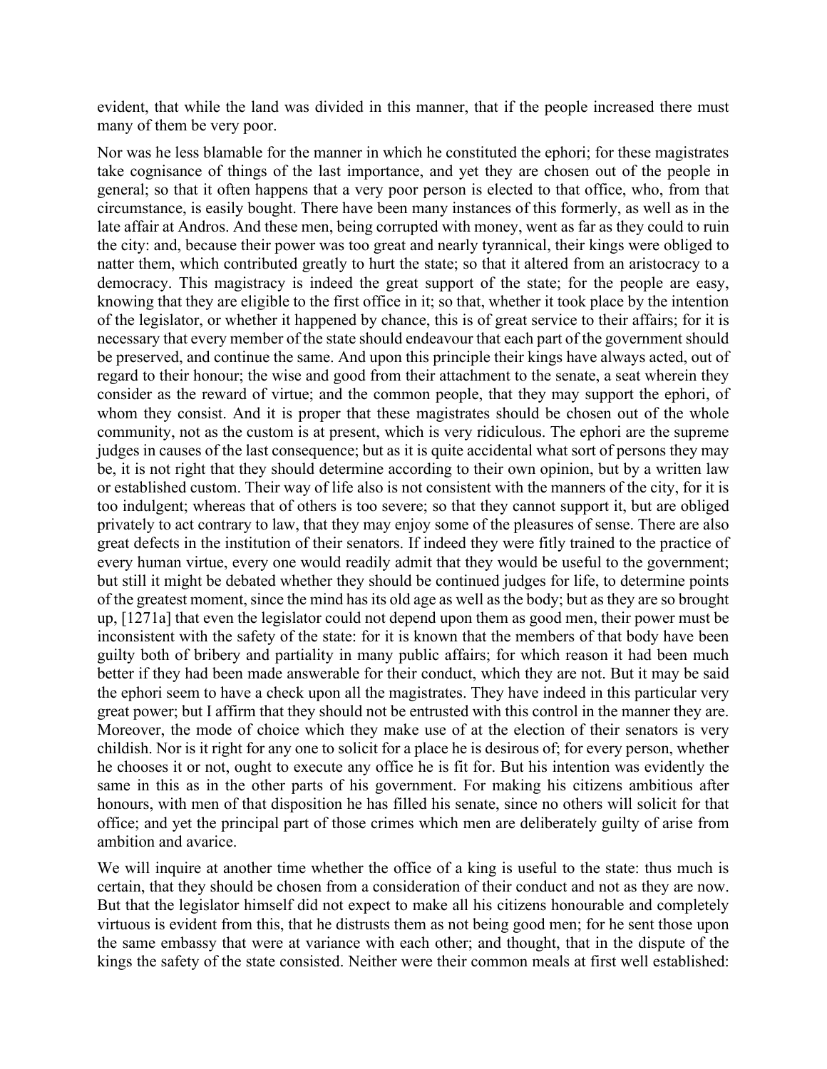evident, that while the land was divided in this manner, that if the people increased there must many of them be very poor.

Nor was he less blamable for the manner in which he constituted the ephori; for these magistrates take cognisance of things of the last importance, and yet they are chosen out of the people in general; so that it often happens that a very poor person is elected to that office, who, from that circumstance, is easily bought. There have been many instances of this formerly, as well as in the late affair at Andros. And these men, being corrupted with money, went as far as they could to ruin the city: and, because their power was too great and nearly tyrannical, their kings were obliged to natter them, which contributed greatly to hurt the state; so that it altered from an aristocracy to a democracy. This magistracy is indeed the great support of the state; for the people are easy, knowing that they are eligible to the first office in it; so that, whether it took place by the intention of the legislator, or whether it happened by chance, this is of great service to their affairs; for it is necessary that every member of the state should endeavour that each part of the government should be preserved, and continue the same. And upon this principle their kings have always acted, out of regard to their honour; the wise and good from their attachment to the senate, a seat wherein they consider as the reward of virtue; and the common people, that they may support the ephori, of whom they consist. And it is proper that these magistrates should be chosen out of the whole community, not as the custom is at present, which is very ridiculous. The ephori are the supreme judges in causes of the last consequence; but as it is quite accidental what sort of persons they may be, it is not right that they should determine according to their own opinion, but by a written law or established custom. Their way of life also is not consistent with the manners of the city, for it is too indulgent; whereas that of others is too severe; so that they cannot support it, but are obliged privately to act contrary to law, that they may enjoy some of the pleasures of sense. There are also great defects in the institution of their senators. If indeed they were fitly trained to the practice of every human virtue, every one would readily admit that they would be useful to the government; but still it might be debated whether they should be continued judges for life, to determine points of the greatest moment, since the mind has its old age as well as the body; but as they are so brought up, [1271a] that even the legislator could not depend upon them as good men, their power must be inconsistent with the safety of the state: for it is known that the members of that body have been guilty both of bribery and partiality in many public affairs; for which reason it had been much better if they had been made answerable for their conduct, which they are not. But it may be said the ephori seem to have a check upon all the magistrates. They have indeed in this particular very great power; but I affirm that they should not be entrusted with this control in the manner they are. Moreover, the mode of choice which they make use of at the election of their senators is very childish. Nor is it right for any one to solicit for a place he is desirous of; for every person, whether he chooses it or not, ought to execute any office he is fit for. But his intention was evidently the same in this as in the other parts of his government. For making his citizens ambitious after honours, with men of that disposition he has filled his senate, since no others will solicit for that office; and yet the principal part of those crimes which men are deliberately guilty of arise from ambition and avarice.

We will inquire at another time whether the office of a king is useful to the state: thus much is certain, that they should be chosen from a consideration of their conduct and not as they are now. But that the legislator himself did not expect to make all his citizens honourable and completely virtuous is evident from this, that he distrusts them as not being good men; for he sent those upon the same embassy that were at variance with each other; and thought, that in the dispute of the kings the safety of the state consisted. Neither were their common meals at first well established: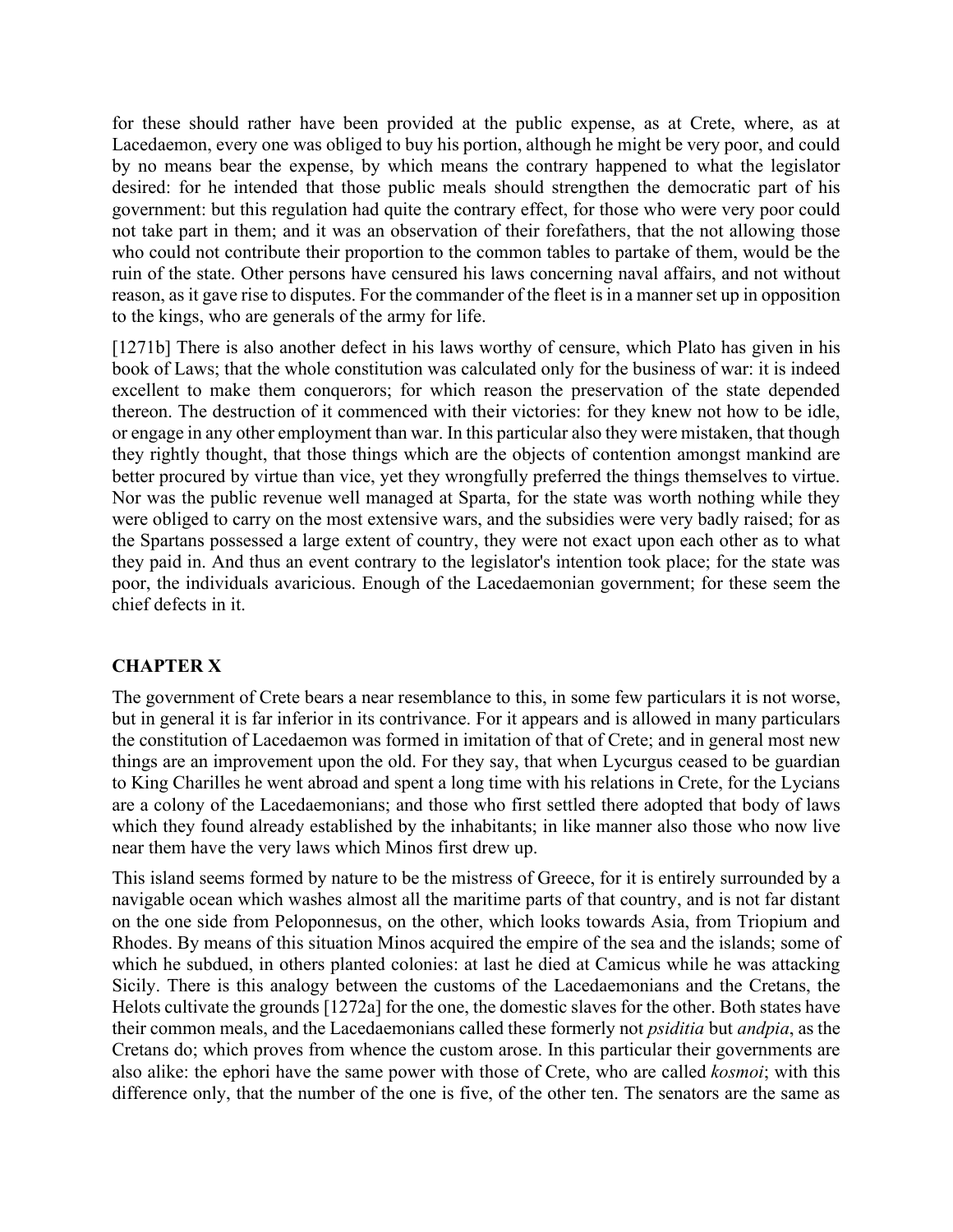for these should rather have been provided at the public expense, as at Crete, where, as at Lacedaemon, every one was obliged to buy his portion, although he might be very poor, and could by no means bear the expense, by which means the contrary happened to what the legislator desired: for he intended that those public meals should strengthen the democratic part of his government: but this regulation had quite the contrary effect, for those who were very poor could not take part in them; and it was an observation of their forefathers, that the not allowing those who could not contribute their proportion to the common tables to partake of them, would be the ruin of the state. Other persons have censured his laws concerning naval affairs, and not without reason, as it gave rise to disputes. For the commander of the fleet is in a manner set up in opposition to the kings, who are generals of the army for life.

[1271b] There is also another defect in his laws worthy of censure, which Plato has given in his book of Laws; that the whole constitution was calculated only for the business of war: it is indeed excellent to make them conquerors; for which reason the preservation of the state depended thereon. The destruction of it commenced with their victories: for they knew not how to be idle, or engage in any other employment than war. In this particular also they were mistaken, that though they rightly thought, that those things which are the objects of contention amongst mankind are better procured by virtue than vice, yet they wrongfully preferred the things themselves to virtue. Nor was the public revenue well managed at Sparta, for the state was worth nothing while they were obliged to carry on the most extensive wars, and the subsidies were very badly raised; for as the Spartans possessed a large extent of country, they were not exact upon each other as to what they paid in. And thus an event contrary to the legislator's intention took place; for the state was poor, the individuals avaricious. Enough of the Lacedaemonian government; for these seem the chief defects in it.

## CHAPTER X

The government of Crete bears a near resemblance to this, in some few particulars it is not worse, but in general it is far inferior in its contrivance. For it appears and is allowed in many particulars the constitution of Lacedaemon was formed in imitation of that of Crete; and in general most new things are an improvement upon the old. For they say, that when Lycurgus ceased to be guardian to King Charilles he went abroad and spent a long time with his relations in Crete, for the Lycians are a colony of the Lacedaemonians; and those who first settled there adopted that body of laws which they found already established by the inhabitants; in like manner also those who now live near them have the very laws which Minos first drew up.

This island seems formed by nature to be the mistress of Greece, for it is entirely surrounded by a navigable ocean which washes almost all the maritime parts of that country, and is not far distant on the one side from Peloponnesus, on the other, which looks towards Asia, from Triopium and Rhodes. By means of this situation Minos acquired the empire of the sea and the islands; some of which he subdued, in others planted colonies: at last he died at Camicus while he was attacking Sicily. There is this analogy between the customs of the Lacedaemonians and the Cretans, the Helots cultivate the grounds [1272a] for the one, the domestic slaves for the other. Both states have their common meals, and the Lacedaemonians called these formerly not *psiditia* but *andpia*, as the Cretans do; which proves from whence the custom arose. In this particular their governments are also alike: the ephori have the same power with those of Crete, who are called *kosmoi*; with this difference only, that the number of the one is five, of the other ten. The senators are the same as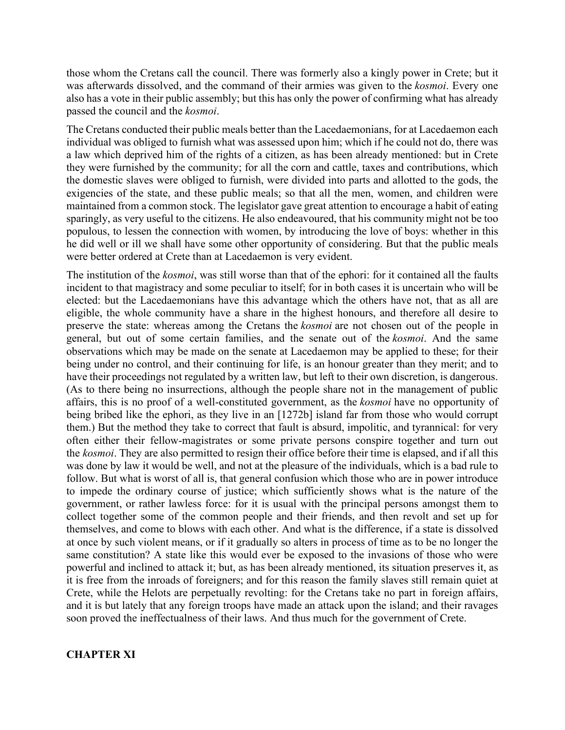those whom the Cretans call the council. There was formerly also a kingly power in Crete; but it was afterwards dissolved, and the command of their armies was given to the *kosmoi*. Every one also has a vote in their public assembly; but this has only the power of confirming what has already passed the council and the *kosmoi*.

The Cretans conducted their public meals better than the Lacedaemonians, for at Lacedaemon each individual was obliged to furnish what was assessed upon him; which if he could not do, there was a law which deprived him of the rights of a citizen, as has been already mentioned: but in Crete they were furnished by the community; for all the corn and cattle, taxes and contributions, which the domestic slaves were obliged to furnish, were divided into parts and allotted to the gods, the exigencies of the state, and these public meals; so that all the men, women, and children were maintained from a common stock. The legislator gave great attention to encourage a habit of eating sparingly, as very useful to the citizens. He also endeavoured, that his community might not be too populous, to lessen the connection with women, by introducing the love of boys: whether in this he did well or ill we shall have some other opportunity of considering. But that the public meals were better ordered at Crete than at Lacedaemon is very evident.

The institution of the *kosmoi*, was still worse than that of the ephori: for it contained all the faults incident to that magistracy and some peculiar to itself; for in both cases it is uncertain who will be elected: but the Lacedaemonians have this advantage which the others have not, that as all are eligible, the whole community have a share in the highest honours, and therefore all desire to preserve the state: whereas among the Cretans the *kosmoi* are not chosen out of the people in general, but out of some certain families, and the senate out of the *kosmoi*. And the same observations which may be made on the senate at Lacedaemon may be applied to these; for their being under no control, and their continuing for life, is an honour greater than they merit; and to have their proceedings not regulated by a written law, but left to their own discretion, is dangerous. (As to there being no insurrections, although the people share not in the management of public affairs, this is no proof of a well-constituted government, as the *kosmoi* have no opportunity of being bribed like the ephori, as they live in an [1272b] island far from those who would corrupt them.) But the method they take to correct that fault is absurd, impolitic, and tyrannical: for very often either their fellow-magistrates or some private persons conspire together and turn out the *kosmoi*. They are also permitted to resign their office before their time is elapsed, and if all this was done by law it would be well, and not at the pleasure of the individuals, which is a bad rule to follow. But what is worst of all is, that general confusion which those who are in power introduce to impede the ordinary course of justice; which sufficiently shows what is the nature of the government, or rather lawless force: for it is usual with the principal persons amongst them to collect together some of the common people and their friends, and then revolt and set up for themselves, and come to blows with each other. And what is the difference, if a state is dissolved at once by such violent means, or if it gradually so alters in process of time as to be no longer the same constitution? A state like this would ever be exposed to the invasions of those who were powerful and inclined to attack it; but, as has been already mentioned, its situation preserves it, as it is free from the inroads of foreigners; and for this reason the family slaves still remain quiet at Crete, while the Helots are perpetually revolting: for the Cretans take no part in foreign affairs, and it is but lately that any foreign troops have made an attack upon the island; and their ravages soon proved the ineffectualness of their laws. And thus much for the government of Crete.

## CHAPTER XI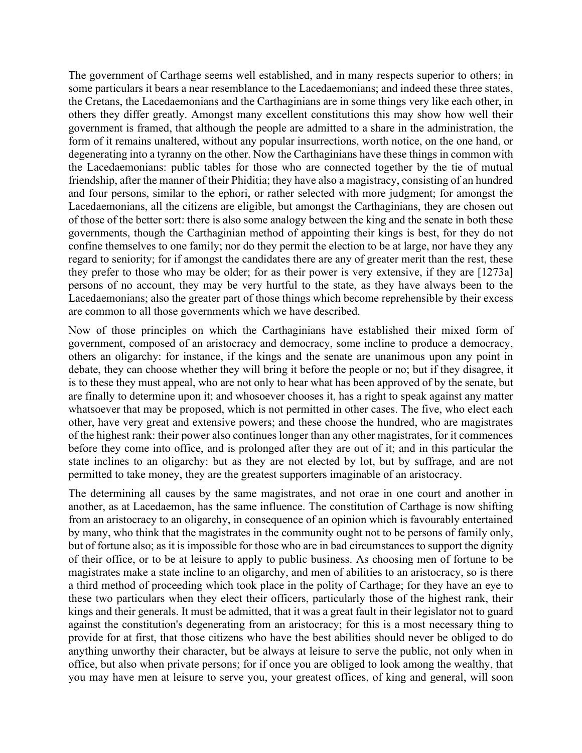The government of Carthage seems well established, and in many respects superior to others; in some particulars it bears a near resemblance to the Lacedaemonians; and indeed these three states, the Cretans, the Lacedaemonians and the Carthaginians are in some things very like each other, in others they differ greatly. Amongst many excellent constitutions this may show how well their government is framed, that although the people are admitted to a share in the administration, the form of it remains unaltered, without any popular insurrections, worth notice, on the one hand, or degenerating into a tyranny on the other. Now the Carthaginians have these things in common with the Lacedaemonians: public tables for those who are connected together by the tie of mutual friendship, after the manner of their Phiditia; they have also a magistracy, consisting of an hundred and four persons, similar to the ephori, or rather selected with more judgment; for amongst the Lacedaemonians, all the citizens are eligible, but amongst the Carthaginians, they are chosen out of those of the better sort: there is also some analogy between the king and the senate in both these governments, though the Carthaginian method of appointing their kings is best, for they do not confine themselves to one family; nor do they permit the election to be at large, nor have they any regard to seniority; for if amongst the candidates there are any of greater merit than the rest, these they prefer to those who may be older; for as their power is very extensive, if they are [1273a] persons of no account, they may be very hurtful to the state, as they have always been to the Lacedaemonians; also the greater part of those things which become reprehensible by their excess are common to all those governments which we have described.

Now of those principles on which the Carthaginians have established their mixed form of government, composed of an aristocracy and democracy, some incline to produce a democracy, others an oligarchy: for instance, if the kings and the senate are unanimous upon any point in debate, they can choose whether they will bring it before the people or no; but if they disagree, it is to these they must appeal, who are not only to hear what has been approved of by the senate, but are finally to determine upon it; and whosoever chooses it, has a right to speak against any matter whatsoever that may be proposed, which is not permitted in other cases. The five, who elect each other, have very great and extensive powers; and these choose the hundred, who are magistrates of the highest rank: their power also continues longer than any other magistrates, for it commences before they come into office, and is prolonged after they are out of it; and in this particular the state inclines to an oligarchy: but as they are not elected by lot, but by suffrage, and are not permitted to take money, they are the greatest supporters imaginable of an aristocracy.

The determining all causes by the same magistrates, and not orae in one court and another in another, as at Lacedaemon, has the same influence. The constitution of Carthage is now shifting from an aristocracy to an oligarchy, in consequence of an opinion which is favourably entertained by many, who think that the magistrates in the community ought not to be persons of family only, but of fortune also; as it is impossible for those who are in bad circumstances to support the dignity of their office, or to be at leisure to apply to public business. As choosing men of fortune to be magistrates make a state incline to an oligarchy, and men of abilities to an aristocracy, so is there a third method of proceeding which took place in the polity of Carthage; for they have an eye to these two particulars when they elect their officers, particularly those of the highest rank, their kings and their generals. It must be admitted, that it was a great fault in their legislator not to guard against the constitution's degenerating from an aristocracy; for this is a most necessary thing to provide for at first, that those citizens who have the best abilities should never be obliged to do anything unworthy their character, but be always at leisure to serve the public, not only when in office, but also when private persons; for if once you are obliged to look among the wealthy, that you may have men at leisure to serve you, your greatest offices, of king and general, will soon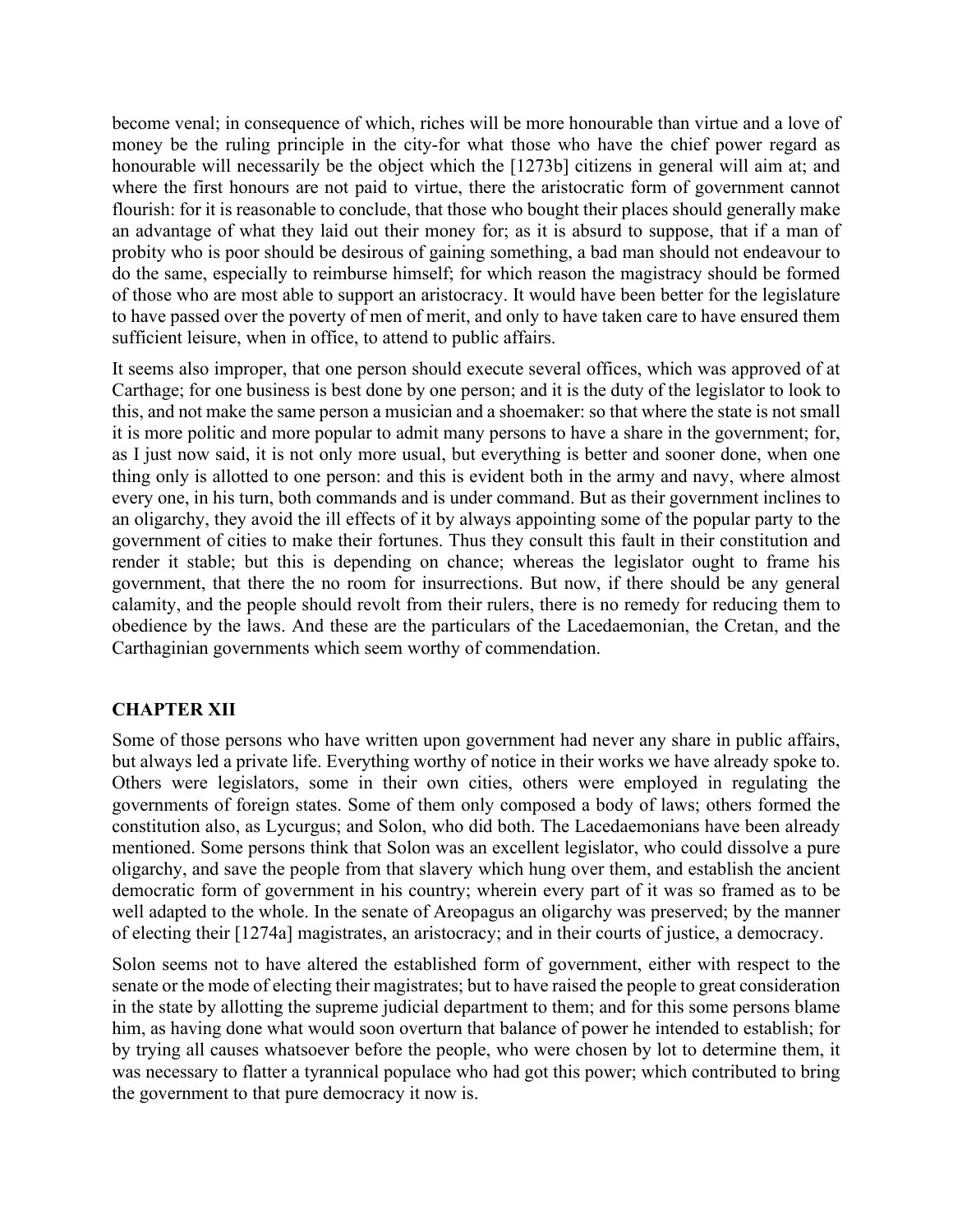become venal; in consequence of which, riches will be more honourable than virtue and a love of money be the ruling principle in the city-for what those who have the chief power regard as honourable will necessarily be the object which the [1273b] citizens in general will aim at; and where the first honours are not paid to virtue, there the aristocratic form of government cannot flourish: for it is reasonable to conclude, that those who bought their places should generally make an advantage of what they laid out their money for; as it is absurd to suppose, that if a man of probity who is poor should be desirous of gaining something, a bad man should not endeavour to do the same, especially to reimburse himself; for which reason the magistracy should be formed of those who are most able to support an aristocracy. It would have been better for the legislature to have passed over the poverty of men of merit, and only to have taken care to have ensured them sufficient leisure, when in office, to attend to public affairs.

It seems also improper, that one person should execute several offices, which was approved of at Carthage; for one business is best done by one person; and it is the duty of the legislator to look to this, and not make the same person a musician and a shoemaker: so that where the state is not small it is more politic and more popular to admit many persons to have a share in the government; for, as I just now said, it is not only more usual, but everything is better and sooner done, when one thing only is allotted to one person: and this is evident both in the army and navy, where almost every one, in his turn, both commands and is under command. But as their government inclines to an oligarchy, they avoid the ill effects of it by always appointing some of the popular party to the government of cities to make their fortunes. Thus they consult this fault in their constitution and render it stable; but this is depending on chance; whereas the legislator ought to frame his government, that there the no room for insurrections. But now, if there should be any general calamity, and the people should revolt from their rulers, there is no remedy for reducing them to obedience by the laws. And these are the particulars of the Lacedaemonian, the Cretan, and the Carthaginian governments which seem worthy of commendation.

## CHAPTER XII

Some of those persons who have written upon government had never any share in public affairs, but always led a private life. Everything worthy of notice in their works we have already spoke to. Others were legislators, some in their own cities, others were employed in regulating the governments of foreign states. Some of them only composed a body of laws; others formed the constitution also, as Lycurgus; and Solon, who did both. The Lacedaemonians have been already mentioned. Some persons think that Solon was an excellent legislator, who could dissolve a pure oligarchy, and save the people from that slavery which hung over them, and establish the ancient democratic form of government in his country; wherein every part of it was so framed as to be well adapted to the whole. In the senate of Areopagus an oligarchy was preserved; by the manner of electing their [1274a] magistrates, an aristocracy; and in their courts of justice, a democracy.

Solon seems not to have altered the established form of government, either with respect to the senate or the mode of electing their magistrates; but to have raised the people to great consideration in the state by allotting the supreme judicial department to them; and for this some persons blame him, as having done what would soon overturn that balance of power he intended to establish; for by trying all causes whatsoever before the people, who were chosen by lot to determine them, it was necessary to flatter a tyrannical populace who had got this power; which contributed to bring the government to that pure democracy it now is.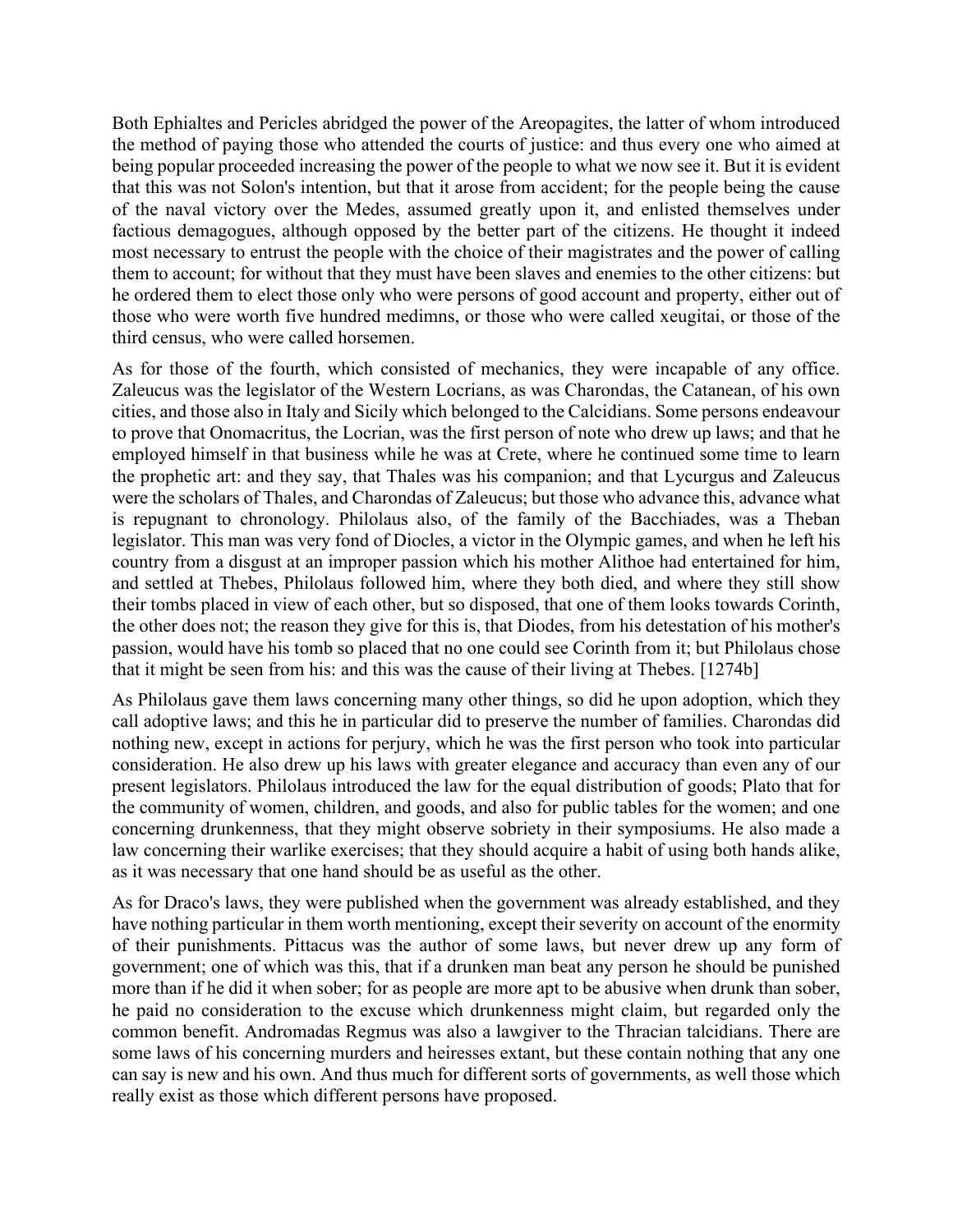Both Ephialtes and Pericles abridged the power of the Areopagites, the latter of whom introduced the method of paying those who attended the courts of justice: and thus every one who aimed at being popular proceeded increasing the power of the people to what we now see it. But it is evident that this was not Solon's intention, but that it arose from accident; for the people being the cause of the naval victory over the Medes, assumed greatly upon it, and enlisted themselves under factious demagogues, although opposed by the better part of the citizens. He thought it indeed most necessary to entrust the people with the choice of their magistrates and the power of calling them to account; for without that they must have been slaves and enemies to the other citizens: but he ordered them to elect those only who were persons of good account and property, either out of those who were worth five hundred medimns, or those who were called xeugitai, or those of the third census, who were called horsemen.

As for those of the fourth, which consisted of mechanics, they were incapable of any office. Zaleucus was the legislator of the Western Locrians, as was Charondas, the Catanean, of his own cities, and those also in Italy and Sicily which belonged to the Calcidians. Some persons endeavour to prove that Onomacritus, the Locrian, was the first person of note who drew up laws; and that he employed himself in that business while he was at Crete, where he continued some time to learn the prophetic art: and they say, that Thales was his companion; and that Lycurgus and Zaleucus were the scholars of Thales, and Charondas of Zaleucus; but those who advance this, advance what is repugnant to chronology. Philolaus also, of the family of the Bacchiades, was a Theban legislator. This man was very fond of Diocles, a victor in the Olympic games, and when he left his country from a disgust at an improper passion which his mother Alithoe had entertained for him, and settled at Thebes, Philolaus followed him, where they both died, and where they still show their tombs placed in view of each other, but so disposed, that one of them looks towards Corinth, the other does not; the reason they give for this is, that Diodes, from his detestation of his mother's passion, would have his tomb so placed that no one could see Corinth from it; but Philolaus chose that it might be seen from his: and this was the cause of their living at Thebes. [1274b]

As Philolaus gave them laws concerning many other things, so did he upon adoption, which they call adoptive laws; and this he in particular did to preserve the number of families. Charondas did nothing new, except in actions for perjury, which he was the first person who took into particular consideration. He also drew up his laws with greater elegance and accuracy than even any of our present legislators. Philolaus introduced the law for the equal distribution of goods; Plato that for the community of women, children, and goods, and also for public tables for the women; and one concerning drunkenness, that they might observe sobriety in their symposiums. He also made a law concerning their warlike exercises; that they should acquire a habit of using both hands alike, as it was necessary that one hand should be as useful as the other.

As for Draco's laws, they were published when the government was already established, and they have nothing particular in them worth mentioning, except their severity on account of the enormity of their punishments. Pittacus was the author of some laws, but never drew up any form of government; one of which was this, that if a drunken man beat any person he should be punished more than if he did it when sober; for as people are more apt to be abusive when drunk than sober, he paid no consideration to the excuse which drunkenness might claim, but regarded only the common benefit. Andromadas Regmus was also a lawgiver to the Thracian talcidians. There are some laws of his concerning murders and heiresses extant, but these contain nothing that any one can say is new and his own. And thus much for different sorts of governments, as well those which really exist as those which different persons have proposed.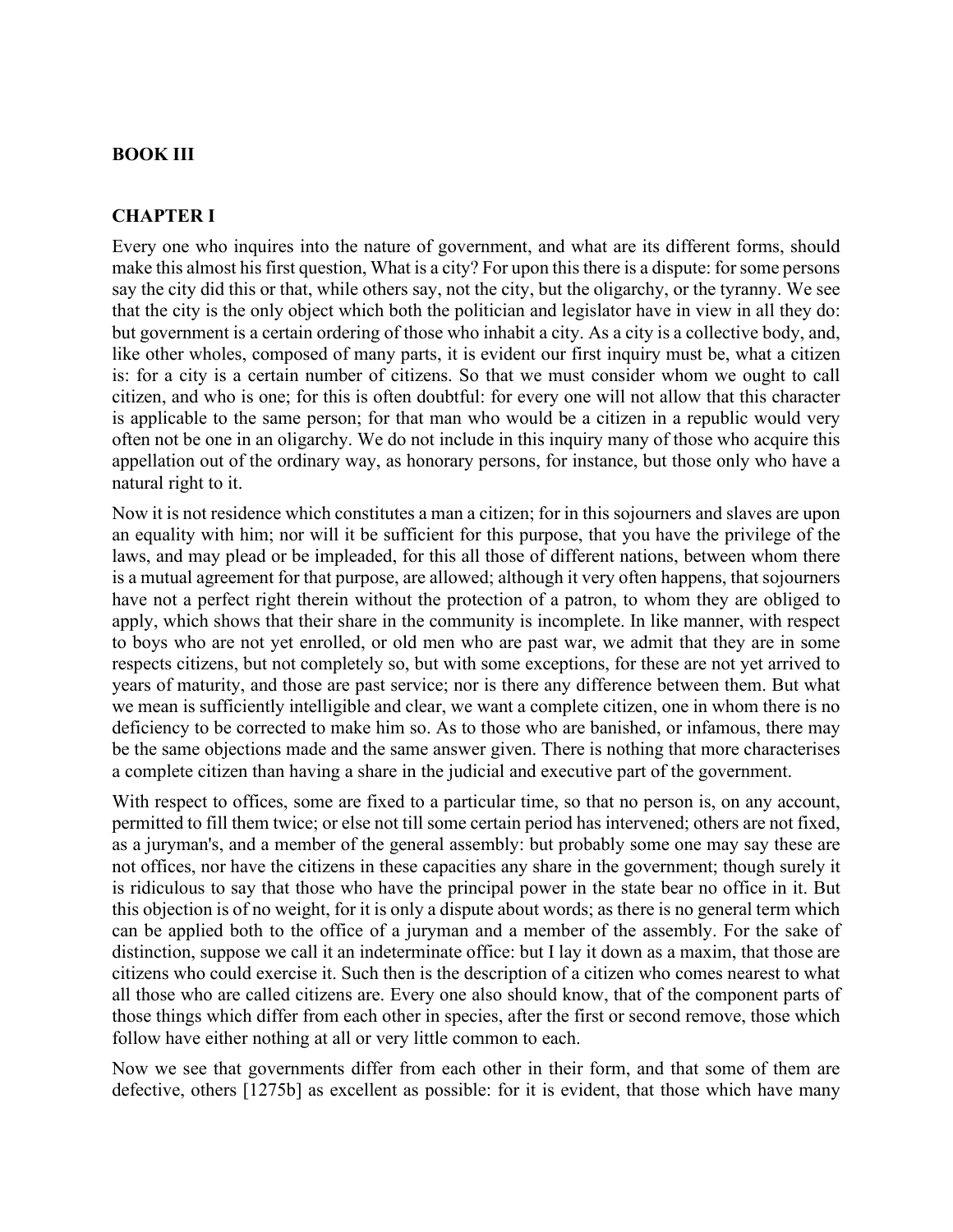## BOOK III

### CHAPTER I

Every one who inquires into the nature of government, and what are its different forms, should make this almost his first question, What is a city? For upon this there is a dispute: for some persons say the city did this or that, while others say, not the city, but the oligarchy, or the tyranny. We see that the city is the only object which both the politician and legislator have in view in all they do: but government is a certain ordering of those who inhabit a city. As a city is a collective body, and, like other wholes, composed of many parts, it is evident our first inquiry must be, what a citizen is: for a city is a certain number of citizens. So that we must consider whom we ought to call citizen, and who is one; for this is often doubtful: for every one will not allow that this character is applicable to the same person; for that man who would be a citizen in a republic would very often not be one in an oligarchy. We do not include in this inquiry many of those who acquire this appellation out of the ordinary way, as honorary persons, for instance, but those only who have a natural right to it.

Now it is not residence which constitutes a man a citizen; for in this sojourners and slaves are upon an equality with him; nor will it be sufficient for this purpose, that you have the privilege of the laws, and may plead or be impleaded, for this all those of different nations, between whom there is a mutual agreement for that purpose, are allowed; although it very often happens, that sojourners have not a perfect right therein without the protection of a patron, to whom they are obliged to apply, which shows that their share in the community is incomplete. In like manner, with respect to boys who are not yet enrolled, or old men who are past war, we admit that they are in some respects citizens, but not completely so, but with some exceptions, for these are not yet arrived to years of maturity, and those are past service; nor is there any difference between them. But what we mean is sufficiently intelligible and clear, we want a complete citizen, one in whom there is no deficiency to be corrected to make him so. As to those who are banished, or infamous, there may be the same objections made and the same answer given. There is nothing that more characterises a complete citizen than having a share in the judicial and executive part of the government.

With respect to offices, some are fixed to a particular time, so that no person is, on any account, permitted to fill them twice; or else not till some certain period has intervened; others are not fixed, as a juryman's, and a member of the general assembly: but probably some one may say these are not offices, nor have the citizens in these capacities any share in the government; though surely it is ridiculous to say that those who have the principal power in the state bear no office in it. But this objection is of no weight, for it is only a dispute about words; as there is no general term which can be applied both to the office of a juryman and a member of the assembly. For the sake of distinction, suppose we call it an indeterminate office: but I lay it down as a maxim, that those are citizens who could exercise it. Such then is the description of a citizen who comes nearest to what all those who are called citizens are. Every one also should know, that of the component parts of those things which differ from each other in species, after the first or second remove, those which follow have either nothing at all or very little common to each.

Now we see that governments differ from each other in their form, and that some of them are defective, others [1275b] as excellent as possible: for it is evident, that those which have many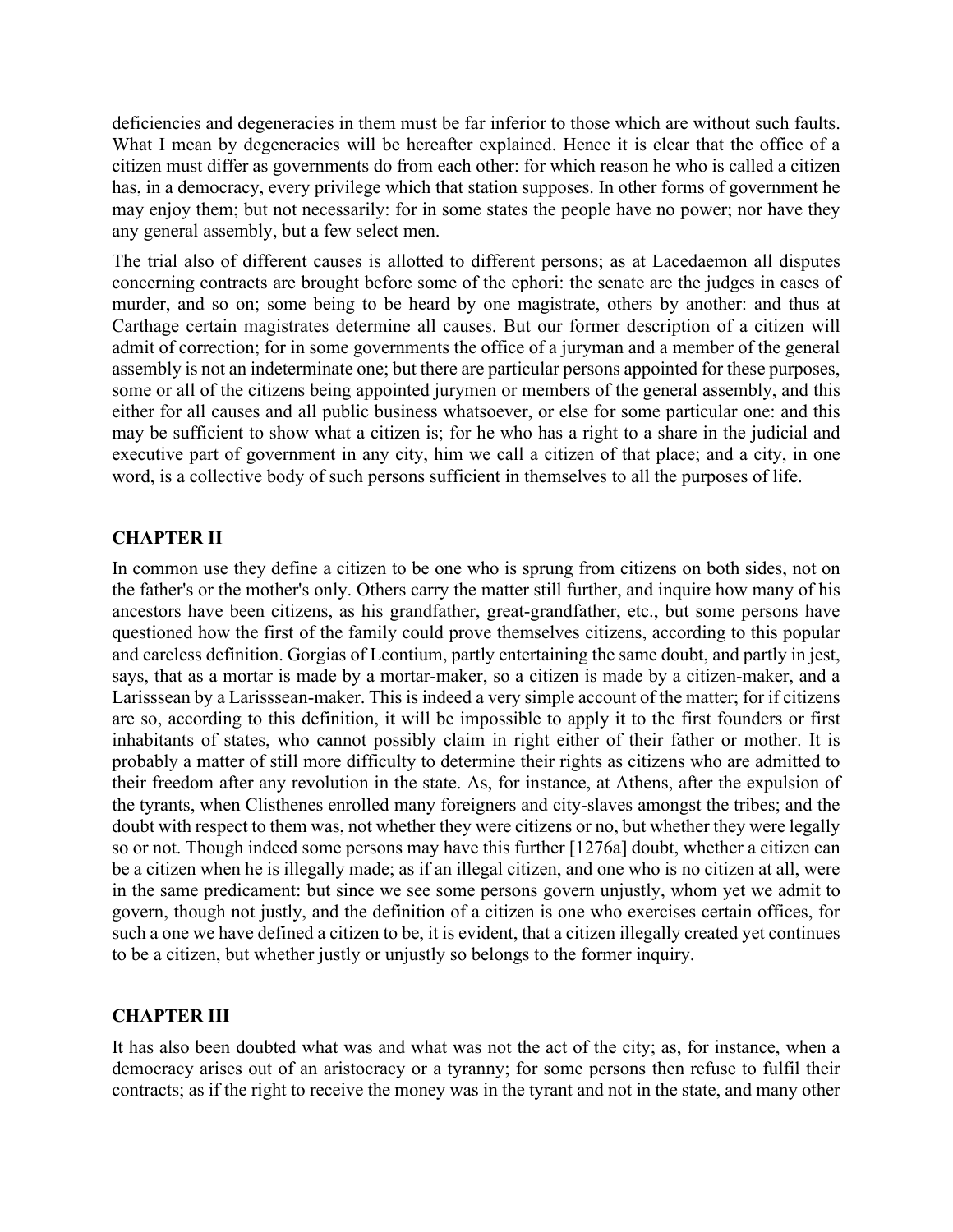deficiencies and degeneracies in them must be far inferior to those which are without such faults. What I mean by degeneracies will be hereafter explained. Hence it is clear that the office of a citizen must differ as governments do from each other: for which reason he who is called a citizen has, in a democracy, every privilege which that station supposes. In other forms of government he may enjoy them; but not necessarily: for in some states the people have no power; nor have they any general assembly, but a few select men.

The trial also of different causes is allotted to different persons; as at Lacedaemon all disputes concerning contracts are brought before some of the ephori: the senate are the judges in cases of murder, and so on; some being to be heard by one magistrate, others by another: and thus at Carthage certain magistrates determine all causes. But our former description of a citizen will admit of correction; for in some governments the office of a juryman and a member of the general assembly is not an indeterminate one; but there are particular persons appointed for these purposes, some or all of the citizens being appointed jurymen or members of the general assembly, and this either for all causes and all public business whatsoever, or else for some particular one: and this may be sufficient to show what a citizen is; for he who has a right to a share in the judicial and executive part of government in any city, him we call a citizen of that place; and a city, in one word, is a collective body of such persons sufficient in themselves to all the purposes of life.

## CHAPTER II

In common use they define a citizen to be one who is sprung from citizens on both sides, not on the father's or the mother's only. Others carry the matter still further, and inquire how many of his ancestors have been citizens, as his grandfather, great-grandfather, etc., but some persons have questioned how the first of the family could prove themselves citizens, according to this popular and careless definition. Gorgias of Leontium, partly entertaining the same doubt, and partly in jest, says, that as a mortar is made by a mortar-maker, so a citizen is made by a citizen-maker, and a Larisssean by a Larisssean-maker. This is indeed a very simple account of the matter; for if citizens are so, according to this definition, it will be impossible to apply it to the first founders or first inhabitants of states, who cannot possibly claim in right either of their father or mother. It is probably a matter of still more difficulty to determine their rights as citizens who are admitted to their freedom after any revolution in the state. As, for instance, at Athens, after the expulsion of the tyrants, when Clisthenes enrolled many foreigners and city-slaves amongst the tribes; and the doubt with respect to them was, not whether they were citizens or no, but whether they were legally so or not. Though indeed some persons may have this further [1276a] doubt, whether a citizen can be a citizen when he is illegally made; as if an illegal citizen, and one who is no citizen at all, were in the same predicament: but since we see some persons govern unjustly, whom yet we admit to govern, though not justly, and the definition of a citizen is one who exercises certain offices, for such a one we have defined a citizen to be, it is evident, that a citizen illegally created yet continues to be a citizen, but whether justly or unjustly so belongs to the former inquiry.

## CHAPTER III

It has also been doubted what was and what was not the act of the city; as, for instance, when a democracy arises out of an aristocracy or a tyranny; for some persons then refuse to fulfil their contracts; as if the right to receive the money was in the tyrant and not in the state, and many other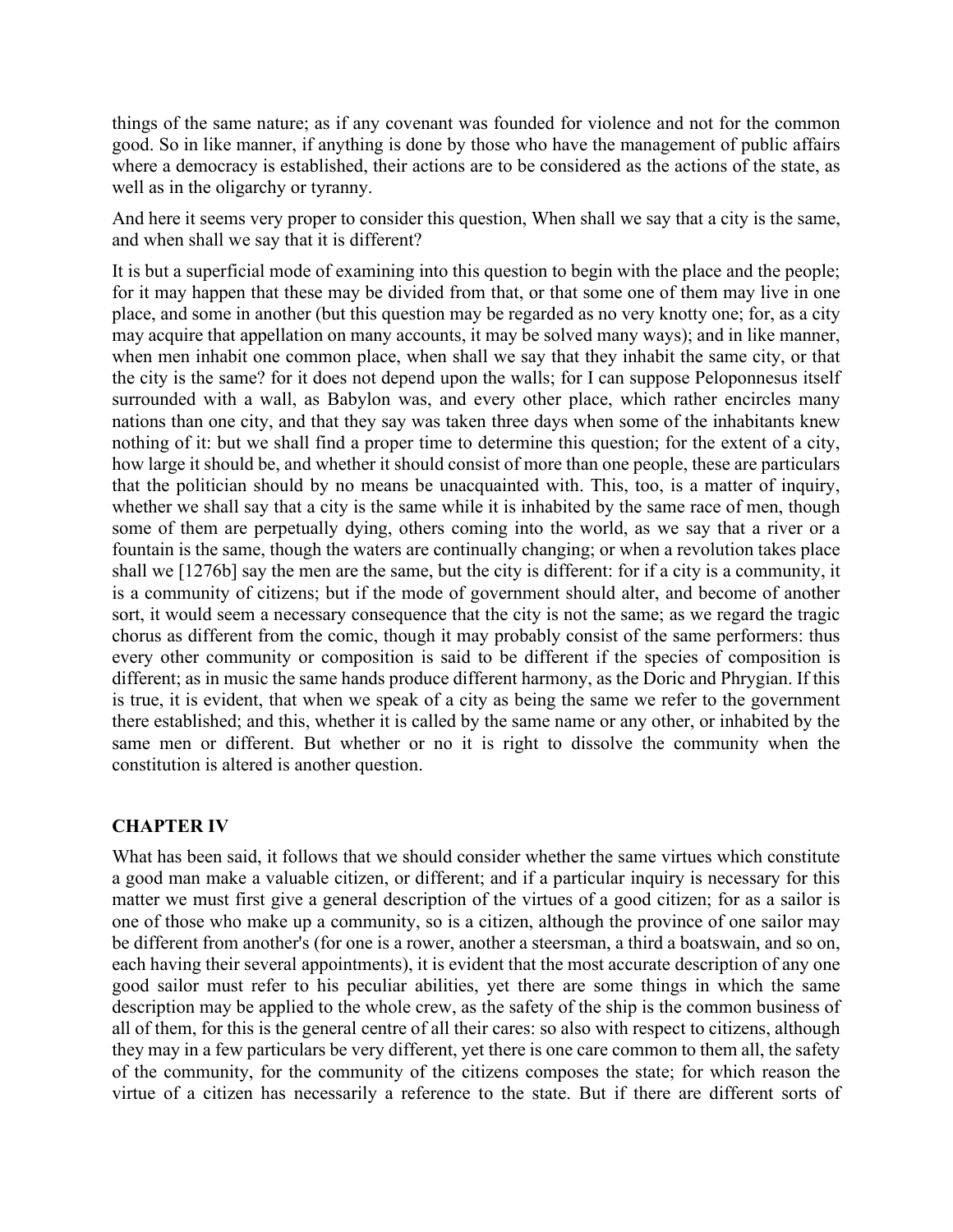things of the same nature; as if any covenant was founded for violence and not for the common good. So in like manner, if anything is done by those who have the management of public affairs where a democracy is established, their actions are to be considered as the actions of the state, as well as in the oligarchy or tyranny.

And here it seems very proper to consider this question, When shall we say that a city is the same, and when shall we say that it is different?

It is but a superficial mode of examining into this question to begin with the place and the people; for it may happen that these may be divided from that, or that some one of them may live in one place, and some in another (but this question may be regarded as no very knotty one; for, as a city may acquire that appellation on many accounts, it may be solved many ways); and in like manner, when men inhabit one common place, when shall we say that they inhabit the same city, or that the city is the same? for it does not depend upon the walls; for I can suppose Peloponnesus itself surrounded with a wall, as Babylon was, and every other place, which rather encircles many nations than one city, and that they say was taken three days when some of the inhabitants knew nothing of it: but we shall find a proper time to determine this question; for the extent of a city, how large it should be, and whether it should consist of more than one people, these are particulars that the politician should by no means be unacquainted with. This, too, is a matter of inquiry, whether we shall say that a city is the same while it is inhabited by the same race of men, though some of them are perpetually dying, others coming into the world, as we say that a river or a fountain is the same, though the waters are continually changing; or when a revolution takes place shall we [1276b] say the men are the same, but the city is different: for if a city is a community, it is a community of citizens; but if the mode of government should alter, and become of another sort, it would seem a necessary consequence that the city is not the same; as we regard the tragic chorus as different from the comic, though it may probably consist of the same performers: thus every other community or composition is said to be different if the species of composition is different; as in music the same hands produce different harmony, as the Doric and Phrygian. If this is true, it is evident, that when we speak of a city as being the same we refer to the government there established; and this, whether it is called by the same name or any other, or inhabited by the same men or different. But whether or no it is right to dissolve the community when the constitution is altered is another question.

## CHAPTER IV

What has been said, it follows that we should consider whether the same virtues which constitute a good man make a valuable citizen, or different; and if a particular inquiry is necessary for this matter we must first give a general description of the virtues of a good citizen; for as a sailor is one of those who make up a community, so is a citizen, although the province of one sailor may be different from another's (for one is a rower, another a steersman, a third a boatswain, and so on, each having their several appointments), it is evident that the most accurate description of any one good sailor must refer to his peculiar abilities, yet there are some things in which the same description may be applied to the whole crew, as the safety of the ship is the common business of all of them, for this is the general centre of all their cares: so also with respect to citizens, although they may in a few particulars be very different, yet there is one care common to them all, the safety of the community, for the community of the citizens composes the state; for which reason the virtue of a citizen has necessarily a reference to the state. But if there are different sorts of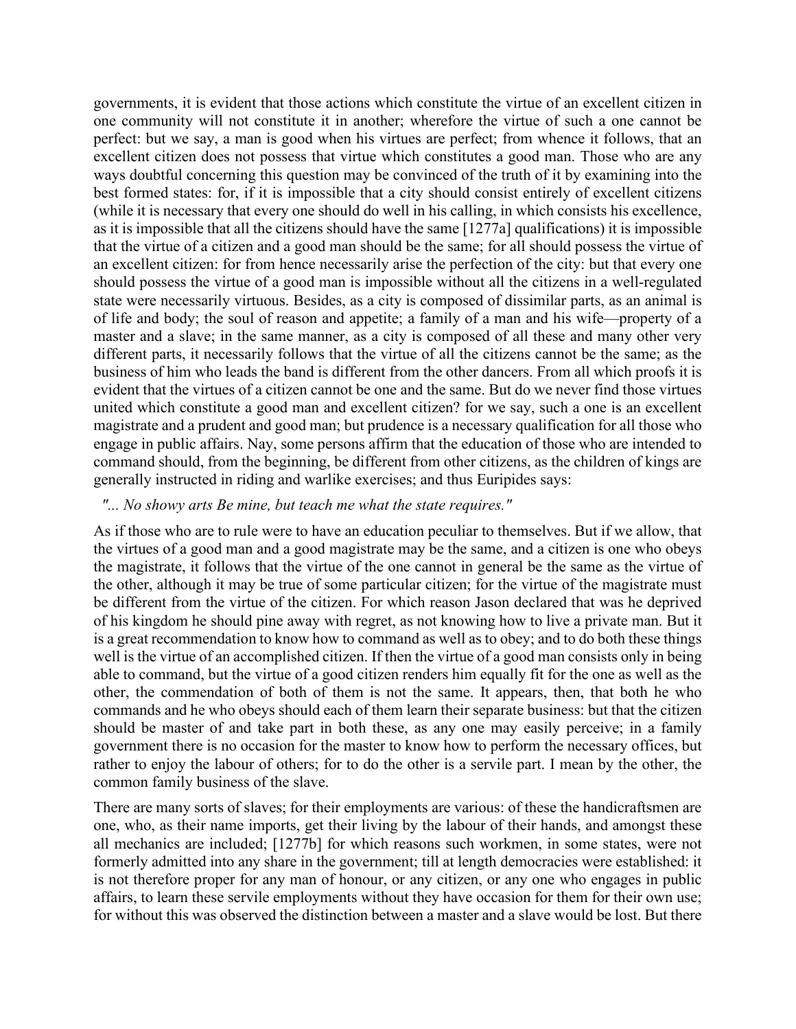governments, it is evident that those actions which constitute the virtue of an excellent citizen in one community will not constitute it in another; wherefore the virtue of such a one cannot be perfect: but we say, a man is good when his virtues are perfect; from whence it follows, that an excellent citizen does not possess that virtue which constitutes a good man. Those who are any ways doubtful concerning this question may be convinced of the truth of it by examining into the best formed states: for, if it is impossible that a city should consist entirely of excellent citizens (while it is necessary that every one should do well in his calling, in which consists his excellence, as it is impossible that all the citizens should have the same [1277a] qualifications) it is impossible that the virtue of a citizen and a good man should be the same; for all should possess the virtue of an excellent citizen: for from hence necessarily arise the perfection of the city: but that every one should possess the virtue of a good man is impossible without all the citizens in a well-regulated state were necessarily virtuous. Besides, as a city is composed of dissimilar parts, as an animal is of life and body; the soul of reason and appetite; a family of a man and his wife—property of a master and a slave; in the same manner, as a city is composed of all these and many other very different parts, it necessarily follows that the virtue of all the citizens cannot be the same; as the business of him who leads the band is different from the other dancers. From all which proofs it is evident that the virtues of a citizen cannot be one and the same. But do we never find those virtues united which constitute a good man and excellent citizen? for we say, such a one is an excellent magistrate and a prudent and good man; but prudence is a necessary qualification for all those who engage in public affairs. Nay, some persons affirm that the education of those who are intended to command should, from the beginning, be different from other citizens, as the children of kings are generally instructed in riding and warlike exercises; and thus Euripides says:

*"... No showy arts Be mine, but teach me what the state requires."*

As if those who are to rule were to have an education peculiar to themselves. But if we allow, that the virtues of a good man and a good magistrate may be the same, and a citizen is one who obeys the magistrate, it follows that the virtue of the one cannot in general be the same as the virtue of the other, although it may be true of some particular citizen; for the virtue of the magistrate must be different from the virtue of the citizen. For which reason Jason declared that was he deprived of his kingdom he should pine away with regret, as not knowing how to live a private man. But it is a great recommendation to know how to command as well as to obey; and to do both these things well is the virtue of an accomplished citizen. If then the virtue of a good man consists only in being able to command, but the virtue of a good citizen renders him equally fit for the one as well as the other, the commendation of both of them is not the same. It appears, then, that both he who commands and he who obeys should each of them learn their separate business: but that the citizen should be master of and take part in both these, as any one may easily perceive; in a family government there is no occasion for the master to know how to perform the necessary offices, but rather to enjoy the labour of others; for to do the other is a servile part. I mean by the other, the common family business of the slave.

There are many sorts of slaves; for their employments are various: of these the handicraftsmen are one, who, as their name imports, get their living by the labour of their hands, and amongst these all mechanics are included; [1277b] for which reasons such workmen, in some states, were not formerly admitted into any share in the government; till at length democracies were established: it is not therefore proper for any man of honour, or any citizen, or any one who engages in public affairs, to learn these servile employments without they have occasion for them for their own use; for without this was observed the distinction between a master and a slave would be lost. But there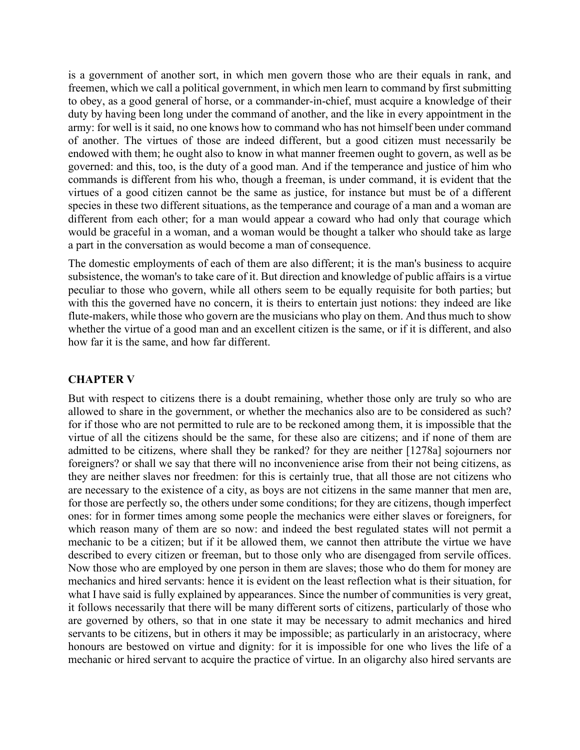is a government of another sort, in which men govern those who are their equals in rank, and freemen, which we call a political government, in which men learn to command by first submitting to obey, as a good general of horse, or a commander-in-chief, must acquire a knowledge of their duty by having been long under the command of another, and the like in every appointment in the army: for well is it said, no one knows how to command who has not himself been under command of another. The virtues of those are indeed different, but a good citizen must necessarily be endowed with them; he ought also to know in what manner freemen ought to govern, as well as be governed: and this, too, is the duty of a good man. And if the temperance and justice of him who commands is different from his who, though a freeman, is under command, it is evident that the virtues of a good citizen cannot be the same as justice, for instance but must be of a different species in these two different situations, as the temperance and courage of a man and a woman are different from each other; for a man would appear a coward who had only that courage which would be graceful in a woman, and a woman would be thought a talker who should take as large a part in the conversation as would become a man of consequence.

The domestic employments of each of them are also different; it is the man's business to acquire subsistence, the woman's to take care of it. But direction and knowledge of public affairs is a virtue peculiar to those who govern, while all others seem to be equally requisite for both parties; but with this the governed have no concern, it is theirs to entertain just notions: they indeed are like flute-makers, while those who govern are the musicians who play on them. And thus much to show whether the virtue of a good man and an excellent citizen is the same, or if it is different, and also how far it is the same, and how far different.

## CHAPTER V

But with respect to citizens there is a doubt remaining, whether those only are truly so who are allowed to share in the government, or whether the mechanics also are to be considered as such? for if those who are not permitted to rule are to be reckoned among them, it is impossible that the virtue of all the citizens should be the same, for these also are citizens; and if none of them are admitted to be citizens, where shall they be ranked? for they are neither [1278a] sojourners nor foreigners? or shall we say that there will no inconvenience arise from their not being citizens, as they are neither slaves nor freedmen: for this is certainly true, that all those are not citizens who are necessary to the existence of a city, as boys are not citizens in the same manner that men are, for those are perfectly so, the others under some conditions; for they are citizens, though imperfect ones: for in former times among some people the mechanics were either slaves or foreigners, for which reason many of them are so now: and indeed the best regulated states will not permit a mechanic to be a citizen; but if it be allowed them, we cannot then attribute the virtue we have described to every citizen or freeman, but to those only who are disengaged from servile offices. Now those who are employed by one person in them are slaves; those who do them for money are mechanics and hired servants: hence it is evident on the least reflection what is their situation, for what I have said is fully explained by appearances. Since the number of communities is very great, it follows necessarily that there will be many different sorts of citizens, particularly of those who are governed by others, so that in one state it may be necessary to admit mechanics and hired servants to be citizens, but in others it may be impossible; as particularly in an aristocracy, where honours are bestowed on virtue and dignity: for it is impossible for one who lives the life of a mechanic or hired servant to acquire the practice of virtue. In an oligarchy also hired servants are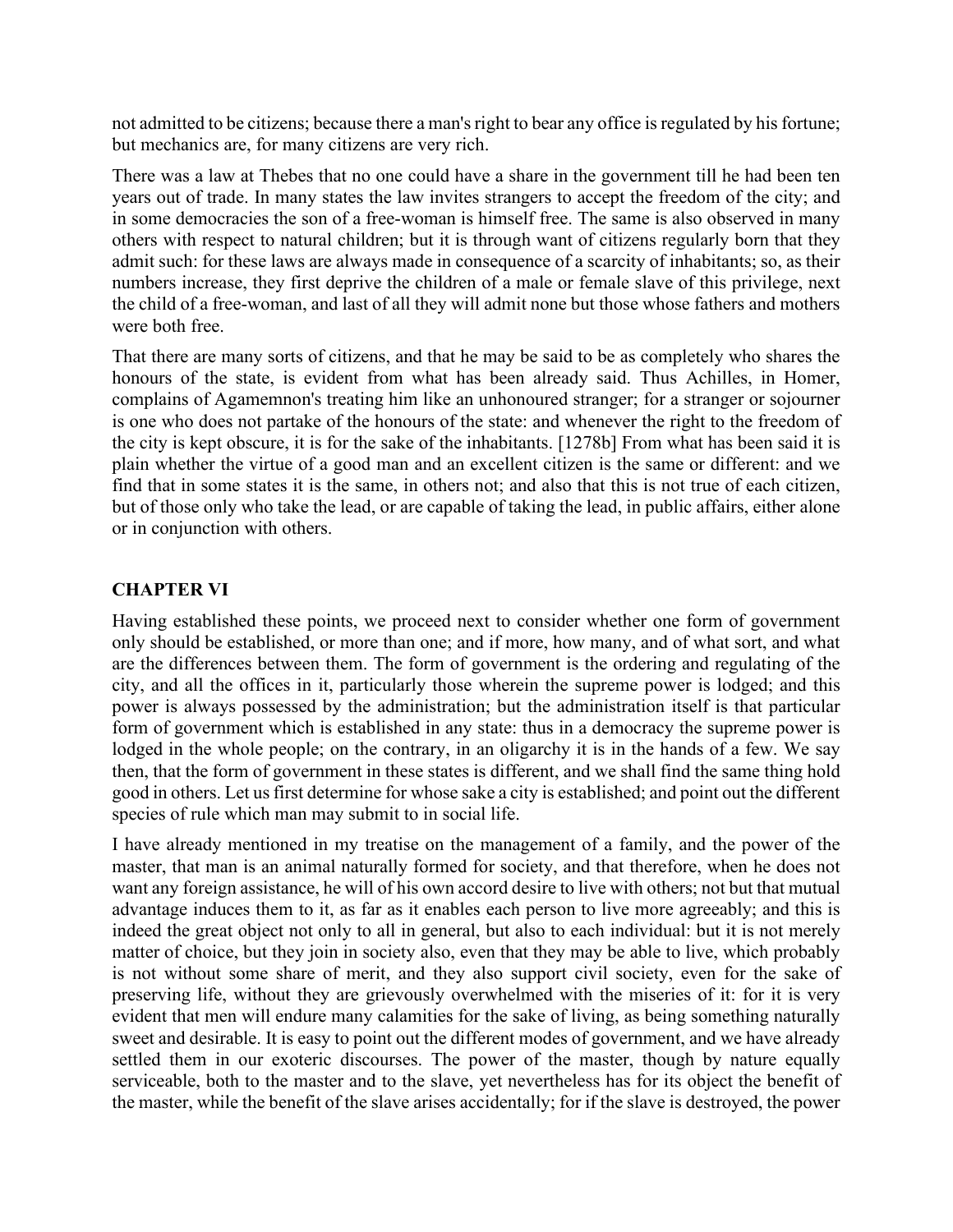not admitted to be citizens; because there a man's right to bear any office is regulated by his fortune; but mechanics are, for many citizens are very rich.

There was a law at Thebes that no one could have a share in the government till he had been ten years out of trade. In many states the law invites strangers to accept the freedom of the city; and in some democracies the son of a free-woman is himself free. The same is also observed in many others with respect to natural children; but it is through want of citizens regularly born that they admit such: for these laws are always made in consequence of a scarcity of inhabitants; so, as their numbers increase, they first deprive the children of a male or female slave of this privilege, next the child of a free-woman, and last of all they will admit none but those whose fathers and mothers were both free.

That there are many sorts of citizens, and that he may be said to be as completely who shares the honours of the state, is evident from what has been already said. Thus Achilles, in Homer, complains of Agamemnon's treating him like an unhonoured stranger; for a stranger or sojourner is one who does not partake of the honours of the state: and whenever the right to the freedom of the city is kept obscure, it is for the sake of the inhabitants. [1278b] From what has been said it is plain whether the virtue of a good man and an excellent citizen is the same or different: and we find that in some states it is the same, in others not; and also that this is not true of each citizen, but of those only who take the lead, or are capable of taking the lead, in public affairs, either alone or in conjunction with others.

## CHAPTER VI

Having established these points, we proceed next to consider whether one form of government only should be established, or more than one; and if more, how many, and of what sort, and what are the differences between them. The form of government is the ordering and regulating of the city, and all the offices in it, particularly those wherein the supreme power is lodged; and this power is always possessed by the administration; but the administration itself is that particular form of government which is established in any state: thus in a democracy the supreme power is lodged in the whole people; on the contrary, in an oligarchy it is in the hands of a few. We say then, that the form of government in these states is different, and we shall find the same thing hold good in others. Let us first determine for whose sake a city is established; and point out the different species of rule which man may submit to in social life.

I have already mentioned in my treatise on the management of a family, and the power of the master, that man is an animal naturally formed for society, and that therefore, when he does not want any foreign assistance, he will of his own accord desire to live with others; not but that mutual advantage induces them to it, as far as it enables each person to live more agreeably; and this is indeed the great object not only to all in general, but also to each individual: but it is not merely matter of choice, but they join in society also, even that they may be able to live, which probably is not without some share of merit, and they also support civil society, even for the sake of preserving life, without they are grievously overwhelmed with the miseries of it: for it is very evident that men will endure many calamities for the sake of living, as being something naturally sweet and desirable. It is easy to point out the different modes of government, and we have already settled them in our exoteric discourses. The power of the master, though by nature equally serviceable, both to the master and to the slave, yet nevertheless has for its object the benefit of the master, while the benefit of the slave arises accidentally; for if the slave is destroyed, the power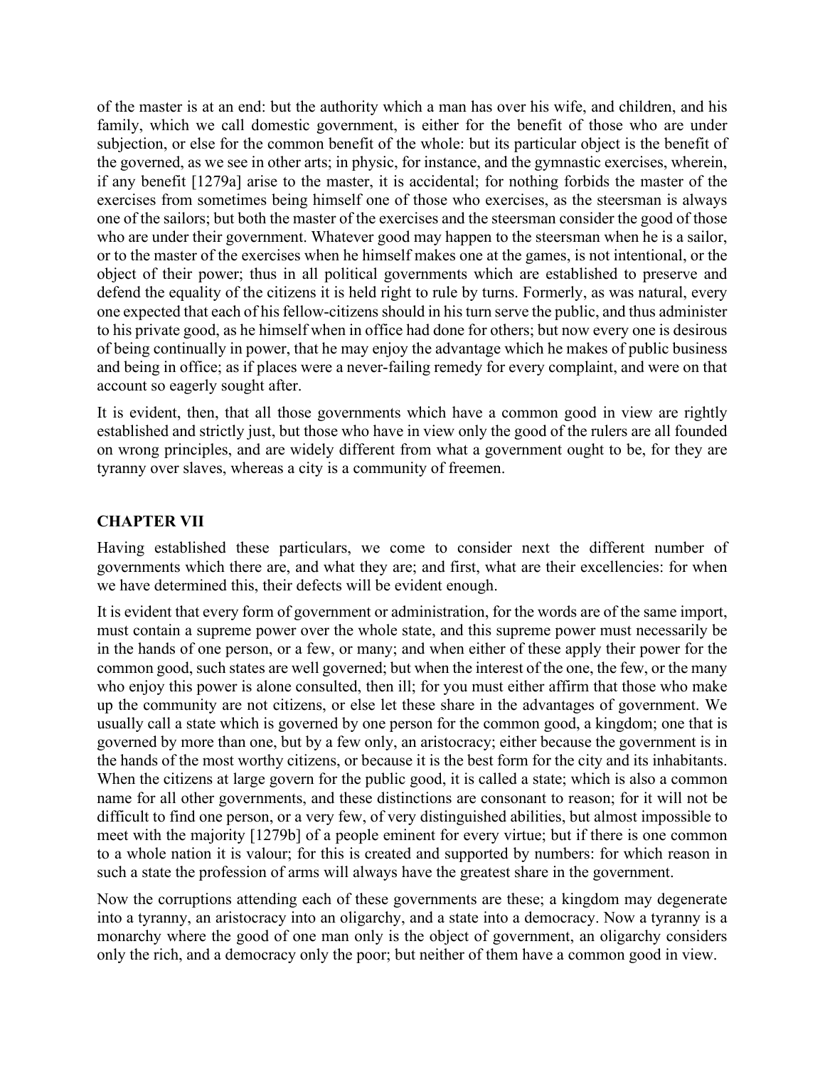of the master is at an end: but the authority which a man has over his wife, and children, and his family, which we call domestic government, is either for the benefit of those who are under subjection, or else for the common benefit of the whole: but its particular object is the benefit of the governed, as we see in other arts; in physic, for instance, and the gymnastic exercises, wherein, if any benefit [1279a] arise to the master, it is accidental; for nothing forbids the master of the exercises from sometimes being himself one of those who exercises, as the steersman is always one of the sailors; but both the master of the exercises and the steersman consider the good of those who are under their government. Whatever good may happen to the steersman when he is a sailor, or to the master of the exercises when he himself makes one at the games, is not intentional, or the object of their power; thus in all political governments which are established to preserve and defend the equality of the citizens it is held right to rule by turns. Formerly, as was natural, every one expected that each of his fellow-citizens should in his turn serve the public, and thus administer to his private good, as he himself when in office had done for others; but now every one is desirous of being continually in power, that he may enjoy the advantage which he makes of public business and being in office; as if places were a never-failing remedy for every complaint, and were on that account so eagerly sought after.

It is evident, then, that all those governments which have a common good in view are rightly established and strictly just, but those who have in view only the good of the rulers are all founded on wrong principles, and are widely different from what a government ought to be, for they are tyranny over slaves, whereas a city is a community of freemen.

## CHAPTER VII

Having established these particulars, we come to consider next the different number of governments which there are, and what they are; and first, what are their excellencies: for when we have determined this, their defects will be evident enough.

It is evident that every form of government or administration, for the words are of the same import, must contain a supreme power over the whole state, and this supreme power must necessarily be in the hands of one person, or a few, or many; and when either of these apply their power for the common good, such states are well governed; but when the interest of the one, the few, or the many who enjoy this power is alone consulted, then ill; for you must either affirm that those who make up the community are not citizens, or else let these share in the advantages of government. We usually call a state which is governed by one person for the common good, a kingdom; one that is governed by more than one, but by a few only, an aristocracy; either because the government is in the hands of the most worthy citizens, or because it is the best form for the city and its inhabitants. When the citizens at large govern for the public good, it is called a state; which is also a common name for all other governments, and these distinctions are consonant to reason; for it will not be difficult to find one person, or a very few, of very distinguished abilities, but almost impossible to meet with the majority [1279b] of a people eminent for every virtue; but if there is one common to a whole nation it is valour; for this is created and supported by numbers: for which reason in such a state the profession of arms will always have the greatest share in the government.

Now the corruptions attending each of these governments are these; a kingdom may degenerate into a tyranny, an aristocracy into an oligarchy, and a state into a democracy. Now a tyranny is a monarchy where the good of one man only is the object of government, an oligarchy considers only the rich, and a democracy only the poor; but neither of them have a common good in view.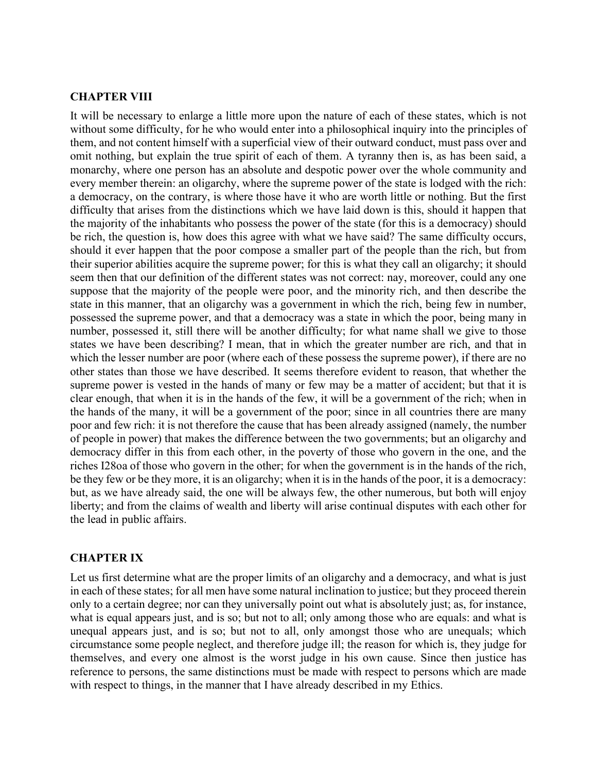## CHAPTER VIII

It will be necessary to enlarge a little more upon the nature of each of these states, which is not without some difficulty, for he who would enter into a philosophical inquiry into the principles of them, and not content himself with a superficial view of their outward conduct, must pass over and omit nothing, but explain the true spirit of each of them. A tyranny then is, as has been said, a monarchy, where one person has an absolute and despotic power over the whole community and every member therein: an oligarchy, where the supreme power of the state is lodged with the rich: a democracy, on the contrary, is where those have it who are worth little or nothing. But the first difficulty that arises from the distinctions which we have laid down is this, should it happen that the majority of the inhabitants who possess the power of the state (for this is a democracy) should be rich, the question is, how does this agree with what we have said? The same difficulty occurs, should it ever happen that the poor compose a smaller part of the people than the rich, but from their superior abilities acquire the supreme power; for this is what they call an oligarchy; it should seem then that our definition of the different states was not correct: nay, moreover, could any one suppose that the majority of the people were poor, and the minority rich, and then describe the state in this manner, that an oligarchy was a government in which the rich, being few in number, possessed the supreme power, and that a democracy was a state in which the poor, being many in number, possessed it, still there will be another difficulty; for what name shall we give to those states we have been describing? I mean, that in which the greater number are rich, and that in which the lesser number are poor (where each of these possess the supreme power), if there are no other states than those we have described. It seems therefore evident to reason, that whether the supreme power is vested in the hands of many or few may be a matter of accident; but that it is clear enough, that when it is in the hands of the few, it will be a government of the rich; when in the hands of the many, it will be a government of the poor; since in all countries there are many poor and few rich: it is not therefore the cause that has been already assigned (namely, the number of people in power) that makes the difference between the two governments; but an oligarchy and democracy differ in this from each other, in the poverty of those who govern in the one, and the riches I28oa of those who govern in the other; for when the government is in the hands of the rich, be they few or be they more, it is an oligarchy; when it is in the hands of the poor, it is a democracy: but, as we have already said, the one will be always few, the other numerous, but both will enjoy liberty; and from the claims of wealth and liberty will arise continual disputes with each other for the lead in public affairs.

## CHAPTER IX

Let us first determine what are the proper limits of an oligarchy and a democracy, and what is just in each of these states; for all men have some natural inclination to justice; but they proceed therein only to a certain degree; nor can they universally point out what is absolutely just; as, for instance, what is equal appears just, and is so; but not to all; only among those who are equals: and what is unequal appears just, and is so; but not to all, only amongst those who are unequals; which circumstance some people neglect, and therefore judge ill; the reason for which is, they judge for themselves, and every one almost is the worst judge in his own cause. Since then justice has reference to persons, the same distinctions must be made with respect to persons which are made with respect to things, in the manner that I have already described in my Ethics.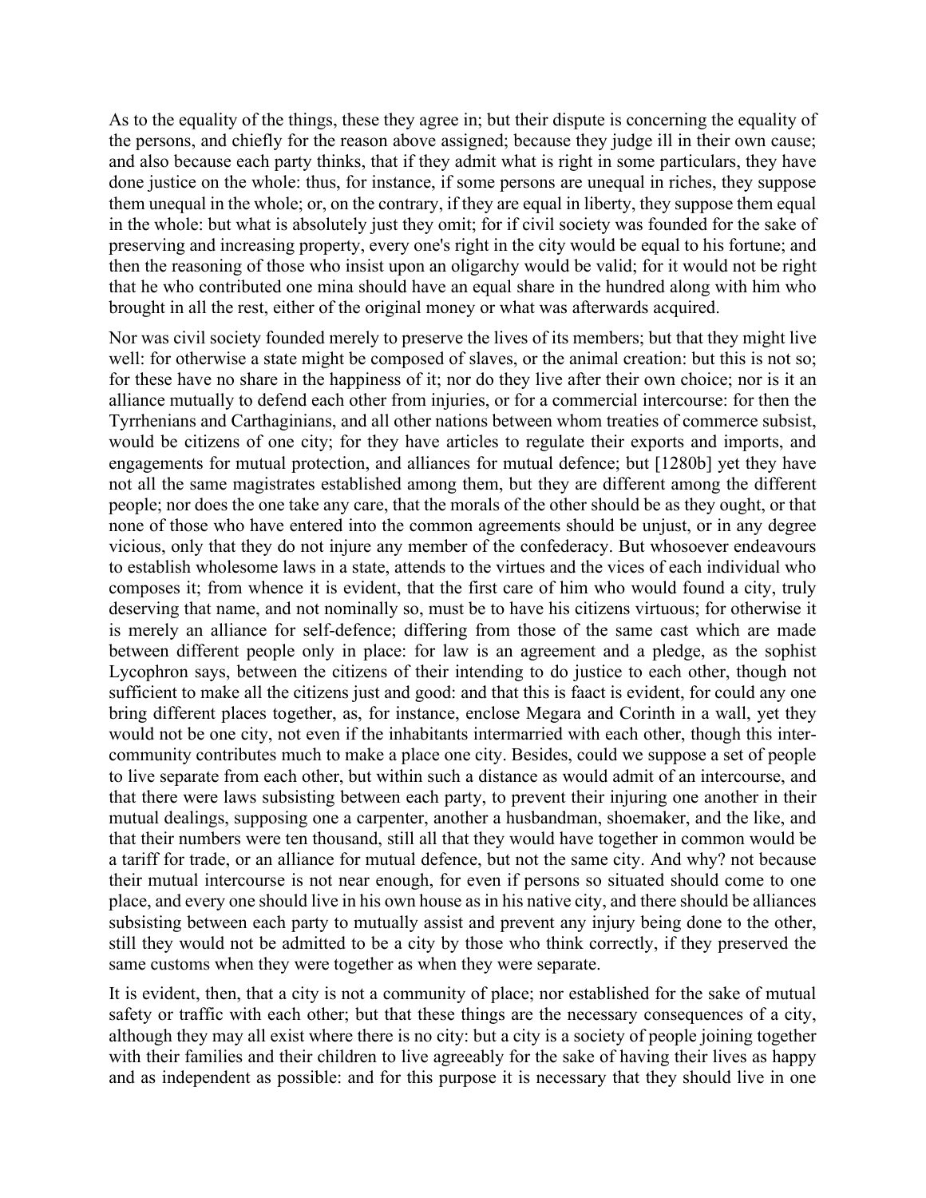As to the equality of the things, these they agree in; but their dispute is concerning the equality of the persons, and chiefly for the reason above assigned; because they judge ill in their own cause; and also because each party thinks, that if they admit what is right in some particulars, they have done justice on the whole: thus, for instance, if some persons are unequal in riches, they suppose them unequal in the whole; or, on the contrary, if they are equal in liberty, they suppose them equal in the whole: but what is absolutely just they omit; for if civil society was founded for the sake of preserving and increasing property, every one's right in the city would be equal to his fortune; and then the reasoning of those who insist upon an oligarchy would be valid; for it would not be right that he who contributed one mina should have an equal share in the hundred along with him who brought in all the rest, either of the original money or what was afterwards acquired.

Nor was civil society founded merely to preserve the lives of its members; but that they might live well: for otherwise a state might be composed of slaves, or the animal creation: but this is not so; for these have no share in the happiness of it; nor do they live after their own choice; nor is it an alliance mutually to defend each other from injuries, or for a commercial intercourse: for then the Tyrrhenians and Carthaginians, and all other nations between whom treaties of commerce subsist, would be citizens of one city; for they have articles to regulate their exports and imports, and engagements for mutual protection, and alliances for mutual defence; but [1280b] yet they have not all the same magistrates established among them, but they are different among the different people; nor does the one take any care, that the morals of the other should be as they ought, or that none of those who have entered into the common agreements should be unjust, or in any degree vicious, only that they do not injure any member of the confederacy. But whosoever endeavours to establish wholesome laws in a state, attends to the virtues and the vices of each individual who composes it; from whence it is evident, that the first care of him who would found a city, truly deserving that name, and not nominally so, must be to have his citizens virtuous; for otherwise it is merely an alliance for self-defence; differing from those of the same cast which are made between different people only in place: for law is an agreement and a pledge, as the sophist Lycophron says, between the citizens of their intending to do justice to each other, though not sufficient to make all the citizens just and good: and that this is faact is evident, for could any one bring different places together, as, for instance, enclose Megara and Corinth in a wall, yet they would not be one city, not even if the inhabitants intermarried with each other, though this inter-community contributes much to make a place one city. Besides, could we suppose a set of people to live separate from each other, but within such a distance as would admit of an intercourse, and that there were laws subsisting between each party, to prevent their injuring one another in their mutual dealings, supposing one a carpenter, another a husbandman, shoemaker, and the like, and that their numbers were ten thousand, still all that they would have together in common would be a tariff for trade, or an alliance for mutual defence, but not the same city. And why? not because their mutual intercourse is not near enough, for even if persons so situated should come to one place, and every one should live in his own house as in his native city, and there should be alliances subsisting between each party to mutually assist and prevent any injury being done to the other, still they would not be admitted to be a city by those who think correctly, if they preserved the same customs when they were together as when they were separate.

It is evident, then, that a city is not a community of place; nor established for the sake of mutual safety or traffic with each other; but that these things are the necessary consequences of a city, although they may all exist where there is no city: but a city is a society of people joining together with their families and their children to live agreeably for the sake of having their lives as happy and as independent as possible: and for this purpose it is necessary that they should live in one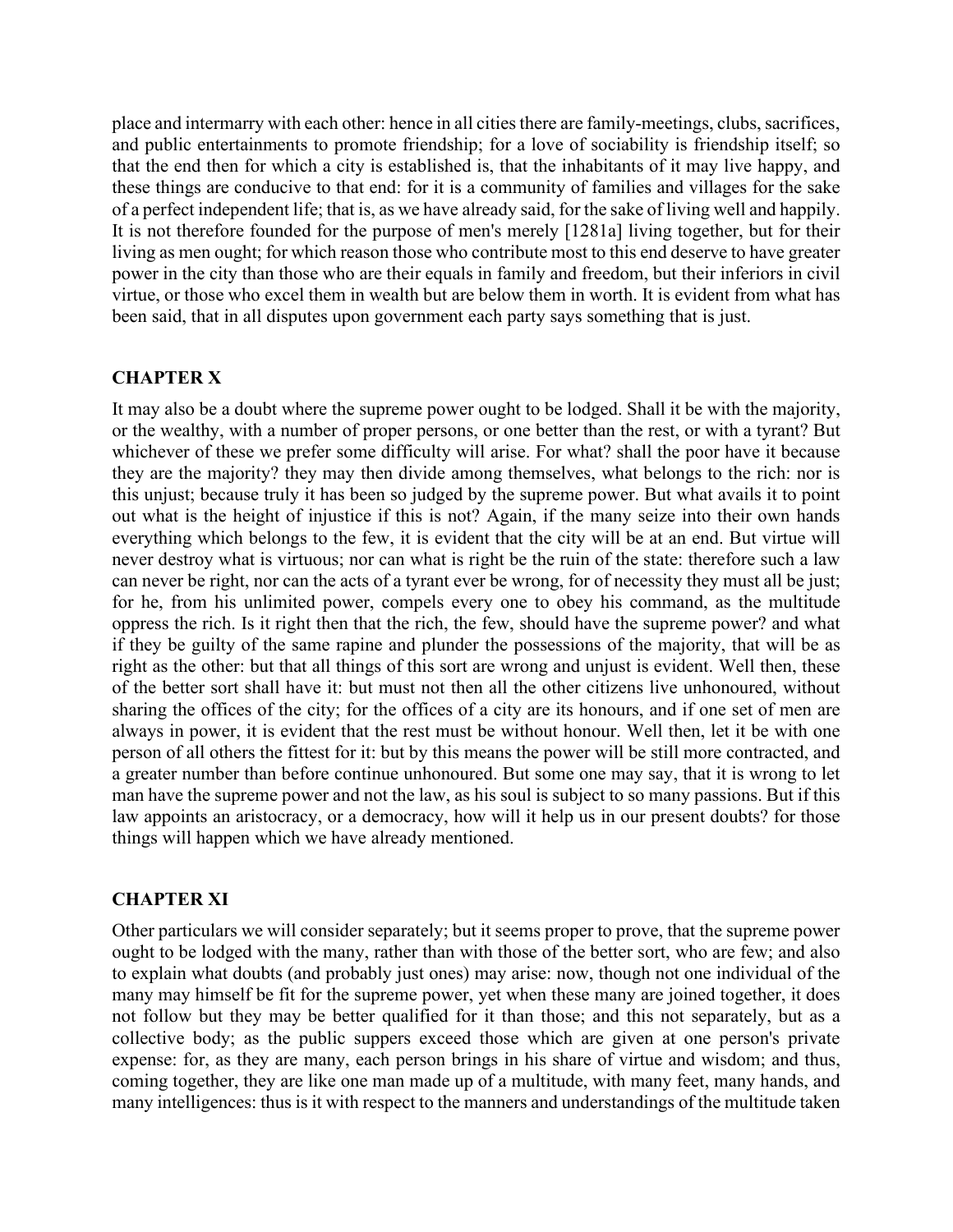place and intermarry with each other: hence in all cities there are family-meetings, clubs, sacrifices, and public entertainments to promote friendship; for a love of sociability is friendship itself; so that the end then for which a city is established is, that the inhabitants of it may live happy, and these things are conducive to that end: for it is a community of families and villages for the sake of a perfect independent life; that is, as we have already said, for the sake of living well and happily. It is not therefore founded for the purpose of men's merely [1281a] living together, but for their living as men ought; for which reason those who contribute most to this end deserve to have greater power in the city than those who are their equals in family and freedom, but their inferiors in civil virtue, or those who excel them in wealth but are below them in worth. It is evident from what has been said, that in all disputes upon government each party says something that is just.

## CHAPTER X

It may also be a doubt where the supreme power ought to be lodged. Shall it be with the majority, or the wealthy, with a number of proper persons, or one better than the rest, or with a tyrant? But whichever of these we prefer some difficulty will arise. For what? shall the poor have it because they are the majority? they may then divide among themselves, what belongs to the rich: nor is this unjust; because truly it has been so judged by the supreme power. But what avails it to point out what is the height of injustice if this is not? Again, if the many seize into their own hands everything which belongs to the few, it is evident that the city will be at an end. But virtue will never destroy what is virtuous; nor can what is right be the ruin of the state: therefore such a law can never be right, nor can the acts of a tyrant ever be wrong, for of necessity they must all be just; for he, from his unlimited power, compels every one to obey his command, as the multitude oppress the rich. Is it right then that the rich, the few, should have the supreme power? and what if they be guilty of the same rapine and plunder the possessions of the majority, that will be as right as the other: but that all things of this sort are wrong and unjust is evident. Well then, these of the better sort shall have it: but must not then all the other citizens live unhonoured, without sharing the offices of the city; for the offices of a city are its honours, and if one set of men are always in power, it is evident that the rest must be without honour. Well then, let it be with one person of all others the fittest for it: but by this means the power will be still more contracted, and a greater number than before continue unhonoured. But some one may say, that it is wrong to let man have the supreme power and not the law, as his soul is subject to so many passions. But if this law appoints an aristocracy, or a democracy, how will it help us in our present doubts? for those things will happen which we have already mentioned.

## CHAPTER XI

Other particulars we will consider separately; but it seems proper to prove, that the supreme power ought to be lodged with the many, rather than with those of the better sort, who are few; and also to explain what doubts (and probably just ones) may arise: now, though not one individual of the many may himself be fit for the supreme power, yet when these many are joined together, it does not follow but they may be better qualified for it than those; and this not separately, but as a collective body; as the public suppers exceed those which are given at one person's private expense: for, as they are many, each person brings in his share of virtue and wisdom; and thus, coming together, they are like one man made up of a multitude, with many feet, many hands, and many intelligences: thus is it with respect to the manners and understandings of the multitude taken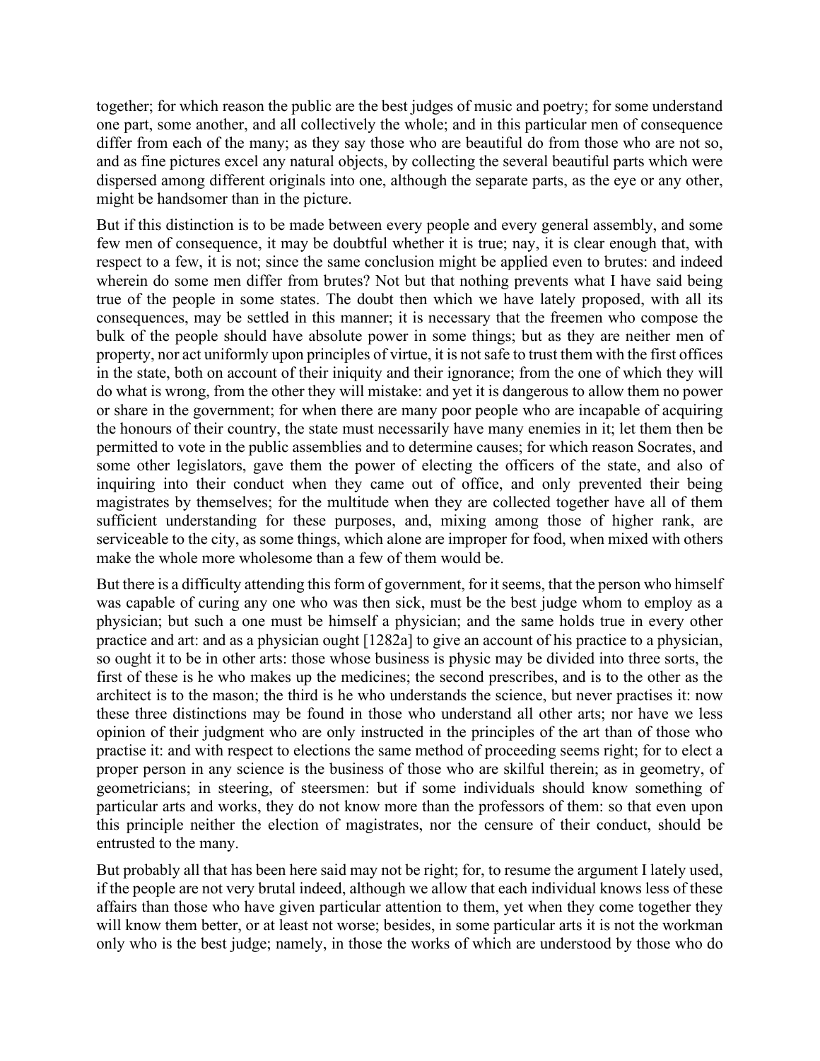together; for which reason the public are the best judges of music and poetry; for some understand one part, some another, and all collectively the whole; and in this particular men of consequence differ from each of the many; as they say those who are beautiful do from those who are not so, and as fine pictures excel any natural objects, by collecting the several beautiful parts which were dispersed among different originals into one, although the separate parts, as the eye or any other, might be handsomer than in the picture.

But if this distinction is to be made between every people and every general assembly, and some few men of consequence, it may be doubtful whether it is true; nay, it is clear enough that, with respect to a few, it is not; since the same conclusion might be applied even to brutes: and indeed wherein do some men differ from brutes? Not but that nothing prevents what I have said being true of the people in some states. The doubt then which we have lately proposed, with all its consequences, may be settled in this manner; it is necessary that the freemen who compose the bulk of the people should have absolute power in some things; but as they are neither men of property, nor act uniformly upon principles of virtue, it is not safe to trust them with the first offices in the state, both on account of their iniquity and their ignorance; from the one of which they will do what is wrong, from the other they will mistake: and yet it is dangerous to allow them no power or share in the government; for when there are many poor people who are incapable of acquiring the honours of their country, the state must necessarily have many enemies in it; let them then be permitted to vote in the public assemblies and to determine causes; for which reason Socrates, and some other legislators, gave them the power of electing the officers of the state, and also of inquiring into their conduct when they came out of office, and only prevented their being magistrates by themselves; for the multitude when they are collected together have all of them sufficient understanding for these purposes, and, mixing among those of higher rank, are serviceable to the city, as some things, which alone are improper for food, when mixed with others make the whole more wholesome than a few of them would be.

But there is a difficulty attending this form of government, for it seems, that the person who himself was capable of curing any one who was then sick, must be the best judge whom to employ as a physician; but such a one must be himself a physician; and the same holds true in every other practice and art: and as a physician ought [1282a] to give an account of his practice to a physician, so ought it to be in other arts: those whose business is physic may be divided into three sorts, the first of these is he who makes up the medicines; the second prescribes, and is to the other as the architect is to the mason; the third is he who understands the science, but never practises it: now these three distinctions may be found in those who understand all other arts; nor have we less opinion of their judgment who are only instructed in the principles of the art than of those who practise it: and with respect to elections the same method of proceeding seems right; for to elect a proper person in any science is the business of those who are skilful therein; as in geometry, of geometricians; in steering, of steersmen: but if some individuals should know something of particular arts and works, they do not know more than the professors of them: so that even upon this principle neither the election of magistrates, nor the censure of their conduct, should be entrusted to the many.

But probably all that has been here said may not be right; for, to resume the argument I lately used, if the people are not very brutal indeed, although we allow that each individual knows less of these affairs than those who have given particular attention to them, yet when they come together they will know them better, or at least not worse; besides, in some particular arts it is not the workman only who is the best judge; namely, in those the works of which are understood by those who do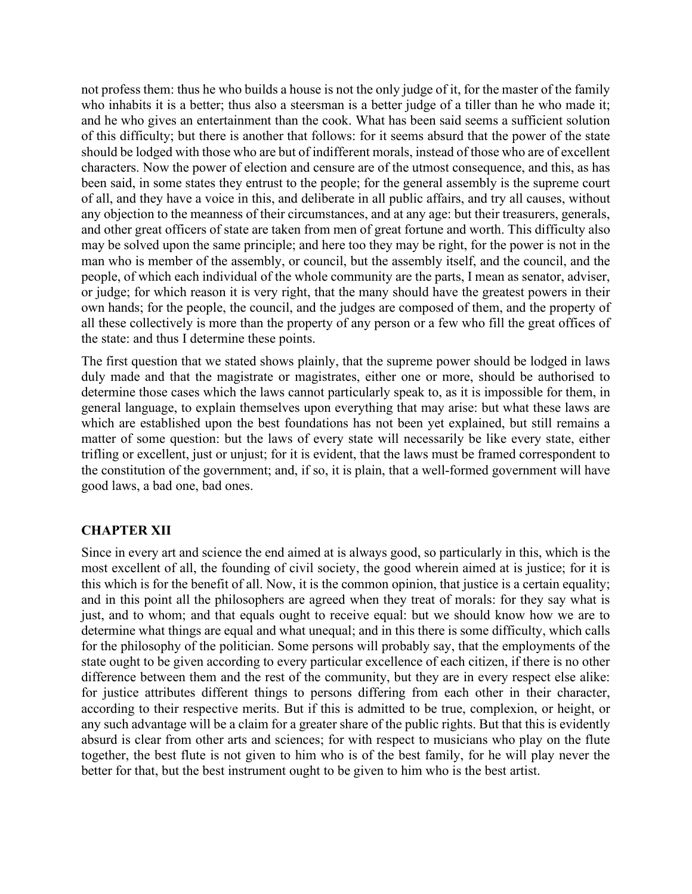not profess them: thus he who builds a house is not the only judge of it, for the master of the family who inhabits it is a better; thus also a steersman is a better judge of a tiller than he who made it; and he who gives an entertainment than the cook. What has been said seems a sufficient solution of this difficulty; but there is another that follows: for it seems absurd that the power of the state should be lodged with those who are but of indifferent morals, instead of those who are of excellent characters. Now the power of election and censure are of the utmost consequence, and this, as has been said, in some states they entrust to the people; for the general assembly is the supreme court of all, and they have a voice in this, and deliberate in all public affairs, and try all causes, without any objection to the meanness of their circumstances, and at any age: but their treasurers, generals, and other great officers of state are taken from men of great fortune and worth. This difficulty also may be solved upon the same principle; and here too they may be right, for the power is not in the man who is member of the assembly, or council, but the assembly itself, and the council, and the people, of which each individual of the whole community are the parts, I mean as senator, adviser, or judge; for which reason it is very right, that the many should have the greatest powers in their own hands; for the people, the council, and the judges are composed of them, and the property of all these collectively is more than the property of any person or a few who fill the great offices of the state: and thus I determine these points.

The first question that we stated shows plainly, that the supreme power should be lodged in laws duly made and that the magistrate or magistrates, either one or more, should be authorised to determine those cases which the laws cannot particularly speak to, as it is impossible for them, in general language, to explain themselves upon everything that may arise: but what these laws are which are established upon the best foundations has not been yet explained, but still remains a matter of some question: but the laws of every state will necessarily be like every state, either trifling or excellent, just or unjust; for it is evident, that the laws must be framed correspondent to the constitution of the government; and, if so, it is plain, that a well-formed government will have good laws, a bad one, bad ones.

## CHAPTER XII

Since in every art and science the end aimed at is always good, so particularly in this, which is the most excellent of all, the founding of civil society, the good wherein aimed at is justice; for it is this which is for the benefit of all. Now, it is the common opinion, that justice is a certain equality; and in this point all the philosophers are agreed when they treat of morals: for they say what is just, and to whom; and that equals ought to receive equal: but we should know how we are to determine what things are equal and what unequal; and in this there is some difficulty, which calls for the philosophy of the politician. Some persons will probably say, that the employments of the state ought to be given according to every particular excellence of each citizen, if there is no other difference between them and the rest of the community, but they are in every respect else alike: for justice attributes different things to persons differing from each other in their character, according to their respective merits. But if this is admitted to be true, complexion, or height, or any such advantage will be a claim for a greater share of the public rights. But that this is evidently absurd is clear from other arts and sciences; for with respect to musicians who play on the flute together, the best flute is not given to him who is of the best family, for he will play never the better for that, but the best instrument ought to be given to him who is the best artist.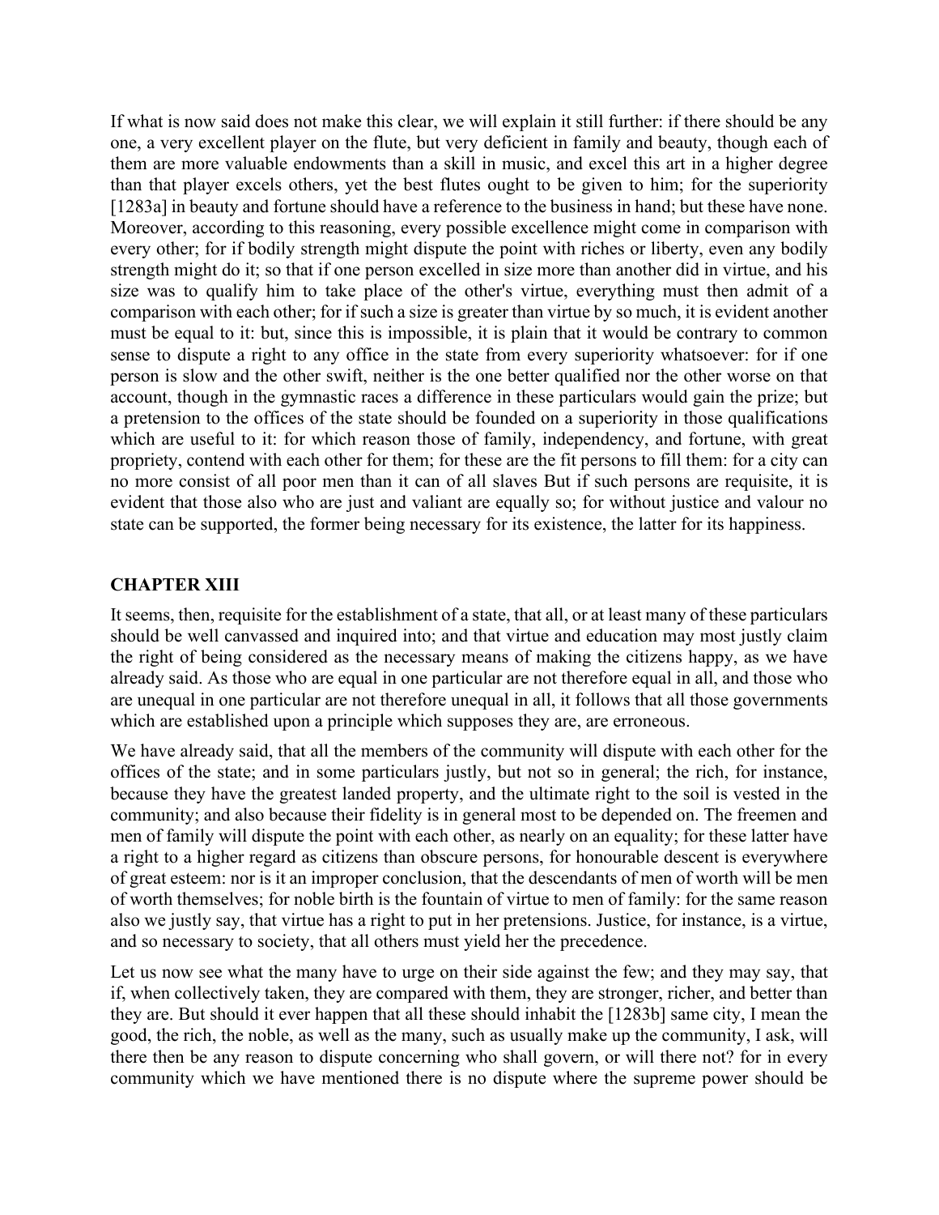If what is now said does not make this clear, we will explain it still further: if there should be any one, a very excellent player on the flute, but very deficient in family and beauty, though each of them are more valuable endowments than a skill in music, and excel this art in a higher degree than that player excels others, yet the best flutes ought to be given to him; for the superiority [1283a] in beauty and fortune should have a reference to the business in hand; but these have none. Moreover, according to this reasoning, every possible excellence might come in comparison with every other; for if bodily strength might dispute the point with riches or liberty, even any bodily strength might do it; so that if one person excelled in size more than another did in virtue, and his size was to qualify him to take place of the other's virtue, everything must then admit of a comparison with each other; for if such a size is greater than virtue by so much, it is evident another must be equal to it: but, since this is impossible, it is plain that it would be contrary to common sense to dispute a right to any office in the state from every superiority whatsoever: for if one person is slow and the other swift, neither is the one better qualified nor the other worse on that account, though in the gymnastic races a difference in these particulars would gain the prize; but a pretension to the offices of the state should be founded on a superiority in those qualifications which are useful to it: for which reason those of family, independency, and fortune, with great propriety, contend with each other for them; for these are the fit persons to fill them: for a city can no more consist of all poor men than it can of all slaves But if such persons are requisite, it is evident that those also who are just and valiant are equally so; for without justice and valour no state can be supported, the former being necessary for its existence, the latter for its happiness.

## CHAPTER XIII

It seems, then, requisite for the establishment of a state, that all, or at least many of these particulars should be well canvassed and inquired into; and that virtue and education may most justly claim the right of being considered as the necessary means of making the citizens happy, as we have already said. As those who are equal in one particular are not therefore equal in all, and those who are unequal in one particular are not therefore unequal in all, it follows that all those governments which are established upon a principle which supposes they are, are erroneous.

We have already said, that all the members of the community will dispute with each other for the offices of the state; and in some particulars justly, but not so in general; the rich, for instance, because they have the greatest landed property, and the ultimate right to the soil is vested in the community; and also because their fidelity is in general most to be depended on. The freemen and men of family will dispute the point with each other, as nearly on an equality; for these latter have a right to a higher regard as citizens than obscure persons, for honourable descent is everywhere of great esteem: nor is it an improper conclusion, that the descendants of men of worth will be men of worth themselves; for noble birth is the fountain of virtue to men of family: for the same reason also we justly say, that virtue has a right to put in her pretensions. Justice, for instance, is a virtue, and so necessary to society, that all others must yield her the precedence.

Let us now see what the many have to urge on their side against the few; and they may say, that if, when collectively taken, they are compared with them, they are stronger, richer, and better than they are. But should it ever happen that all these should inhabit the [1283b] same city, I mean the good, the rich, the noble, as well as the many, such as usually make up the community, I ask, will there then be any reason to dispute concerning who shall govern, or will there not? for in every community which we have mentioned there is no dispute where the supreme power should be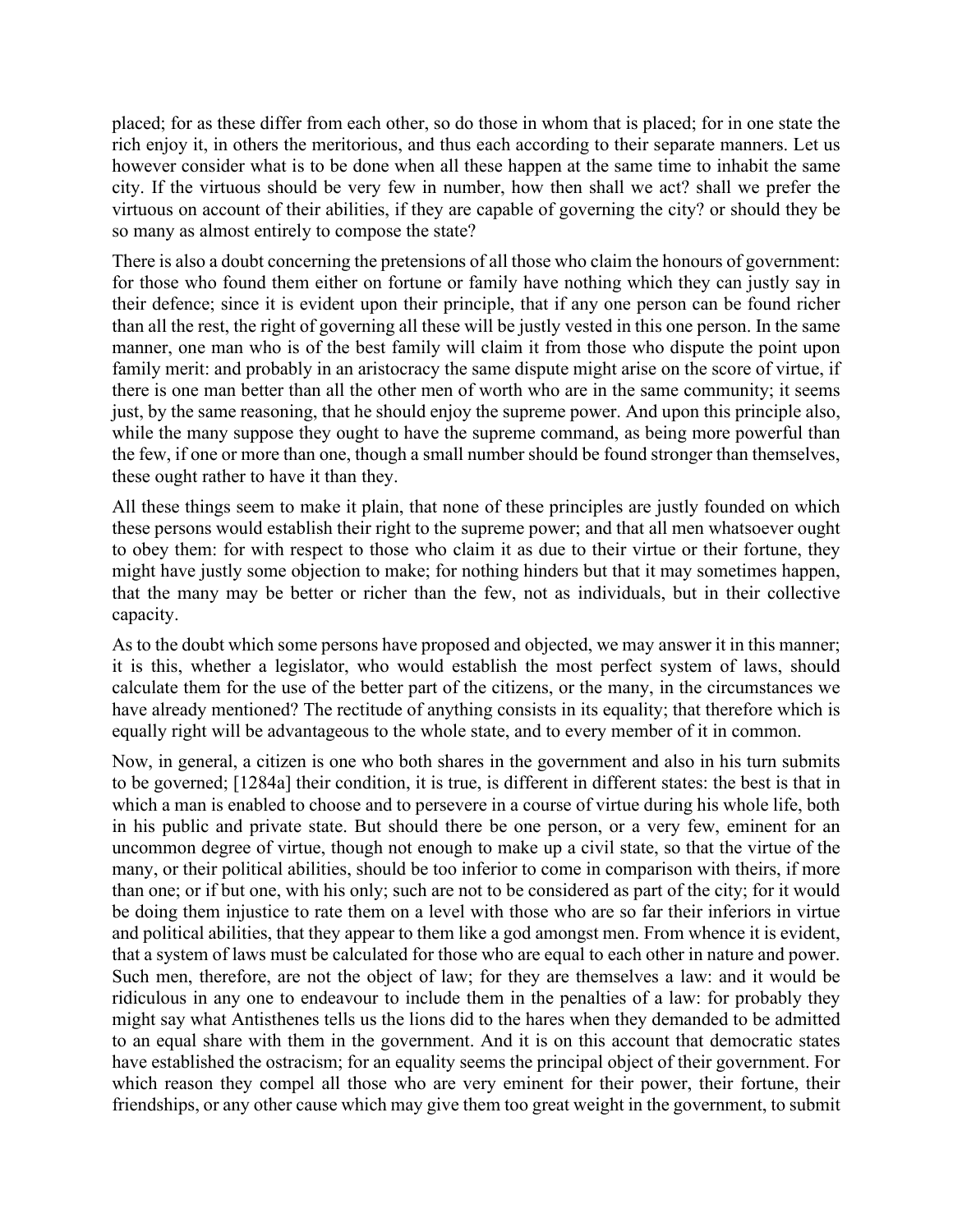placed; for as these differ from each other, so do those in whom that is placed; for in one state the rich enjoy it, in others the meritorious, and thus each according to their separate manners. Let us however consider what is to be done when all these happen at the same time to inhabit the same city. If the virtuous should be very few in number, how then shall we act? shall we prefer the virtuous on account of their abilities, if they are capable of governing the city? or should they be so many as almost entirely to compose the state?

There is also a doubt concerning the pretensions of all those who claim the honours of government: for those who found them either on fortune or family have nothing which they can justly say in their defence; since it is evident upon their principle, that if any one person can be found richer than all the rest, the right of governing all these will be justly vested in this one person. In the same manner, one man who is of the best family will claim it from those who dispute the point upon family merit: and probably in an aristocracy the same dispute might arise on the score of virtue, if there is one man better than all the other men of worth who are in the same community; it seems just, by the same reasoning, that he should enjoy the supreme power. And upon this principle also, while the many suppose they ought to have the supreme command, as being more powerful than the few, if one or more than one, though a small number should be found stronger than themselves, these ought rather to have it than they.

All these things seem to make it plain, that none of these principles are justly founded on which these persons would establish their right to the supreme power; and that all men whatsoever ought to obey them: for with respect to those who claim it as due to their virtue or their fortune, they might have justly some objection to make; for nothing hinders but that it may sometimes happen, that the many may be better or richer than the few, not as individuals, but in their collective capacity.

As to the doubt which some persons have proposed and objected, we may answer it in this manner; it is this, whether a legislator, who would establish the most perfect system of laws, should calculate them for the use of the better part of the citizens, or the many, in the circumstances we have already mentioned? The rectitude of anything consists in its equality; that therefore which is equally right will be advantageous to the whole state, and to every member of it in common.

Now, in general, a citizen is one who both shares in the government and also in his turn submits to be governed; [1284a] their condition, it is true, is different in different states: the best is that in which a man is enabled to choose and to persevere in a course of virtue during his whole life, both in his public and private state. But should there be one person, or a very few, eminent for an uncommon degree of virtue, though not enough to make up a civil state, so that the virtue of the many, or their political abilities, should be too inferior to come in comparison with theirs, if more than one; or if but one, with his only; such are not to be considered as part of the city; for it would be doing them injustice to rate them on a level with those who are so far their inferiors in virtue and political abilities, that they appear to them like a god amongst men. From whence it is evident, that a system of laws must be calculated for those who are equal to each other in nature and power. Such men, therefore, are not the object of law; for they are themselves a law: and it would be ridiculous in any one to endeavour to include them in the penalties of a law: for probably they might say what Antisthenes tells us the lions did to the hares when they demanded to be admitted to an equal share with them in the government. And it is on this account that democratic states have established the ostracism; for an equality seems the principal object of their government. For which reason they compel all those who are very eminent for their power, their fortune, their friendships, or any other cause which may give them too great weight in the government, to submit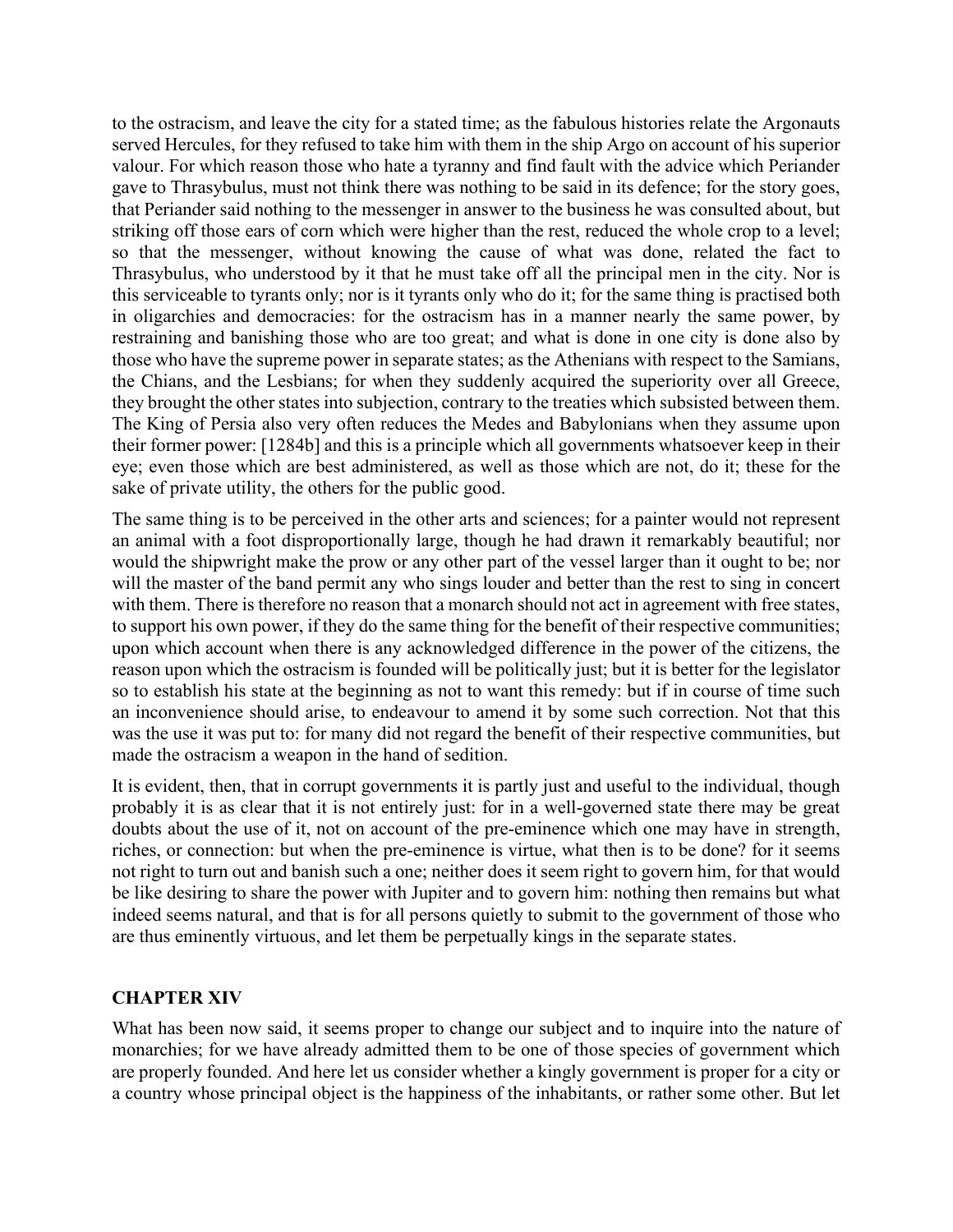to the ostracism, and leave the city for a stated time; as the fabulous histories relate the Argonauts served Hercules, for they refused to take him with them in the ship Argo on account of his superior valour. For which reason those who hate a tyranny and find fault with the advice which Periander gave to Thrasybulus, must not think there was nothing to be said in its defence; for the story goes, that Periander said nothing to the messenger in answer to the business he was consulted about, but striking off those ears of corn which were higher than the rest, reduced the whole crop to a level; so that the messenger, without knowing the cause of what was done, related the fact to Thrasybulus, who understood by it that he must take off all the principal men in the city. Nor is this serviceable to tyrants only; nor is it tyrants only who do it; for the same thing is practised both in oligarchies and democracies: for the ostracism has in a manner nearly the same power, by restraining and banishing those who are too great; and what is done in one city is done also by those who have the supreme power in separate states; as the Athenians with respect to the Samians, the Chians, and the Lesbians; for when they suddenly acquired the superiority over all Greece, they brought the other states into subjection, contrary to the treaties which subsisted between them. The King of Persia also very often reduces the Medes and Babylonians when they assume upon their former power: [1284b] and this is a principle which all governments whatsoever keep in their eye; even those which are best administered, as well as those which are not, do it; these for the sake of private utility, the others for the public good.

The same thing is to be perceived in the other arts and sciences; for a painter would not represent an animal with a foot disproportionally large, though he had drawn it remarkably beautiful; nor would the shipwright make the prow or any other part of the vessel larger than it ought to be; nor will the master of the band permit any who sings louder and better than the rest to sing in concert with them. There is therefore no reason that a monarch should not act in agreement with free states, to support his own power, if they do the same thing for the benefit of their respective communities; upon which account when there is any acknowledged difference in the power of the citizens, the reason upon which the ostracism is founded will be politically just; but it is better for the legislator so to establish his state at the beginning as not to want this remedy: but if in course of time such an inconvenience should arise, to endeavour to amend it by some such correction. Not that this was the use it was put to: for many did not regard the benefit of their respective communities, but made the ostracism a weapon in the hand of sedition.

It is evident, then, that in corrupt governments it is partly just and useful to the individual, though probably it is as clear that it is not entirely just: for in a well-governed state there may be great doubts about the use of it, not on account of the pre-eminence which one may have in strength, riches, or connection: but when the pre-eminence is virtue, what then is to be done? for it seems not right to turn out and banish such a one; neither does it seem right to govern him, for that would be like desiring to share the power with Jupiter and to govern him: nothing then remains but what indeed seems natural, and that is for all persons quietly to submit to the government of those who are thus eminently virtuous, and let them be perpetually kings in the separate states.

## CHAPTER XIV

What has been now said, it seems proper to change our subject and to inquire into the nature of monarchies; for we have already admitted them to be one of those species of government which are properly founded. And here let us consider whether a kingly government is proper for a city or a country whose principal object is the happiness of the inhabitants, or rather some other. But let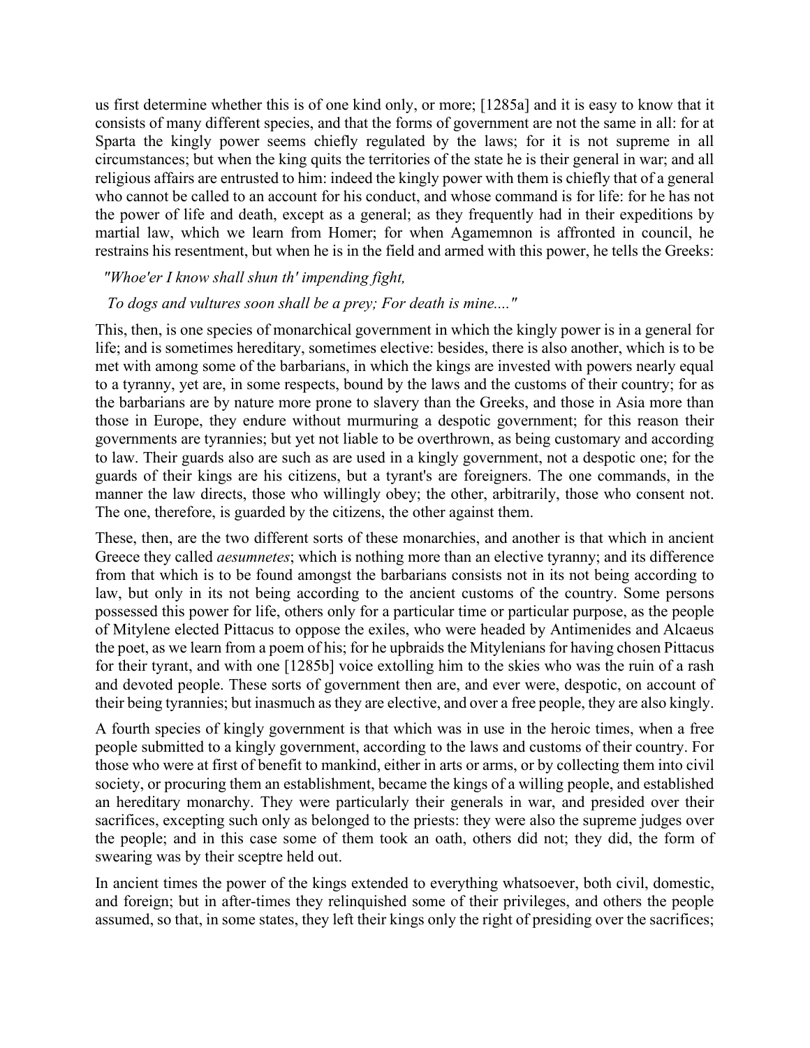us first determine whether this is of one kind only, or more; [1285a] and it is easy to know that it consists of many different species, and that the forms of government are not the same in all: for at Sparta the kingly power seems chiefly regulated by the laws; for it is not supreme in all circumstances; but when the king quits the territories of the state he is their general in war; and all religious affairs are entrusted to him: indeed the kingly power with them is chiefly that of a general who cannot be called to an account for his conduct, and whose command is for life: for he has not the power of life and death, except as a general; as they frequently had in their expeditions by martial law, which we learn from Homer; for when Agamemnon is affronted in council, he restrains his resentment, but when he is in the field and armed with this power, he tells the Greeks:

*"Whoe'er I know shall shun th' impending fight,*

*To dogs and vultures soon shall be a prey; For death is mine...."*

This, then, is one species of monarchical government in which the kingly power is in a general for life; and is sometimes hereditary, sometimes elective: besides, there is also another, which is to be met with among some of the barbarians, in which the kings are invested with powers nearly equal to a tyranny, yet are, in some respects, bound by the laws and the customs of their country; for as the barbarians are by nature more prone to slavery than the Greeks, and those in Asia more than those in Europe, they endure without murmuring a despotic government; for this reason their governments are tyrannies; but yet not liable to be overthrown, as being customary and according to law. Their guards also are such as are used in a kingly government, not a despotic one; for the guards of their kings are his citizens, but a tyrant's are foreigners. The one commands, in the manner the law directs, those who willingly obey; the other, arbitrarily, those who consent not. The one, therefore, is guarded by the citizens, the other against them.

These, then, are the two different sorts of these monarchies, and another is that which in ancient Greece they called *aesumnetes*; which is nothing more than an elective tyranny; and its difference from that which is to be found amongst the barbarians consists not in its not being according to law, but only in its not being according to the ancient customs of the country. Some persons possessed this power for life, others only for a particular time or particular purpose, as the people of Mitylene elected Pittacus to oppose the exiles, who were headed by Antimenides and Alcaeus the poet, as we learn from a poem of his; for he upbraids the Mitylenians for having chosen Pittacus for their tyrant, and with one [1285b] voice extolling him to the skies who was the ruin of a rash and devoted people. These sorts of government then are, and ever were, despotic, on account of their being tyrannies; but inasmuch as they are elective, and over a free people, they are also kingly.

A fourth species of kingly government is that which was in use in the heroic times, when a free people submitted to a kingly government, according to the laws and customs of their country. For those who were at first of benefit to mankind, either in arts or arms, or by collecting them into civil society, or procuring them an establishment, became the kings of a willing people, and established an hereditary monarchy. They were particularly their generals in war, and presided over their sacrifices, excepting such only as belonged to the priests: they were also the supreme judges over the people; and in this case some of them took an oath, others did not; they did, the form of swearing was by their sceptre held out.

In ancient times the power of the kings extended to everything whatsoever, both civil, domestic, and foreign; but in after-times they relinquished some of their privileges, and others the people assumed, so that, in some states, they left their kings only the right of presiding over the sacrifices;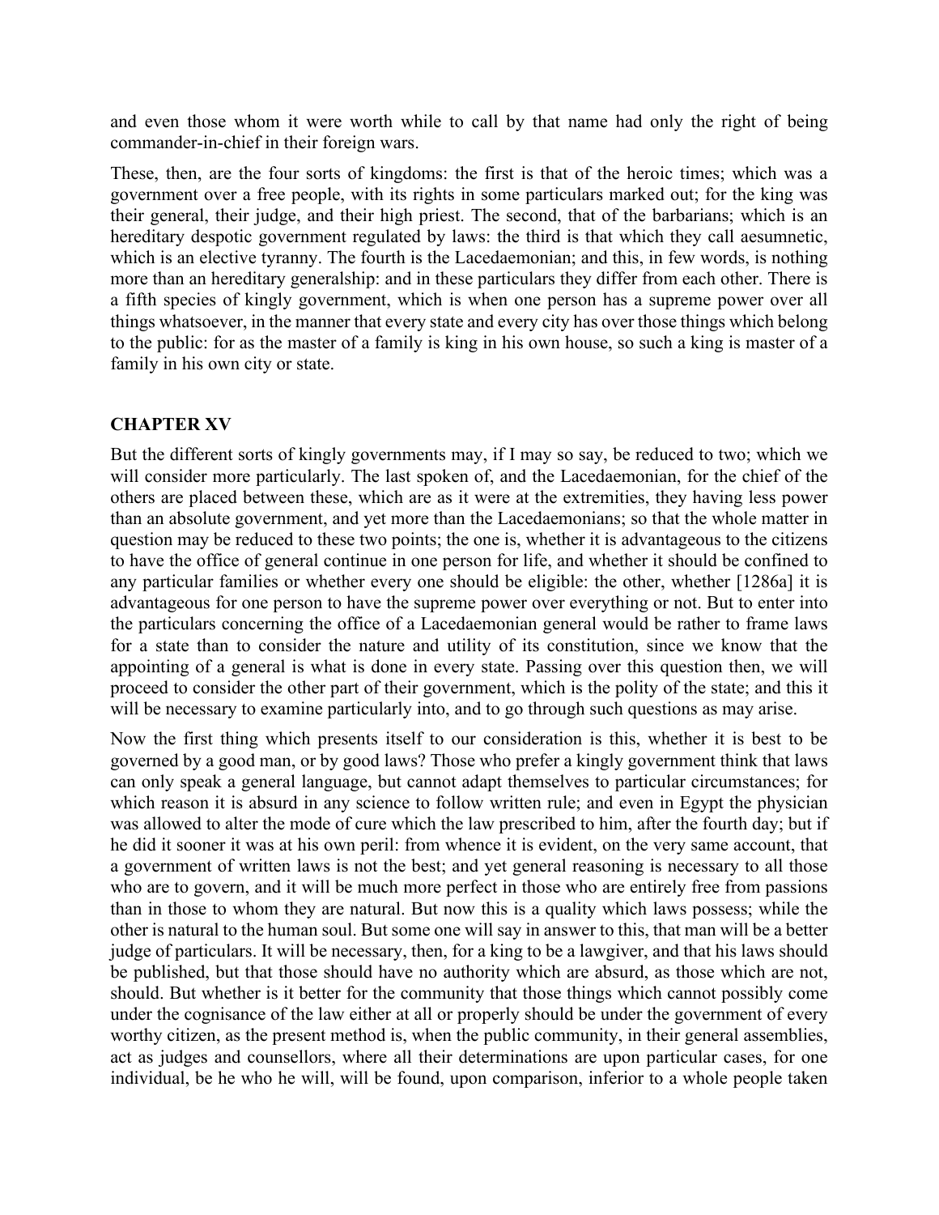and even those whom it were worth while to call by that name had only the right of being commander-in-chief in their foreign wars.

These, then, are the four sorts of kingdoms: the first is that of the heroic times; which was a government over a free people, with its rights in some particulars marked out; for the king was their general, their judge, and their high priest. The second, that of the barbarians; which is an hereditary despotic government regulated by laws: the third is that which they call aesumnetic, which is an elective tyranny. The fourth is the Lacedaemonian; and this, in few words, is nothing more than an hereditary generalship: and in these particulars they differ from each other. There is a fifth species of kingly government, which is when one person has a supreme power over all things whatsoever, in the manner that every state and every city has over those things which belong to the public: for as the master of a family is king in his own house, so such a king is master of a family in his own city or state.

## CHAPTER XV

But the different sorts of kingly governments may, if I may so say, be reduced to two; which we will consider more particularly. The last spoken of, and the Lacedaemonian, for the chief of the others are placed between these, which are as it were at the extremities, they having less power than an absolute government, and yet more than the Lacedaemonians; so that the whole matter in question may be reduced to these two points; the one is, whether it is advantageous to the citizens to have the office of general continue in one person for life, and whether it should be confined to any particular families or whether every one should be eligible: the other, whether [1286a] it is advantageous for one person to have the supreme power over everything or not. But to enter into the particulars concerning the office of a Lacedaemonian general would be rather to frame laws for a state than to consider the nature and utility of its constitution, since we know that the appointing of a general is what is done in every state. Passing over this question then, we will proceed to consider the other part of their government, which is the polity of the state; and this it will be necessary to examine particularly into, and to go through such questions as may arise.

Now the first thing which presents itself to our consideration is this, whether it is best to be governed by a good man, or by good laws? Those who prefer a kingly government think that laws can only speak a general language, but cannot adapt themselves to particular circumstances; for which reason it is absurd in any science to follow written rule; and even in Egypt the physician was allowed to alter the mode of cure which the law prescribed to him, after the fourth day; but if he did it sooner it was at his own peril: from whence it is evident, on the very same account, that a government of written laws is not the best; and yet general reasoning is necessary to all those who are to govern, and it will be much more perfect in those who are entirely free from passions than in those to whom they are natural. But now this is a quality which laws possess; while the other is natural to the human soul. But some one will say in answer to this, that man will be a better judge of particulars. It will be necessary, then, for a king to be a lawgiver, and that his laws should be published, but that those should have no authority which are absurd, as those which are not, should. But whether is it better for the community that those things which cannot possibly come under the cognisance of the law either at all or properly should be under the government of every worthy citizen, as the present method is, when the public community, in their general assemblies, act as judges and counsellors, where all their determinations are upon particular cases, for one individual, be he who he will, will be found, upon comparison, inferior to a whole people taken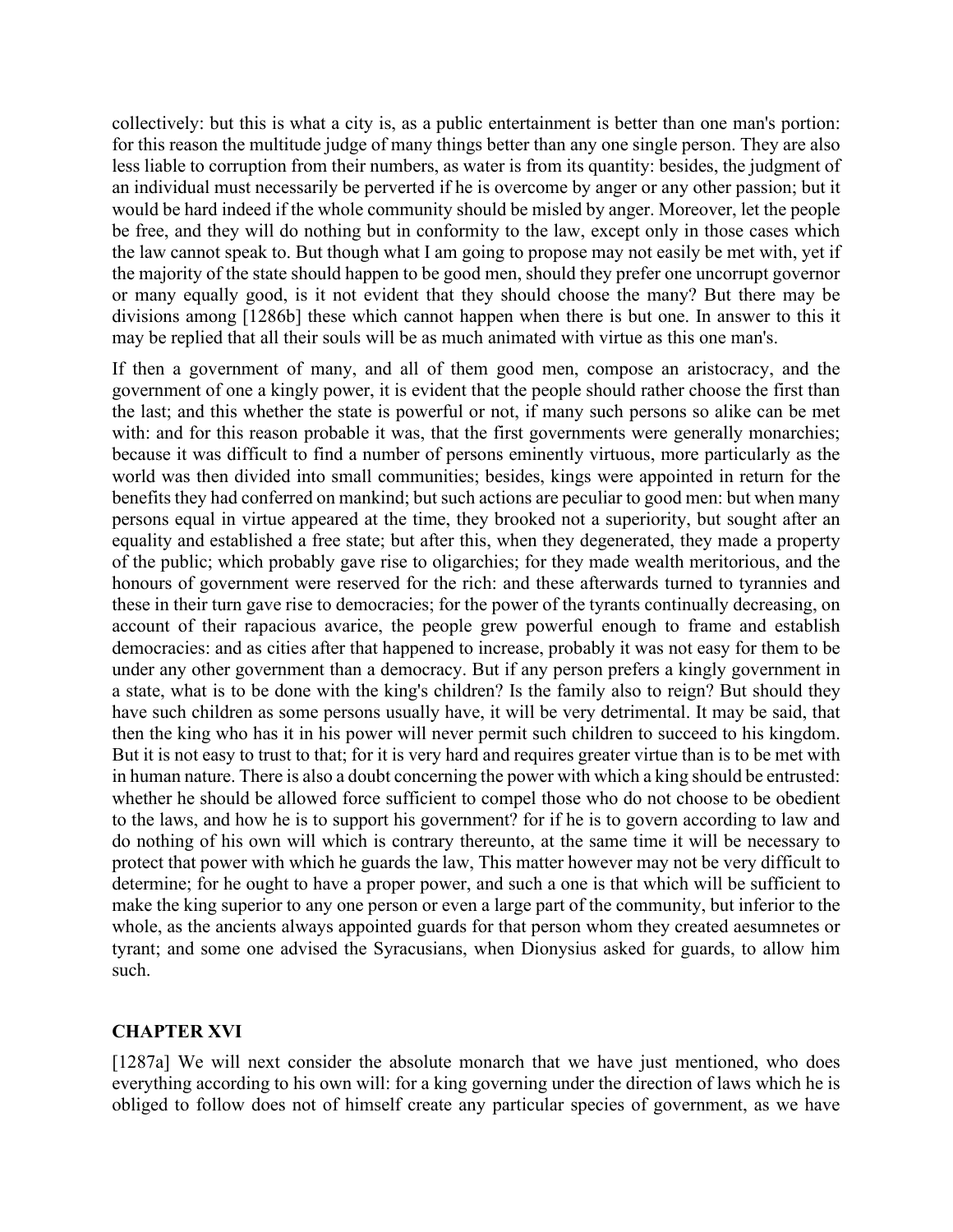collectively: but this is what a city is, as a public entertainment is better than one man's portion: for this reason the multitude judge of many things better than any one single person. They are also less liable to corruption from their numbers, as water is from its quantity: besides, the judgment of an individual must necessarily be perverted if he is overcome by anger or any other passion; but it would be hard indeed if the whole community should be misled by anger. Moreover, let the people be free, and they will do nothing but in conformity to the law, except only in those cases which the law cannot speak to. But though what I am going to propose may not easily be met with, yet if the majority of the state should happen to be good men, should they prefer one uncorrupt governor or many equally good, is it not evident that they should choose the many? But there may be divisions among [1286b] these which cannot happen when there is but one. In answer to this it may be replied that all their souls will be as much animated with virtue as this one man's.

If then a government of many, and all of them good men, compose an aristocracy, and the government of one a kingly power, it is evident that the people should rather choose the first than the last; and this whether the state is powerful or not, if many such persons so alike can be met with: and for this reason probable it was, that the first governments were generally monarchies; because it was difficult to find a number of persons eminently virtuous, more particularly as the world was then divided into small communities; besides, kings were appointed in return for the benefits they had conferred on mankind; but such actions are peculiar to good men: but when many persons equal in virtue appeared at the time, they brooked not a superiority, but sought after an equality and established a free state; but after this, when they degenerated, they made a property of the public; which probably gave rise to oligarchies; for they made wealth meritorious, and the honours of government were reserved for the rich: and these afterwards turned to tyrannies and these in their turn gave rise to democracies; for the power of the tyrants continually decreasing, on account of their rapacious avarice, the people grew powerful enough to frame and establish democracies: and as cities after that happened to increase, probably it was not easy for them to be under any other government than a democracy. But if any person prefers a kingly government in a state, what is to be done with the king's children? Is the family also to reign? But should they have such children as some persons usually have, it will be very detrimental. It may be said, that then the king who has it in his power will never permit such children to succeed to his kingdom. But it is not easy to trust to that; for it is very hard and requires greater virtue than is to be met with in human nature. There is also a doubt concerning the power with which a king should be entrusted: whether he should be allowed force sufficient to compel those who do not choose to be obedient to the laws, and how he is to support his government? for if he is to govern according to law and do nothing of his own will which is contrary thereunto, at the same time it will be necessary to protect that power with which he guards the law, This matter however may not be very difficult to determine; for he ought to have a proper power, and such a one is that which will be sufficient to make the king superior to any one person or even a large part of the community, but inferior to the whole, as the ancients always appointed guards for that person whom they created aesumnetes or tyrant; and some one advised the Syracusians, when Dionysius asked for guards, to allow him such.

## CHAPTER XVI

[1287a] We will next consider the absolute monarch that we have just mentioned, who does everything according to his own will: for a king governing under the direction of laws which he is obliged to follow does not of himself create any particular species of government, as we have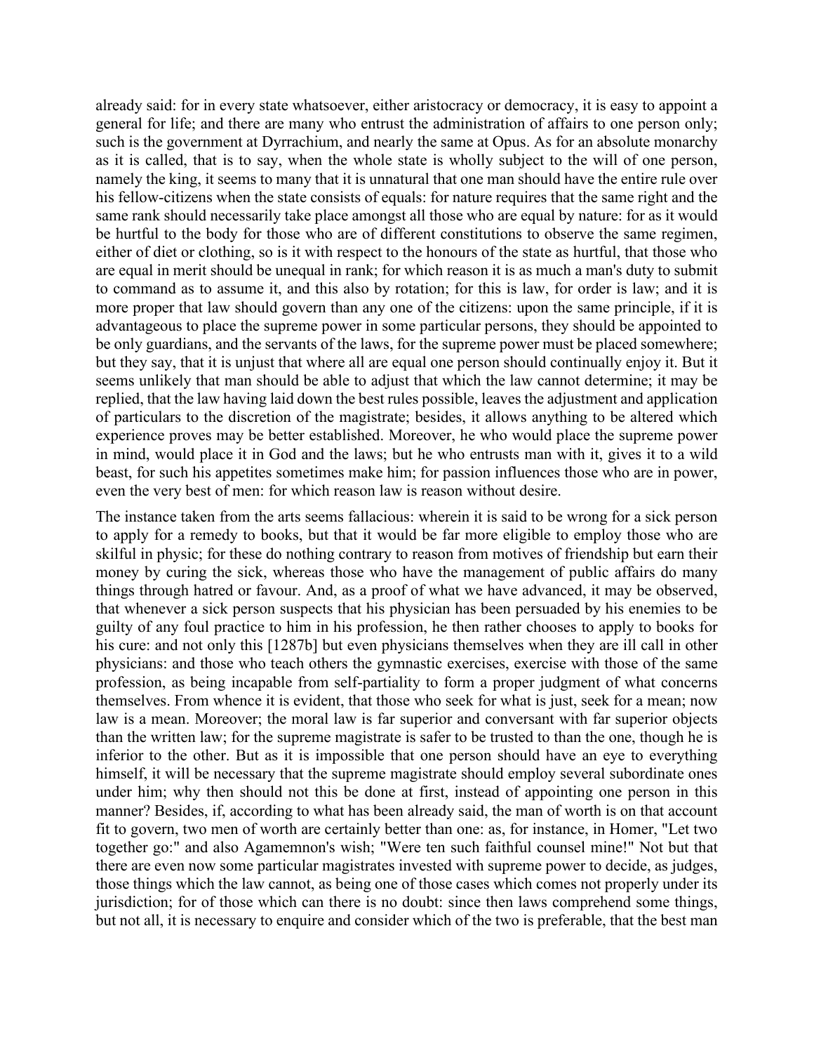already said: for in every state whatsoever, either aristocracy or democracy, it is easy to appoint a general for life; and there are many who entrust the administration of affairs to one person only; such is the government at Dyrrachium, and nearly the same at Opus. As for an absolute monarchy as it is called, that is to say, when the whole state is wholly subject to the will of one person, namely the king, it seems to many that it is unnatural that one man should have the entire rule over his fellow-citizens when the state consists of equals: for nature requires that the same right and the same rank should necessarily take place amongst all those who are equal by nature: for as it would be hurtful to the body for those who are of different constitutions to observe the same regimen, either of diet or clothing, so is it with respect to the honours of the state as hurtful, that those who are equal in merit should be unequal in rank; for which reason it is as much a man's duty to submit to command as to assume it, and this also by rotation; for this is law, for order is law; and it is more proper that law should govern than any one of the citizens: upon the same principle, if it is advantageous to place the supreme power in some particular persons, they should be appointed to be only guardians, and the servants of the laws, for the supreme power must be placed somewhere; but they say, that it is unjust that where all are equal one person should continually enjoy it. But it seems unlikely that man should be able to adjust that which the law cannot determine; it may be replied, that the law having laid down the best rules possible, leaves the adjustment and application of particulars to the discretion of the magistrate; besides, it allows anything to be altered which experience proves may be better established. Moreover, he who would place the supreme power in mind, would place it in God and the laws; but he who entrusts man with it, gives it to a wild beast, for such his appetites sometimes make him; for passion influences those who are in power, even the very best of men: for which reason law is reason without desire.

The instance taken from the arts seems fallacious: wherein it is said to be wrong for a sick person to apply for a remedy to books, but that it would be far more eligible to employ those who are skilful in physic; for these do nothing contrary to reason from motives of friendship but earn their money by curing the sick, whereas those who have the management of public affairs do many things through hatred or favour. And, as a proof of what we have advanced, it may be observed, that whenever a sick person suspects that his physician has been persuaded by his enemies to be guilty of any foul practice to him in his profession, he then rather chooses to apply to books for his cure: and not only this [1287b] but even physicians themselves when they are ill call in other physicians: and those who teach others the gymnastic exercises, exercise with those of the same profession, as being incapable from self-partiality to form a proper judgment of what concerns themselves. From whence it is evident, that those who seek for what is just, seek for a mean; now law is a mean. Moreover; the moral law is far superior and conversant with far superior objects than the written law; for the supreme magistrate is safer to be trusted to than the one, though he is inferior to the other. But as it is impossible that one person should have an eye to everything himself, it will be necessary that the supreme magistrate should employ several subordinate ones under him; why then should not this be done at first, instead of appointing one person in this manner? Besides, if, according to what has been already said, the man of worth is on that account fit to govern, two men of worth are certainly better than one: as, for instance, in Homer, "Let two together go:" and also Agamemnon's wish; "Were ten such faithful counsel mine!" Not but that there are even now some particular magistrates invested with supreme power to decide, as judges, those things which the law cannot, as being one of those cases which comes not properly under its jurisdiction; for of those which can there is no doubt: since then laws comprehend some things, but not all, it is necessary to enquire and consider which of the two is preferable, that the best man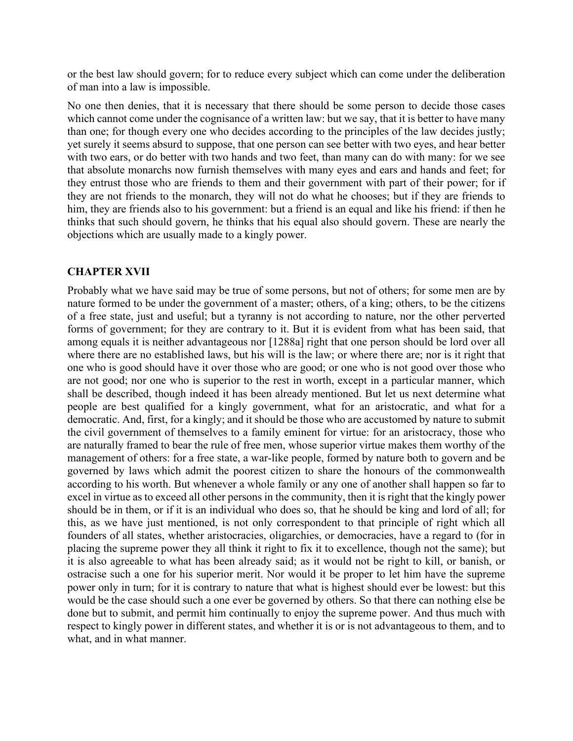or the best law should govern; for to reduce every subject which can come under the deliberation of man into a law is impossible.

No one then denies, that it is necessary that there should be some person to decide those cases which cannot come under the cognisance of a written law: but we say, that it is better to have many than one; for though every one who decides according to the principles of the law decides justly; yet surely it seems absurd to suppose, that one person can see better with two eyes, and hear better with two ears, or do better with two hands and two feet, than many can do with many: for we see that absolute monarchs now furnish themselves with many eyes and ears and hands and feet; for they entrust those who are friends to them and their government with part of their power; for if they are not friends to the monarch, they will not do what he chooses; but if they are friends to him, they are friends also to his government: but a friend is an equal and like his friend: if then he thinks that such should govern, he thinks that his equal also should govern. These are nearly the objections which are usually made to a kingly power.

## CHAPTER XVII

Probably what we have said may be true of some persons, but not of others; for some men are by nature formed to be under the government of a master; others, of a king; others, to be the citizens of a free state, just and useful; but a tyranny is not according to nature, nor the other perverted forms of government; for they are contrary to it. But it is evident from what has been said, that among equals it is neither advantageous nor [1288a] right that one person should be lord over all where there are no established laws, but his will is the law; or where there are; nor is it right that one who is good should have it over those who are good; or one who is not good over those who are not good; nor one who is superior to the rest in worth, except in a particular manner, which shall be described, though indeed it has been already mentioned. But let us next determine what people are best qualified for a kingly government, what for an aristocratic, and what for a democratic. And, first, for a kingly; and it should be those who are accustomed by nature to submit the civil government of themselves to a family eminent for virtue: for an aristocracy, those who are naturally framed to bear the rule of free men, whose superior virtue makes them worthy of the management of others: for a free state, a war-like people, formed by nature both to govern and be governed by laws which admit the poorest citizen to share the honours of the commonwealth according to his worth. But whenever a whole family or any one of another shall happen so far to excel in virtue as to exceed all other persons in the community, then it is right that the kingly power should be in them, or if it is an individual who does so, that he should be king and lord of all; for this, as we have just mentioned, is not only correspondent to that principle of right which all founders of all states, whether aristocracies, oligarchies, or democracies, have a regard to (for in placing the supreme power they all think it right to fix it to excellence, though not the same); but it is also agreeable to what has been already said; as it would not be right to kill, or banish, or ostracise such a one for his superior merit. Nor would it be proper to let him have the supreme power only in turn; for it is contrary to nature that what is highest should ever be lowest: but this would be the case should such a one ever be governed by others. So that there can nothing else be done but to submit, and permit him continually to enjoy the supreme power. And thus much with respect to kingly power in different states, and whether it is or is not advantageous to them, and to what, and in what manner.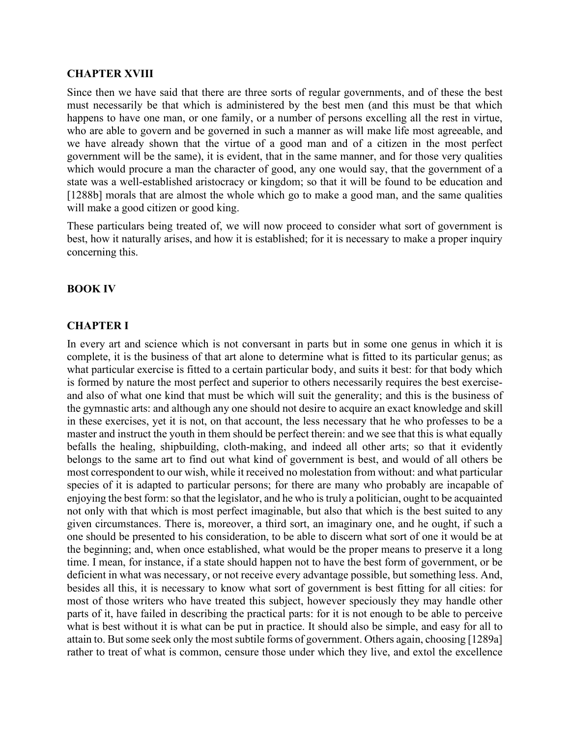**CHAPTER XVIII**

Since then we have said that there are three sorts of regular governments, and of these the best must necessarily be that which is administered by the best men (and this must be that which happens to have one man, or one family, or a number of persons excelling all the rest in virtue, who are able to govern and be governed in such a manner as will make life most agreeable, and we have already shown that the virtue of a good man and of a citizen in the most perfect government will be the same), it is evident, that in the same manner, and for those very qualities which would procure a man the character of good, any one would say, that the government of a state was a well-established aristocracy or kingdom; so that it will be found to be education and [1288b] morals that are almost the whole which go to make a good man, and the same qualities will make a good citizen or good king.

These particulars being treated of, we will now proceed to consider what sort of government is best, how it naturally arises, and how it is established; for it is necessary to make a proper inquiry concerning this.

**BOOK IV**

**CHAPTER I**

In every art and science which is not conversant in parts but in some one genus in which it is complete, it is the business of that art alone to determine what is fitted to its particular genus; as what particular exercise is fitted to a certain particular body, and suits it best: for that body which is formed by nature the most perfect and superior to others necessarily requires the best exercise- and also of what one kind that must be which will suit the generality; and this is the business of the gymnastic arts: and although any one should not desire to acquire an exact knowledge and skill in these exercises, yet it is not, on that account, the less necessary that he who professes to be a master and instruct the youth in them should be perfect therein: and we see that this is what equally befalls the healing, shipbuilding, cloth-making, and indeed all other arts; so that it evidently belongs to the same art to find out what kind of government is best, and would of all others be most correspondent to our wish, while it received no molestation from without: and what particular species of it is adapted to particular persons; for there are many who probably are incapable of enjoying the best form: so that the legislator, and he who is truly a politician, ought to be acquainted not only with that which is most perfect imaginable, but also that which is the best suited to any given circumstances. There is, moreover, a third sort, an imaginary one, and he ought, if such a one should be presented to his consideration, to be able to discern what sort of one it would be at the beginning; and, when once established, what would be the proper means to preserve it a long time. I mean, for instance, if a state should happen not to have the best form of government, or be deficient in what was necessary, or not receive every advantage possible, but something less. And, besides all this, it is necessary to know what sort of government is best fitting for all cities: for most of those writers who have treated this subject, however speciously they may handle other parts of it, have failed in describing the practical parts: for it is not enough to be able to perceive what is best without it is what can be put in practice. It should also be simple, and easy for all to attain to. But some seek only the most subtile forms of government. Others again, choosing [1289a] rather to treat of what is common, censure those under which they live, and extol the excellence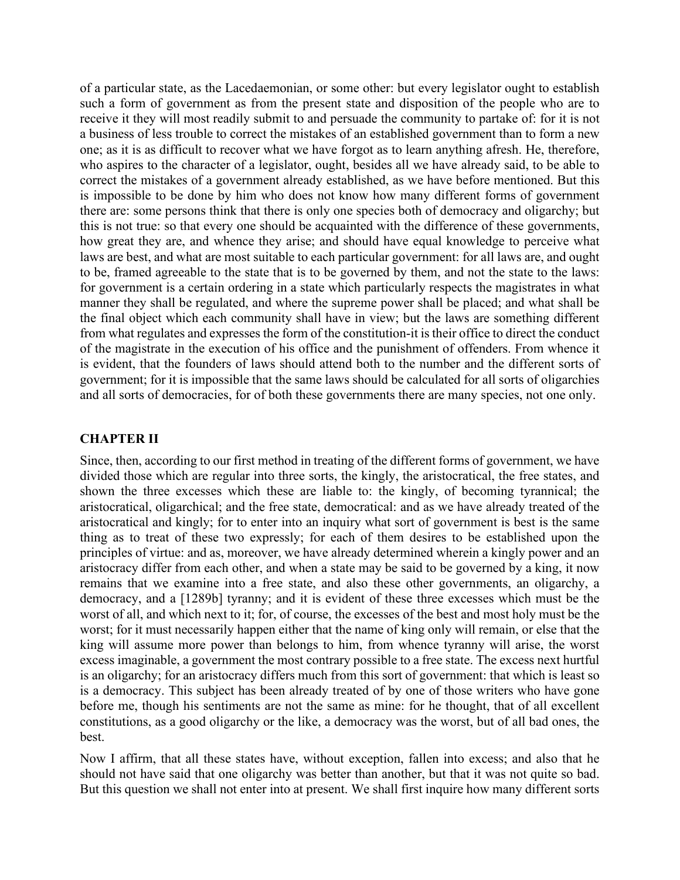of a particular state, as the Lacedaemonian, or some other: but every legislator ought to establish such a form of government as from the present state and disposition of the people who are to receive it they will most readily submit to and persuade the community to partake of: for it is not a business of less trouble to correct the mistakes of an established government than to form a new one; as it is as difficult to recover what we have forgot as to learn anything afresh. He, therefore, who aspires to the character of a legislator, ought, besides all we have already said, to be able to correct the mistakes of a government already established, as we have before mentioned. But this is impossible to be done by him who does not know how many different forms of government there are: some persons think that there is only one species both of democracy and oligarchy; but this is not true: so that every one should be acquainted with the difference of these governments, how great they are, and whence they arise; and should have equal knowledge to perceive what laws are best, and what are most suitable to each particular government: for all laws are, and ought to be, framed agreeable to the state that is to be governed by them, and not the state to the laws: for government is a certain ordering in a state which particularly respects the magistrates in what manner they shall be regulated, and where the supreme power shall be placed; and what shall be the final object which each community shall have in view; but the laws are something different from what regulates and expresses the form of the constitution-it is their office to direct the conduct of the magistrate in the execution of his office and the punishment of offenders. From whence it is evident, that the founders of laws should attend both to the number and the different sorts of government; for it is impossible that the same laws should be calculated for all sorts of oligarchies and all sorts of democracies, for of both these governments there are many species, not one only.

## CHAPTER II

Since, then, according to our first method in treating of the different forms of government, we have divided those which are regular into three sorts, the kingly, the aristocratical, the free states, and shown the three excesses which these are liable to: the kingly, of becoming tyrannical; the aristocratical, oligarchical; and the free state, democratical: and as we have already treated of the aristocratical and kingly; for to enter into an inquiry what sort of government is best is the same thing as to treat of these two expressly; for each of them desires to be established upon the principles of virtue: and as, moreover, we have already determined wherein a kingly power and an aristocracy differ from each other, and when a state may be said to be governed by a king, it now remains that we examine into a free state, and also these other governments, an oligarchy, a democracy, and a [1289b] tyranny; and it is evident of these three excesses which must be the worst of all, and which next to it; for, of course, the excesses of the best and most holy must be the worst; for it must necessarily happen either that the name of king only will remain, or else that the king will assume more power than belongs to him, from whence tyranny will arise, the worst excess imaginable, a government the most contrary possible to a free state. The excess next hurtful is an oligarchy; for an aristocracy differs much from this sort of government: that which is least so is a democracy. This subject has been already treated of by one of those writers who have gone before me, though his sentiments are not the same as mine: for he thought, that of all excellent constitutions, as a good oligarchy or the like, a democracy was the worst, but of all bad ones, the best.

Now I affirm, that all these states have, without exception, fallen into excess; and also that he should not have said that one oligarchy was better than another, but that it was not quite so bad. But this question we shall not enter into at present. We shall first inquire how many different sorts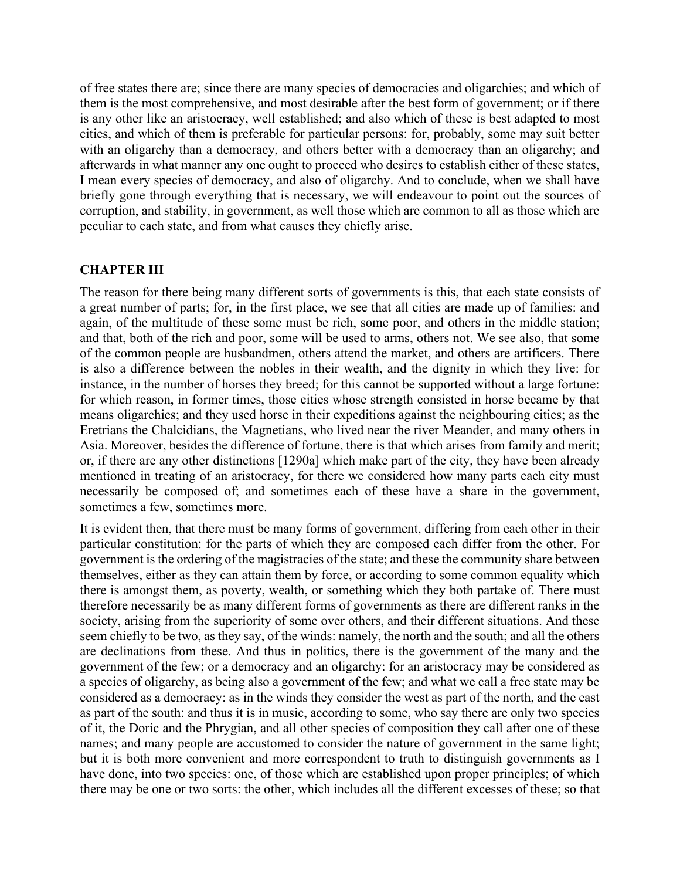of free states there are; since there are many species of democracies and oligarchies; and which of them is the most comprehensive, and most desirable after the best form of government; or if there is any other like an aristocracy, well established; and also which of these is best adapted to most cities, and which of them is preferable for particular persons: for, probably, some may suit better with an oligarchy than a democracy, and others better with a democracy than an oligarchy; and afterwards in what manner any one ought to proceed who desires to establish either of these states, I mean every species of democracy, and also of oligarchy. And to conclude, when we shall have briefly gone through everything that is necessary, we will endeavour to point out the sources of corruption, and stability, in government, as well those which are common to all as those which are peculiar to each state, and from what causes they chiefly arise.

## CHAPTER III

The reason for there being many different sorts of governments is this, that each state consists of a great number of parts; for, in the first place, we see that all cities are made up of families: and again, of the multitude of these some must be rich, some poor, and others in the middle station; and that, both of the rich and poor, some will be used to arms, others not. We see also, that some of the common people are husbandmen, others attend the market, and others are artificers. There is also a difference between the nobles in their wealth, and the dignity in which they live: for instance, in the number of horses they breed; for this cannot be supported without a large fortune: for which reason, in former times, those cities whose strength consisted in horse became by that means oligarchies; and they used horse in their expeditions against the neighbouring cities; as the Eretrians the Chalcidians, the Magnetians, who lived near the river Meander, and many others in Asia. Moreover, besides the difference of fortune, there is that which arises from family and merit; or, if there are any other distinctions [1290a] which make part of the city, they have been already mentioned in treating of an aristocracy, for there we considered how many parts each city must necessarily be composed of; and sometimes each of these have a share in the government, sometimes a few, sometimes more.

It is evident then, that there must be many forms of government, differing from each other in their particular constitution: for the parts of which they are composed each differ from the other. For government is the ordering of the magistracies of the state; and these the community share between themselves, either as they can attain them by force, or according to some common equality which there is amongst them, as poverty, wealth, or something which they both partake of. There must therefore necessarily be as many different forms of governments as there are different ranks in the society, arising from the superiority of some over others, and their different situations. And these seem chiefly to be two, as they say, of the winds: namely, the north and the south; and all the others are declinations from these. And thus in politics, there is the government of the many and the government of the few; or a democracy and an oligarchy: for an aristocracy may be considered as a species of oligarchy, as being also a government of the few; and what we call a free state may be considered as a democracy: as in the winds they consider the west as part of the north, and the east as part of the south: and thus it is in music, according to some, who say there are only two species of it, the Doric and the Phrygian, and all other species of composition they call after one of these names; and many people are accustomed to consider the nature of government in the same light; but it is both more convenient and more correspondent to truth to distinguish governments as I have done, into two species: one, of those which are established upon proper principles; of which there may be one or two sorts: the other, which includes all the different excesses of these; so that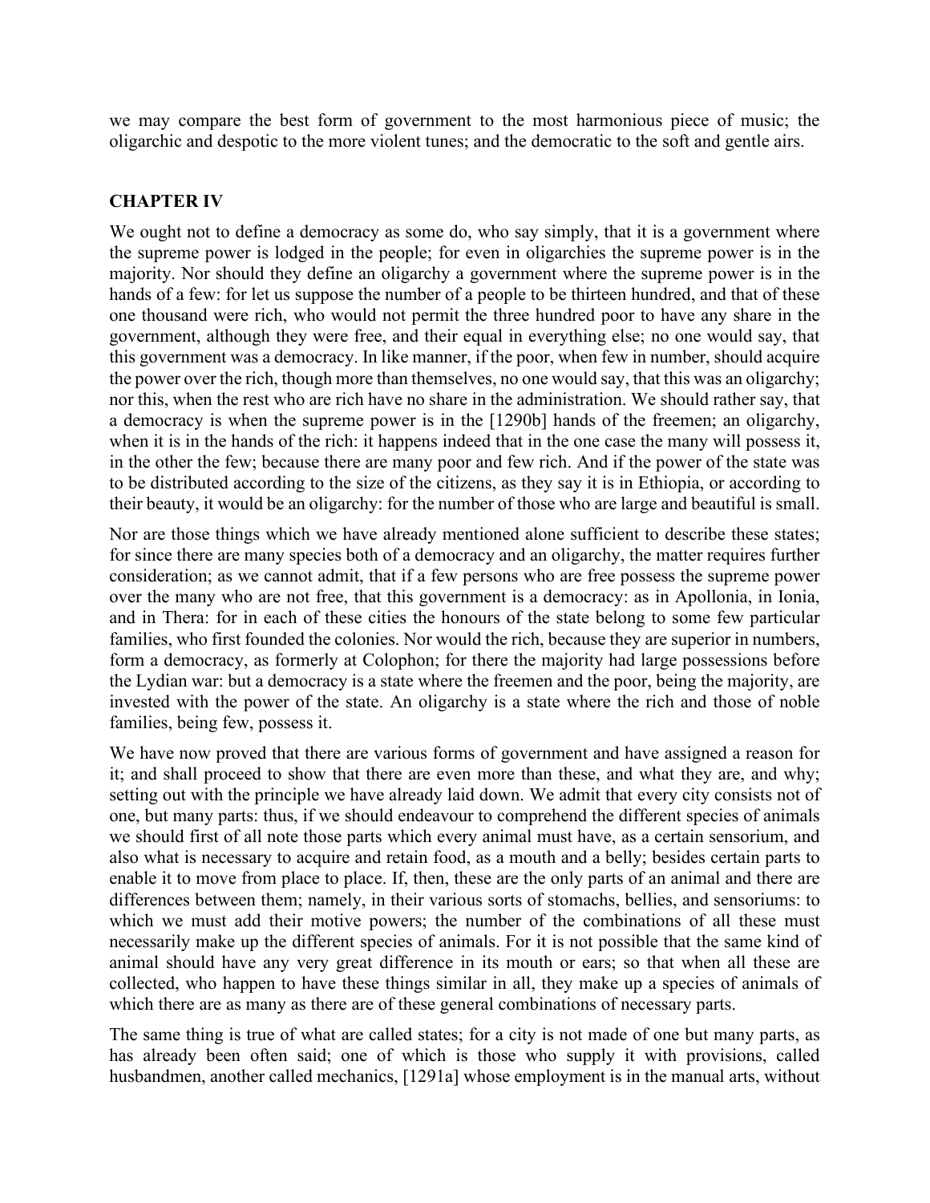we may compare the best form of government to the most harmonious piece of music; the oligarchic and despotic to the more violent tunes; and the democratic to the soft and gentle airs.

## CHAPTER IV

We ought not to define a democracy as some do, who say simply, that it is a government where the supreme power is lodged in the people; for even in oligarchies the supreme power is in the majority. Nor should they define an oligarchy a government where the supreme power is in the hands of a few: for let us suppose the number of a people to be thirteen hundred, and that of these one thousand were rich, who would not permit the three hundred poor to have any share in the government, although they were free, and their equal in everything else; no one would say, that this government was a democracy. In like manner, if the poor, when few in number, should acquire the power over the rich, though more than themselves, no one would say, that this was an oligarchy; nor this, when the rest who are rich have no share in the administration. We should rather say, that a democracy is when the supreme power is in the [1290b] hands of the freemen; an oligarchy, when it is in the hands of the rich: it happens indeed that in the one case the many will possess it, in the other the few; because there are many poor and few rich. And if the power of the state was to be distributed according to the size of the citizens, as they say it is in Ethiopia, or according to their beauty, it would be an oligarchy: for the number of those who are large and beautiful is small.

Nor are those things which we have already mentioned alone sufficient to describe these states; for since there are many species both of a democracy and an oligarchy, the matter requires further consideration; as we cannot admit, that if a few persons who are free possess the supreme power over the many who are not free, that this government is a democracy: as in Apollonia, in Ionia, and in Thera: for in each of these cities the honours of the state belong to some few particular families, who first founded the colonies. Nor would the rich, because they are superior in numbers, form a democracy, as formerly at Colophon; for there the majority had large possessions before the Lydian war: but a democracy is a state where the freemen and the poor, being the majority, are invested with the power of the state. An oligarchy is a state where the rich and those of noble families, being few, possess it.

We have now proved that there are various forms of government and have assigned a reason for it; and shall proceed to show that there are even more than these, and what they are, and why; setting out with the principle we have already laid down. We admit that every city consists not of one, but many parts: thus, if we should endeavour to comprehend the different species of animals we should first of all note those parts which every animal must have, as a certain sensorium, and also what is necessary to acquire and retain food, as a mouth and a belly; besides certain parts to enable it to move from place to place. If, then, these are the only parts of an animal and there are differences between them; namely, in their various sorts of stomachs, bellies, and sensoriums: to which we must add their motive powers; the number of the combinations of all these must necessarily make up the different species of animals. For it is not possible that the same kind of animal should have any very great difference in its mouth or ears; so that when all these are collected, who happen to have these things similar in all, they make up a species of animals of which there are as many as there are of these general combinations of necessary parts.

The same thing is true of what are called states; for a city is not made of one but many parts, as has already been often said; one of which is those who supply it with provisions, called husbandmen, another called mechanics, [1291a] whose employment is in the manual arts, without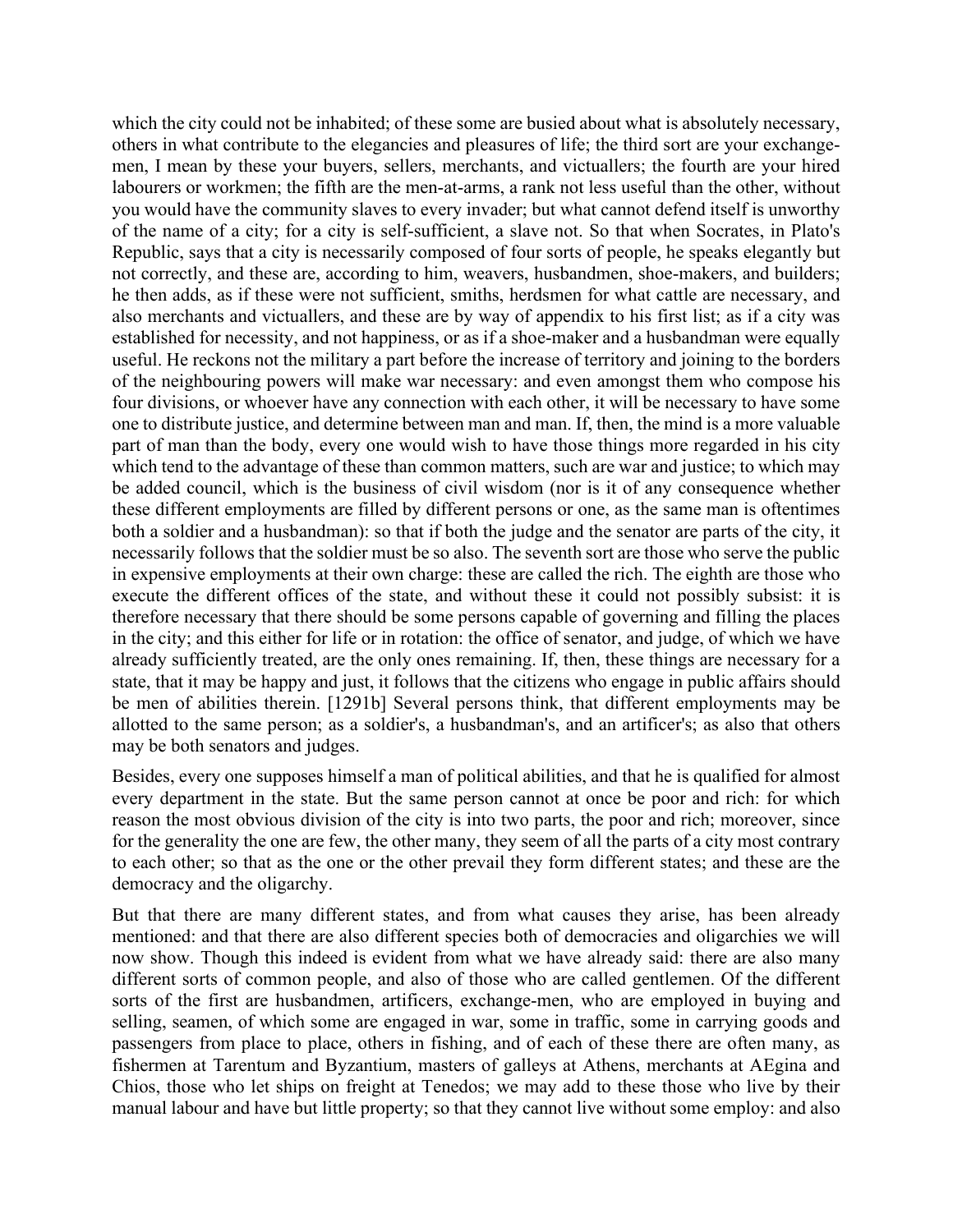which the city could not be inhabited; of these some are busied about what is absolutely necessary, others in what contribute to the elegancies and pleasures of life; the third sort are your exchange-men, I mean by these your buyers, sellers, merchants, and victuallers; the fourth are your hired labourers or workmen; the fifth are the men-at-arms, a rank not less useful than the other, without you would have the community slaves to every invader; but what cannot defend itself is unworthy of the name of a city; for a city is self-sufficient, a slave not. So that when Socrates, in Plato's Republic, says that a city is necessarily composed of four sorts of people, he speaks elegantly but not correctly, and these are, according to him, weavers, husbandmen, shoe-makers, and builders; he then adds, as if these were not sufficient, smiths, herdsmen for what cattle are necessary, and also merchants and victuallers, and these are by way of appendix to his first list; as if a city was established for necessity, and not happiness, or as if a shoe-maker and a husbandman were equally useful. He reckons not the military a part before the increase of territory and joining to the borders of the neighbouring powers will make war necessary: and even amongst them who compose his four divisions, or whoever have any connection with each other, it will be necessary to have some one to distribute justice, and determine between man and man. If, then, the mind is a more valuable part of man than the body, every one would wish to have those things more regarded in his city which tend to the advantage of these than common matters, such are war and justice; to which may be added council, which is the business of civil wisdom (nor is it of any consequence whether these different employments are filled by different persons or one, as the same man is oftentimes both a soldier and a husbandman): so that if both the judge and the senator are parts of the city, it necessarily follows that the soldier must be so also. The seventh sort are those who serve the public in expensive employments at their own charge: these are called the rich. The eighth are those who execute the different offices of the state, and without these it could not possibly subsist: it is therefore necessary that there should be some persons capable of governing and filling the places in the city; and this either for life or in rotation: the office of senator, and judge, of which we have already sufficiently treated, are the only ones remaining. If, then, these things are necessary for a state, that it may be happy and just, it follows that the citizens who engage in public affairs should be men of abilities therein. [1291b] Several persons think, that different employments may be allotted to the same person; as a soldier's, a husbandman's, and an artificer's; as also that others may be both senators and judges.

Besides, every one supposes himself a man of political abilities, and that he is qualified for almost every department in the state. But the same person cannot at once be poor and rich: for which reason the most obvious division of the city is into two parts, the poor and rich; moreover, since for the generality the one are few, the other many, they seem of all the parts of a city most contrary to each other; so that as the one or the other prevail they form different states; and these are the democracy and the oligarchy.

But that there are many different states, and from what causes they arise, has been already mentioned: and that there are also different species both of democracies and oligarchies we will now show. Though this indeed is evident from what we have already said: there are also many different sorts of common people, and also of those who are called gentlemen. Of the different sorts of the first are husbandmen, artificers, exchange-men, who are employed in buying and selling, seamen, of which some are engaged in war, some in traffic, some in carrying goods and passengers from place to place, others in fishing, and of each of these there are often many, as fishermen at Tarentum and Byzantium, masters of galleys at Athens, merchants at AEgina and Chios, those who let ships on freight at Tenedos; we may add to these those who live by their manual labour and have but little property; so that they cannot live without some employ: and also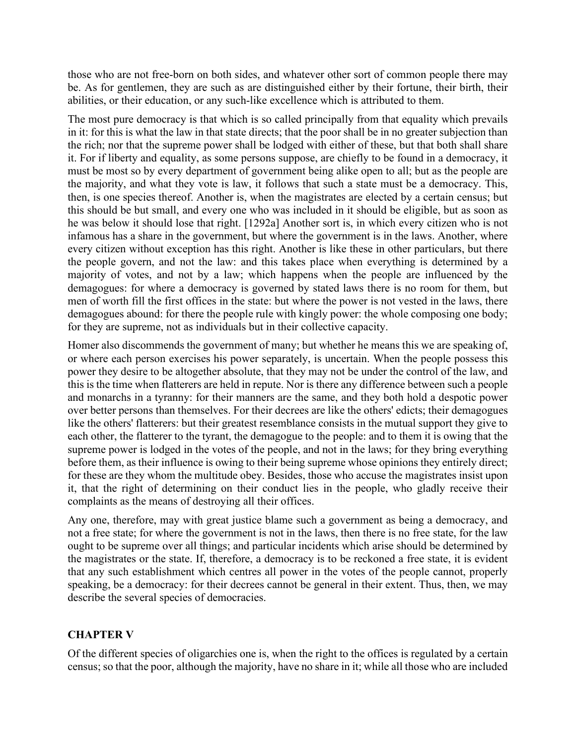those who are not free-born on both sides, and whatever other sort of common people there may be. As for gentlemen, they are such as are distinguished either by their fortune, their birth, their abilities, or their education, or any such-like excellence which is attributed to them.

The most pure democracy is that which is so called principally from that equality which prevails in it: for this is what the law in that state directs; that the poor shall be in no greater subjection than the rich; nor that the supreme power shall be lodged with either of these, but that both shall share it. For if liberty and equality, as some persons suppose, are chiefly to be found in a democracy, it must be most so by every department of government being alike open to all; but as the people are the majority, and what they vote is law, it follows that such a state must be a democracy. This, then, is one species thereof. Another is, when the magistrates are elected by a certain census; but this should be but small, and every one who was included in it should be eligible, but as soon as he was below it should lose that right. [1292a] Another sort is, in which every citizen who is not infamous has a share in the government, but where the government is in the laws. Another, where every citizen without exception has this right. Another is like these in other particulars, but there the people govern, and not the law: and this takes place when everything is determined by a majority of votes, and not by a law; which happens when the people are influenced by the demagogues: for where a democracy is governed by stated laws there is no room for them, but men of worth fill the first offices in the state: but where the power is not vested in the laws, there demagogues abound: for there the people rule with kingly power: the whole composing one body; for they are supreme, not as individuals but in their collective capacity.

Homer also discommends the government of many; but whether he means this we are speaking of, or where each person exercises his power separately, is uncertain. When the people possess this power they desire to be altogether absolute, that they may not be under the control of the law, and this is the time when flatterers are held in repute. Nor is there any difference between such a people and monarchs in a tyranny: for their manners are the same, and they both hold a despotic power over better persons than themselves. For their decrees are like the others' edicts; their demagogues like the others' flatterers: but their greatest resemblance consists in the mutual support they give to each other, the flatterer to the tyrant, the demagogue to the people: and to them it is owing that the supreme power is lodged in the votes of the people, and not in the laws; for they bring everything before them, as their influence is owing to their being supreme whose opinions they entirely direct; for these are they whom the multitude obey. Besides, those who accuse the magistrates insist upon it, that the right of determining on their conduct lies in the people, who gladly receive their complaints as the means of destroying all their offices.

Any one, therefore, may with great justice blame such a government as being a democracy, and not a free state; for where the government is not in the laws, then there is no free state, for the law ought to be supreme over all things; and particular incidents which arise should be determined by the magistrates or the state. If, therefore, a democracy is to be reckoned a free state, it is evident that any such establishment which centres all power in the votes of the people cannot, properly speaking, be a democracy: for their decrees cannot be general in their extent. Thus, then, we may describe the several species of democracies.

## CHAPTER V

Of the different species of oligarchies one is, when the right to the offices is regulated by a certain census; so that the poor, although the majority, have no share in it; while all those who are included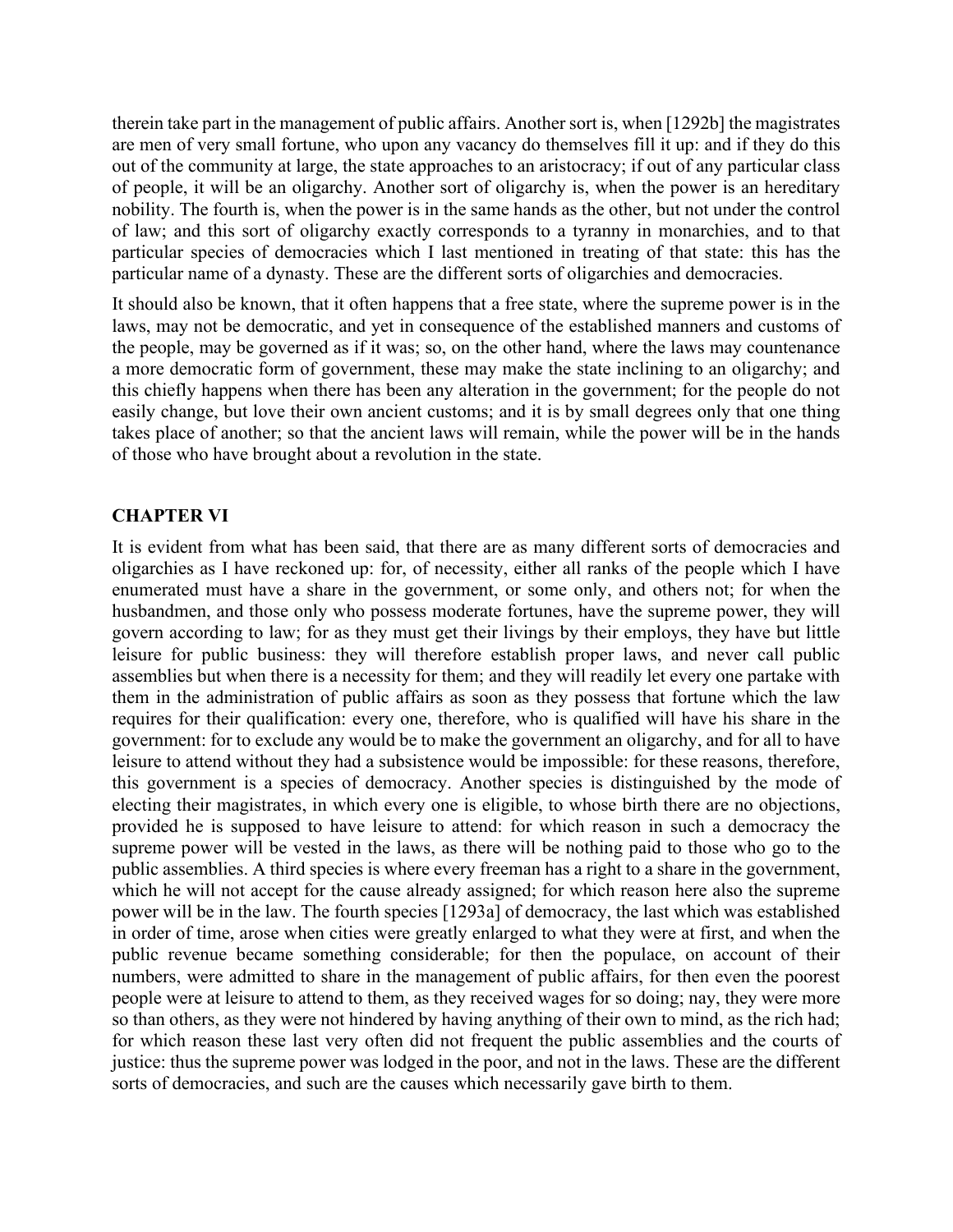therein take part in the management of public affairs. Another sort is, when [1292b] the magistrates are men of very small fortune, who upon any vacancy do themselves fill it up: and if they do this out of the community at large, the state approaches to an aristocracy; if out of any particular class of people, it will be an oligarchy. Another sort of oligarchy is, when the power is an hereditary nobility. The fourth is, when the power is in the same hands as the other, but not under the control of law; and this sort of oligarchy exactly corresponds to a tyranny in monarchies, and to that particular species of democracies which I last mentioned in treating of that state: this has the particular name of a dynasty. These are the different sorts of oligarchies and democracies.

It should also be known, that it often happens that a free state, where the supreme power is in the laws, may not be democratic, and yet in consequence of the established manners and customs of the people, may be governed as if it was; so, on the other hand, where the laws may countenance a more democratic form of government, these may make the state inclining to an oligarchy; and this chiefly happens when there has been any alteration in the government; for the people do not easily change, but love their own ancient customs; and it is by small degrees only that one thing takes place of another; so that the ancient laws will remain, while the power will be in the hands of those who have brought about a revolution in the state.

## CHAPTER VI

It is evident from what has been said, that there are as many different sorts of democracies and oligarchies as I have reckoned up: for, of necessity, either all ranks of the people which I have enumerated must have a share in the government, or some only, and others not; for when the husbandmen, and those only who possess moderate fortunes, have the supreme power, they will govern according to law; for as they must get their livings by their employs, they have but little leisure for public business: they will therefore establish proper laws, and never call public assemblies but when there is a necessity for them; and they will readily let every one partake with them in the administration of public affairs as soon as they possess that fortune which the law requires for their qualification: every one, therefore, who is qualified will have his share in the government: for to exclude any would be to make the government an oligarchy, and for all to have leisure to attend without they had a subsistence would be impossible: for these reasons, therefore, this government is a species of democracy. Another species is distinguished by the mode of electing their magistrates, in which every one is eligible, to whose birth there are no objections, provided he is supposed to have leisure to attend: for which reason in such a democracy the supreme power will be vested in the laws, as there will be nothing paid to those who go to the public assemblies. A third species is where every freeman has a right to a share in the government, which he will not accept for the cause already assigned; for which reason here also the supreme power will be in the law. The fourth species [1293a] of democracy, the last which was established in order of time, arose when cities were greatly enlarged to what they were at first, and when the public revenue became something considerable; for then the populace, on account of their numbers, were admitted to share in the management of public affairs, for then even the poorest people were at leisure to attend to them, as they received wages for so doing; nay, they were more so than others, as they were not hindered by having anything of their own to mind, as the rich had; for which reason these last very often did not frequent the public assemblies and the courts of justice: thus the supreme power was lodged in the poor, and not in the laws. These are the different sorts of democracies, and such are the causes which necessarily gave birth to them.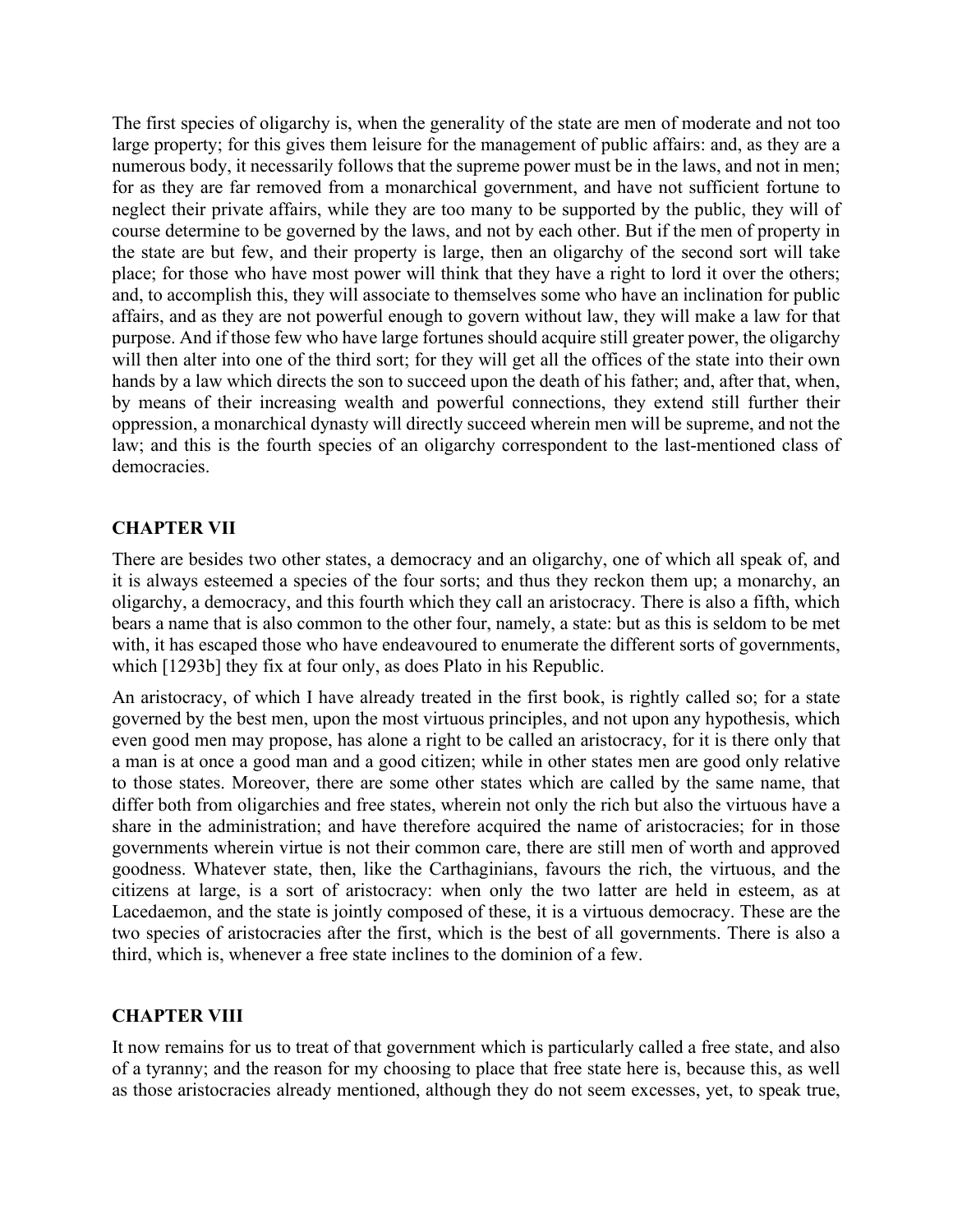The first species of oligarchy is, when the generality of the state are men of moderate and not too large property; for this gives them leisure for the management of public affairs: and, as they are a numerous body, it necessarily follows that the supreme power must be in the laws, and not in men; for as they are far removed from a monarchical government, and have not sufficient fortune to neglect their private affairs, while they are too many to be supported by the public, they will of course determine to be governed by the laws, and not by each other. But if the men of property in the state are but few, and their property is large, then an oligarchy of the second sort will take place; for those who have most power will think that they have a right to lord it over the others; and, to accomplish this, they will associate to themselves some who have an inclination for public affairs, and as they are not powerful enough to govern without law, they will make a law for that purpose. And if those few who have large fortunes should acquire still greater power, the oligarchy will then alter into one of the third sort; for they will get all the offices of the state into their own hands by a law which directs the son to succeed upon the death of his father; and, after that, when, by means of their increasing wealth and powerful connections, they extend still further their oppression, a monarchical dynasty will directly succeed wherein men will be supreme, and not the law; and this is the fourth species of an oligarchy correspondent to the last-mentioned class of democracies.

## CHAPTER VII

There are besides two other states, a democracy and an oligarchy, one of which all speak of, and it is always esteemed a species of the four sorts; and thus they reckon them up; a monarchy, an oligarchy, a democracy, and this fourth which they call an aristocracy. There is also a fifth, which bears a name that is also common to the other four, namely, a state: but as this is seldom to be met with, it has escaped those who have endeavoured to enumerate the different sorts of governments, which [1293b] they fix at four only, as does Plato in his Republic.

An aristocracy, of which I have already treated in the first book, is rightly called so; for a state governed by the best men, upon the most virtuous principles, and not upon any hypothesis, which even good men may propose, has alone a right to be called an aristocracy, for it is there only that a man is at once a good man and a good citizen; while in other states men are good only relative to those states. Moreover, there are some other states which are called by the same name, that differ both from oligarchies and free states, wherein not only the rich but also the virtuous have a share in the administration; and have therefore acquired the name of aristocracies; for in those governments wherein virtue is not their common care, there are still men of worth and approved goodness. Whatever state, then, like the Carthaginians, favours the rich, the virtuous, and the citizens at large, is a sort of aristocracy: when only the two latter are held in esteem, as at Lacedaemon, and the state is jointly composed of these, it is a virtuous democracy. These are the two species of aristocracies after the first, which is the best of all governments. There is also a third, which is, whenever a free state inclines to the dominion of a few.

## CHAPTER VIII

It now remains for us to treat of that government which is particularly called a free state, and also of a tyranny; and the reason for my choosing to place that free state here is, because this, as well as those aristocracies already mentioned, although they do not seem excesses, yet, to speak true,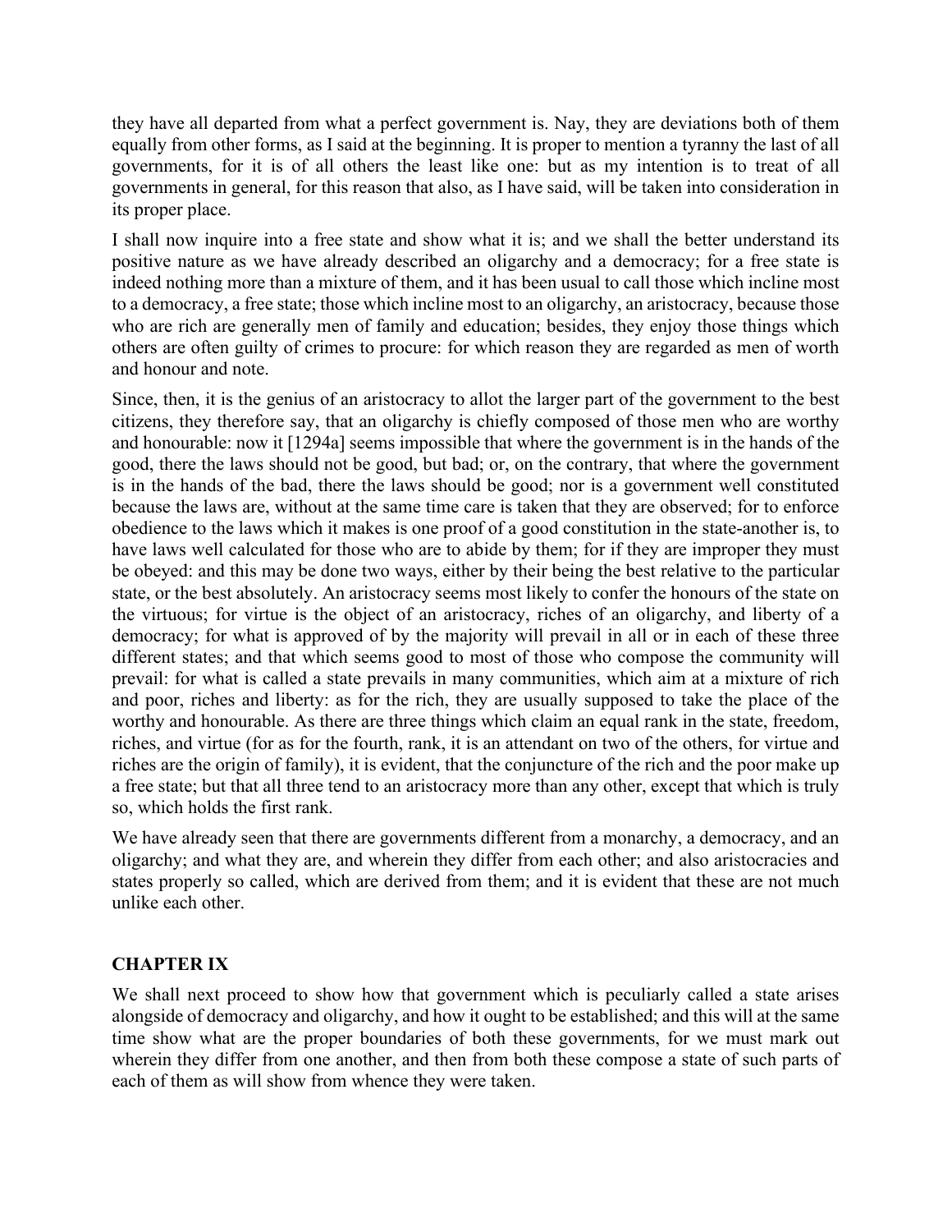they have all departed from what a perfect government is. Nay, they are deviations both of them equally from other forms, as I said at the beginning. It is proper to mention a tyranny the last of all governments, for it is of all others the least like one: but as my intention is to treat of all governments in general, for this reason that also, as I have said, will be taken into consideration in its proper place.

I shall now inquire into a free state and show what it is; and we shall the better understand its positive nature as we have already described an oligarchy and a democracy; for a free state is indeed nothing more than a mixture of them, and it has been usual to call those which incline most to a democracy, a free state; those which incline most to an oligarchy, an aristocracy, because those who are rich are generally men of family and education; besides, they enjoy those things which others are often guilty of crimes to procure: for which reason they are regarded as men of worth and honour and note.

Since, then, it is the genius of an aristocracy to allot the larger part of the government to the best citizens, they therefore say, that an oligarchy is chiefly composed of those men who are worthy and honourable: now it [1294a] seems impossible that where the government is in the hands of the good, there the laws should not be good, but bad; or, on the contrary, that where the government is in the hands of the bad, there the laws should be good; nor is a government well constituted because the laws are, without at the same time care is taken that they are observed; for to enforce obedience to the laws which it makes is one proof of a good constitution in the state-another is, to have laws well calculated for those who are to abide by them; for if they are improper they must be obeyed: and this may be done two ways, either by their being the best relative to the particular state, or the best absolutely. An aristocracy seems most likely to confer the honours of the state on the virtuous; for virtue is the object of an aristocracy, riches of an oligarchy, and liberty of a democracy; for what is approved of by the majority will prevail in all or in each of these three different states; and that which seems good to most of those who compose the community will prevail: for what is called a state prevails in many communities, which aim at a mixture of rich and poor, riches and liberty: as for the rich, they are usually supposed to take the place of the worthy and honourable. As there are three things which claim an equal rank in the state, freedom, riches, and virtue (for as for the fourth, rank, it is an attendant on two of the others, for virtue and riches are the origin of family), it is evident, that the conjuncture of the rich and the poor make up a free state; but that all three tend to an aristocracy more than any other, except that which is truly so, which holds the first rank.

We have already seen that there are governments different from a monarchy, a democracy, and an oligarchy; and what they are, and wherein they differ from each other; and also aristocracies and states properly so called, which are derived from them; and it is evident that these are not much unlike each other.

## CHAPTER IX

We shall next proceed to show how that government which is peculiarly called a state arises alongside of democracy and oligarchy, and how it ought to be established; and this will at the same time show what are the proper boundaries of both these governments, for we must mark out wherein they differ from one another, and then from both these compose a state of such parts of each of them as will show from whence they were taken.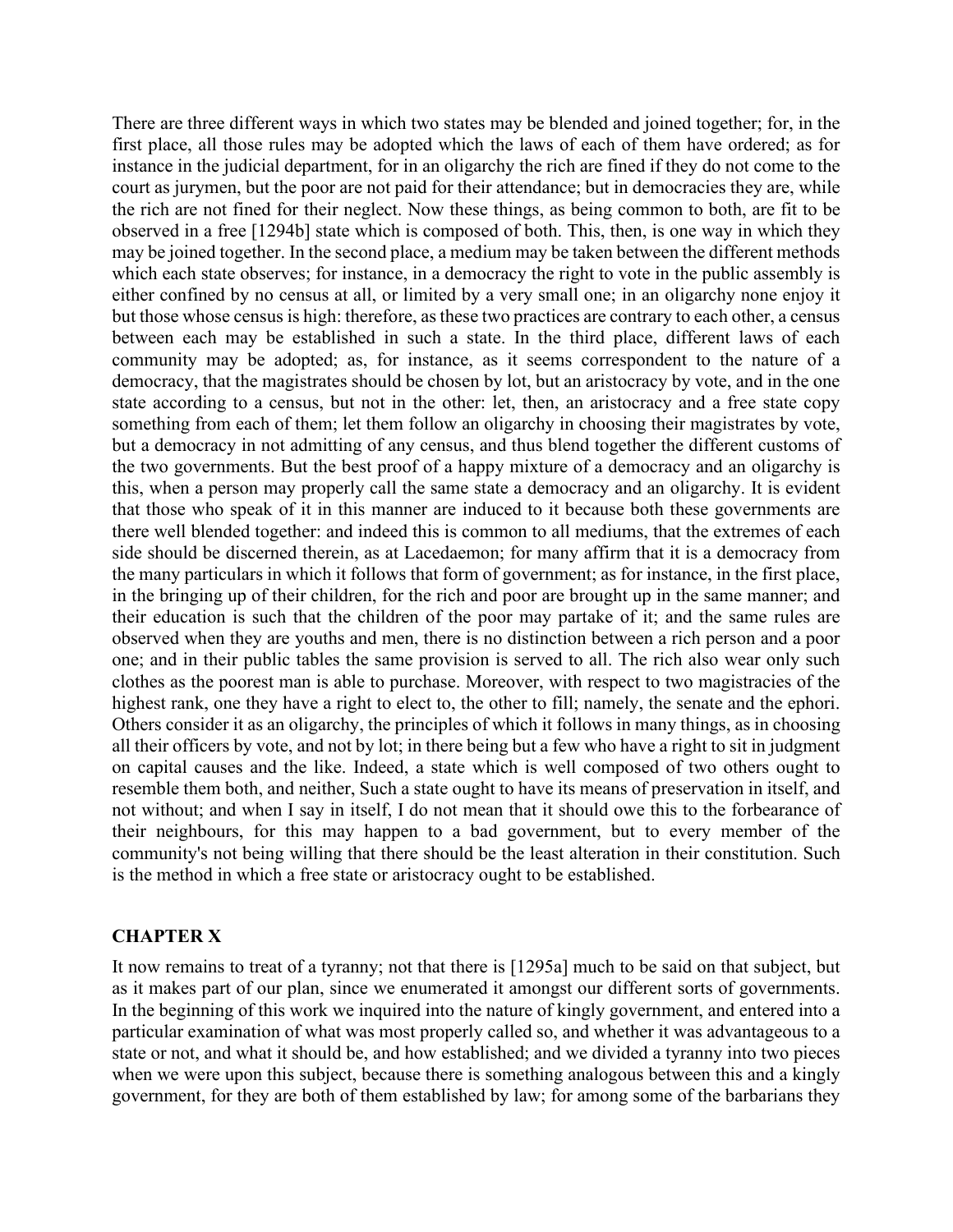There are three different ways in which two states may be blended and joined together; for, in the first place, all those rules may be adopted which the laws of each of them have ordered; as for instance in the judicial department, for in an oligarchy the rich are fined if they do not come to the court as jurymen, but the poor are not paid for their attendance; but in democracies they are, while the rich are not fined for their neglect. Now these things, as being common to both, are fit to be observed in a free [1294b] state which is composed of both. This, then, is one way in which they may be joined together. In the second place, a medium may be taken between the different methods which each state observes; for instance, in a democracy the right to vote in the public assembly is either confined by no census at all, or limited by a very small one; in an oligarchy none enjoy it but those whose census is high: therefore, as these two practices are contrary to each other, a census between each may be established in such a state. In the third place, different laws of each community may be adopted; as, for instance, as it seems correspondent to the nature of a democracy, that the magistrates should be chosen by lot, but an aristocracy by vote, and in the one state according to a census, but not in the other: let, then, an aristocracy and a free state copy something from each of them; let them follow an oligarchy in choosing their magistrates by vote, but a democracy in not admitting of any census, and thus blend together the different customs of the two governments. But the best proof of a happy mixture of a democracy and an oligarchy is this, when a person may properly call the same state a democracy and an oligarchy. It is evident that those who speak of it in this manner are induced to it because both these governments are there well blended together: and indeed this is common to all mediums, that the extremes of each side should be discerned therein, as at Lacedaemon; for many affirm that it is a democracy from the many particulars in which it follows that form of government; as for instance, in the first place, in the bringing up of their children, for the rich and poor are brought up in the same manner; and their education is such that the children of the poor may partake of it; and the same rules are observed when they are youths and men, there is no distinction between a rich person and a poor one; and in their public tables the same provision is served to all. The rich also wear only such clothes as the poorest man is able to purchase. Moreover, with respect to two magistracies of the highest rank, one they have a right to elect to, the other to fill; namely, the senate and the ephori. Others consider it as an oligarchy, the principles of which it follows in many things, as in choosing all their officers by vote, and not by lot; in there being but a few who have a right to sit in judgment on capital causes and the like. Indeed, a state which is well composed of two others ought to resemble them both, and neither, Such a state ought to have its means of preservation in itself, and not without; and when I say in itself, I do not mean that it should owe this to the forbearance of their neighbours, for this may happen to a bad government, but to every member of the community's not being willing that there should be the least alteration in their constitution. Such is the method in which a free state or aristocracy ought to be established.

## CHAPTER X

It now remains to treat of a tyranny; not that there is [1295a] much to be said on that subject, but as it makes part of our plan, since we enumerated it amongst our different sorts of governments. In the beginning of this work we inquired into the nature of kingly government, and entered into a particular examination of what was most properly called so, and whether it was advantageous to a state or not, and what it should be, and how established; and we divided a tyranny into two pieces when we were upon this subject, because there is something analogous between this and a kingly government, for they are both of them established by law; for among some of the barbarians they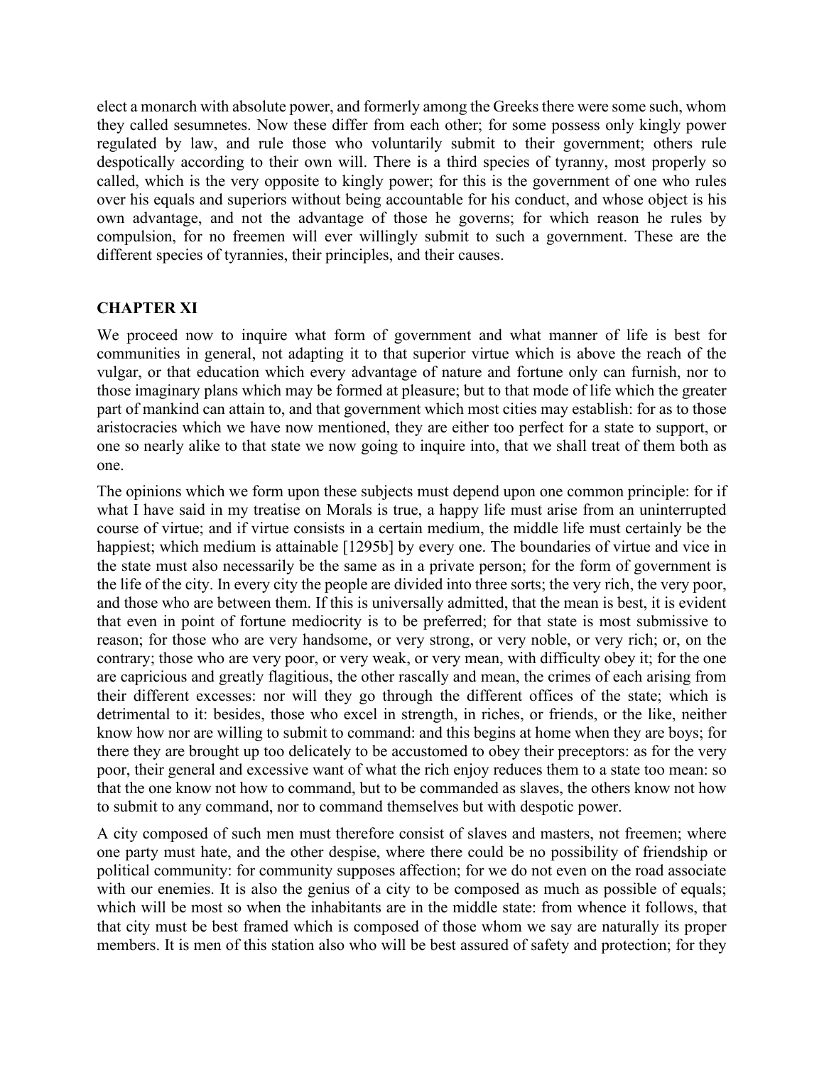elect a monarch with absolute power, and formerly among the Greeks there were some such, whom they called sesumnetes. Now these differ from each other; for some possess only kingly power regulated by law, and rule those who voluntarily submit to their government; others rule despotically according to their own will. There is a third species of tyranny, most properly so called, which is the very opposite to kingly power; for this is the government of one who rules over his equals and superiors without being accountable for his conduct, and whose object is his own advantage, and not the advantage of those he governs; for which reason he rules by compulsion, for no freemen will ever willingly submit to such a government. These are the different species of tyrannies, their principles, and their causes.

## CHAPTER XI

We proceed now to inquire what form of government and what manner of life is best for communities in general, not adapting it to that superior virtue which is above the reach of the vulgar, or that education which every advantage of nature and fortune only can furnish, nor to those imaginary plans which may be formed at pleasure; but to that mode of life which the greater part of mankind can attain to, and that government which most cities may establish: for as to those aristocracies which we have now mentioned, they are either too perfect for a state to support, or one so nearly alike to that state we now going to inquire into, that we shall treat of them both as one.

The opinions which we form upon these subjects must depend upon one common principle: for if what I have said in my treatise on Morals is true, a happy life must arise from an uninterrupted course of virtue; and if virtue consists in a certain medium, the middle life must certainly be the happiest; which medium is attainable [1295b] by every one. The boundaries of virtue and vice in the state must also necessarily be the same as in a private person; for the form of government is the life of the city. In every city the people are divided into three sorts; the very rich, the very poor, and those who are between them. If this is universally admitted, that the mean is best, it is evident that even in point of fortune mediocrity is to be preferred; for that state is most submissive to reason; for those who are very handsome, or very strong, or very noble, or very rich; or, on the contrary; those who are very poor, or very weak, or very mean, with difficulty obey it; for the one are capricious and greatly flagitious, the other rascally and mean, the crimes of each arising from their different excesses: nor will they go through the different offices of the state; which is detrimental to it: besides, those who excel in strength, in riches, or friends, or the like, neither know how nor are willing to submit to command: and this begins at home when they are boys; for there they are brought up too delicately to be accustomed to obey their preceptors: as for the very poor, their general and excessive want of what the rich enjoy reduces them to a state too mean: so that the one know not how to command, but to be commanded as slaves, the others know not how to submit to any command, nor to command themselves but with despotic power.

A city composed of such men must therefore consist of slaves and masters, not freemen; where one party must hate, and the other despise, where there could be no possibility of friendship or political community: for community supposes affection; for we do not even on the road associate with our enemies. It is also the genius of a city to be composed as much as possible of equals; which will be most so when the inhabitants are in the middle state: from whence it follows, that that city must be best framed which is composed of those whom we say are naturally its proper members. It is men of this station also who will be best assured of safety and protection; for they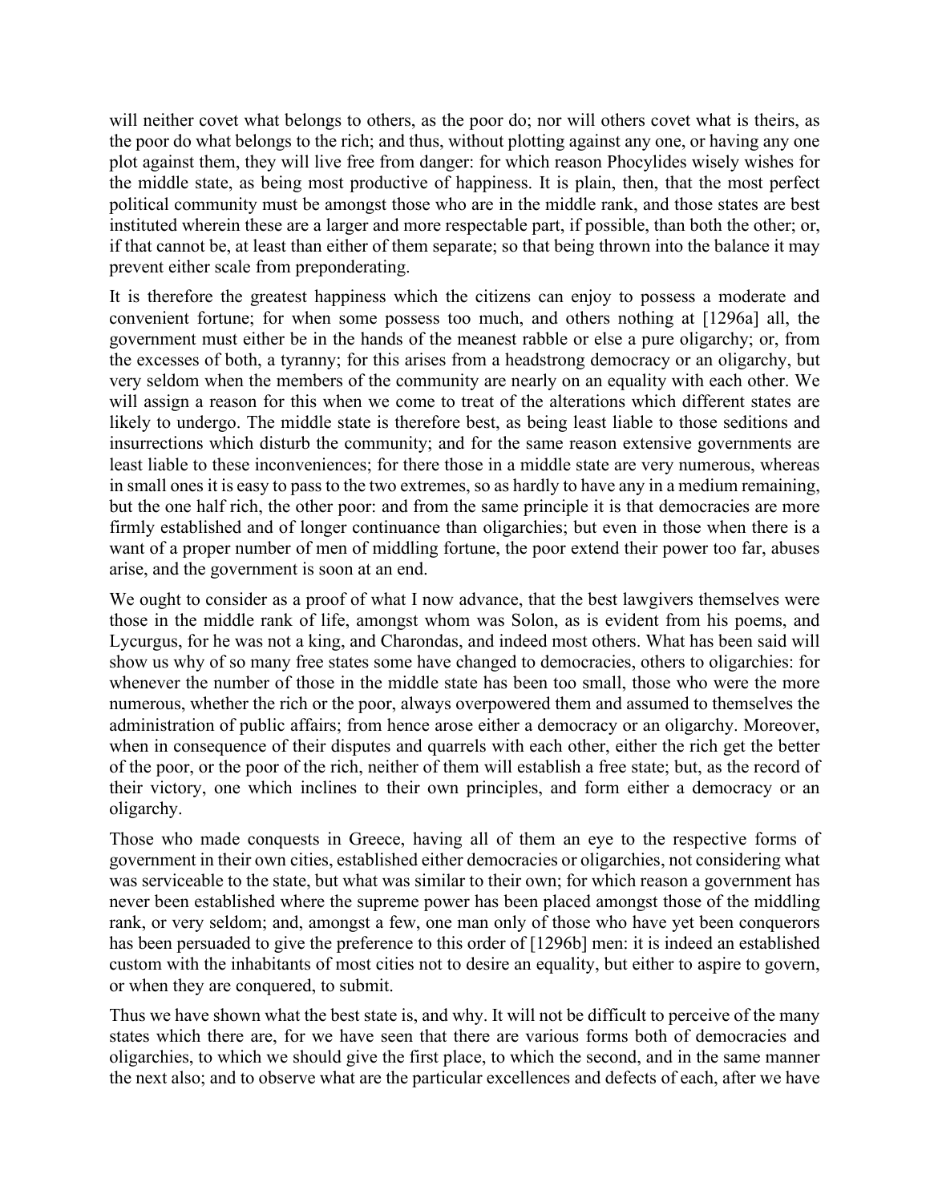will neither covet what belongs to others, as the poor do; nor will others covet what is theirs, as the poor do what belongs to the rich; and thus, without plotting against any one, or having any one plot against them, they will live free from danger: for which reason Phocylides wisely wishes for the middle state, as being most productive of happiness. It is plain, then, that the most perfect political community must be amongst those who are in the middle rank, and those states are best instituted wherein these are a larger and more respectable part, if possible, than both the other; or, if that cannot be, at least than either of them separate; so that being thrown into the balance it may prevent either scale from preponderating.

It is therefore the greatest happiness which the citizens can enjoy to possess a moderate and convenient fortune; for when some possess too much, and others nothing at [1296a] all, the government must either be in the hands of the meanest rabble or else a pure oligarchy; or, from the excesses of both, a tyranny; for this arises from a headstrong democracy or an oligarchy, but very seldom when the members of the community are nearly on an equality with each other. We will assign a reason for this when we come to treat of the alterations which different states are likely to undergo. The middle state is therefore best, as being least liable to those seditions and insurrections which disturb the community; and for the same reason extensive governments are least liable to these inconveniences; for there those in a middle state are very numerous, whereas in small ones it is easy to pass to the two extremes, so as hardly to have any in a medium remaining, but the one half rich, the other poor: and from the same principle it is that democracies are more firmly established and of longer continuance than oligarchies; but even in those when there is a want of a proper number of men of middling fortune, the poor extend their power too far, abuses arise, and the government is soon at an end.

We ought to consider as a proof of what I now advance, that the best lawgivers themselves were those in the middle rank of life, amongst whom was Solon, as is evident from his poems, and Lycurgus, for he was not a king, and Charondas, and indeed most others. What has been said will show us why of so many free states some have changed to democracies, others to oligarchies: for whenever the number of those in the middle state has been too small, those who were the more numerous, whether the rich or the poor, always overpowered them and assumed to themselves the administration of public affairs; from hence arose either a democracy or an oligarchy. Moreover, when in consequence of their disputes and quarrels with each other, either the rich get the better of the poor, or the poor of the rich, neither of them will establish a free state; but, as the record of their victory, one which inclines to their own principles, and form either a democracy or an oligarchy.

Those who made conquests in Greece, having all of them an eye to the respective forms of government in their own cities, established either democracies or oligarchies, not considering what was serviceable to the state, but what was similar to their own; for which reason a government has never been established where the supreme power has been placed amongst those of the middling rank, or very seldom; and, amongst a few, one man only of those who have yet been conquerors has been persuaded to give the preference to this order of [1296b] men: it is indeed an established custom with the inhabitants of most cities not to desire an equality, but either to aspire to govern, or when they are conquered, to submit.

Thus we have shown what the best state is, and why. It will not be difficult to perceive of the many states which there are, for we have seen that there are various forms both of democracies and oligarchies, to which we should give the first place, to which the second, and in the same manner the next also; and to observe what are the particular excellences and defects of each, after we have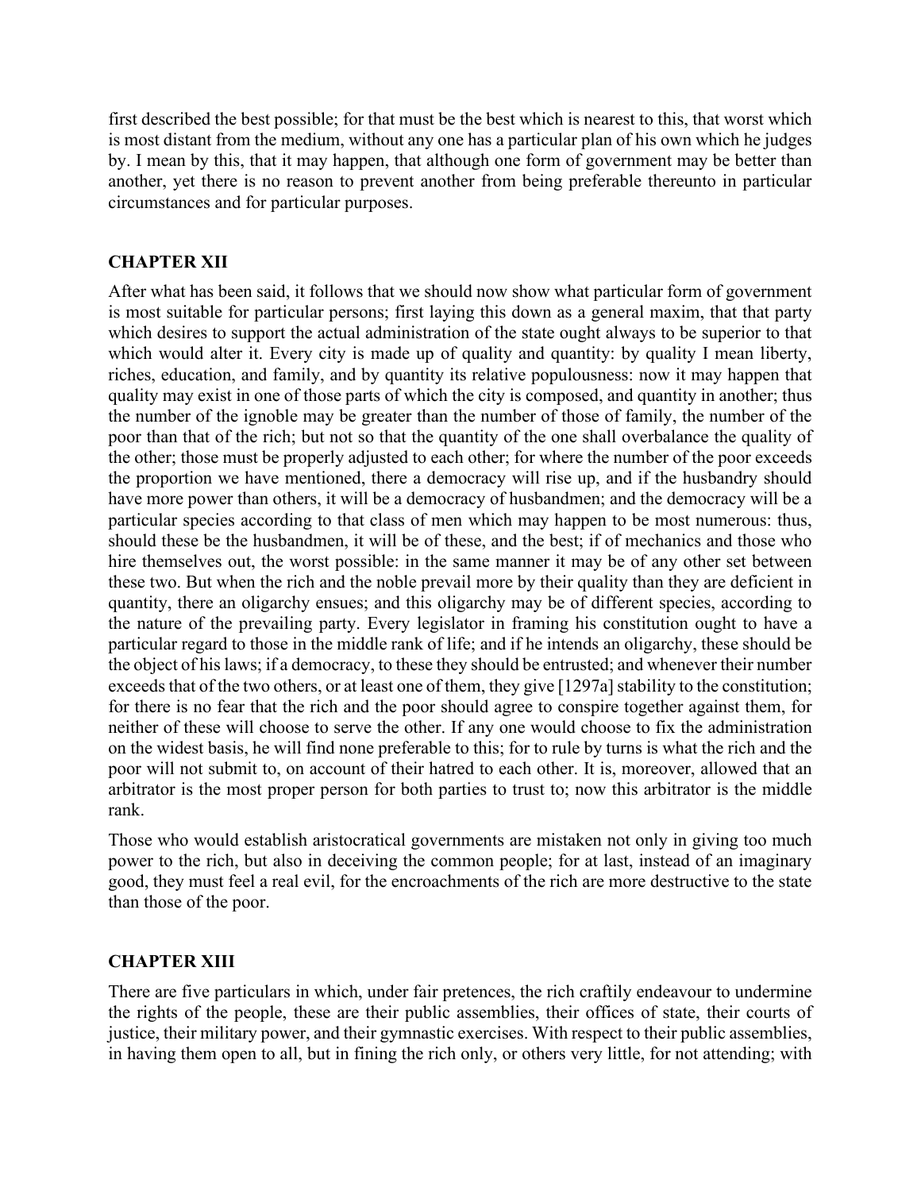first described the best possible; for that must be the best which is nearest to this, that worst which is most distant from the medium, without any one has a particular plan of his own which he judges by. I mean by this, that it may happen, that although one form of government may be better than another, yet there is no reason to prevent another from being preferable thereunto in particular circumstances and for particular purposes.

## CHAPTER XII

After what has been said, it follows that we should now show what particular form of government is most suitable for particular persons; first laying this down as a general maxim, that that party which desires to support the actual administration of the state ought always to be superior to that which would alter it. Every city is made up of quality and quantity: by quality I mean liberty, riches, education, and family, and by quantity its relative populousness: now it may happen that quality may exist in one of those parts of which the city is composed, and quantity in another; thus the number of the ignoble may be greater than the number of those of family, the number of the poor than that of the rich; but not so that the quantity of the one shall overbalance the quality of the other; those must be properly adjusted to each other; for where the number of the poor exceeds the proportion we have mentioned, there a democracy will rise up, and if the husbandry should have more power than others, it will be a democracy of husbandmen; and the democracy will be a particular species according to that class of men which may happen to be most numerous: thus, should these be the husbandmen, it will be of these, and the best; if of mechanics and those who hire themselves out, the worst possible: in the same manner it may be of any other set between these two. But when the rich and the noble prevail more by their quality than they are deficient in quantity, there an oligarchy ensues; and this oligarchy may be of different species, according to the nature of the prevailing party. Every legislator in framing his constitution ought to have a particular regard to those in the middle rank of life; and if he intends an oligarchy, these should be the object of his laws; if a democracy, to these they should be entrusted; and whenever their number exceeds that of the two others, or at least one of them, they give [1297a] stability to the constitution; for there is no fear that the rich and the poor should agree to conspire together against them, for neither of these will choose to serve the other. If any one would choose to fix the administration on the widest basis, he will find none preferable to this; for to rule by turns is what the rich and the poor will not submit to, on account of their hatred to each other. It is, moreover, allowed that an arbitrator is the most proper person for both parties to trust to; now this arbitrator is the middle rank.

Those who would establish aristocratical governments are mistaken not only in giving too much power to the rich, but also in deceiving the common people; for at last, instead of an imaginary good, they must feel a real evil, for the encroachments of the rich are more destructive to the state than those of the poor.

## CHAPTER XIII

There are five particulars in which, under fair pretences, the rich craftily endeavour to undermine the rights of the people, these are their public assemblies, their offices of state, their courts of justice, their military power, and their gymnastic exercises. With respect to their public assemblies, in having them open to all, but in fining the rich only, or others very little, for not attending; with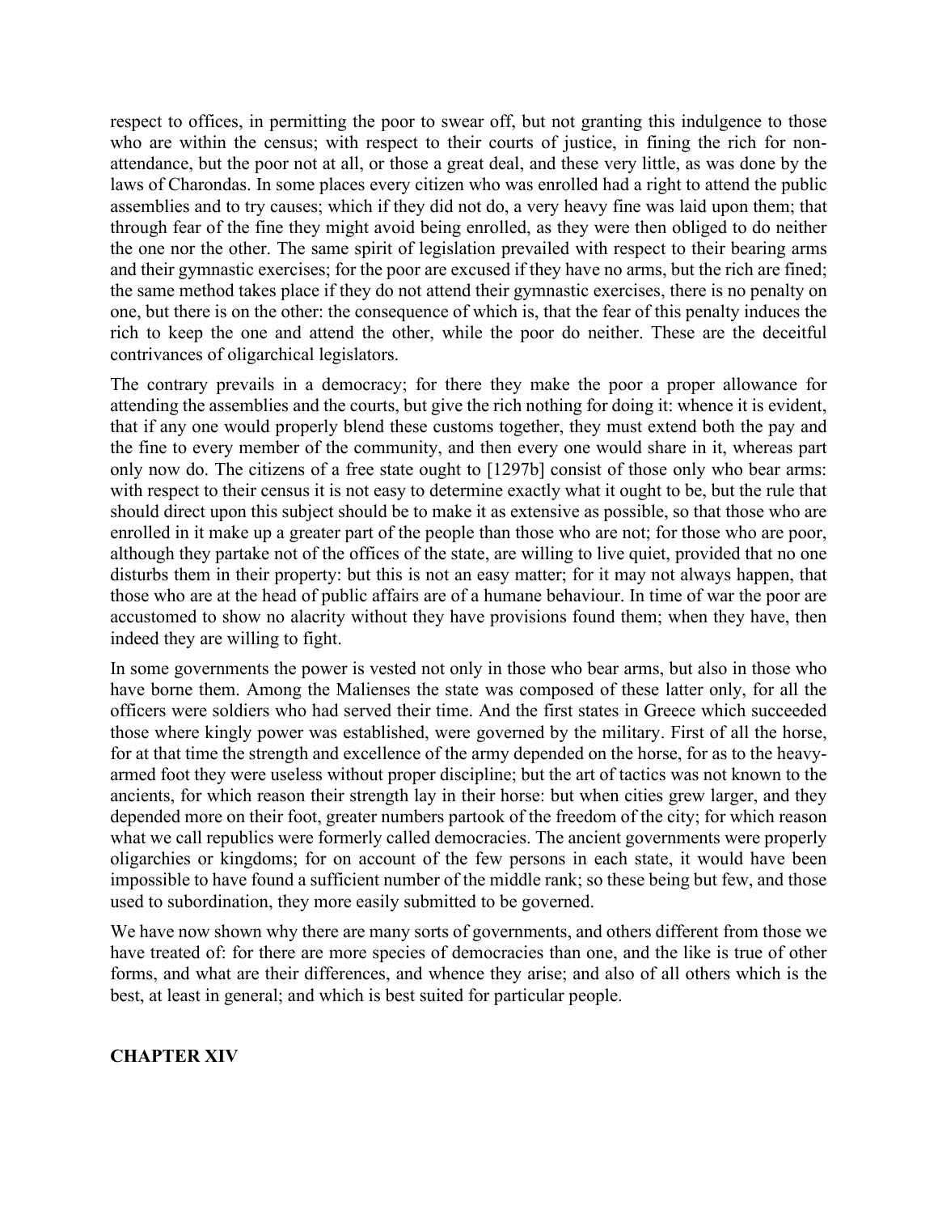respect to offices, in permitting the poor to swear off, but not granting this indulgence to those who are within the census; with respect to their courts of justice, in fining the rich for non-attendance, but the poor not at all, or those a great deal, and these very little, as was done by the laws of Charondas. In some places every citizen who was enrolled had a right to attend the public assemblies and to try causes; which if they did not do, a very heavy fine was laid upon them; that through fear of the fine they might avoid being enrolled, as they were then obliged to do neither the one nor the other. The same spirit of legislation prevailed with respect to their bearing arms and their gymnastic exercises; for the poor are excused if they have no arms, but the rich are fined; the same method takes place if they do not attend their gymnastic exercises, there is no penalty on one, but there is on the other: the consequence of which is, that the fear of this penalty induces the rich to keep the one and attend the other, while the poor do neither. These are the deceitful contrivances of oligarchical legislators.

The contrary prevails in a democracy; for there they make the poor a proper allowance for attending the assemblies and the courts, but give the rich nothing for doing it: whence it is evident, that if any one would properly blend these customs together, they must extend both the pay and the fine to every member of the community, and then every one would share in it, whereas part only now do. The citizens of a free state ought to [1297b] consist of those only who bear arms: with respect to their census it is not easy to determine exactly what it ought to be, but the rule that should direct upon this subject should be to make it as extensive as possible, so that those who are enrolled in it make up a greater part of the people than those who are not; for those who are poor, although they partake not of the offices of the state, are willing to live quiet, provided that no one disturbs them in their property: but this is not an easy matter; for it may not always happen, that those who are at the head of public affairs are of a humane behaviour. In time of war the poor are accustomed to show no alacrity without they have provisions found them; when they have, then indeed they are willing to fight.

In some governments the power is vested not only in those who bear arms, but also in those who have borne them. Among the Malienses the state was composed of these latter only, for all the officers were soldiers who had served their time. And the first states in Greece which succeeded those where kingly power was established, were governed by the military. First of all the horse, for at that time the strength and excellence of the army depended on the horse, for as to the heavy-armed foot they were useless without proper discipline; but the art of tactics was not known to the ancients, for which reason their strength lay in their horse: but when cities grew larger, and they depended more on their foot, greater numbers partook of the freedom of the city; for which reason what we call republics were formerly called democracies. The ancient governments were properly oligarchies or kingdoms; for on account of the few persons in each state, it would have been impossible to have found a sufficient number of the middle rank; so these being but few, and those used to subordination, they more easily submitted to be governed.

We have now shown why there are many sorts of governments, and others different from those we have treated of: for there are more species of democracies than one, and the like is true of other forms, and what are their differences, and whence they arise; and also of all others which is the best, at least in general; and which is best suited for particular people.

## CHAPTER XIV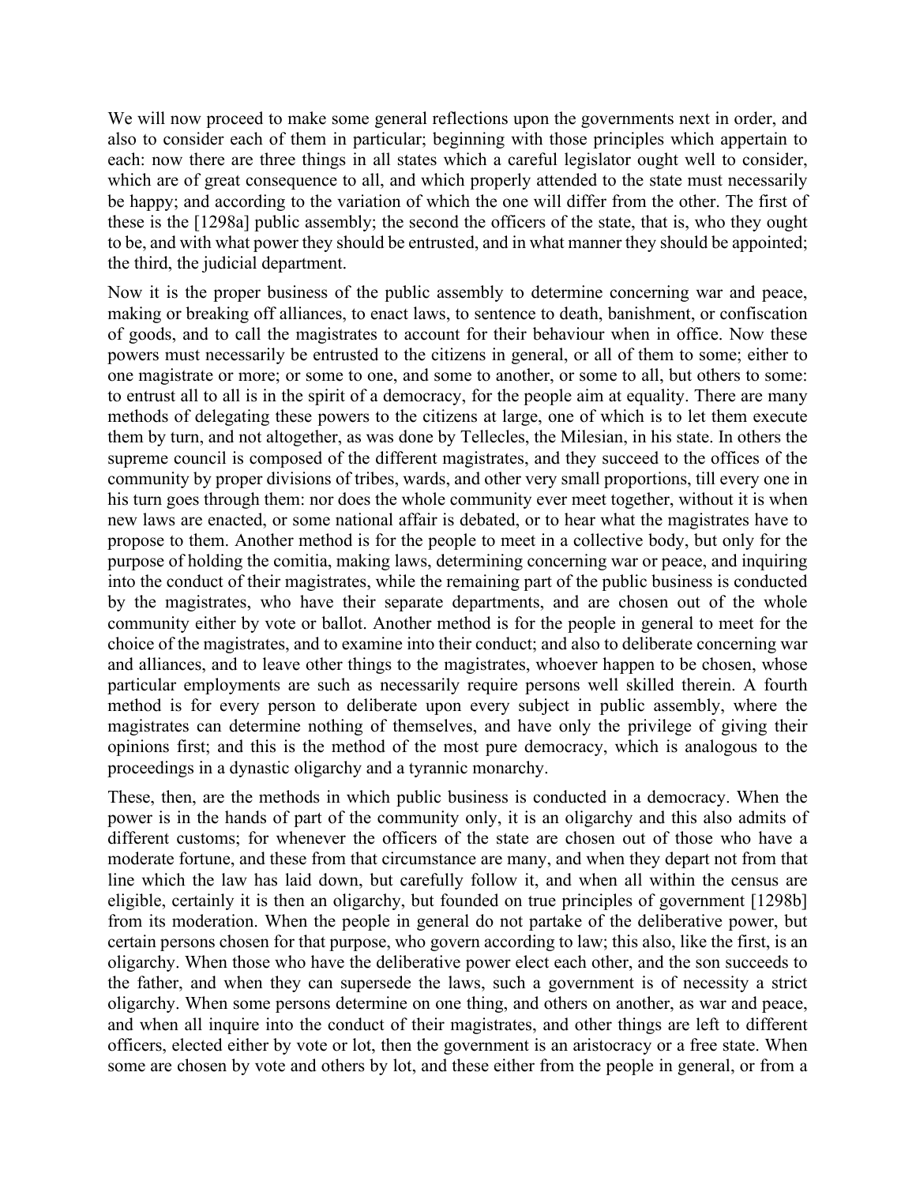We will now proceed to make some general reflections upon the governments next in order, and also to consider each of them in particular; beginning with those principles which appertain to each: now there are three things in all states which a careful legislator ought well to consider, which are of great consequence to all, and which properly attended to the state must necessarily be happy; and according to the variation of which the one will differ from the other. The first of these is the [1298a] public assembly; the second the officers of the state, that is, who they ought to be, and with what power they should be entrusted, and in what manner they should be appointed; the third, the judicial department.

Now it is the proper business of the public assembly to determine concerning war and peace, making or breaking off alliances, to enact laws, to sentence to death, banishment, or confiscation of goods, and to call the magistrates to account for their behaviour when in office. Now these powers must necessarily be entrusted to the citizens in general, or all of them to some; either to one magistrate or more; or some to one, and some to another, or some to all, but others to some: to entrust all to all is in the spirit of a democracy, for the people aim at equality. There are many methods of delegating these powers to the citizens at large, one of which is to let them execute them by turn, and not altogether, as was done by Tellecles, the Milesian, in his state. In others the supreme council is composed of the different magistrates, and they succeed to the offices of the community by proper divisions of tribes, wards, and other very small proportions, till every one in his turn goes through them: nor does the whole community ever meet together, without it is when new laws are enacted, or some national affair is debated, or to hear what the magistrates have to propose to them. Another method is for the people to meet in a collective body, but only for the purpose of holding the comitia, making laws, determining concerning war or peace, and inquiring into the conduct of their magistrates, while the remaining part of the public business is conducted by the magistrates, who have their separate departments, and are chosen out of the whole community either by vote or ballot. Another method is for the people in general to meet for the choice of the magistrates, and to examine into their conduct; and also to deliberate concerning war and alliances, and to leave other things to the magistrates, whoever happen to be chosen, whose particular employments are such as necessarily require persons well skilled therein. A fourth method is for every person to deliberate upon every subject in public assembly, where the magistrates can determine nothing of themselves, and have only the privilege of giving their opinions first; and this is the method of the most pure democracy, which is analogous to the proceedings in a dynastic oligarchy and a tyrannic monarchy.

These, then, are the methods in which public business is conducted in a democracy. When the power is in the hands of part of the community only, it is an oligarchy and this also admits of different customs; for whenever the officers of the state are chosen out of those who have a moderate fortune, and these from that circumstance are many, and when they depart not from that line which the law has laid down, but carefully follow it, and when all within the census are eligible, certainly it is then an oligarchy, but founded on true principles of government [1298b] from its moderation. When the people in general do not partake of the deliberative power, but certain persons chosen for that purpose, who govern according to law; this also, like the first, is an oligarchy. When those who have the deliberative power elect each other, and the son succeeds to the father, and when they can supersede the laws, such a government is of necessity a strict oligarchy. When some persons determine on one thing, and others on another, as war and peace, and when all inquire into the conduct of their magistrates, and other things are left to different officers, elected either by vote or lot, then the government is an aristocracy or a free state. When some are chosen by vote and others by lot, and these either from the people in general, or from a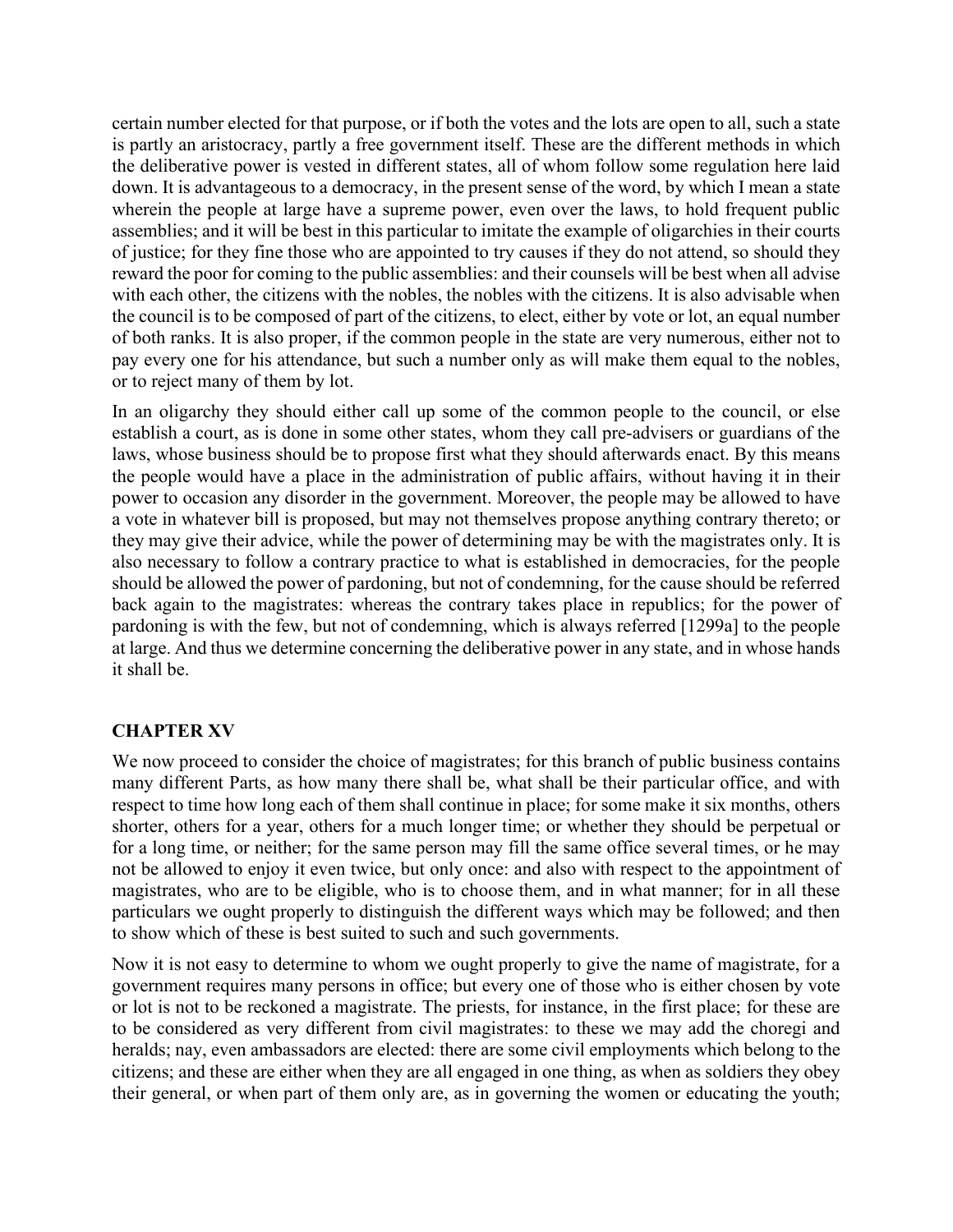certain number elected for that purpose, or if both the votes and the lots are open to all, such a state is partly an aristocracy, partly a free government itself. These are the different methods in which the deliberative power is vested in different states, all of whom follow some regulation here laid down. It is advantageous to a democracy, in the present sense of the word, by which I mean a state wherein the people at large have a supreme power, even over the laws, to hold frequent public assemblies; and it will be best in this particular to imitate the example of oligarchies in their courts of justice; for they fine those who are appointed to try causes if they do not attend, so should they reward the poor for coming to the public assemblies: and their counsels will be best when all advise with each other, the citizens with the nobles, the nobles with the citizens. It is also advisable when the council is to be composed of part of the citizens, to elect, either by vote or lot, an equal number of both ranks. It is also proper, if the common people in the state are very numerous, either not to pay every one for his attendance, but such a number only as will make them equal to the nobles, or to reject many of them by lot.

In an oligarchy they should either call up some of the common people to the council, or else establish a court, as is done in some other states, whom they call pre-advisers or guardians of the laws, whose business should be to propose first what they should afterwards enact. By this means the people would have a place in the administration of public affairs, without having it in their power to occasion any disorder in the government. Moreover, the people may be allowed to have a vote in whatever bill is proposed, but may not themselves propose anything contrary thereto; or they may give their advice, while the power of determining may be with the magistrates only. It is also necessary to follow a contrary practice to what is established in democracies, for the people should be allowed the power of pardoning, but not of condemning, for the cause should be referred back again to the magistrates: whereas the contrary takes place in republics; for the power of pardoning is with the few, but not of condemning, which is always referred [1299a] to the people at large. And thus we determine concerning the deliberative power in any state, and in whose hands it shall be.

## CHAPTER XV

We now proceed to consider the choice of magistrates; for this branch of public business contains many different Parts, as how many there shall be, what shall be their particular office, and with respect to time how long each of them shall continue in place; for some make it six months, others shorter, others for a year, others for a much longer time; or whether they should be perpetual or for a long time, or neither; for the same person may fill the same office several times, or he may not be allowed to enjoy it even twice, but only once: and also with respect to the appointment of magistrates, who are to be eligible, who is to choose them, and in what manner; for in all these particulars we ought properly to distinguish the different ways which may be followed; and then to show which of these is best suited to such and such governments.

Now it is not easy to determine to whom we ought properly to give the name of magistrate, for a government requires many persons in office; but every one of those who is either chosen by vote or lot is not to be reckoned a magistrate. The priests, for instance, in the first place; for these are to be considered as very different from civil magistrates: to these we may add the choregi and heralds; nay, even ambassadors are elected: there are some civil employments which belong to the citizens; and these are either when they are all engaged in one thing, as when as soldiers they obey their general, or when part of them only are, as in governing the women or educating the youth;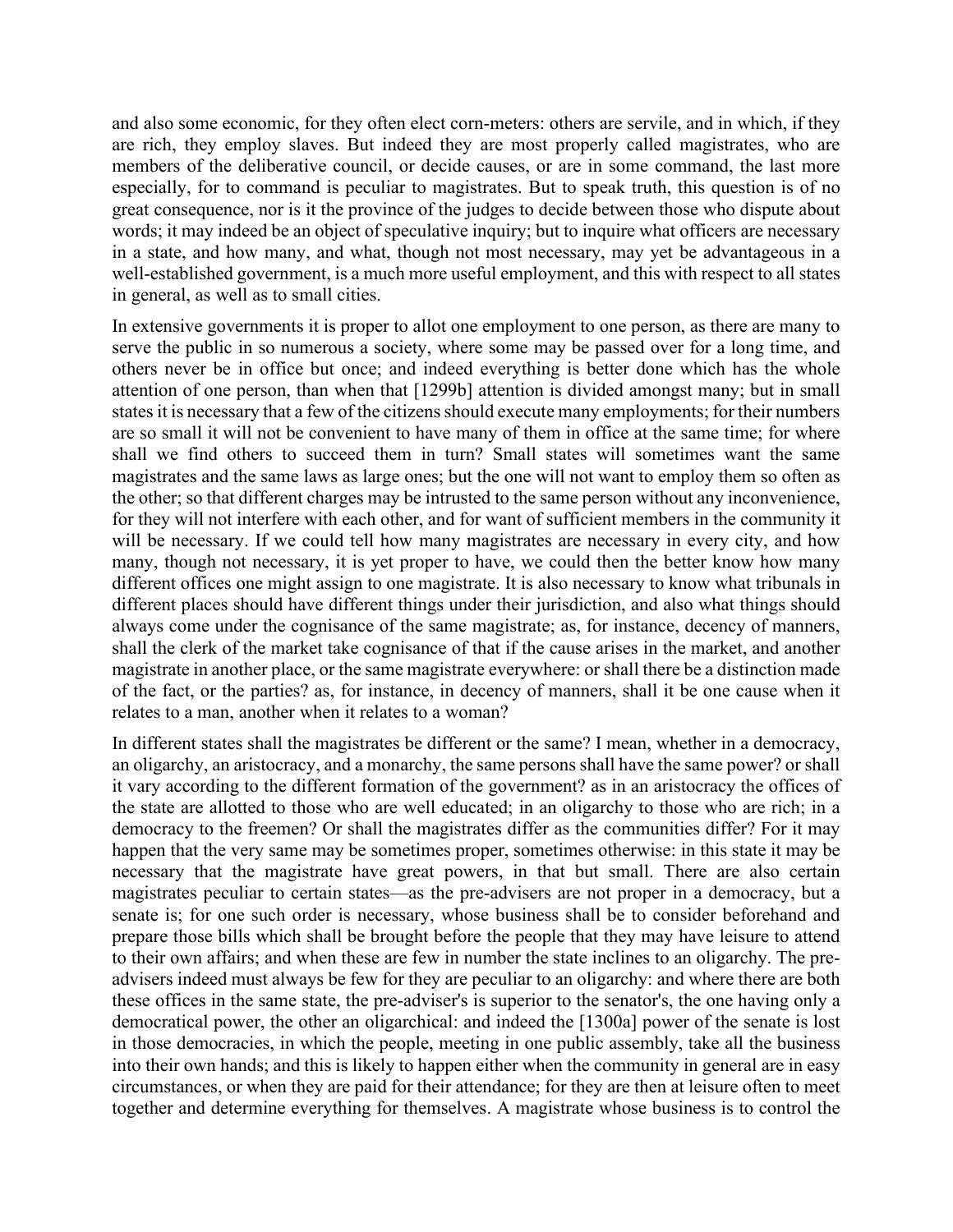and also some economic, for they often elect corn-meters: others are servile, and in which, if they are rich, they employ slaves. But indeed they are most properly called magistrates, who are members of the deliberative council, or decide causes, or are in some command, the last more especially, for to command is peculiar to magistrates. But to speak truth, this question is of no great consequence, nor is it the province of the judges to decide between those who dispute about words; it may indeed be an object of speculative inquiry; but to inquire what officers are necessary in a state, and how many, and what, though not most necessary, may yet be advantageous in a well-established government, is a much more useful employment, and this with respect to all states in general, as well as to small cities.

In extensive governments it is proper to allot one employment to one person, as there are many to serve the public in so numerous a society, where some may be passed over for a long time, and others never be in office but once; and indeed everything is better done which has the whole attention of one person, than when that [1299b] attention is divided amongst many; but in small states it is necessary that a few of the citizens should execute many employments; for their numbers are so small it will not be convenient to have many of them in office at the same time; for where shall we find others to succeed them in turn? Small states will sometimes want the same magistrates and the same laws as large ones; but the one will not want to employ them so often as the other; so that different charges may be intrusted to the same person without any inconvenience, for they will not interfere with each other, and for want of sufficient members in the community it will be necessary. If we could tell how many magistrates are necessary in every city, and how many, though not necessary, it is yet proper to have, we could then the better know how many different offices one might assign to one magistrate. It is also necessary to know what tribunals in different places should have different things under their jurisdiction, and also what things should always come under the cognisance of the same magistrate; as, for instance, decency of manners, shall the clerk of the market take cognisance of that if the cause arises in the market, and another magistrate in another place, or the same magistrate everywhere: or shall there be a distinction made of the fact, or the parties? as, for instance, in decency of manners, shall it be one cause when it relates to a man, another when it relates to a woman?

In different states shall the magistrates be different or the same? I mean, whether in a democracy, an oligarchy, an aristocracy, and a monarchy, the same persons shall have the same power? or shall it vary according to the different formation of the government? as in an aristocracy the offices of the state are allotted to those who are well educated; in an oligarchy to those who are rich; in a democracy to the freemen? Or shall the magistrates differ as the communities differ? For it may happen that the very same may be sometimes proper, sometimes otherwise: in this state it may be necessary that the magistrate have great powers, in that but small. There are also certain magistrates peculiar to certain states—as the pre-advisers are not proper in a democracy, but a senate is; for one such order is necessary, whose business shall be to consider beforehand and prepare those bills which shall be brought before the people that they may have leisure to attend to their own affairs; and when these are few in number the state inclines to an oligarchy. The pre-advisers indeed must always be few for they are peculiar to an oligarchy: and where there are both these offices in the same state, the pre-adviser's is superior to the senator's, the one having only a democratical power, the other an oligarchical: and indeed the [1300a] power of the senate is lost in those democracies, in which the people, meeting in one public assembly, take all the business into their own hands; and this is likely to happen either when the community in general are in easy circumstances, or when they are paid for their attendance; for they are then at leisure often to meet together and determine everything for themselves. A magistrate whose business is to control the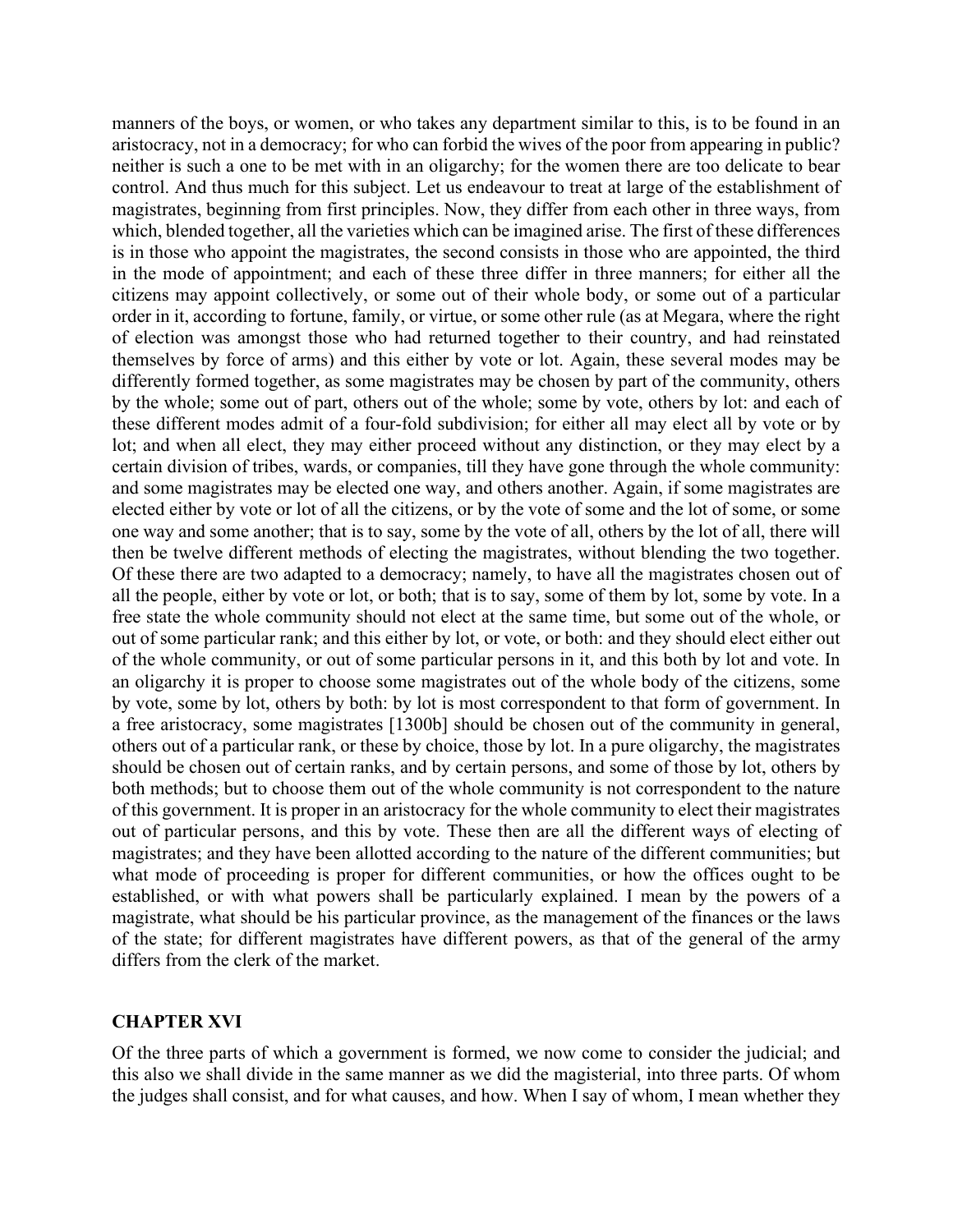manners of the boys, or women, or who takes any department similar to this, is to be found in an aristocracy, not in a democracy; for who can forbid the wives of the poor from appearing in public? neither is such a one to be met with in an oligarchy; for the women there are too delicate to bear control. And thus much for this subject. Let us endeavour to treat at large of the establishment of magistrates, beginning from first principles. Now, they differ from each other in three ways, from which, blended together, all the varieties which can be imagined arise. The first of these differences is in those who appoint the magistrates, the second consists in those who are appointed, the third in the mode of appointment; and each of these three differ in three manners; for either all the citizens may appoint collectively, or some out of their whole body, or some out of a particular order in it, according to fortune, family, or virtue, or some other rule (as at Megara, where the right of election was amongst those who had returned together to their country, and had reinstated themselves by force of arms) and this either by vote or lot. Again, these several modes may be differently formed together, as some magistrates may be chosen by part of the community, others by the whole; some out of part, others out of the whole; some by vote, others by lot: and each of these different modes admit of a four-fold subdivision; for either all may elect all by vote or by lot; and when all elect, they may either proceed without any distinction, or they may elect by a certain division of tribes, wards, or companies, till they have gone through the whole community: and some magistrates may be elected one way, and others another. Again, if some magistrates are elected either by vote or lot of all the citizens, or by the vote of some and the lot of some, or some one way and some another; that is to say, some by the vote of all, others by the lot of all, there will then be twelve different methods of electing the magistrates, without blending the two together. Of these there are two adapted to a democracy; namely, to have all the magistrates chosen out of all the people, either by vote or lot, or both; that is to say, some of them by lot, some by vote. In a free state the whole community should not elect at the same time, but some out of the whole, or out of some particular rank; and this either by lot, or vote, or both: and they should elect either out of the whole community, or out of some particular persons in it, and this both by lot and vote. In an oligarchy it is proper to choose some magistrates out of the whole body of the citizens, some by vote, some by lot, others by both: by lot is most correspondent to that form of government. In a free aristocracy, some magistrates [1300b] should be chosen out of the community in general, others out of a particular rank, or these by choice, those by lot. In a pure oligarchy, the magistrates should be chosen out of certain ranks, and by certain persons, and some of those by lot, others by both methods; but to choose them out of the whole community is not correspondent to the nature of this government. It is proper in an aristocracy for the whole community to elect their magistrates out of particular persons, and this by vote. These then are all the different ways of electing of magistrates; and they have been allotted according to the nature of the different communities; but what mode of proceeding is proper for different communities, or how the offices ought to be established, or with what powers shall be particularly explained. I mean by the powers of a magistrate, what should be his particular province, as the management of the finances or the laws of the state; for different magistrates have different powers, as that of the general of the army differs from the clerk of the market.

## CHAPTER XVI

Of the three parts of which a government is formed, we now come to consider the judicial; and this also we shall divide in the same manner as we did the magisterial, into three parts. Of whom the judges shall consist, and for what causes, and how. When I say of whom, I mean whether they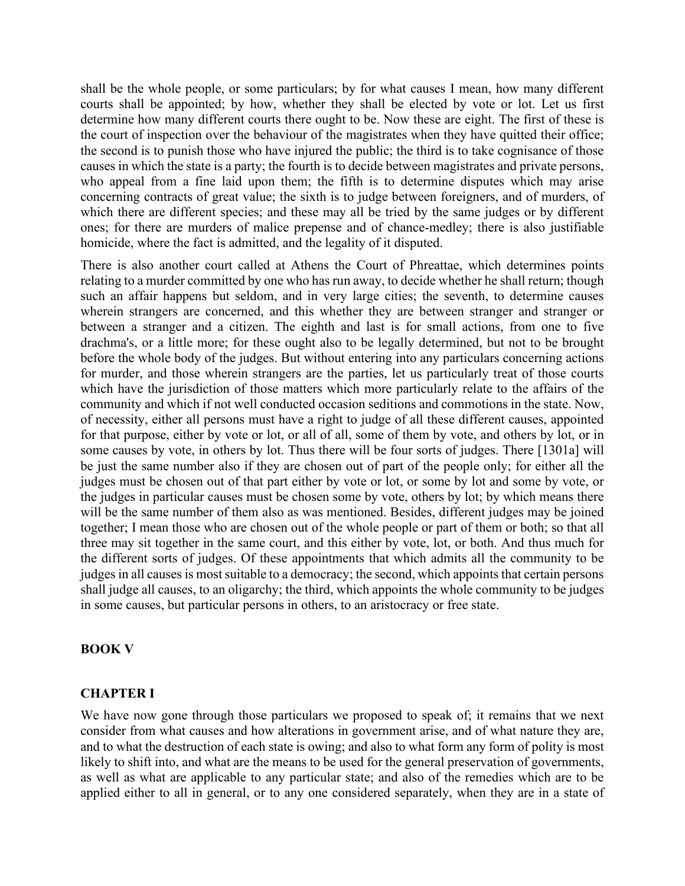shall be the whole people, or some particulars; by for what causes I mean, how many different courts shall be appointed; by how, whether they shall be elected by vote or lot. Let us first determine how many different courts there ought to be. Now these are eight. The first of these is the court of inspection over the behaviour of the magistrates when they have quitted their office; the second is to punish those who have injured the public; the third is to take cognisance of those causes in which the state is a party; the fourth is to decide between magistrates and private persons, who appeal from a fine laid upon them; the fifth is to determine disputes which may arise concerning contracts of great value; the sixth is to judge between foreigners, and of murders, of which there are different species; and these may all be tried by the same judges or by different ones; for there are murders of malice prepense and of chance-medley; there is also justifiable homicide, where the fact is admitted, and the legality of it disputed.

There is also another court called at Athens the Court of Phreattae, which determines points relating to a murder committed by one who has run away, to decide whether he shall return; though such an affair happens but seldom, and in very large cities; the seventh, to determine causes wherein strangers are concerned, and this whether they are between stranger and stranger or between a stranger and a citizen. The eighth and last is for small actions, from one to five drachma's, or a little more; for these ought also to be legally determined, but not to be brought before the whole body of the judges. But without entering into any particulars concerning actions for murder, and those wherein strangers are the parties, let us particularly treat of those courts which have the jurisdiction of those matters which more particularly relate to the affairs of the community and which if not well conducted occasion seditions and commotions in the state. Now, of necessity, either all persons must have a right to judge of all these different causes, appointed for that purpose, either by vote or lot, or all of all, some of them by vote, and others by lot, or in some causes by vote, in others by lot. Thus there will be four sorts of judges. There [1301a] will be just the same number also if they are chosen out of part of the people only; for either all the judges must be chosen out of that part either by vote or lot, or some by lot and some by vote, or the judges in particular causes must be chosen some by vote, others by lot; by which means there will be the same number of them also as was mentioned. Besides, different judges may be joined together; I mean those who are chosen out of the whole people or part of them or both; so that all three may sit together in the same court, and this either by vote, lot, or both. And thus much for the different sorts of judges. Of these appointments that which admits all the community to be judges in all causes is most suitable to a democracy; the second, which appoints that certain persons shall judge all causes, to an oligarchy; the third, which appoints the whole community to be judges in some causes, but particular persons in others, to an aristocracy or free state.

## BOOK V

### CHAPTER I

We have now gone through those particulars we proposed to speak of; it remains that we next consider from what causes and how alterations in government arise, and of what nature they are, and to what the destruction of each state is owing; and also to what form any form of polity is most likely to shift into, and what are the means to be used for the general preservation of governments, as well as what are applicable to any particular state; and also of the remedies which are to be applied either to all in general, or to any one considered separately, when they are in a state of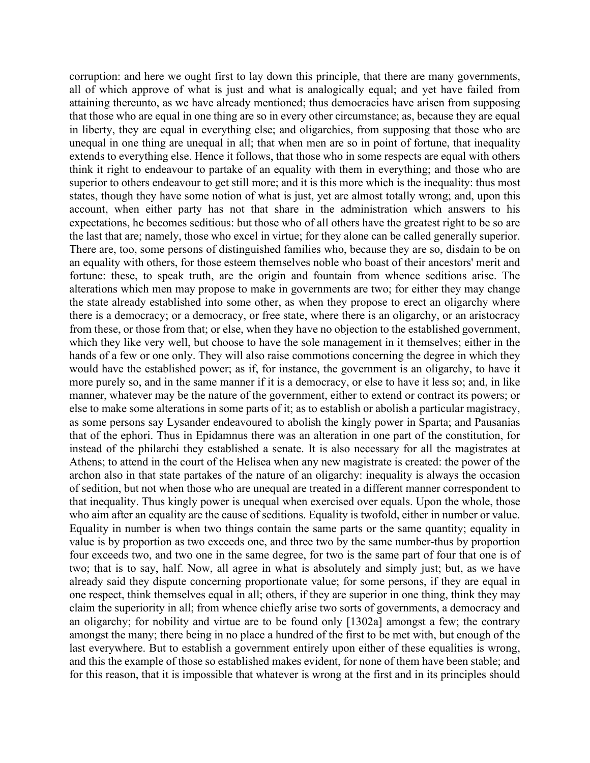corruption: and here we ought first to lay down this principle, that there are many governments, all of which approve of what is just and what is analogically equal; and yet have failed from attaining thereunto, as we have already mentioned; thus democracies have arisen from supposing that those who are equal in one thing are so in every other circumstance; as, because they are equal in liberty, they are equal in everything else; and oligarchies, from supposing that those who are unequal in one thing are unequal in all; that when men are so in point of fortune, that inequality extends to everything else. Hence it follows, that those who in some respects are equal with others think it right to endeavour to partake of an equality with them in everything; and those who are superior to others endeavour to get still more; and it is this more which is the inequality: thus most states, though they have some notion of what is just, yet are almost totally wrong; and, upon this account, when either party has not that share in the administration which answers to his expectations, he becomes seditious: but those who of all others have the greatest right to be so are the last that are; namely, those who excel in virtue; for they alone can be called generally superior. There are, too, some persons of distinguished families who, because they are so, disdain to be on an equality with others, for those esteem themselves noble who boast of their ancestors' merit and fortune: these, to speak truth, are the origin and fountain from whence seditions arise. The alterations which men may propose to make in governments are two; for either they may change the state already established into some other, as when they propose to erect an oligarchy where there is a democracy; or a democracy, or free state, where there is an oligarchy, or an aristocracy from these, or those from that; or else, when they have no objection to the established government, which they like very well, but choose to have the sole management in it themselves; either in the hands of a few or one only. They will also raise commotions concerning the degree in which they would have the established power; as if, for instance, the government is an oligarchy, to have it more purely so, and in the same manner if it is a democracy, or else to have it less so; and, in like manner, whatever may be the nature of the government, either to extend or contract its powers; or else to make some alterations in some parts of it; as to establish or abolish a particular magistracy, as some persons say Lysander endeavoured to abolish the kingly power in Sparta; and Pausanias that of the ephori. Thus in Epidamnus there was an alteration in one part of the constitution, for instead of the philarchi they established a senate. It is also necessary for all the magistrates at Athens; to attend in the court of the Helisea when any new magistrate is created: the power of the archon also in that state partakes of the nature of an oligarchy: inequality is always the occasion of sedition, but not when those who are unequal are treated in a different manner correspondent to that inequality. Thus kingly power is unequal when exercised over equals. Upon the whole, those who aim after an equality are the cause of seditions. Equality is twofold, either in number or value. Equality in number is when two things contain the same parts or the same quantity; equality in value is by proportion as two exceeds one, and three two by the same number-thus by proportion four exceeds two, and two one in the same degree, for two is the same part of four that one is of two; that is to say, half. Now, all agree in what is absolutely and simply just; but, as we have already said they dispute concerning proportionate value; for some persons, if they are equal in one respect, think themselves equal in all; others, if they are superior in one thing, think they may claim the superiority in all; from whence chiefly arise two sorts of governments, a democracy and an oligarchy; for nobility and virtue are to be found only [1302a] amongst a few; the contrary amongst the many; there being in no place a hundred of the first to be met with, but enough of the last everywhere. But to establish a government entirely upon either of these equalities is wrong, and this the example of those so established makes evident, for none of them have been stable; and for this reason, that it is impossible that whatever is wrong at the first and in its principles should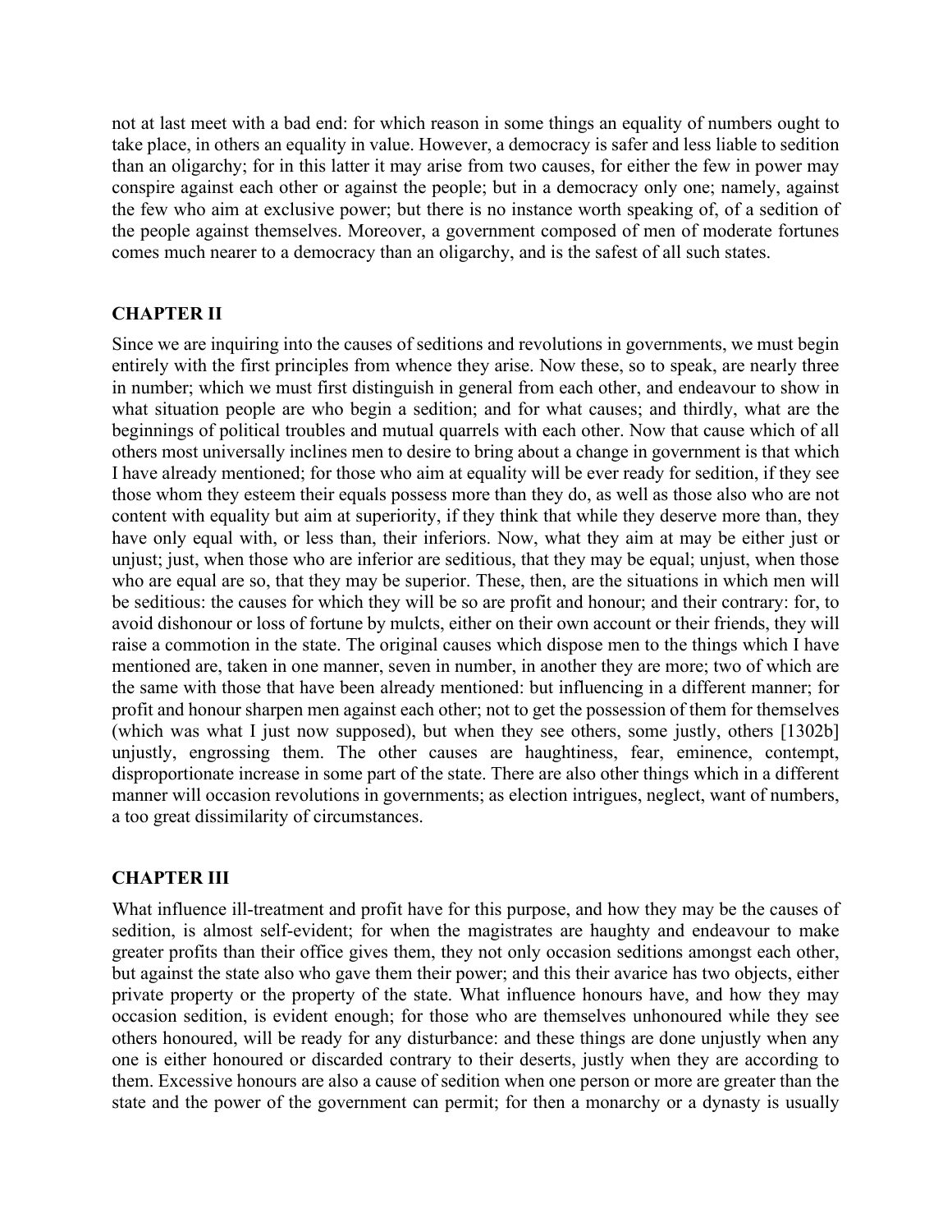not at last meet with a bad end: for which reason in some things an equality of numbers ought to take place, in others an equality in value. However, a democracy is safer and less liable to sedition than an oligarchy; for in this latter it may arise from two causes, for either the few in power may conspire against each other or against the people; but in a democracy only one; namely, against the few who aim at exclusive power; but there is no instance worth speaking of, of a sedition of the people against themselves. Moreover, a government composed of men of moderate fortunes comes much nearer to a democracy than an oligarchy, and is the safest of all such states.

## CHAPTER II

Since we are inquiring into the causes of seditions and revolutions in governments, we must begin entirely with the first principles from whence they arise. Now these, so to speak, are nearly three in number; which we must first distinguish in general from each other, and endeavour to show in what situation people are who begin a sedition; and for what causes; and thirdly, what are the beginnings of political troubles and mutual quarrels with each other. Now that cause which of all others most universally inclines men to desire to bring about a change in government is that which I have already mentioned; for those who aim at equality will be ever ready for sedition, if they see those whom they esteem their equals possess more than they do, as well as those also who are not content with equality but aim at superiority, if they think that while they deserve more than, they have only equal with, or less than, their inferiors. Now, what they aim at may be either just or unjust; just, when those who are inferior are seditious, that they may be equal; unjust, when those who are equal are so, that they may be superior. These, then, are the situations in which men will be seditious: the causes for which they will be so are profit and honour; and their contrary: for, to avoid dishonour or loss of fortune by mulcts, either on their own account or their friends, they will raise a commotion in the state. The original causes which dispose men to the things which I have mentioned are, taken in one manner, seven in number, in another they are more; two of which are the same with those that have been already mentioned: but influencing in a different manner; for profit and honour sharpen men against each other; not to get the possession of them for themselves (which was what I just now supposed), but when they see others, some justly, others [1302b] unjustly, engrossing them. The other causes are haughtiness, fear, eminence, contempt, disproportionate increase in some part of the state. There are also other things which in a different manner will occasion revolutions in governments; as election intrigues, neglect, want of numbers, a too great dissimilarity of circumstances.

## CHAPTER III

What influence ill-treatment and profit have for this purpose, and how they may be the causes of sedition, is almost self-evident; for when the magistrates are haughty and endeavour to make greater profits than their office gives them, they not only occasion seditions amongst each other, but against the state also who gave them their power; and this their avarice has two objects, either private property or the property of the state. What influence honours have, and how they may occasion sedition, is evident enough; for those who are themselves unhonoured while they see others honoured, will be ready for any disturbance: and these things are done unjustly when any one is either honoured or discarded contrary to their deserts, justly when they are according to them. Excessive honours are also a cause of sedition when one person or more are greater than the state and the power of the government can permit; for then a monarchy or a dynasty is usually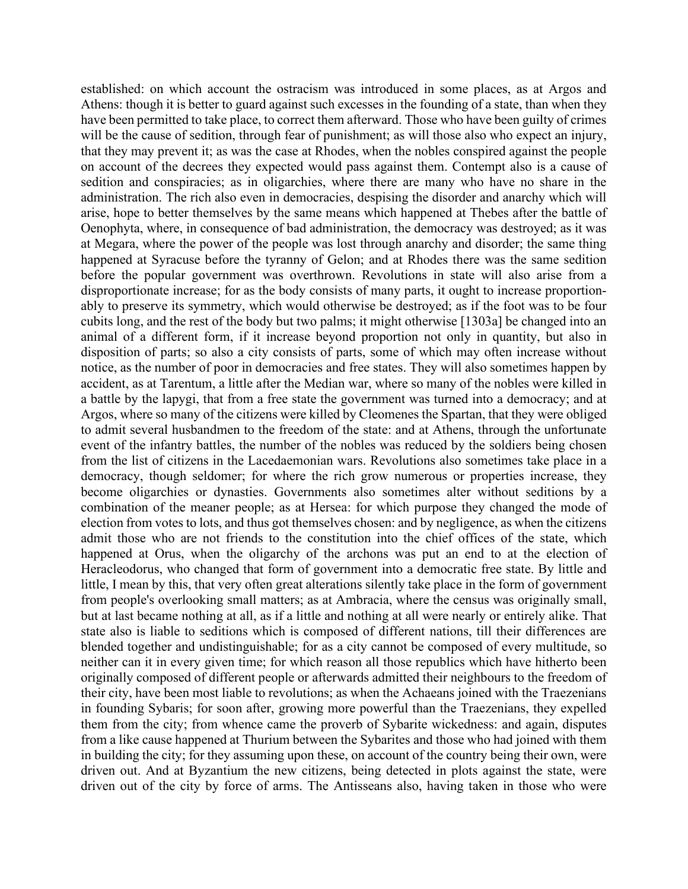established: on which account the ostracism was introduced in some places, as at Argos and Athens: though it is better to guard against such excesses in the founding of a state, than when they have been permitted to take place, to correct them afterward. Those who have been guilty of crimes will be the cause of sedition, through fear of punishment; as will those also who expect an injury, that they may prevent it; as was the case at Rhodes, when the nobles conspired against the people on account of the decrees they expected would pass against them. Contempt also is a cause of sedition and conspiracies; as in oligarchies, where there are many who have no share in the administration. The rich also even in democracies, despising the disorder and anarchy which will arise, hope to better themselves by the same means which happened at Thebes after the battle of Oenophyta, where, in consequence of bad administration, the democracy was destroyed; as it was at Megara, where the power of the people was lost through anarchy and disorder; the same thing happened at Syracuse before the tyranny of Gelon; and at Rhodes there was the same sedition before the popular government was overthrown. Revolutions in state will also arise from a disproportionate increase; for as the body consists of many parts, it ought to increase proportionably to preserve its symmetry, which would otherwise be destroyed; as if the foot was to be four cubits long, and the rest of the body but two palms; it might otherwise [1303a] be changed into an animal of a different form, if it increase beyond proportion not only in quantity, but also in disposition of parts; so also a city consists of parts, some of which may often increase without notice, as the number of poor in democracies and free states. They will also sometimes happen by accident, as at Tarentum, a little after the Median war, where so many of the nobles were killed in a battle by the lapygi, that from a free state the government was turned into a democracy; and at Argos, where so many of the citizens were killed by Cleomenes the Spartan, that they were obliged to admit several husbandmen to the freedom of the state: and at Athens, through the unfortunate event of the infantry battles, the number of the nobles was reduced by the soldiers being chosen from the list of citizens in the Lacedaemonian wars. Revolutions also sometimes take place in a democracy, though seldomer; for where the rich grow numerous or properties increase, they become oligarchies or dynasties. Governments also sometimes alter without seditions by a combination of the meaner people; as at Hersea: for which purpose they changed the mode of election from votes to lots, and thus got themselves chosen: and by negligence, as when the citizens admit those who are not friends to the constitution into the chief offices of the state, which happened at Orus, when the oligarchy of the archons was put an end to at the election of Heracleodorus, who changed that form of government into a democratic free state. By little and little, I mean by this, that very often great alterations silently take place in the form of government from people's overlooking small matters; as at Ambracia, where the census was originally small, but at last became nothing at all, as if a little and nothing at all were nearly or entirely alike. That state also is liable to seditions which is composed of different nations, till their differences are blended together and undistinguishable; for as a city cannot be composed of every multitude, so neither can it in every given time; for which reason all those republics which have hitherto been originally composed of different people or afterwards admitted their neighbours to the freedom of their city, have been most liable to revolutions; as when the Achaeans joined with the Traezenians in founding Sybaris; for soon after, growing more powerful than the Traezenians, they expelled them from the city; from whence came the proverb of Sybarite wickedness: and again, disputes from a like cause happened at Thurium between the Sybarites and those who had joined with them in building the city; for they assuming upon these, on account of the country being their own, were driven out. And at Byzantium the new citizens, being detected in plots against the state, were driven out of the city by force of arms. The Antisseans also, having taken in those who were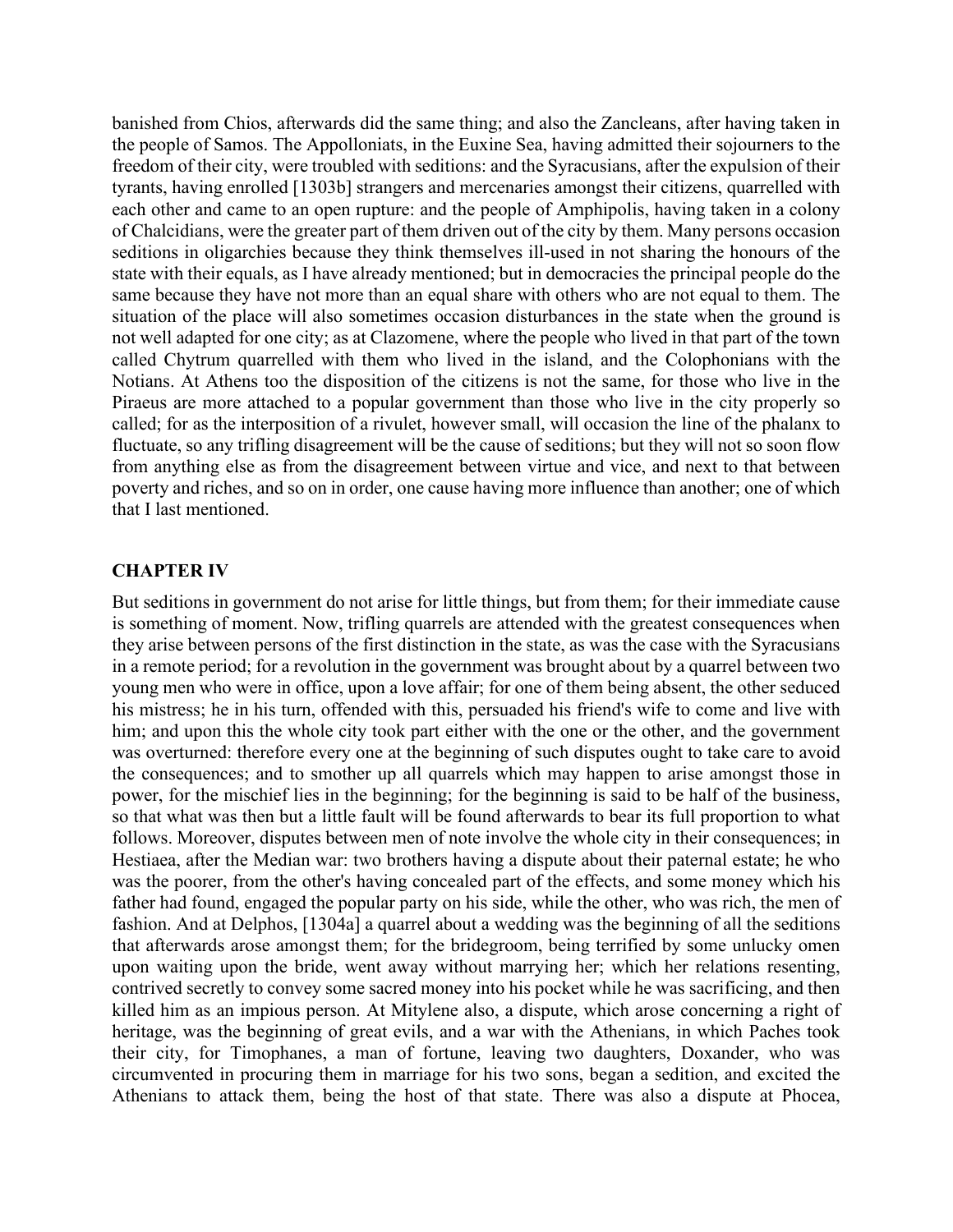banished from Chios, afterwards did the same thing; and also the Zancleans, after having taken in the people of Samos. The Appolloniats, in the Euxine Sea, having admitted their sojourners to the freedom of their city, were troubled with seditions: and the Syracusians, after the expulsion of their tyrants, having enrolled [1303b] strangers and mercenaries amongst their citizens, quarrelled with each other and came to an open rupture: and the people of Amphipolis, having taken in a colony of Chalcidians, were the greater part of them driven out of the city by them. Many persons occasion seditions in oligarchies because they think themselves ill-used in not sharing the honours of the state with their equals, as I have already mentioned; but in democracies the principal people do the same because they have not more than an equal share with others who are not equal to them. The situation of the place will also sometimes occasion disturbances in the state when the ground is not well adapted for one city; as at Clazomene, where the people who lived in that part of the town called Chytrum quarrelled with them who lived in the island, and the Colophonians with the Notians. At Athens too the disposition of the citizens is not the same, for those who live in the Piraeus are more attached to a popular government than those who live in the city properly so called; for as the interposition of a rivulet, however small, will occasion the line of the phalanx to fluctuate, so any trifling disagreement will be the cause of seditions; but they will not so soon flow from anything else as from the disagreement between virtue and vice, and next to that between poverty and riches, and so on in order, one cause having more influence than another; one of which that I last mentioned.

## CHAPTER IV

But seditions in government do not arise for little things, but from them; for their immediate cause is something of moment. Now, trifling quarrels are attended with the greatest consequences when they arise between persons of the first distinction in the state, as was the case with the Syracusians in a remote period; for a revolution in the government was brought about by a quarrel between two young men who were in office, upon a love affair; for one of them being absent, the other seduced his mistress; he in his turn, offended with this, persuaded his friend's wife to come and live with him; and upon this the whole city took part either with the one or the other, and the government was overturned: therefore every one at the beginning of such disputes ought to take care to avoid the consequences; and to smother up all quarrels which may happen to arise amongst those in power, for the mischief lies in the beginning; for the beginning is said to be half of the business, so that what was then but a little fault will be found afterwards to bear its full proportion to what follows. Moreover, disputes between men of note involve the whole city in their consequences; in Hestiaea, after the Median war: two brothers having a dispute about their paternal estate; he who was the poorer, from the other's having concealed part of the effects, and some money which his father had found, engaged the popular party on his side, while the other, who was rich, the men of fashion. And at Delphos, [1304a] a quarrel about a wedding was the beginning of all the seditions that afterwards arose amongst them; for the bridegroom, being terrified by some unlucky omen upon waiting upon the bride, went away without marrying her; which her relations resenting, contrived secretly to convey some sacred money into his pocket while he was sacrificing, and then killed him as an impious person. At Mitylene also, a dispute, which arose concerning a right of heritage, was the beginning of great evils, and a war with the Athenians, in which Paches took their city, for Timophanes, a man of fortune, leaving two daughters, Doxander, who was circumvented in procuring them in marriage for his two sons, began a sedition, and excited the Athenians to attack them, being the host of that state. There was also a dispute at Phocea,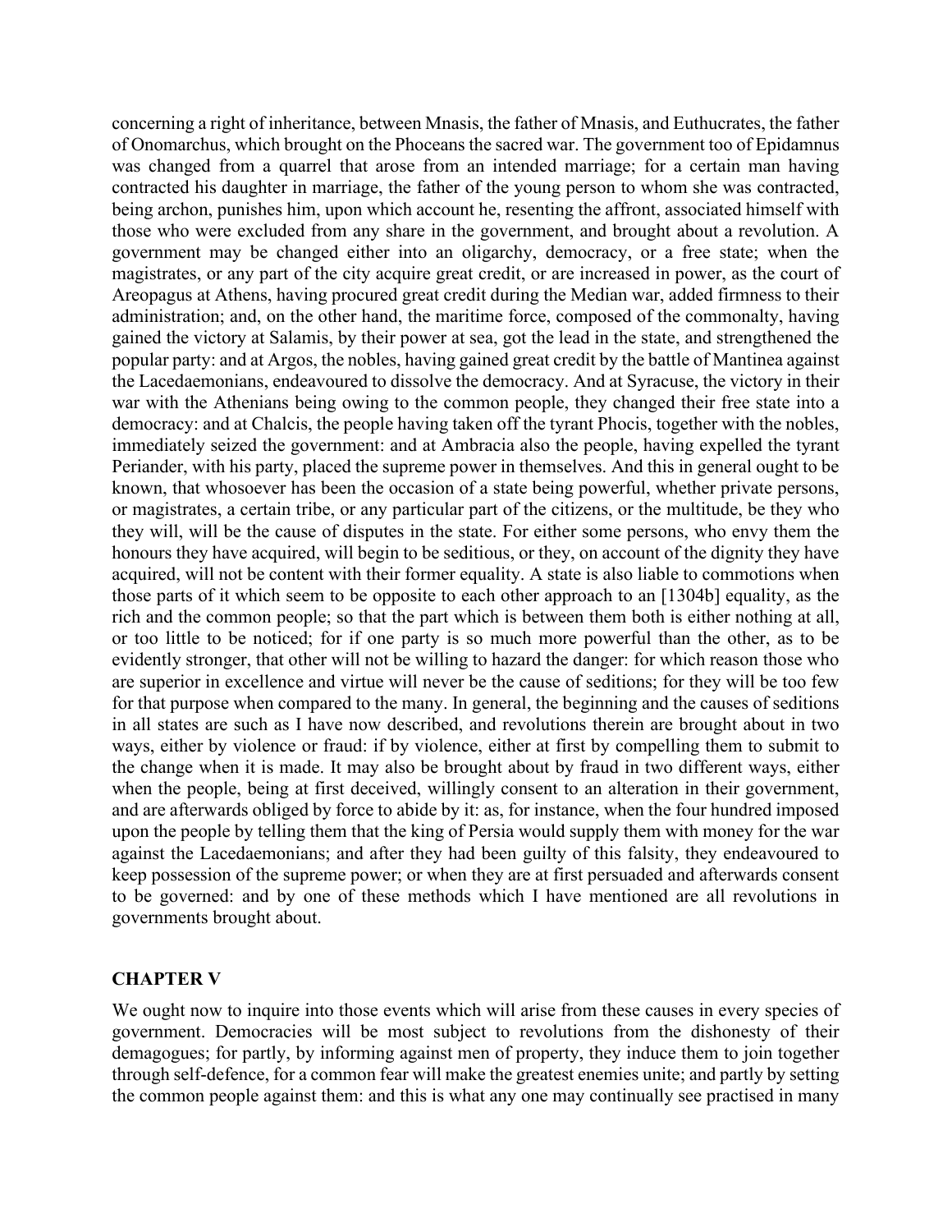concerning a right of inheritance, between Mnasis, the father of Mnasis, and Euthucrates, the father of Onomarchus, which brought on the Phoceans the sacred war. The government too of Epidamnus was changed from a quarrel that arose from an intended marriage; for a certain man having contracted his daughter in marriage, the father of the young person to whom she was contracted, being archon, punishes him, upon which account he, resenting the affront, associated himself with those who were excluded from any share in the government, and brought about a revolution. A government may be changed either into an oligarchy, democracy, or a free state; when the magistrates, or any part of the city acquire great credit, or are increased in power, as the court of Areopagus at Athens, having procured great credit during the Median war, added firmness to their administration; and, on the other hand, the maritime force, composed of the commonalty, having gained the victory at Salamis, by their power at sea, got the lead in the state, and strengthened the popular party: and at Argos, the nobles, having gained great credit by the battle of Mantinea against the Lacedaemonians, endeavoured to dissolve the democracy. And at Syracuse, the victory in their war with the Athenians being owing to the common people, they changed their free state into a democracy: and at Chalcis, the people having taken off the tyrant Phocis, together with the nobles, immediately seized the government: and at Ambracia also the people, having expelled the tyrant Periander, with his party, placed the supreme power in themselves. And this in general ought to be known, that whosoever has been the occasion of a state being powerful, whether private persons, or magistrates, a certain tribe, or any particular part of the citizens, or the multitude, be they who they will, will be the cause of disputes in the state. For either some persons, who envy them the honours they have acquired, will begin to be seditious, or they, on account of the dignity they have acquired, will not be content with their former equality. A state is also liable to commotions when those parts of it which seem to be opposite to each other approach to an [1304b] equality, as the rich and the common people; so that the part which is between them both is either nothing at all, or too little to be noticed; for if one party is so much more powerful than the other, as to be evidently stronger, that other will not be willing to hazard the danger: for which reason those who are superior in excellence and virtue will never be the cause of seditions; for they will be too few for that purpose when compared to the many. In general, the beginning and the causes of seditions in all states are such as I have now described, and revolutions therein are brought about in two ways, either by violence or fraud: if by violence, either at first by compelling them to submit to the change when it is made. It may also be brought about by fraud in two different ways, either when the people, being at first deceived, willingly consent to an alteration in their government, and are afterwards obliged by force to abide by it: as, for instance, when the four hundred imposed upon the people by telling them that the king of Persia would supply them with money for the war against the Lacedaemonians; and after they had been guilty of this falsity, they endeavoured to keep possession of the supreme power; or when they are at first persuaded and afterwards consent to be governed: and by one of these methods which I have mentioned are all revolutions in governments brought about.

## CHAPTER V

We ought now to inquire into those events which will arise from these causes in every species of government. Democracies will be most subject to revolutions from the dishonesty of their demagogues; for partly, by informing against men of property, they induce them to join together through self-defence, for a common fear will make the greatest enemies unite; and partly by setting the common people against them: and this is what any one may continually see practised in many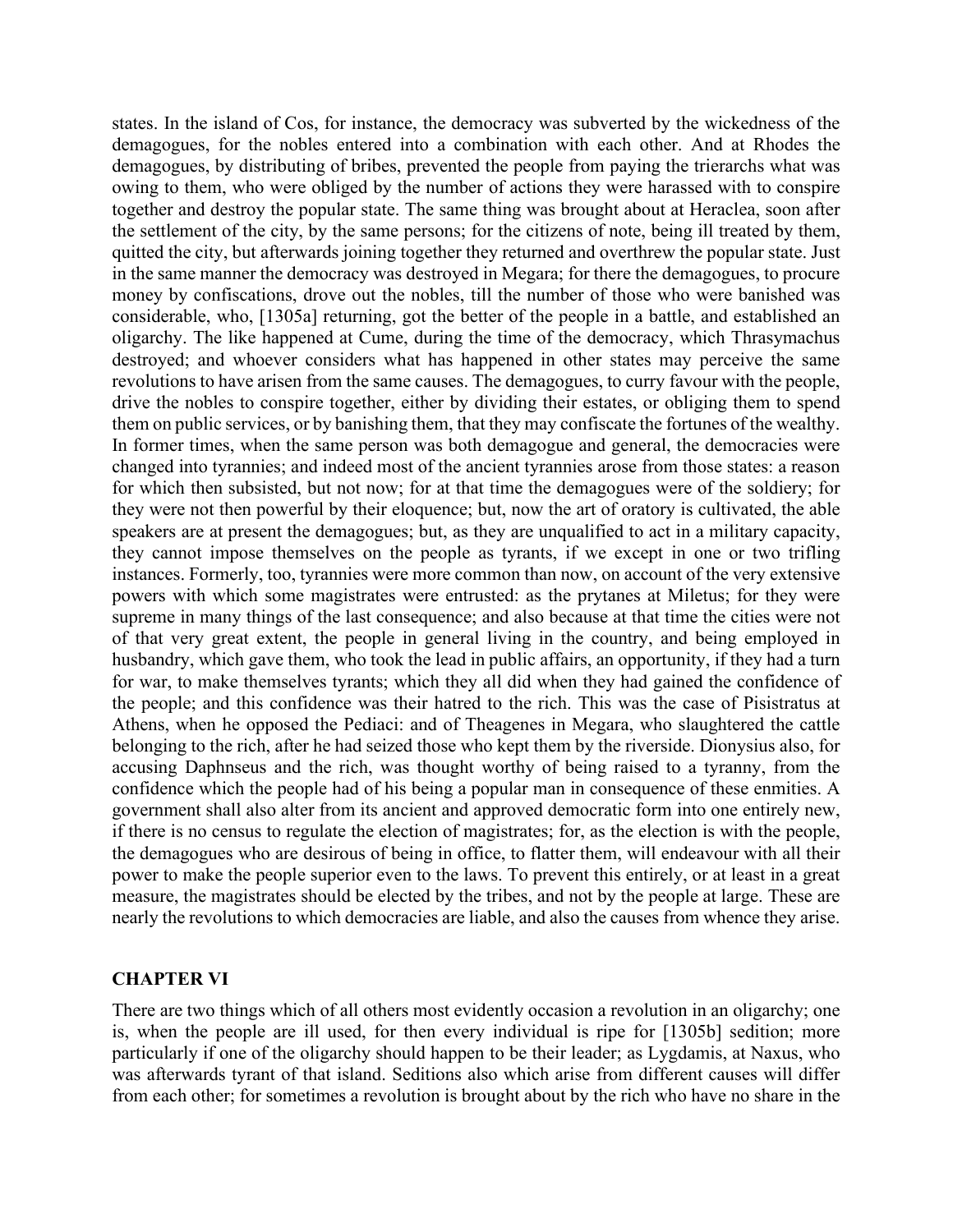states. In the island of Cos, for instance, the democracy was subverted by the wickedness of the demagogues, for the nobles entered into a combination with each other. And at Rhodes the demagogues, by distributing of bribes, prevented the people from paying the trierarchs what was owing to them, who were obliged by the number of actions they were harassed with to conspire together and destroy the popular state. The same thing was brought about at Heraclea, soon after the settlement of the city, by the same persons; for the citizens of note, being ill treated by them, quitted the city, but afterwards joining together they returned and overthrew the popular state. Just in the same manner the democracy was destroyed in Megara; for there the demagogues, to procure money by confiscations, drove out the nobles, till the number of those who were banished was considerable, who, [1305a] returning, got the better of the people in a battle, and established an oligarchy. The like happened at Cume, during the time of the democracy, which Thrasymachus destroyed; and whoever considers what has happened in other states may perceive the same revolutions to have arisen from the same causes. The demagogues, to curry favour with the people, drive the nobles to conspire together, either by dividing their estates, or obliging them to spend them on public services, or by banishing them, that they may confiscate the fortunes of the wealthy. In former times, when the same person was both demagogue and general, the democracies were changed into tyrannies; and indeed most of the ancient tyrannies arose from those states: a reason for which then subsisted, but not now; for at that time the demagogues were of the soldiery; for they were not then powerful by their eloquence; but, now the art of oratory is cultivated, the able speakers are at present the demagogues; but, as they are unqualified to act in a military capacity, they cannot impose themselves on the people as tyrants, if we except in one or two trifling instances. Formerly, too, tyrannies were more common than now, on account of the very extensive powers with which some magistrates were entrusted: as the prytanes at Miletus; for they were supreme in many things of the last consequence; and also because at that time the cities were not of that very great extent, the people in general living in the country, and being employed in husbandry, which gave them, who took the lead in public affairs, an opportunity, if they had a turn for war, to make themselves tyrants; which they all did when they had gained the confidence of the people; and this confidence was their hatred to the rich. This was the case of Pisistratus at Athens, when he opposed the Pediaci: and of Theagenes in Megara, who slaughtered the cattle belonging to the rich, after he had seized those who kept them by the riverside. Dionysius also, for accusing Daphnseus and the rich, was thought worthy of being raised to a tyranny, from the confidence which the people had of his being a popular man in consequence of these enmities. A government shall also alter from its ancient and approved democratic form into one entirely new, if there is no census to regulate the election of magistrates; for, as the election is with the people, the demagogues who are desirous of being in office, to flatter them, will endeavour with all their power to make the people superior even to the laws. To prevent this entirely, or at least in a great measure, the magistrates should be elected by the tribes, and not by the people at large. These are nearly the revolutions to which democracies are liable, and also the causes from whence they arise.

## CHAPTER VI

There are two things which of all others most evidently occasion a revolution in an oligarchy; one is, when the people are ill used, for then every individual is ripe for [1305b] sedition; more particularly if one of the oligarchy should happen to be their leader; as Lygdamis, at Naxus, who was afterwards tyrant of that island. Seditions also which arise from different causes will differ from each other; for sometimes a revolution is brought about by the rich who have no share in the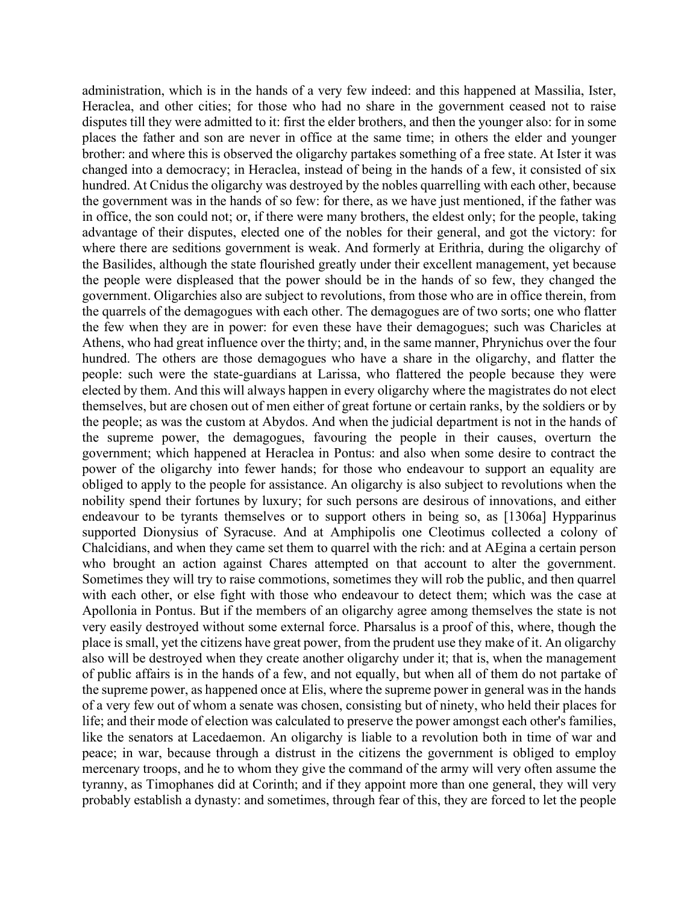administration, which is in the hands of a very few indeed: and this happened at Massilia, Ister, Heraclea, and other cities; for those who had no share in the government ceased not to raise disputes till they were admitted to it: first the elder brothers, and then the younger also: for in some places the father and son are never in office at the same time; in others the elder and younger brother: and where this is observed the oligarchy partakes something of a free state. At Ister it was changed into a democracy; in Heraclea, instead of being in the hands of a few, it consisted of six hundred. At Cnidus the oligarchy was destroyed by the nobles quarrelling with each other, because the government was in the hands of so few: for there, as we have just mentioned, if the father was in office, the son could not; or, if there were many brothers, the eldest only; for the people, taking advantage of their disputes, elected one of the nobles for their general, and got the victory: for where there are seditions government is weak. And formerly at Erithria, during the oligarchy of the Basilides, although the state flourished greatly under their excellent management, yet because the people were displeased that the power should be in the hands of so few, they changed the government. Oligarchies also are subject to revolutions, from those who are in office therein, from the quarrels of the demagogues with each other. The demagogues are of two sorts; one who flatter the few when they are in power: for even these have their demagogues; such was Charicles at Athens, who had great influence over the thirty; and, in the same manner, Phrynichus over the four hundred. The others are those demagogues who have a share in the oligarchy, and flatter the people: such were the state-guardians at Larissa, who flattered the people because they were elected by them. And this will always happen in every oligarchy where the magistrates do not elect themselves, but are chosen out of men either of great fortune or certain ranks, by the soldiers or by the people; as was the custom at Abydos. And when the judicial department is not in the hands of the supreme power, the demagogues, favouring the people in their causes, overturn the government; which happened at Heraclea in Pontus: and also when some desire to contract the power of the oligarchy into fewer hands; for those who endeavour to support an equality are obliged to apply to the people for assistance. An oligarchy is also subject to revolutions when the nobility spend their fortunes by luxury; for such persons are desirous of innovations, and either endeavour to be tyrants themselves or to support others in being so, as [1306a] Hypparinus supported Dionysius of Syracuse. And at Amphipolis one Cleotimus collected a colony of Chalcidians, and when they came set them to quarrel with the rich: and at AEgina a certain person who brought an action against Chares attempted on that account to alter the government. Sometimes they will try to raise commotions, sometimes they will rob the public, and then quarrel with each other, or else fight with those who endeavour to detect them; which was the case at Apollonia in Pontus. But if the members of an oligarchy agree among themselves the state is not very easily destroyed without some external force. Pharsalus is a proof of this, where, though the place is small, yet the citizens have great power, from the prudent use they make of it. An oligarchy also will be destroyed when they create another oligarchy under it; that is, when the management of public affairs is in the hands of a few, and not equally, but when all of them do not partake of the supreme power, as happened once at Elis, where the supreme power in general was in the hands of a very few out of whom a senate was chosen, consisting but of ninety, who held their places for life; and their mode of election was calculated to preserve the power amongst each other's families, like the senators at Lacedaemon. An oligarchy is liable to a revolution both in time of war and peace; in war, because through a distrust in the citizens the government is obliged to employ mercenary troops, and he to whom they give the command of the army will very often assume the tyranny, as Timophanes did at Corinth; and if they appoint more than one general, they will very probably establish a dynasty: and sometimes, through fear of this, they are forced to let the people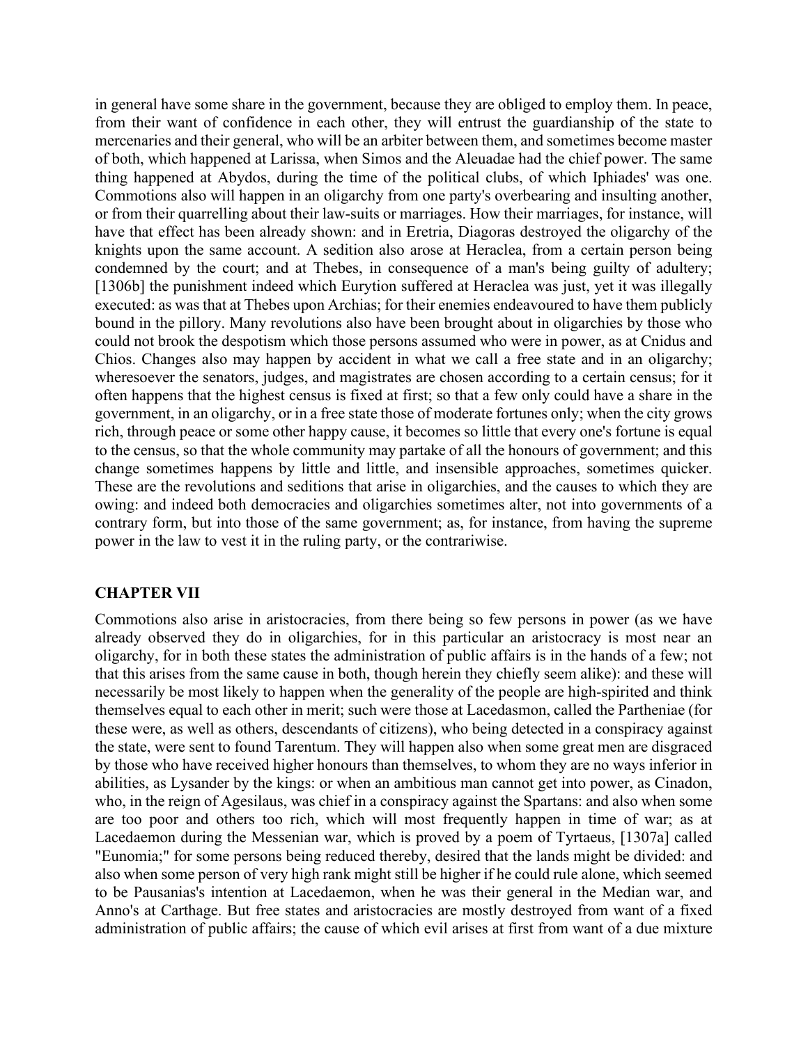in general have some share in the government, because they are obliged to employ them. In peace, from their want of confidence in each other, they will entrust the guardianship of the state to mercenaries and their general, who will be an arbiter between them, and sometimes become master of both, which happened at Larissa, when Simos and the Aleuadae had the chief power. The same thing happened at Abydos, during the time of the political clubs, of which Iphiades' was one. Commotions also will happen in an oligarchy from one party's overbearing and insulting another, or from their quarrelling about their law-suits or marriages. How their marriages, for instance, will have that effect has been already shown: and in Eretria, Diagoras destroyed the oligarchy of the knights upon the same account. A sedition also arose at Heraclea, from a certain person being condemned by the court; and at Thebes, in consequence of a man's being guilty of adultery; [1306b] the punishment indeed which Eurytion suffered at Heraclea was just, yet it was illegally executed: as was that at Thebes upon Archias; for their enemies endeavoured to have them publicly bound in the pillory. Many revolutions also have been brought about in oligarchies by those who could not brook the despotism which those persons assumed who were in power, as at Cnidus and Chios. Changes also may happen by accident in what we call a free state and in an oligarchy; wheresoever the senators, judges, and magistrates are chosen according to a certain census; for it often happens that the highest census is fixed at first; so that a few only could have a share in the government, in an oligarchy, or in a free state those of moderate fortunes only; when the city grows rich, through peace or some other happy cause, it becomes so little that every one's fortune is equal to the census, so that the whole community may partake of all the honours of government; and this change sometimes happens by little and little, and insensible approaches, sometimes quicker. These are the revolutions and seditions that arise in oligarchies, and the causes to which they are owing: and indeed both democracies and oligarchies sometimes alter, not into governments of a contrary form, but into those of the same government; as, for instance, from having the supreme power in the law to vest it in the ruling party, or the contrariwise.

## CHAPTER VII

Commotions also arise in aristocracies, from there being so few persons in power (as we have already observed they do in oligarchies, for in this particular an aristocracy is most near an oligarchy, for in both these states the administration of public affairs is in the hands of a few; not that this arises from the same cause in both, though herein they chiefly seem alike): and these will necessarily be most likely to happen when the generality of the people are high-spirited and think themselves equal to each other in merit; such were those at Lacedasmon, called the Partheniae (for these were, as well as others, descendants of citizens), who being detected in a conspiracy against the state, were sent to found Tarentum. They will happen also when some great men are disgraced by those who have received higher honours than themselves, to whom they are no ways inferior in abilities, as Lysander by the kings: or when an ambitious man cannot get into power, as Cinadon, who, in the reign of Agesilaus, was chief in a conspiracy against the Spartans: and also when some are too poor and others too rich, which will most frequently happen in time of war; as at Lacedaemon during the Messenian war, which is proved by a poem of Tyrtaeus, [1307a] called "Eunomia;" for some persons being reduced thereby, desired that the lands might be divided: and also when some person of very high rank might still be higher if he could rule alone, which seemed to be Pausanias's intention at Lacedaemon, when he was their general in the Median war, and Anno's at Carthage. But free states and aristocracies are mostly destroyed from want of a fixed administration of public affairs; the cause of which evil arises at first from want of a due mixture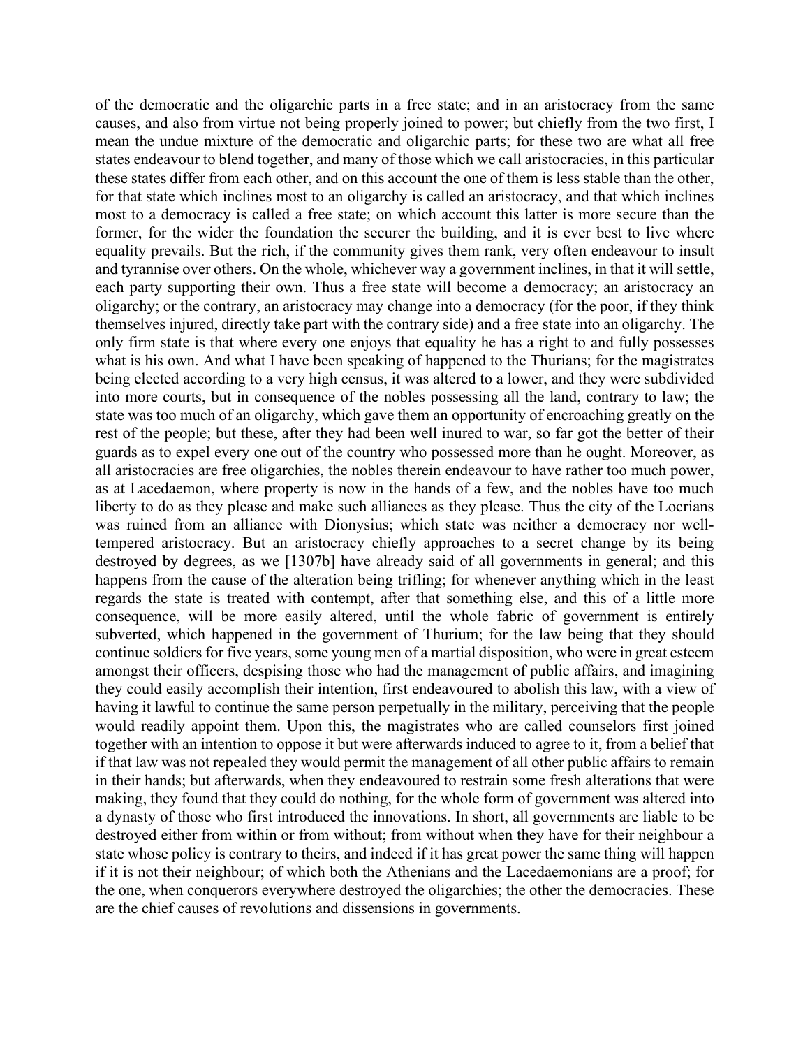of the democratic and the oligarchic parts in a free state; and in an aristocracy from the same causes, and also from virtue not being properly joined to power; but chiefly from the two first, I mean the undue mixture of the democratic and oligarchic parts; for these two are what all free states endeavour to blend together, and many of those which we call aristocracies, in this particular these states differ from each other, and on this account the one of them is less stable than the other, for that state which inclines most to an oligarchy is called an aristocracy, and that which inclines most to a democracy is called a free state; on which account this latter is more secure than the former, for the wider the foundation the securer the building, and it is ever best to live where equality prevails. But the rich, if the community gives them rank, very often endeavour to insult and tyrannise over others. On the whole, whichever way a government inclines, in that it will settle, each party supporting their own. Thus a free state will become a democracy; an aristocracy an oligarchy; or the contrary, an aristocracy may change into a democracy (for the poor, if they think themselves injured, directly take part with the contrary side) and a free state into an oligarchy. The only firm state is that where every one enjoys that equality he has a right to and fully possesses what is his own. And what I have been speaking of happened to the Thurians; for the magistrates being elected according to a very high census, it was altered to a lower, and they were subdivided into more courts, but in consequence of the nobles possessing all the land, contrary to law; the state was too much of an oligarchy, which gave them an opportunity of encroaching greatly on the rest of the people; but these, after they had been well inured to war, so far got the better of their guards as to expel every one out of the country who possessed more than he ought. Moreover, as all aristocracies are free oligarchies, the nobles therein endeavour to have rather too much power, as at Lacedaemon, where property is now in the hands of a few, and the nobles have too much liberty to do as they please and make such alliances as they please. Thus the city of the Locrians was ruined from an alliance with Dionysius; which state was neither a democracy nor well-tempered aristocracy. But an aristocracy chiefly approaches to a secret change by its being destroyed by degrees, as we [1307b] have already said of all governments in general; and this happens from the cause of the alteration being trifling; for whenever anything which in the least regards the state is treated with contempt, after that something else, and this of a little more consequence, will be more easily altered, until the whole fabric of government is entirely subverted, which happened in the government of Thurium; for the law being that they should continue soldiers for five years, some young men of a martial disposition, who were in great esteem amongst their officers, despising those who had the management of public affairs, and imagining they could easily accomplish their intention, first endeavoured to abolish this law, with a view of having it lawful to continue the same person perpetually in the military, perceiving that the people would readily appoint them. Upon this, the magistrates who are called counselors first joined together with an intention to oppose it but were afterwards induced to agree to it, from a belief that if that law was not repealed they would permit the management of all other public affairs to remain in their hands; but afterwards, when they endeavoured to restrain some fresh alterations that were making, they found that they could do nothing, for the whole form of government was altered into a dynasty of those who first introduced the innovations. In short, all governments are liable to be destroyed either from within or from without; from without when they have for their neighbour a state whose policy is contrary to theirs, and indeed if it has great power the same thing will happen if it is not their neighbour; of which both the Athenians and the Lacedaemonians are a proof; for the one, when conquerors everywhere destroyed the oligarchies; the other the democracies. These are the chief causes of revolutions and dissensions in governments.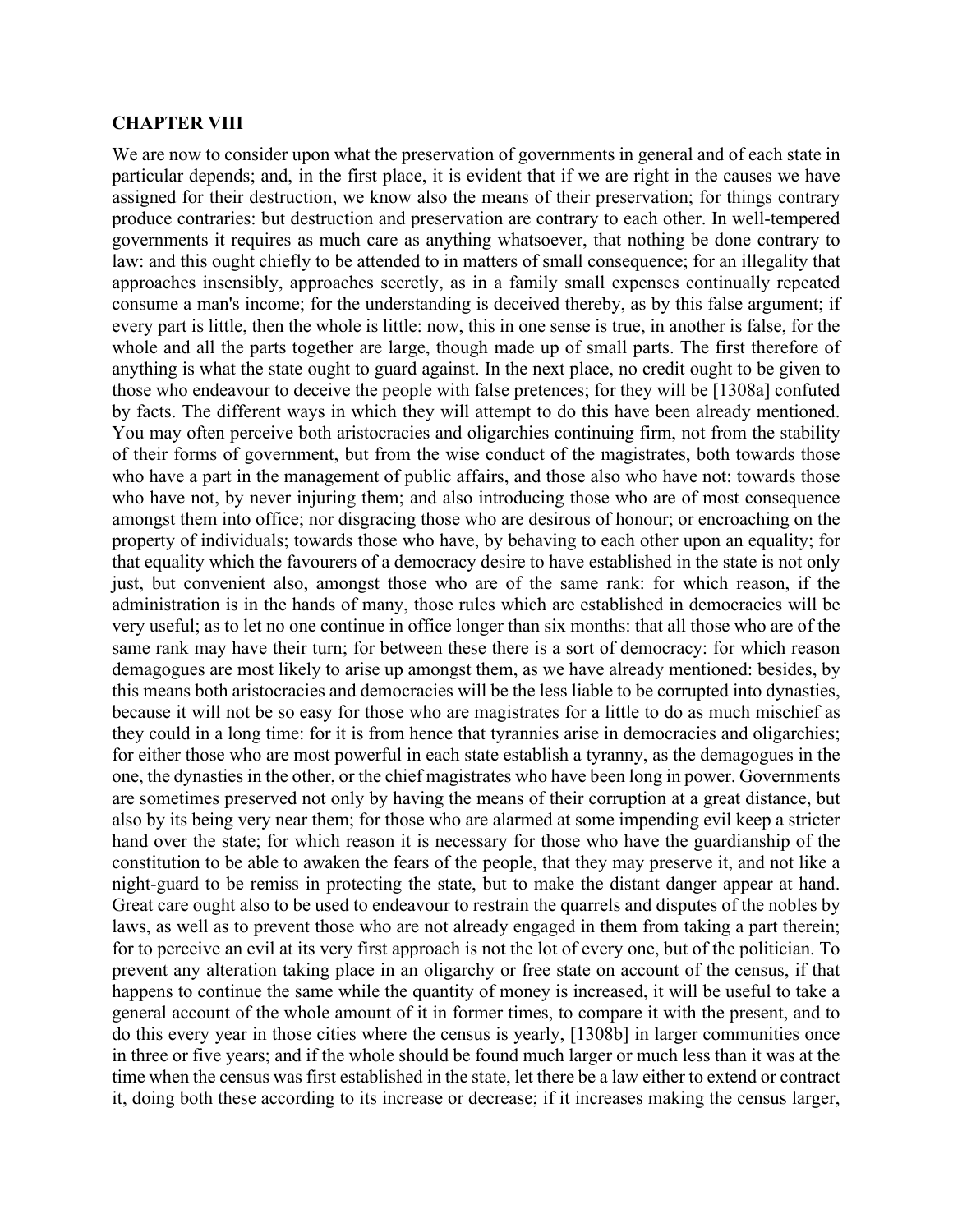**CHAPTER VIII**

We are now to consider upon what the preservation of governments in general and of each state in particular depends; and, in the first place, it is evident that if we are right in the causes we have assigned for their destruction, we know also the means of their preservation; for things contrary produce contraries: but destruction and preservation are contrary to each other. In well-tempered governments it requires as much care as anything whatsoever, that nothing be done contrary to law: and this ought chiefly to be attended to in matters of small consequence; for an illegality that approaches insensibly, approaches secretly, as in a family small expenses continually repeated consume a man's income; for the understanding is deceived thereby, as by this false argument; if every part is little, then the whole is little: now, this in one sense is true, in another is false, for the whole and all the parts together are large, though made up of small parts. The first therefore of anything is what the state ought to guard against. In the next place, no credit ought to be given to those who endeavour to deceive the people with false pretences; for they will be [1308a] confuted by facts. The different ways in which they will attempt to do this have been already mentioned. You may often perceive both aristocracies and oligarchies continuing firm, not from the stability of their forms of government, but from the wise conduct of the magistrates, both towards those who have a part in the management of public affairs, and those also who have not: towards those who have not, by never injuring them; and also introducing those who are of most consequence amongst them into office; nor disgracing those who are desirous of honour; or encroaching on the property of individuals; towards those who have, by behaving to each other upon an equality; for that equality which the favourers of a democracy desire to have established in the state is not only just, but convenient also, amongst those who are of the same rank: for which reason, if the administration is in the hands of many, those rules which are established in democracies will be very useful; as to let no one continue in office longer than six months: that all those who are of the same rank may have their turn; for between these there is a sort of democracy: for which reason demagogues are most likely to arise up amongst them, as we have already mentioned: besides, by this means both aristocracies and democracies will be the less liable to be corrupted into dynasties, because it will not be so easy for those who are magistrates for a little to do as much mischief as they could in a long time: for it is from hence that tyrannies arise in democracies and oligarchies; for either those who are most powerful in each state establish a tyranny, as the demagogues in the one, the dynasties in the other, or the chief magistrates who have been long in power. Governments are sometimes preserved not only by having the means of their corruption at a great distance, but also by its being very near them; for those who are alarmed at some impending evil keep a stricter hand over the state; for which reason it is necessary for those who have the guardianship of the constitution to be able to awaken the fears of the people, that they may preserve it, and not like a night-guard to be remiss in protecting the state, but to make the distant danger appear at hand. Great care ought also to be used to endeavour to restrain the quarrels and disputes of the nobles by laws, as well as to prevent those who are not already engaged in them from taking a part therein; for to perceive an evil at its very first approach is not the lot of every one, but of the politician. To prevent any alteration taking place in an oligarchy or free state on account of the census, if that happens to continue the same while the quantity of money is increased, it will be useful to take a general account of the whole amount of it in former times, to compare it with the present, and to do this every year in those cities where the census is yearly, [1308b] in larger communities once in three or five years; and if the whole should be found much larger or much less than it was at the time when the census was first established in the state, let there be a law either to extend or contract it, doing both these according to its increase or decrease; if it increases making the census larger,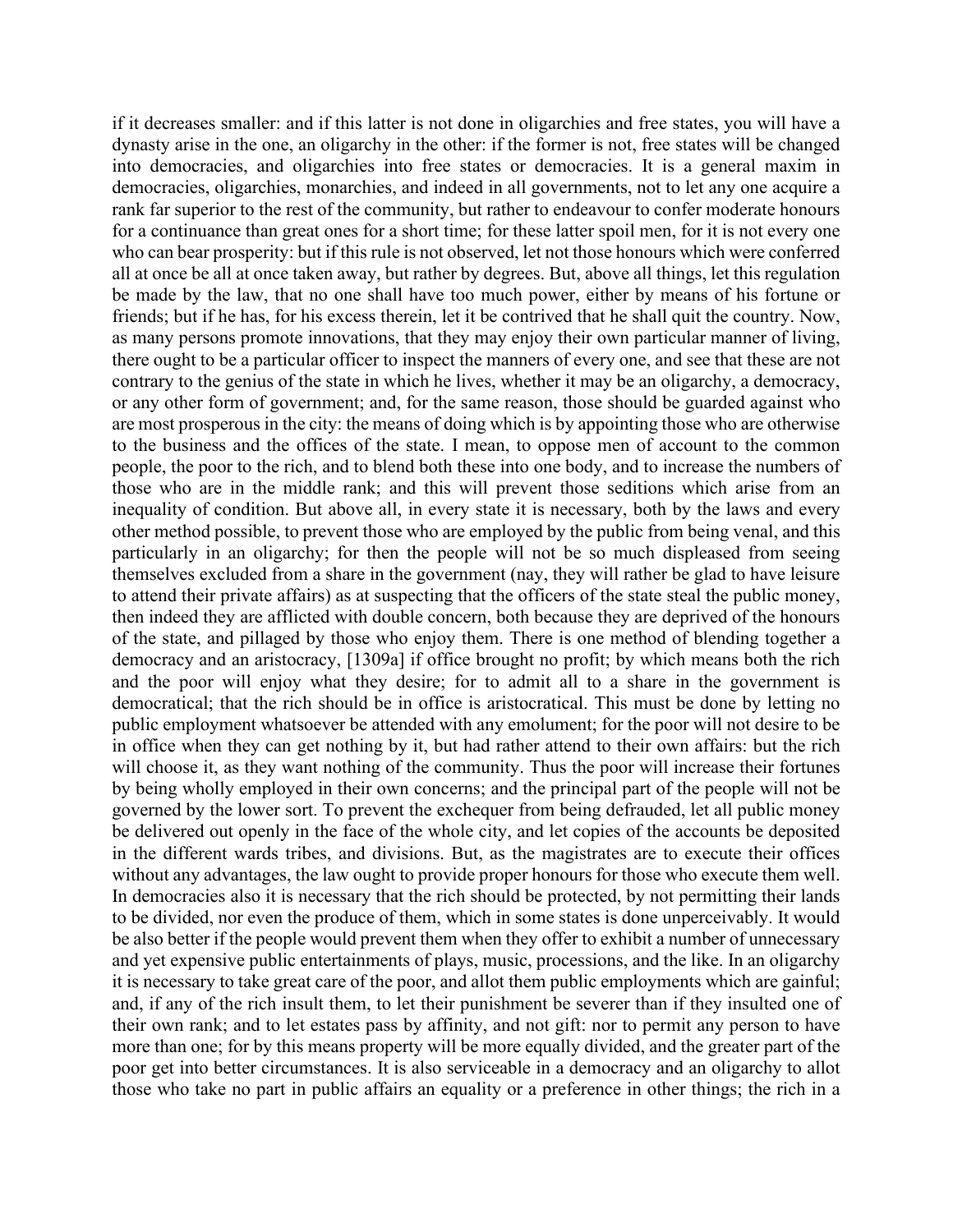if it decreases smaller: and if this latter is not done in oligarchies and free states, you will have a dynasty arise in the one, an oligarchy in the other: if the former is not, free states will be changed into democracies, and oligarchies into free states or democracies. It is a general maxim in democracies, oligarchies, monarchies, and indeed in all governments, not to let any one acquire a rank far superior to the rest of the community, but rather to endeavour to confer moderate honours for a continuance than great ones for a short time; for these latter spoil men, for it is not every one who can bear prosperity: but if this rule is not observed, let not those honours which were conferred all at once be all at once taken away, but rather by degrees. But, above all things, let this regulation be made by the law, that no one shall have too much power, either by means of his fortune or friends; but if he has, for his excess therein, let it be contrived that he shall quit the country. Now, as many persons promote innovations, that they may enjoy their own particular manner of living, there ought to be a particular officer to inspect the manners of every one, and see that these are not contrary to the genius of the state in which he lives, whether it may be an oligarchy, a democracy, or any other form of government; and, for the same reason, those should be guarded against who are most prosperous in the city: the means of doing which is by appointing those who are otherwise to the business and the offices of the state. I mean, to oppose men of account to the common people, the poor to the rich, and to blend both these into one body, and to increase the numbers of those who are in the middle rank; and this will prevent those seditions which arise from an inequality of condition. But above all, in every state it is necessary, both by the laws and every other method possible, to prevent those who are employed by the public from being venal, and this particularly in an oligarchy; for then the people will not be so much displeased from seeing themselves excluded from a share in the government (nay, they will rather be glad to have leisure to attend their private affairs) as at suspecting that the officers of the state steal the public money, then indeed they are afflicted with double concern, both because they are deprived of the honours of the state, and pillaged by those who enjoy them. There is one method of blending together a democracy and an aristocracy, [1309a] if office brought no profit; by which means both the rich and the poor will enjoy what they desire; for to admit all to a share in the government is democratical; that the rich should be in office is aristocratical. This must be done by letting no public employment whatsoever be attended with any emolument; for the poor will not desire to be in office when they can get nothing by it, but had rather attend to their own affairs: but the rich will choose it, as they want nothing of the community. Thus the poor will increase their fortunes by being wholly employed in their own concerns; and the principal part of the people will not be governed by the lower sort. To prevent the exchequer from being defrauded, let all public money be delivered out openly in the face of the whole city, and let copies of the accounts be deposited in the different wards tribes, and divisions. But, as the magistrates are to execute their offices without any advantages, the law ought to provide proper honours for those who execute them well. In democracies also it is necessary that the rich should be protected, by not permitting their lands to be divided, nor even the produce of them, which in some states is done unperceivably. It would be also better if the people would prevent them when they offer to exhibit a number of unnecessary and yet expensive public entertainments of plays, music, processions, and the like. In an oligarchy it is necessary to take great care of the poor, and allot them public employments which are gainful; and, if any of the rich insult them, to let their punishment be severer than if they insulted one of their own rank; and to let estates pass by affinity, and not gift: nor to permit any person to have more than one; for by this means property will be more equally divided, and the greater part of the poor get into better circumstances. It is also serviceable in a democracy and an oligarchy to allot those who take no part in public affairs an equality or a preference in other things; the rich in a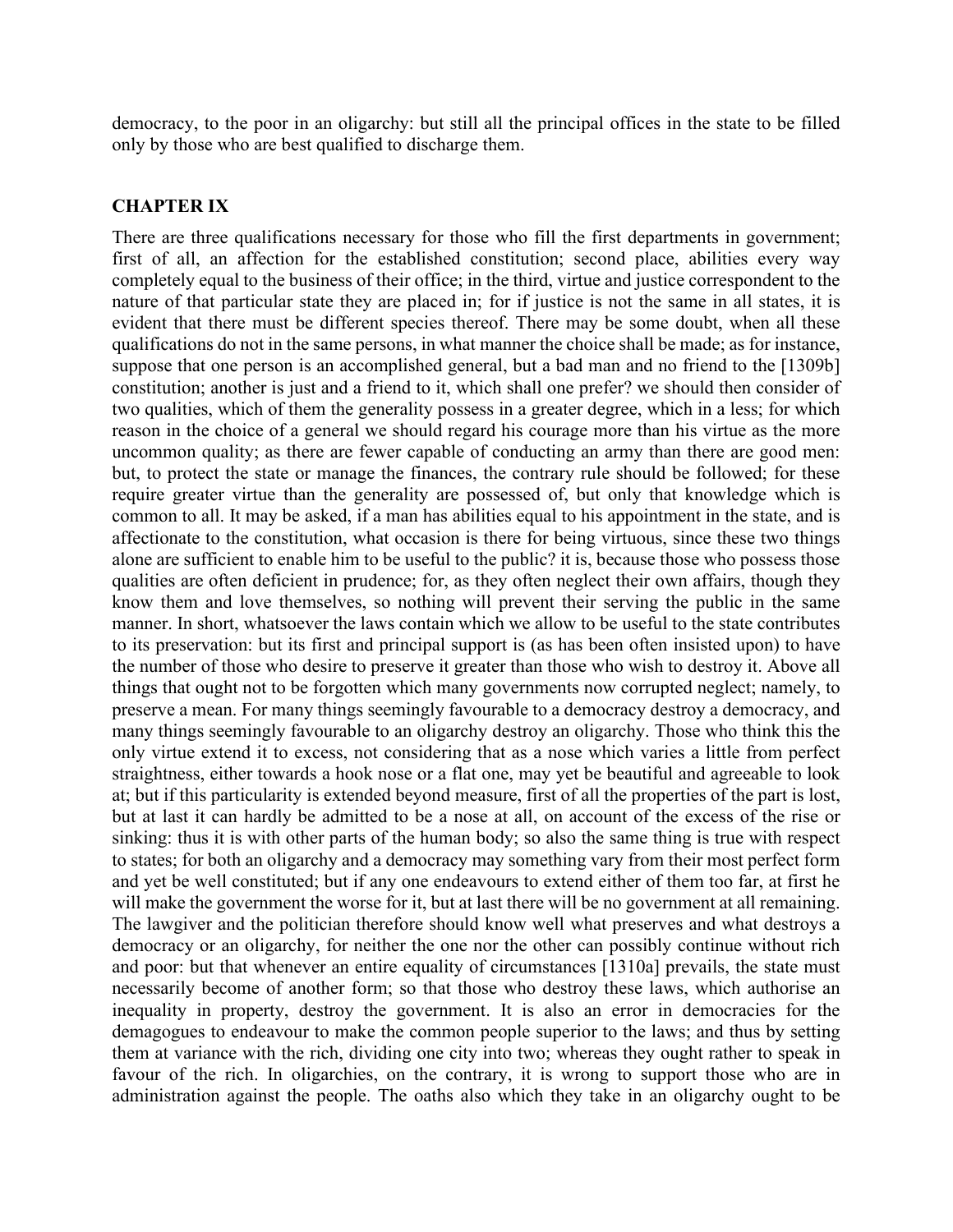democracy, to the poor in an oligarchy: but still all the principal offices in the state to be filled only by those who are best qualified to discharge them.

## CHAPTER IX

There are three qualifications necessary for those who fill the first departments in government; first of all, an affection for the established constitution; second place, abilities every way completely equal to the business of their office; in the third, virtue and justice correspondent to the nature of that particular state they are placed in; for if justice is not the same in all states, it is evident that there must be different species thereof. There may be some doubt, when all these qualifications do not in the same persons, in what manner the choice shall be made; as for instance, suppose that one person is an accomplished general, but a bad man and no friend to the [1309b] constitution; another is just and a friend to it, which shall one prefer? we should then consider of two qualities, which of them the generality possess in a greater degree, which in a less; for which reason in the choice of a general we should regard his courage more than his virtue as the more uncommon quality; as there are fewer capable of conducting an army than there are good men: but, to protect the state or manage the finances, the contrary rule should be followed; for these require greater virtue than the generality are possessed of, but only that knowledge which is common to all. It may be asked, if a man has abilities equal to his appointment in the state, and is affectionate to the constitution, what occasion is there for being virtuous, since these two things alone are sufficient to enable him to be useful to the public? it is, because those who possess those qualities are often deficient in prudence; for, as they often neglect their own affairs, though they know them and love themselves, so nothing will prevent their serving the public in the same manner. In short, whatsoever the laws contain which we allow to be useful to the state contributes to its preservation: but its first and principal support is (as has been often insisted upon) to have the number of those who desire to preserve it greater than those who wish to destroy it. Above all things that ought not to be forgotten which many governments now corrupted neglect; namely, to preserve a mean. For many things seemingly favourable to a democracy destroy a democracy, and many things seemingly favourable to an oligarchy destroy an oligarchy. Those who think this the only virtue extend it to excess, not considering that as a nose which varies a little from perfect straightness, either towards a hook nose or a flat one, may yet be beautiful and agreeable to look at; but if this particularity is extended beyond measure, first of all the properties of the part is lost, but at last it can hardly be admitted to be a nose at all, on account of the excess of the rise or sinking: thus it is with other parts of the human body; so also the same thing is true with respect to states; for both an oligarchy and a democracy may something vary from their most perfect form and yet be well constituted; but if any one endeavours to extend either of them too far, at first he will make the government the worse for it, but at last there will be no government at all remaining. The lawgiver and the politician therefore should know well what preserves and what destroys a democracy or an oligarchy, for neither the one nor the other can possibly continue without rich and poor: but that whenever an entire equality of circumstances [1310a] prevails, the state must necessarily become of another form; so that those who destroy these laws, which authorise an inequality in property, destroy the government. It is also an error in democracies for the demagogues to endeavour to make the common people superior to the laws; and thus by setting them at variance with the rich, dividing one city into two; whereas they ought rather to speak in favour of the rich. In oligarchies, on the contrary, it is wrong to support those who are in administration against the people. The oaths also which they take in an oligarchy ought to be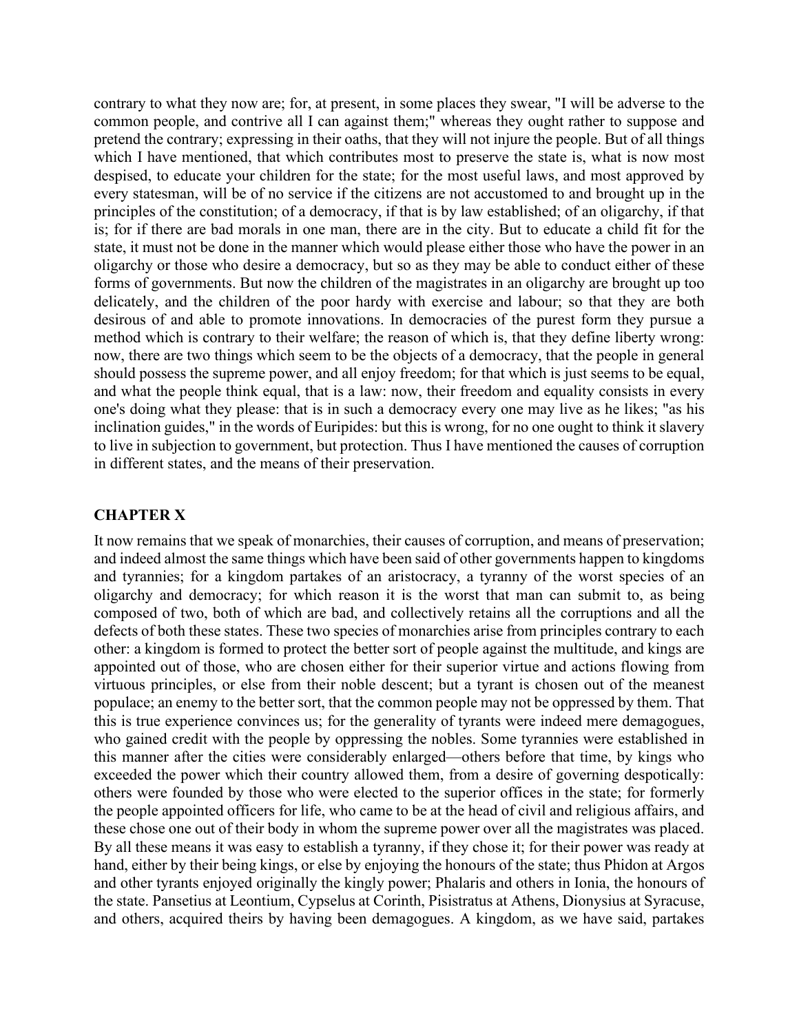contrary to what they now are; for, at present, in some places they swear, "I will be adverse to the common people, and contrive all I can against them;" whereas they ought rather to suppose and pretend the contrary; expressing in their oaths, that they will not injure the people. But of all things which I have mentioned, that which contributes most to preserve the state is, what is now most despised, to educate your children for the state; for the most useful laws, and most approved by every statesman, will be of no service if the citizens are not accustomed to and brought up in the principles of the constitution; of a democracy, if that is by law established; of an oligarchy, if that is; for if there are bad morals in one man, there are in the city. But to educate a child fit for the state, it must not be done in the manner which would please either those who have the power in an oligarchy or those who desire a democracy, but so as they may be able to conduct either of these forms of governments. But now the children of the magistrates in an oligarchy are brought up too delicately, and the children of the poor hardy with exercise and labour; so that they are both desirous of and able to promote innovations. In democracies of the purest form they pursue a method which is contrary to their welfare; the reason of which is, that they define liberty wrong: now, there are two things which seem to be the objects of a democracy, that the people in general should possess the supreme power, and all enjoy freedom; for that which is just seems to be equal, and what the people think equal, that is a law: now, their freedom and equality consists in every one's doing what they please: that is in such a democracy every one may live as he likes; "as his inclination guides," in the words of Euripides: but this is wrong, for no one ought to think it slavery to live in subjection to government, but protection. Thus I have mentioned the causes of corruption in different states, and the means of their preservation.

## CHAPTER X

It now remains that we speak of monarchies, their causes of corruption, and means of preservation; and indeed almost the same things which have been said of other governments happen to kingdoms and tyrannies; for a kingdom partakes of an aristocracy, a tyranny of the worst species of an oligarchy and democracy; for which reason it is the worst that man can submit to, as being composed of two, both of which are bad, and collectively retains all the corruptions and all the defects of both these states. These two species of monarchies arise from principles contrary to each other: a kingdom is formed to protect the better sort of people against the multitude, and kings are appointed out of those, who are chosen either for their superior virtue and actions flowing from virtuous principles, or else from their noble descent; but a tyrant is chosen out of the meanest populace; an enemy to the better sort, that the common people may not be oppressed by them. That this is true experience convinces us; for the generality of tyrants were indeed mere demagogues, who gained credit with the people by oppressing the nobles. Some tyrannies were established in this manner after the cities were considerably enlarged—others before that time, by kings who exceeded the power which their country allowed them, from a desire of governing despotically: others were founded by those who were elected to the superior offices in the state; for formerly the people appointed officers for life, who came to be at the head of civil and religious affairs, and these chose one out of their body in whom the supreme power over all the magistrates was placed. By all these means it was easy to establish a tyranny, if they chose it; for their power was ready at hand, either by their being kings, or else by enjoying the honours of the state; thus Phidon at Argos and other tyrants enjoyed originally the kingly power; Phalaris and others in Ionia, the honours of the state. Pansetius at Leontium, Cypselus at Corinth, Pisistratus at Athens, Dionysius at Syracuse, and others, acquired theirs by having been demagogues. A kingdom, as we have said, partakes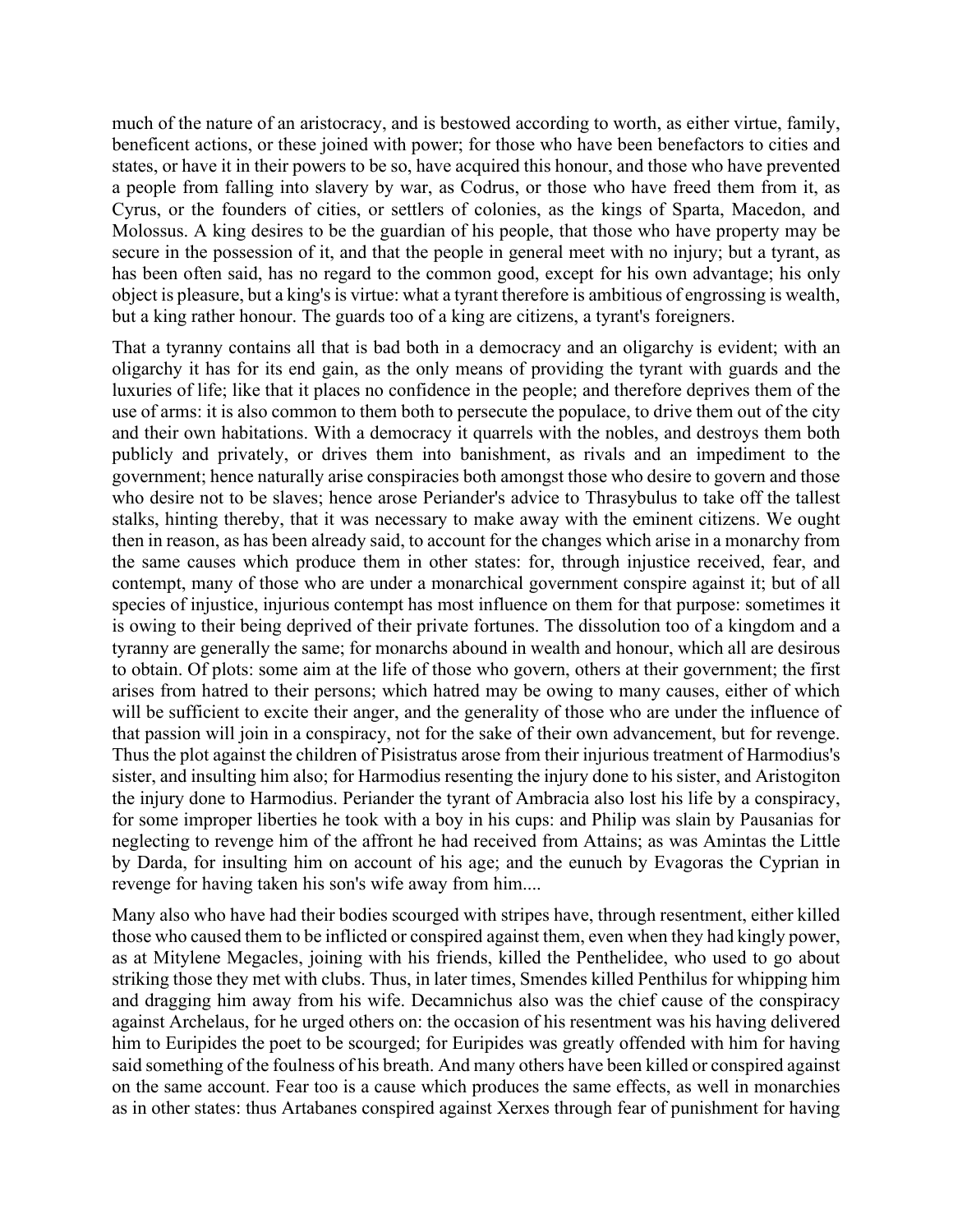much of the nature of an aristocracy, and is bestowed according to worth, as either virtue, family, beneficent actions, or these joined with power; for those who have been benefactors to cities and states, or have it in their powers to be so, have acquired this honour, and those who have prevented a people from falling into slavery by war, as Codrus, or those who have freed them from it, as Cyrus, or the founders of cities, or settlers of colonies, as the kings of Sparta, Macedon, and Molossus. A king desires to be the guardian of his people, that those who have property may be secure in the possession of it, and that the people in general meet with no injury; but a tyrant, as has been often said, has no regard to the common good, except for his own advantage; his only object is pleasure, but a king's is virtue: what a tyrant therefore is ambitious of engrossing is wealth, but a king rather honour. The guards too of a king are citizens, a tyrant's foreigners.

That a tyranny contains all that is bad both in a democracy and an oligarchy is evident; with an oligarchy it has for its end gain, as the only means of providing the tyrant with guards and the luxuries of life; like that it places no confidence in the people; and therefore deprives them of the use of arms: it is also common to them both to persecute the populace, to drive them out of the city and their own habitations. With a democracy it quarrels with the nobles, and destroys them both publicly and privately, or drives them into banishment, as rivals and an impediment to the government; hence naturally arise conspiracies both amongst those who desire to govern and those who desire not to be slaves; hence arose Periander's advice to Thrasybulus to take off the tallest stalks, hinting thereby, that it was necessary to make away with the eminent citizens. We ought then in reason, as has been already said, to account for the changes which arise in a monarchy from the same causes which produce them in other states: for, through injustice received, fear, and contempt, many of those who are under a monarchical government conspire against it; but of all species of injustice, injurious contempt has most influence on them for that purpose: sometimes it is owing to their being deprived of their private fortunes. The dissolution too of a kingdom and a tyranny are generally the same; for monarchs abound in wealth and honour, which all are desirous to obtain. Of plots: some aim at the life of those who govern, others at their government; the first arises from hatred to their persons; which hatred may be owing to many causes, either of which will be sufficient to excite their anger, and the generality of those who are under the influence of that passion will join in a conspiracy, not for the sake of their own advancement, but for revenge. Thus the plot against the children of Pisistratus arose from their injurious treatment of Harmodius's sister, and insulting him also; for Harmodius resenting the injury done to his sister, and Aristogiton the injury done to Harmodius. Periander the tyrant of Ambracia also lost his life by a conspiracy, for some improper liberties he took with a boy in his cups: and Philip was slain by Pausanias for neglecting to revenge him of the affront he had received from Attains; as was Amintas the Little by Darda, for insulting him on account of his age; and the eunuch by Evagoras the Cyprian in revenge for having taken his son's wife away from him....

Many also who have had their bodies scourged with stripes have, through resentment, either killed those who caused them to be inflicted or conspired against them, even when they had kingly power, as at Mitylene Megacles, joining with his friends, killed the Penthelidee, who used to go about striking those they met with clubs. Thus, in later times, Smendes killed Penthilus for whipping him and dragging him away from his wife. Decamnichus also was the chief cause of the conspiracy against Archelaus, for he urged others on: the occasion of his resentment was his having delivered him to Euripides the poet to be scourged; for Euripides was greatly offended with him for having said something of the foulness of his breath. And many others have been killed or conspired against on the same account. Fear too is a cause which produces the same effects, as well in monarchies as in other states: thus Artabanes conspired against Xerxes through fear of punishment for having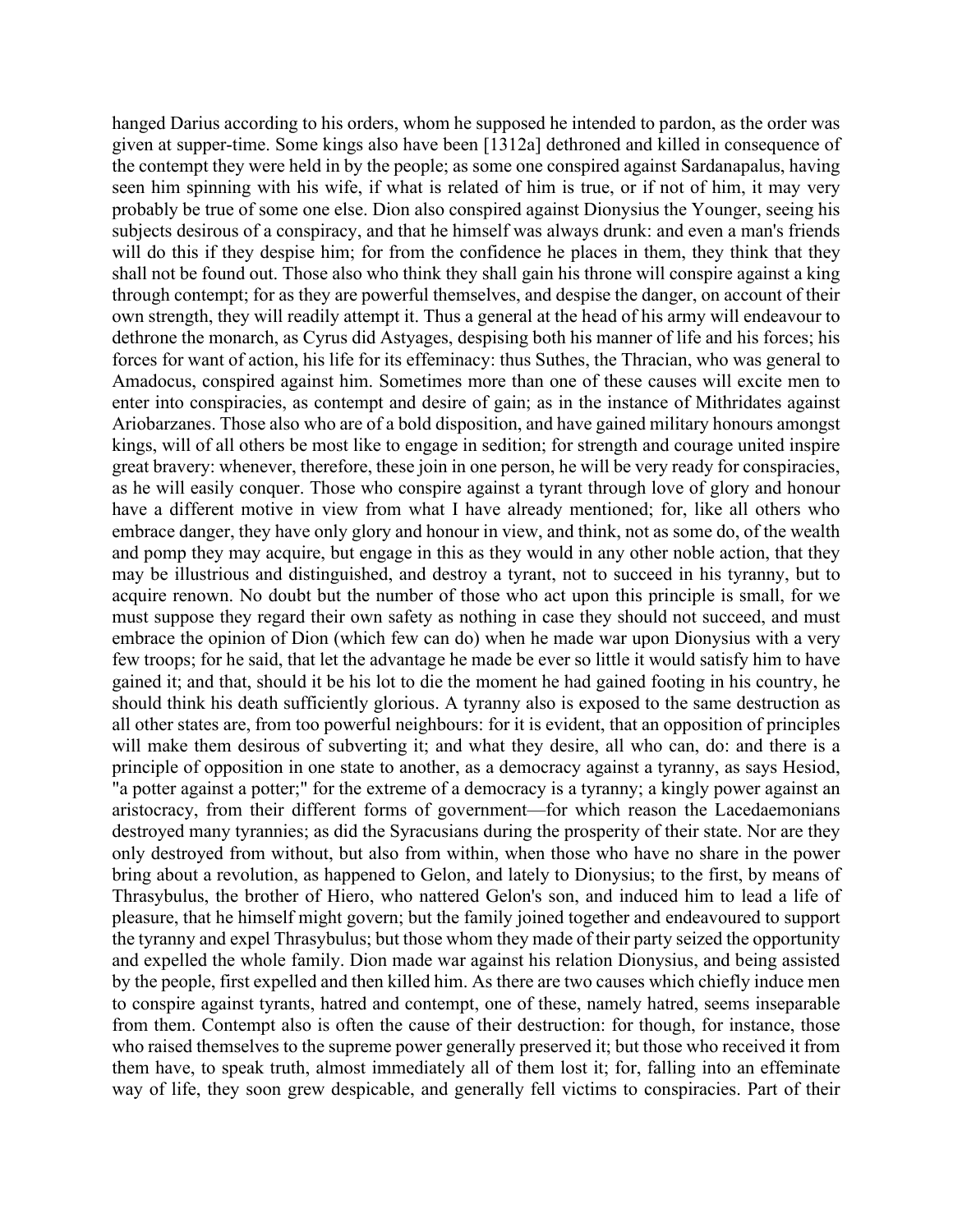hanged Darius according to his orders, whom he supposed he intended to pardon, as the order was given at supper-time. Some kings also have been [1312a] dethroned and killed in consequence of the contempt they were held in by the people; as some one conspired against Sardanapalus, having seen him spinning with his wife, if what is related of him is true, or if not of him, it may very probably be true of some one else. Dion also conspired against Dionysius the Younger, seeing his subjects desirous of a conspiracy, and that he himself was always drunk: and even a man's friends will do this if they despise him; for from the confidence he places in them, they think that they shall not be found out. Those also who think they shall gain his throne will conspire against a king through contempt; for as they are powerful themselves, and despise the danger, on account of their own strength, they will readily attempt it. Thus a general at the head of his army will endeavour to dethrone the monarch, as Cyrus did Astyages, despising both his manner of life and his forces; his forces for want of action, his life for its effeminacy: thus Suthes, the Thracian, who was general to Amadocus, conspired against him. Sometimes more than one of these causes will excite men to enter into conspiracies, as contempt and desire of gain; as in the instance of Mithridates against Ariobarzanes. Those also who are of a bold disposition, and have gained military honours amongst kings, will of all others be most like to engage in sedition; for strength and courage united inspire great bravery: whenever, therefore, these join in one person, he will be very ready for conspiracies, as he will easily conquer. Those who conspire against a tyrant through love of glory and honour have a different motive in view from what I have already mentioned; for, like all others who embrace danger, they have only glory and honour in view, and think, not as some do, of the wealth and pomp they may acquire, but engage in this as they would in any other noble action, that they may be illustrious and distinguished, and destroy a tyrant, not to succeed in his tyranny, but to acquire renown. No doubt but the number of those who act upon this principle is small, for we must suppose they regard their own safety as nothing in case they should not succeed, and must embrace the opinion of Dion (which few can do) when he made war upon Dionysius with a very few troops; for he said, that let the advantage he made be ever so little it would satisfy him to have gained it; and that, should it be his lot to die the moment he had gained footing in his country, he should think his death sufficiently glorious. A tyranny also is exposed to the same destruction as all other states are, from too powerful neighbours: for it is evident, that an opposition of principles will make them desirous of subverting it; and what they desire, all who can, do: and there is a principle of opposition in one state to another, as a democracy against a tyranny, as says Hesiod, "a potter against a potter;" for the extreme of a democracy is a tyranny; a kingly power against an aristocracy, from their different forms of government—for which reason the Lacedaemonians destroyed many tyrannies; as did the Syracusians during the prosperity of their state. Nor are they only destroyed from without, but also from within, when those who have no share in the power bring about a revolution, as happened to Gelon, and lately to Dionysius; to the first, by means of Thrasybulus, the brother of Hiero, who nattered Gelon's son, and induced him to lead a life of pleasure, that he himself might govern; but the family joined together and endeavoured to support the tyranny and expel Thrasybulus; but those whom they made of their party seized the opportunity and expelled the whole family. Dion made war against his relation Dionysius, and being assisted by the people, first expelled and then killed him. As there are two causes which chiefly induce men to conspire against tyrants, hatred and contempt, one of these, namely hatred, seems inseparable from them. Contempt also is often the cause of their destruction: for though, for instance, those who raised themselves to the supreme power generally preserved it; but those who received it from them have, to speak truth, almost immediately all of them lost it; for, falling into an effeminate way of life, they soon grew despicable, and generally fell victims to conspiracies. Part of their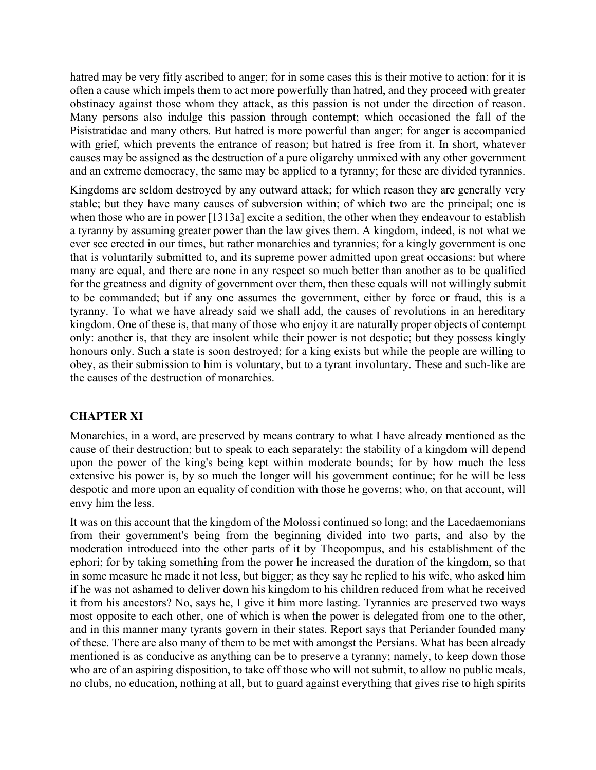hatred may be very fitly ascribed to anger; for in some cases this is their motive to action: for it is often a cause which impels them to act more powerfully than hatred, and they proceed with greater obstinacy against those whom they attack, as this passion is not under the direction of reason. Many persons also indulge this passion through contempt; which occasioned the fall of the Pisistratidae and many others. But hatred is more powerful than anger; for anger is accompanied with grief, which prevents the entrance of reason; but hatred is free from it. In short, whatever causes may be assigned as the destruction of a pure oligarchy unmixed with any other government and an extreme democracy, the same may be applied to a tyranny; for these are divided tyrannies.

Kingdoms are seldom destroyed by any outward attack; for which reason they are generally very stable; but they have many causes of subversion within; of which two are the principal; one is when those who are in power [1313a] excite a sedition, the other when they endeavour to establish a tyranny by assuming greater power than the law gives them. A kingdom, indeed, is not what we ever see erected in our times, but rather monarchies and tyrannies; for a kingly government is one that is voluntarily submitted to, and its supreme power admitted upon great occasions: but where many are equal, and there are none in any respect so much better than another as to be qualified for the greatness and dignity of government over them, then these equals will not willingly submit to be commanded; but if any one assumes the government, either by force or fraud, this is a tyranny. To what we have already said we shall add, the causes of revolutions in an hereditary kingdom. One of these is, that many of those who enjoy it are naturally proper objects of contempt only: another is, that they are insolent while their power is not despotic; but they possess kingly honours only. Such a state is soon destroyed; for a king exists but while the people are willing to obey, as their submission to him is voluntary, but to a tyrant involuntary. These and such-like are the causes of the destruction of monarchies.

## CHAPTER XI

Monarchies, in a word, are preserved by means contrary to what I have already mentioned as the cause of their destruction; but to speak to each separately: the stability of a kingdom will depend upon the power of the king's being kept within moderate bounds; for by how much the less extensive his power is, by so much the longer will his government continue; for he will be less despotic and more upon an equality of condition with those he governs; who, on that account, will envy him the less.

It was on this account that the kingdom of the Molossi continued so long; and the Lacedaemonians from their government's being from the beginning divided into two parts, and also by the moderation introduced into the other parts of it by Theopompus, and his establishment of the ephori; for by taking something from the power he increased the duration of the kingdom, so that in some measure he made it not less, but bigger; as they say he replied to his wife, who asked him if he was not ashamed to deliver down his kingdom to his children reduced from what he received it from his ancestors? No, says he, I give it him more lasting. Tyrannies are preserved two ways most opposite to each other, one of which is when the power is delegated from one to the other, and in this manner many tyrants govern in their states. Report says that Periander founded many of these. There are also many of them to be met with amongst the Persians. What has been already mentioned is as conducive as anything can be to preserve a tyranny; namely, to keep down those who are of an aspiring disposition, to take off those who will not submit, to allow no public meals, no clubs, no education, nothing at all, but to guard against everything that gives rise to high spirits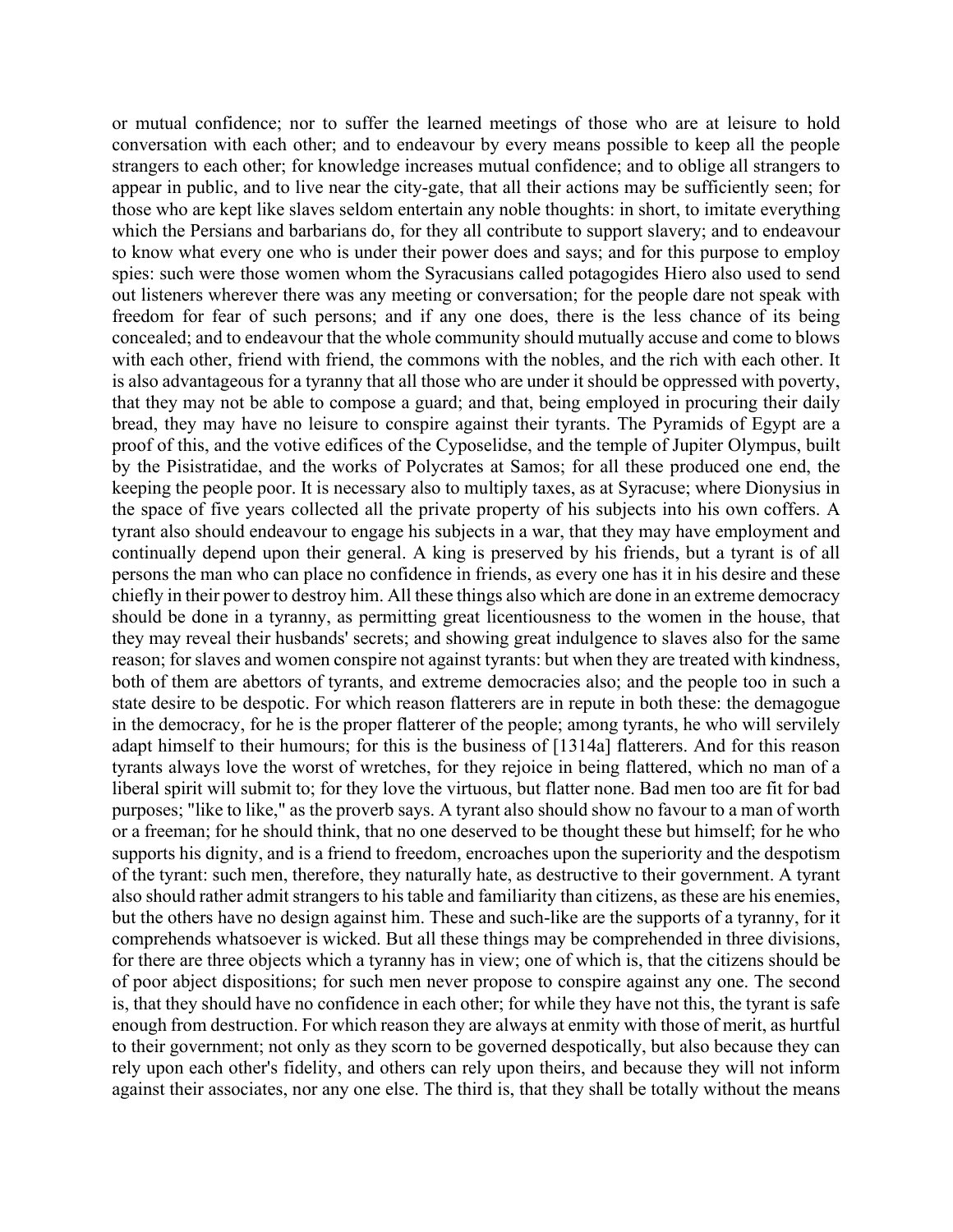or mutual confidence; nor to suffer the learned meetings of those who are at leisure to hold conversation with each other; and to endeavour by every means possible to keep all the people strangers to each other; for knowledge increases mutual confidence; and to oblige all strangers to appear in public, and to live near the city-gate, that all their actions may be sufficiently seen; for those who are kept like slaves seldom entertain any noble thoughts: in short, to imitate everything which the Persians and barbarians do, for they all contribute to support slavery; and to endeavour to know what every one who is under their power does and says; and for this purpose to employ spies: such were those women whom the Syracusians called potagogides Hiero also used to send out listeners wherever there was any meeting or conversation; for the people dare not speak with freedom for fear of such persons; and if any one does, there is the less chance of its being concealed; and to endeavour that the whole community should mutually accuse and come to blows with each other, friend with friend, the commons with the nobles, and the rich with each other. It is also advantageous for a tyranny that all those who are under it should be oppressed with poverty, that they may not be able to compose a guard; and that, being employed in procuring their daily bread, they may have no leisure to conspire against their tyrants. The Pyramids of Egypt are a proof of this, and the votive edifices of the Cyposelidse, and the temple of Jupiter Olympus, built by the Pisistratidae, and the works of Polycrates at Samos; for all these produced one end, the keeping the people poor. It is necessary also to multiply taxes, as at Syracuse; where Dionysius in the space of five years collected all the private property of his subjects into his own coffers. A tyrant also should endeavour to engage his subjects in a war, that they may have employment and continually depend upon their general. A king is preserved by his friends, but a tyrant is of all persons the man who can place no confidence in friends, as every one has it in his desire and these chiefly in their power to destroy him. All these things also which are done in an extreme democracy should be done in a tyranny, as permitting great licentiousness to the women in the house, that they may reveal their husbands' secrets; and showing great indulgence to slaves also for the same reason; for slaves and women conspire not against tyrants: but when they are treated with kindness, both of them are abettors of tyrants, and extreme democracies also; and the people too in such a state desire to be despotic. For which reason flatterers are in repute in both these: the demagogue in the democracy, for he is the proper flatterer of the people; among tyrants, he who will servilely adapt himself to their humours; for this is the business of [1314a] flatterers. And for this reason tyrants always love the worst of wretches, for they rejoice in being flattered, which no man of a liberal spirit will submit to; for they love the virtuous, but flatter none. Bad men too are fit for bad purposes; "like to like," as the proverb says. A tyrant also should show no favour to a man of worth or a freeman; for he should think, that no one deserved to be thought these but himself; for he who supports his dignity, and is a friend to freedom, encroaches upon the superiority and the despotism of the tyrant: such men, therefore, they naturally hate, as destructive to their government. A tyrant also should rather admit strangers to his table and familiarity than citizens, as these are his enemies, but the others have no design against him. These and such-like are the supports of a tyranny, for it comprehends whatsoever is wicked. But all these things may be comprehended in three divisions, for there are three objects which a tyranny has in view; one of which is, that the citizens should be of poor abject dispositions; for such men never propose to conspire against any one. The second is, that they should have no confidence in each other; for while they have not this, the tyrant is safe enough from destruction. For which reason they are always at enmity with those of merit, as hurtful to their government; not only as they scorn to be governed despotically, but also because they can rely upon each other's fidelity, and others can rely upon theirs, and because they will not inform against their associates, nor any one else. The third is, that they shall be totally without the means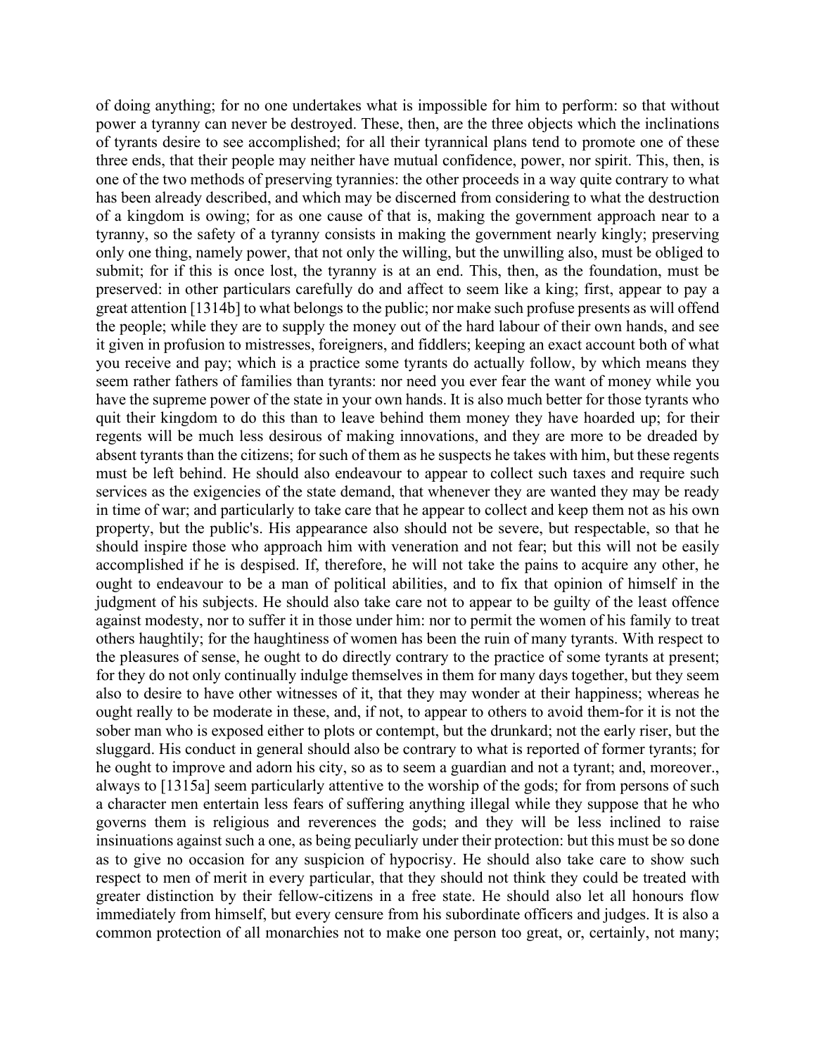of doing anything; for no one undertakes what is impossible for him to perform: so that without power a tyranny can never be destroyed. These, then, are the three objects which the inclinations of tyrants desire to see accomplished; for all their tyrannical plans tend to promote one of these three ends, that their people may neither have mutual confidence, power, nor spirit. This, then, is one of the two methods of preserving tyrannies: the other proceeds in a way quite contrary to what has been already described, and which may be discerned from considering to what the destruction of a kingdom is owing; for as one cause of that is, making the government approach near to a tyranny, so the safety of a tyranny consists in making the government nearly kingly; preserving only one thing, namely power, that not only the willing, but the unwilling also, must be obliged to submit; for if this is once lost, the tyranny is at an end. This, then, as the foundation, must be preserved: in other particulars carefully do and affect to seem like a king; first, appear to pay a great attention [1314b] to what belongs to the public; nor make such profuse presents as will offend the people; while they are to supply the money out of the hard labour of their own hands, and see it given in profusion to mistresses, foreigners, and fiddlers; keeping an exact account both of what you receive and pay; which is a practice some tyrants do actually follow, by which means they seem rather fathers of families than tyrants: nor need you ever fear the want of money while you have the supreme power of the state in your own hands. It is also much better for those tyrants who quit their kingdom to do this than to leave behind them money they have hoarded up; for their regents will be much less desirous of making innovations, and they are more to be dreaded by absent tyrants than the citizens; for such of them as he suspects he takes with him, but these regents must be left behind. He should also endeavour to appear to collect such taxes and require such services as the exigencies of the state demand, that whenever they are wanted they may be ready in time of war; and particularly to take care that he appear to collect and keep them not as his own property, but the public's. His appearance also should not be severe, but respectable, so that he should inspire those who approach him with veneration and not fear; but this will not be easily accomplished if he is despised. If, therefore, he will not take the pains to acquire any other, he ought to endeavour to be a man of political abilities, and to fix that opinion of himself in the judgment of his subjects. He should also take care not to appear to be guilty of the least offence against modesty, nor to suffer it in those under him: nor to permit the women of his family to treat others haughtily; for the haughtiness of women has been the ruin of many tyrants. With respect to the pleasures of sense, he ought to do directly contrary to the practice of some tyrants at present; for they do not only continually indulge themselves in them for many days together, but they seem also to desire to have other witnesses of it, that they may wonder at their happiness; whereas he ought really to be moderate in these, and, if not, to appear to others to avoid them-for it is not the sober man who is exposed either to plots or contempt, but the drunkard; not the early riser, but the sluggard. His conduct in general should also be contrary to what is reported of former tyrants; for he ought to improve and adorn his city, so as to seem a guardian and not a tyrant; and, moreover., always to [1315a] seem particularly attentive to the worship of the gods; for from persons of such a character men entertain less fears of suffering anything illegal while they suppose that he who governs them is religious and reverences the gods; and they will be less inclined to raise insinuations against such a one, as being peculiarly under their protection: but this must be so done as to give no occasion for any suspicion of hypocrisy. He should also take care to show such respect to men of merit in every particular, that they should not think they could be treated with greater distinction by their fellow-citizens in a free state. He should also let all honours flow immediately from himself, but every censure from his subordinate officers and judges. It is also a common protection of all monarchies not to make one person too great, or, certainly, not many;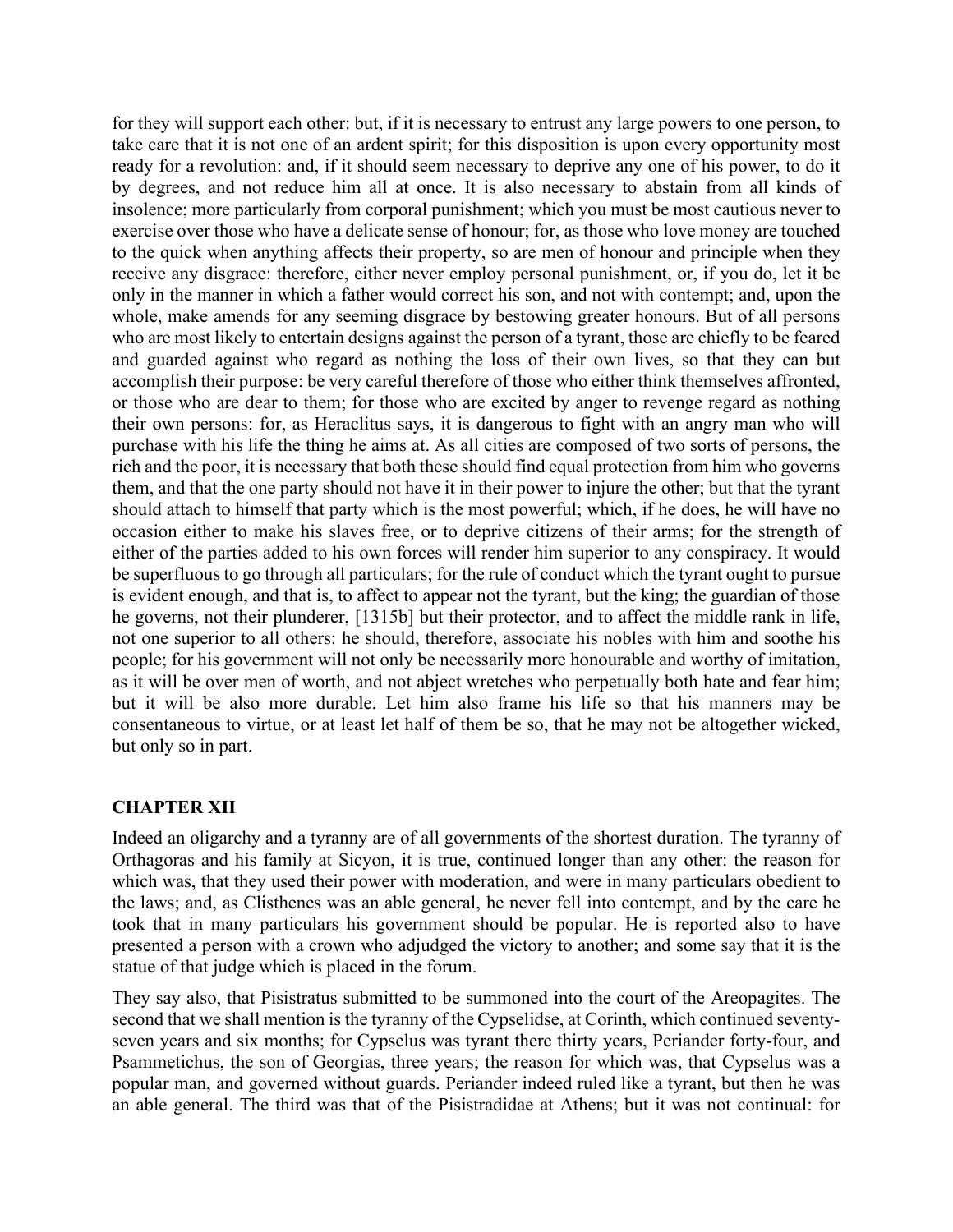for they will support each other: but, if it is necessary to entrust any large powers to one person, to take care that it is not one of an ardent spirit; for this disposition is upon every opportunity most ready for a revolution: and, if it should seem necessary to deprive any one of his power, to do it by degrees, and not reduce him all at once. It is also necessary to abstain from all kinds of insolence; more particularly from corporal punishment; which you must be most cautious never to exercise over those who have a delicate sense of honour; for, as those who love money are touched to the quick when anything affects their property, so are men of honour and principle when they receive any disgrace: therefore, either never employ personal punishment, or, if you do, let it be only in the manner in which a father would correct his son, and not with contempt; and, upon the whole, make amends for any seeming disgrace by bestowing greater honours. But of all persons who are most likely to entertain designs against the person of a tyrant, those are chiefly to be feared and guarded against who regard as nothing the loss of their own lives, so that they can but accomplish their purpose: be very careful therefore of those who either think themselves affronted, or those who are dear to them; for those who are excited by anger to revenge regard as nothing their own persons: for, as Heraclitus says, it is dangerous to fight with an angry man who will purchase with his life the thing he aims at. As all cities are composed of two sorts of persons, the rich and the poor, it is necessary that both these should find equal protection from him who governs them, and that the one party should not have it in their power to injure the other; but that the tyrant should attach to himself that party which is the most powerful; which, if he does, he will have no occasion either to make his slaves free, or to deprive citizens of their arms; for the strength of either of the parties added to his own forces will render him superior to any conspiracy. It would be superfluous to go through all particulars; for the rule of conduct which the tyrant ought to pursue is evident enough, and that is, to affect to appear not the tyrant, but the king; the guardian of those he governs, not their plunderer, [1315b] but their protector, and to affect the middle rank in life, not one superior to all others: he should, therefore, associate his nobles with him and soothe his people; for his government will not only be necessarily more honourable and worthy of imitation, as it will be over men of worth, and not abject wretches who perpetually both hate and fear him; but it will be also more durable. Let him also frame his life so that his manners may be consentaneous to virtue, or at least let half of them be so, that he may not be altogether wicked, but only so in part.

## CHAPTER XII

Indeed an oligarchy and a tyranny are of all governments of the shortest duration. The tyranny of Orthagoras and his family at Sicyon, it is true, continued longer than any other: the reason for which was, that they used their power with moderation, and were in many particulars obedient to the laws; and, as Clisthenes was an able general, he never fell into contempt, and by the care he took that in many particulars his government should be popular. He is reported also to have presented a person with a crown who adjudged the victory to another; and some say that it is the statue of that judge which is placed in the forum.

They say also, that Pisistratus submitted to be summoned into the court of the Areopagites. The second that we shall mention is the tyranny of the Cypselidse, at Corinth, which continued seventy-seven years and six months; for Cypselus was tyrant there thirty years, Periander forty-four, and Psammetichus, the son of Georgias, three years; the reason for which was, that Cypselus was a popular man, and governed without guards. Periander indeed ruled like a tyrant, but then he was an able general. The third was that of the Pisistradidae at Athens; but it was not continual: for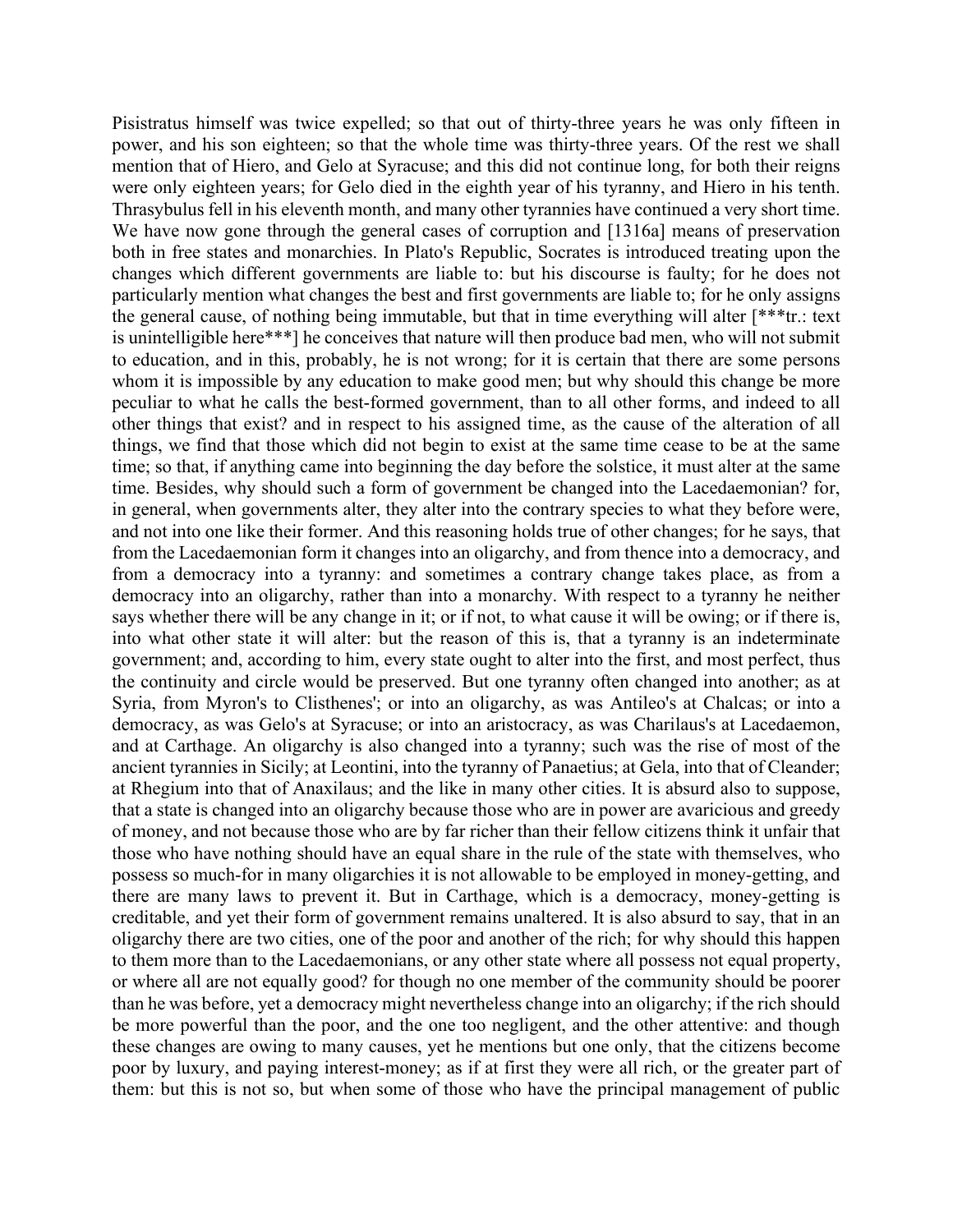Pisistratus himself was twice expelled; so that out of thirty-three years he was only fifteen in power, and his son eighteen; so that the whole time was thirty-three years. Of the rest we shall mention that of Hiero, and Gelo at Syracuse; and this did not continue long, for both their reigns were only eighteen years; for Gelo died in the eighth year of his tyranny, and Hiero in his tenth. Thrasybulus fell in his eleventh month, and many other tyrannies have continued a very short time. We have now gone through the general cases of corruption and [1316a] means of preservation both in free states and monarchies. In Plato's Republic, Socrates is introduced treating upon the changes which different governments are liable to: but his discourse is faulty; for he does not particularly mention what changes the best and first governments are liable to; for he only assigns the general cause, of nothing being immutable, but that in time everything will alter [***tr.: text is unintelligible here***] he conceives that nature will then produce bad men, who will not submit to education, and in this, probably, he is not wrong; for it is certain that there are some persons whom it is impossible by any education to make good men; but why should this change be more peculiar to what he calls the best-formed government, than to all other forms, and indeed to all other things that exist? and in respect to his assigned time, as the cause of the alteration of all things, we find that those which did not begin to exist at the same time cease to be at the same time; so that, if anything came into beginning the day before the solstice, it must alter at the same time. Besides, why should such a form of government be changed into the Lacedaemonian? for, in general, when governments alter, they alter into the contrary species to what they before were, and not into one like their former. And this reasoning holds true of other changes; for he says, that from the Lacedaemonian form it changes into an oligarchy, and from thence into a democracy, and from a democracy into a tyranny: and sometimes a contrary change takes place, as from a democracy into an oligarchy, rather than into a monarchy. With respect to a tyranny he neither says whether there will be any change in it; or if not, to what cause it will be owing; or if there is, into what other state it will alter: but the reason of this is, that a tyranny is an indeterminate government; and, according to him, every state ought to alter into the first, and most perfect, thus the continuity and circle would be preserved. But one tyranny often changed into another; as at Syria, from Myron's to Clisthenes'; or into an oligarchy, as was Antileo's at Chalcas; or into a democracy, as was Gelo's at Syracuse; or into an aristocracy, as was Charilaus's at Lacedaemon, and at Carthage. An oligarchy is also changed into a tyranny; such was the rise of most of the ancient tyrannies in Sicily; at Leontini, into the tyranny of Panaetius; at Gela, into that of Cleander; at Rhegium into that of Anaxilaus; and the like in many other cities. It is absurd also to suppose, that a state is changed into an oligarchy because those who are in power are avaricious and greedy of money, and not because those who are by far richer than their fellow citizens think it unfair that those who have nothing should have an equal share in the rule of the state with themselves, who possess so much-for in many oligarchies it is not allowable to be employed in money-getting, and there are many laws to prevent it. But in Carthage, which is a democracy, money-getting is creditable, and yet their form of government remains unaltered. It is also absurd to say, that in an oligarchy there are two cities, one of the poor and another of the rich; for why should this happen to them more than to the Lacedaemonians, or any other state where all possess not equal property, or where all are not equally good? for though no one member of the community should be poorer than he was before, yet a democracy might nevertheless change into an oligarchy; if the rich should be more powerful than the poor, and the one too negligent, and the other attentive: and though these changes are owing to many causes, yet he mentions but one only, that the citizens become poor by luxury, and paying interest-money; as if at first they were all rich, or the greater part of them: but this is not so, but when some of those who have the principal management of public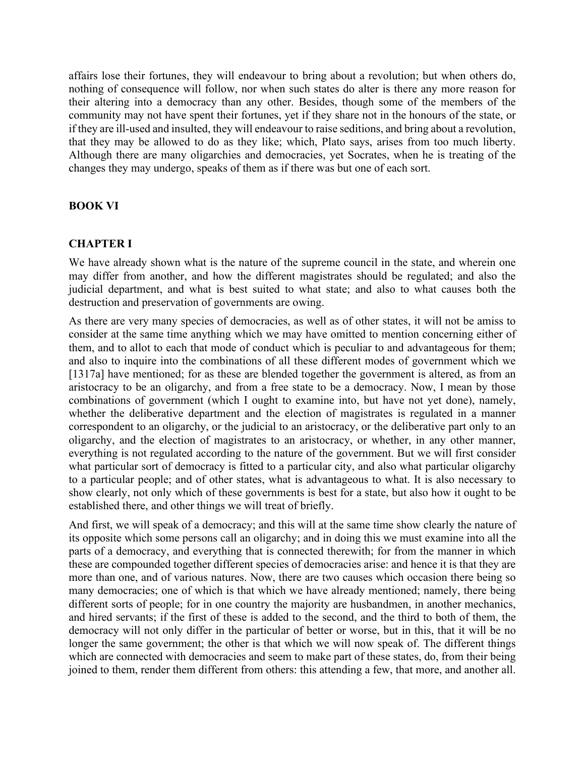affairs lose their fortunes, they will endeavour to bring about a revolution; but when others do, nothing of consequence will follow, nor when such states do alter is there any more reason for their altering into a democracy than any other. Besides, though some of the members of the community may not have spent their fortunes, yet if they share not in the honours of the state, or if they are ill-used and insulted, they will endeavour to raise seditions, and bring about a revolution, that they may be allowed to do as they like; which, Plato says, arises from too much liberty. Although there are many oligarchies and democracies, yet Socrates, when he is treating of the changes they may undergo, speaks of them as if there was but one of each sort.

## BOOK VI

### CHAPTER I

We have already shown what is the nature of the supreme council in the state, and wherein one may differ from another, and how the different magistrates should be regulated; and also the judicial department, and what is best suited to what state; and also to what causes both the destruction and preservation of governments are owing.

As there are very many species of democracies, as well as of other states, it will not be amiss to consider at the same time anything which we may have omitted to mention concerning either of them, and to allot to each that mode of conduct which is peculiar to and advantageous for them; and also to inquire into the combinations of all these different modes of government which we [1317a] have mentioned; for as these are blended together the government is altered, as from an aristocracy to be an oligarchy, and from a free state to be a democracy. Now, I mean by those combinations of government (which I ought to examine into, but have not yet done), namely, whether the deliberative department and the election of magistrates is regulated in a manner correspondent to an oligarchy, or the judicial to an aristocracy, or the deliberative part only to an oligarchy, and the election of magistrates to an aristocracy, or whether, in any other manner, everything is not regulated according to the nature of the government. But we will first consider what particular sort of democracy is fitted to a particular city, and also what particular oligarchy to a particular people; and of other states, what is advantageous to what. It is also necessary to show clearly, not only which of these governments is best for a state, but also how it ought to be established there, and other things we will treat of briefly.

And first, we will speak of a democracy; and this will at the same time show clearly the nature of its opposite which some persons call an oligarchy; and in doing this we must examine into all the parts of a democracy, and everything that is connected therewith; for from the manner in which these are compounded together different species of democracies arise: and hence it is that they are more than one, and of various natures. Now, there are two causes which occasion there being so many democracies; one of which is that which we have already mentioned; namely, there being different sorts of people; for in one country the majority are husbandmen, in another mechanics, and hired servants; if the first of these is added to the second, and the third to both of them, the democracy will not only differ in the particular of better or worse, but in this, that it will be no longer the same government; the other is that which we will now speak of. The different things which are connected with democracies and seem to make part of these states, do, from their being joined to them, render them different from others: this attending a few, that more, and another all.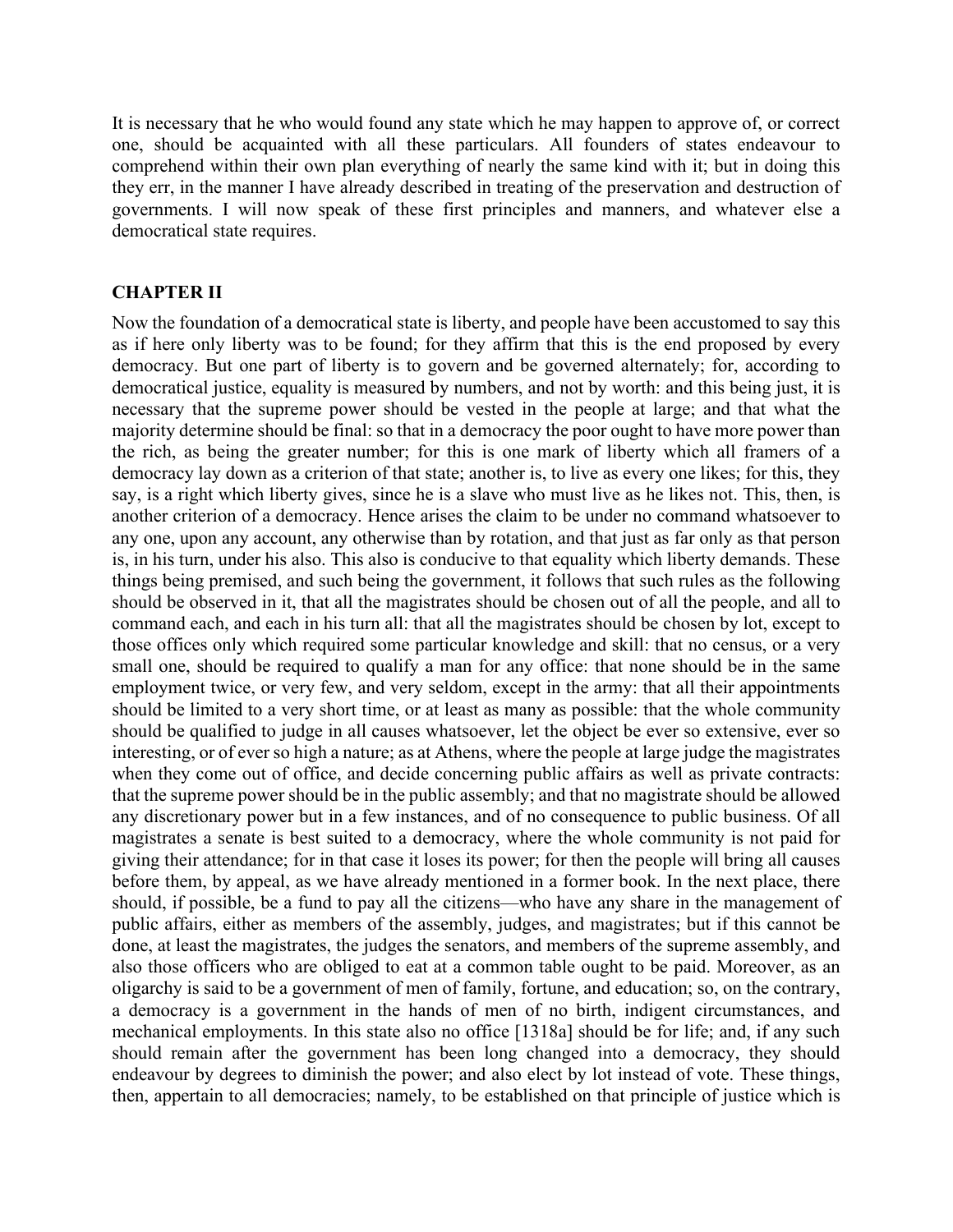It is necessary that he who would found any state which he may happen to approve of, or correct one, should be acquainted with all these particulars. All founders of states endeavour to comprehend within their own plan everything of nearly the same kind with it; but in doing this they err, in the manner I have already described in treating of the preservation and destruction of governments. I will now speak of these first principles and manners, and whatever else a democratical state requires.

## CHAPTER II

Now the foundation of a democratical state is liberty, and people have been accustomed to say this as if here only liberty was to be found; for they affirm that this is the end proposed by every democracy. But one part of liberty is to govern and be governed alternately; for, according to democratical justice, equality is measured by numbers, and not by worth: and this being just, it is necessary that the supreme power should be vested in the people at large; and that what the majority determine should be final: so that in a democracy the poor ought to have more power than the rich, as being the greater number; for this is one mark of liberty which all framers of a democracy lay down as a criterion of that state; another is, to live as every one likes; for this, they say, is a right which liberty gives, since he is a slave who must live as he likes not. This, then, is another criterion of a democracy. Hence arises the claim to be under no command whatsoever to any one, upon any account, any otherwise than by rotation, and that just as far only as that person is, in his turn, under his also. This also is conducive to that equality which liberty demands. These things being premised, and such being the government, it follows that such rules as the following should be observed in it, that all the magistrates should be chosen out of all the people, and all to command each, and each in his turn all: that all the magistrates should be chosen by lot, except to those offices only which required some particular knowledge and skill: that no census, or a very small one, should be required to qualify a man for any office: that none should be in the same employment twice, or very few, and very seldom, except in the army: that all their appointments should be limited to a very short time, or at least as many as possible: that the whole community should be qualified to judge in all causes whatsoever, let the object be ever so extensive, ever so interesting, or of ever so high a nature; as at Athens, where the people at large judge the magistrates when they come out of office, and decide concerning public affairs as well as private contracts: that the supreme power should be in the public assembly; and that no magistrate should be allowed any discretionary power but in a few instances, and of no consequence to public business. Of all magistrates a senate is best suited to a democracy, where the whole community is not paid for giving their attendance; for in that case it loses its power; for then the people will bring all causes before them, by appeal, as we have already mentioned in a former book. In the next place, there should, if possible, be a fund to pay all the citizens—who have any share in the management of public affairs, either as members of the assembly, judges, and magistrates; but if this cannot be done, at least the magistrates, the judges the senators, and members of the supreme assembly, and also those officers who are obliged to eat at a common table ought to be paid. Moreover, as an oligarchy is said to be a government of men of family, fortune, and education; so, on the contrary, a democracy is a government in the hands of men of no birth, indigent circumstances, and mechanical employments. In this state also no office [1318a] should be for life; and, if any such should remain after the government has been long changed into a democracy, they should endeavour by degrees to diminish the power; and also elect by lot instead of vote. These things, then, appertain to all democracies; namely, to be established on that principle of justice which is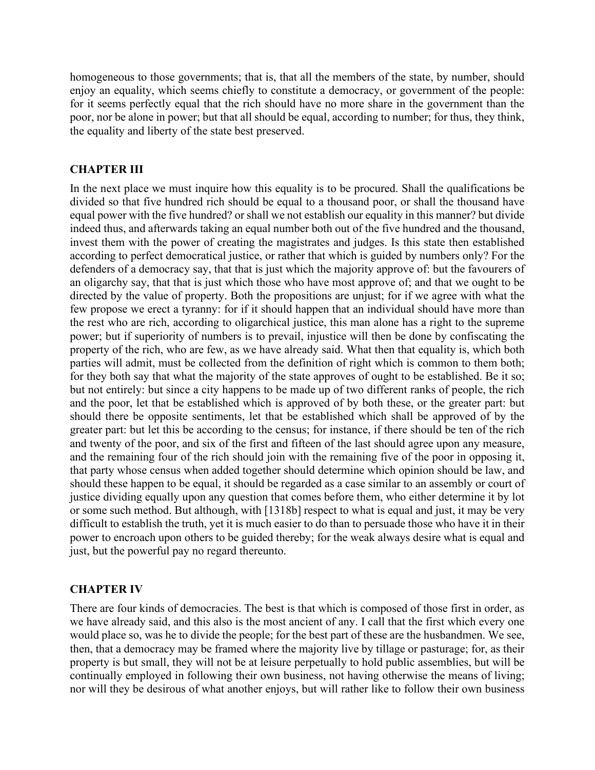homogeneous to those governments; that is, that all the members of the state, by number, should enjoy an equality, which seems chiefly to constitute a democracy, or government of the people: for it seems perfectly equal that the rich should have no more share in the government than the poor, nor be alone in power; but that all should be equal, according to number; for thus, they think, the equality and liberty of the state best preserved.

## CHAPTER III

In the next place we must inquire how this equality is to be procured. Shall the qualifications be divided so that five hundred rich should be equal to a thousand poor, or shall the thousand have equal power with the five hundred? or shall we not establish our equality in this manner? but divide indeed thus, and afterwards taking an equal number both out of the five hundred and the thousand, invest them with the power of creating the magistrates and judges. Is this state then established according to perfect democratical justice, or rather that which is guided by numbers only? For the defenders of a democracy say, that that is just which the majority approve of: but the favourers of an oligarchy say, that that is just which those who have most approve of; and that we ought to be directed by the value of property. Both the propositions are unjust; for if we agree with what the few propose we erect a tyranny: for if it should happen that an individual should have more than the rest who are rich, according to oligarchical justice, this man alone has a right to the supreme power; but if superiority of numbers is to prevail, injustice will then be done by confiscating the property of the rich, who are few, as we have already said. What then that equality is, which both parties will admit, must be collected from the definition of right which is common to them both; for they both say that what the majority of the state approves of ought to be established. Be it so; but not entirely: but since a city happens to be made up of two different ranks of people, the rich and the poor, let that be established which is approved of by both these, or the greater part: but should there be opposite sentiments, let that be established which shall be approved of by the greater part: but let this be according to the census; for instance, if there should be ten of the rich and twenty of the poor, and six of the first and fifteen of the last should agree upon any measure, and the remaining four of the rich should join with the remaining five of the poor in opposing it, that party whose census when added together should determine which opinion should be law, and should these happen to be equal, it should be regarded as a case similar to an assembly or court of justice dividing equally upon any question that comes before them, who either determine it by lot or some such method. But although, with [1318b] respect to what is equal and just, it may be very difficult to establish the truth, yet it is much easier to do than to persuade those who have it in their power to encroach upon others to be guided thereby; for the weak always desire what is equal and just, but the powerful pay no regard thereunto.

## CHAPTER IV

There are four kinds of democracies. The best is that which is composed of those first in order, as we have already said, and this also is the most ancient of any. I call that the first which every one would place so, was he to divide the people; for the best part of these are the husbandmen. We see, then, that a democracy may be framed where the majority live by tillage or pasturage; for, as their property is but small, they will not be at leisure perpetually to hold public assemblies, but will be continually employed in following their own business, not having otherwise the means of living; nor will they be desirous of what another enjoys, but will rather like to follow their own business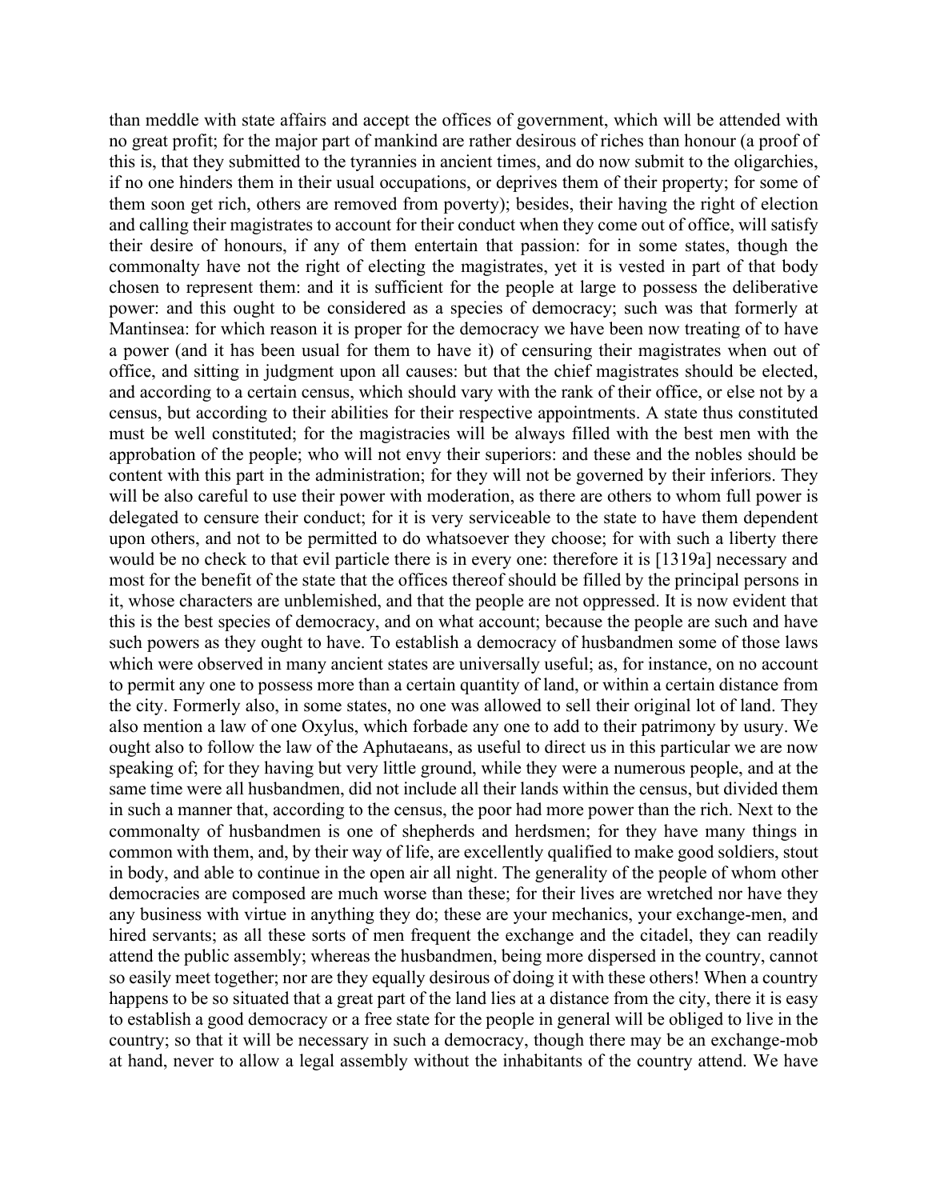than meddle with state affairs and accept the offices of government, which will be attended with no great profit; for the major part of mankind are rather desirous of riches than honour (a proof of this is, that they submitted to the tyrannies in ancient times, and do now submit to the oligarchies, if no one hinders them in their usual occupations, or deprives them of their property; for some of them soon get rich, others are removed from poverty); besides, their having the right of election and calling their magistrates to account for their conduct when they come out of office, will satisfy their desire of honours, if any of them entertain that passion: for in some states, though the commonalty have not the right of electing the magistrates, yet it is vested in part of that body chosen to represent them: and it is sufficient for the people at large to possess the deliberative power: and this ought to be considered as a species of democracy; such was that formerly at Mantinsea: for which reason it is proper for the democracy we have been now treating of to have a power (and it has been usual for them to have it) of censuring their magistrates when out of office, and sitting in judgment upon all causes: but that the chief magistrates should be elected, and according to a certain census, which should vary with the rank of their office, or else not by a census, but according to their abilities for their respective appointments. A state thus constituted must be well constituted; for the magistracies will be always filled with the best men with the approbation of the people; who will not envy their superiors: and these and the nobles should be content with this part in the administration; for they will not be governed by their inferiors. They will be also careful to use their power with moderation, as there are others to whom full power is delegated to censure their conduct; for it is very serviceable to the state to have them dependent upon others, and not to be permitted to do whatsoever they choose; for with such a liberty there would be no check to that evil particle there is in every one: therefore it is [1319a] necessary and most for the benefit of the state that the offices thereof should be filled by the principal persons in it, whose characters are unblemished, and that the people are not oppressed. It is now evident that this is the best species of democracy, and on what account; because the people are such and have such powers as they ought to have. To establish a democracy of husbandmen some of those laws which were observed in many ancient states are universally useful; as, for instance, on no account to permit any one to possess more than a certain quantity of land, or within a certain distance from the city. Formerly also, in some states, no one was allowed to sell their original lot of land. They also mention a law of one Oxylus, which forbade any one to add to their patrimony by usury. We ought also to follow the law of the Aphutaeans, as useful to direct us in this particular we are now speaking of; for they having but very little ground, while they were a numerous people, and at the same time were all husbandmen, did not include all their lands within the census, but divided them in such a manner that, according to the census, the poor had more power than the rich. Next to the commonalty of husbandmen is one of shepherds and herdsmen; for they have many things in common with them, and, by their way of life, are excellently qualified to make good soldiers, stout in body, and able to continue in the open air all night. The generality of the people of whom other democracies are composed are much worse than these; for their lives are wretched nor have they any business with virtue in anything they do; these are your mechanics, your exchange-men, and hired servants; as all these sorts of men frequent the exchange and the citadel, they can readily attend the public assembly; whereas the husbandmen, being more dispersed in the country, cannot so easily meet together; nor are they equally desirous of doing it with these others! When a country happens to be so situated that a great part of the land lies at a distance from the city, there it is easy to establish a good democracy or a free state for the people in general will be obliged to live in the country; so that it will be necessary in such a democracy, though there may be an exchange-mob at hand, never to allow a legal assembly without the inhabitants of the country attend. We have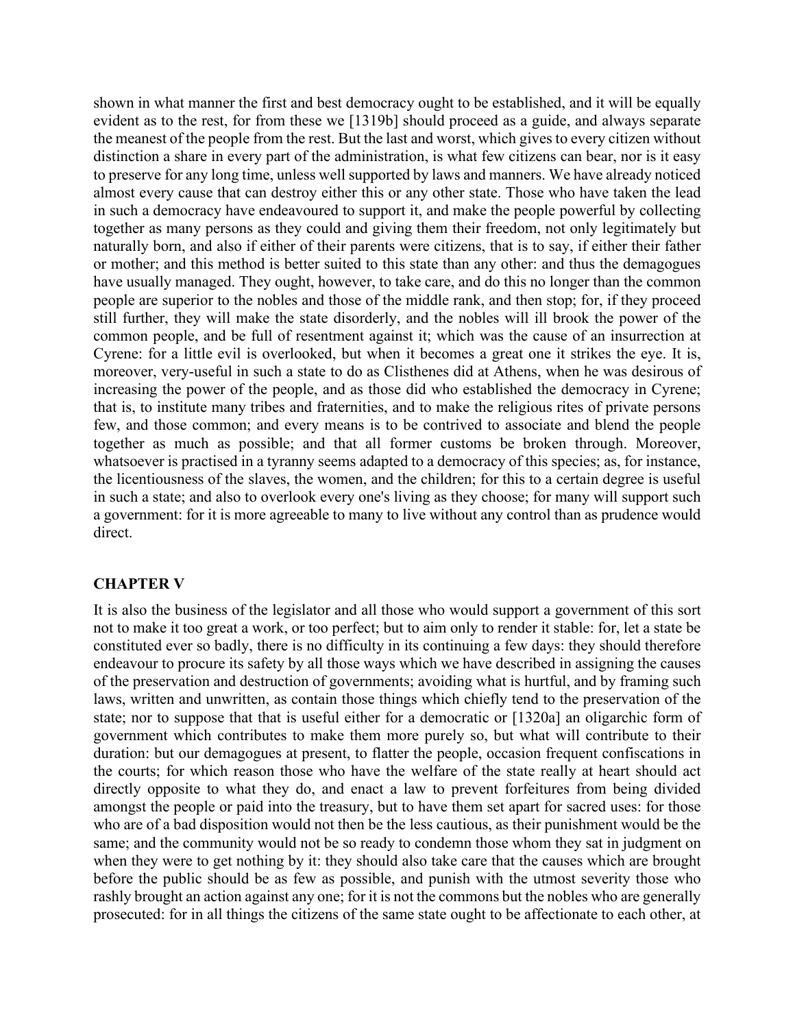shown in what manner the first and best democracy ought to be established, and it will be equally evident as to the rest, for from these we [1319b] should proceed as a guide, and always separate the meanest of the people from the rest. But the last and worst, which gives to every citizen without distinction a share in every part of the administration, is what few citizens can bear, nor is it easy to preserve for any long time, unless well supported by laws and manners. We have already noticed almost every cause that can destroy either this or any other state. Those who have taken the lead in such a democracy have endeavoured to support it, and make the people powerful by collecting together as many persons as they could and giving them their freedom, not only legitimately but naturally born, and also if either of their parents were citizens, that is to say, if either their father or mother; and this method is better suited to this state than any other: and thus the demagogues have usually managed. They ought, however, to take care, and do this no longer than the common people are superior to the nobles and those of the middle rank, and then stop; for, if they proceed still further, they will make the state disorderly, and the nobles will ill brook the power of the common people, and be full of resentment against it; which was the cause of an insurrection at Cyrene: for a little evil is overlooked, but when it becomes a great one it strikes the eye. It is, moreover, very-useful in such a state to do as Clisthenes did at Athens, when he was desirous of increasing the power of the people, and as those did who established the democracy in Cyrene; that is, to institute many tribes and fraternities, and to make the religious rites of private persons few, and those common; and every means is to be contrived to associate and blend the people together as much as possible; and that all former customs be broken through. Moreover, whatsoever is practised in a tyranny seems adapted to a democracy of this species; as, for instance, the licentiousness of the slaves, the women, and the children; for this to a certain degree is useful in such a state; and also to overlook every one's living as they choose; for many will support such a government: for it is more agreeable to many to live without any control than as prudence would direct.

## CHAPTER V

It is also the business of the legislator and all those who would support a government of this sort not to make it too great a work, or too perfect; but to aim only to render it stable: for, let a state be constituted ever so badly, there is no difficulty in its continuing a few days: they should therefore endeavour to procure its safety by all those ways which we have described in assigning the causes of the preservation and destruction of governments; avoiding what is hurtful, and by framing such laws, written and unwritten, as contain those things which chiefly tend to the preservation of the state; nor to suppose that that is useful either for a democratic or [1320a] an oligarchic form of government which contributes to make them more purely so, but what will contribute to their duration: but our demagogues at present, to flatter the people, occasion frequent confiscations in the courts; for which reason those who have the welfare of the state really at heart should act directly opposite to what they do, and enact a law to prevent forfeitures from being divided amongst the people or paid into the treasury, but to have them set apart for sacred uses: for those who are of a bad disposition would not then be the less cautious, as their punishment would be the same; and the community would not be so ready to condemn those whom they sat in judgment on when they were to get nothing by it: they should also take care that the causes which are brought before the public should be as few as possible, and punish with the utmost severity those who rashly brought an action against any one; for it is not the commons but the nobles who are generally prosecuted: for in all things the citizens of the same state ought to be affectionate to each other, at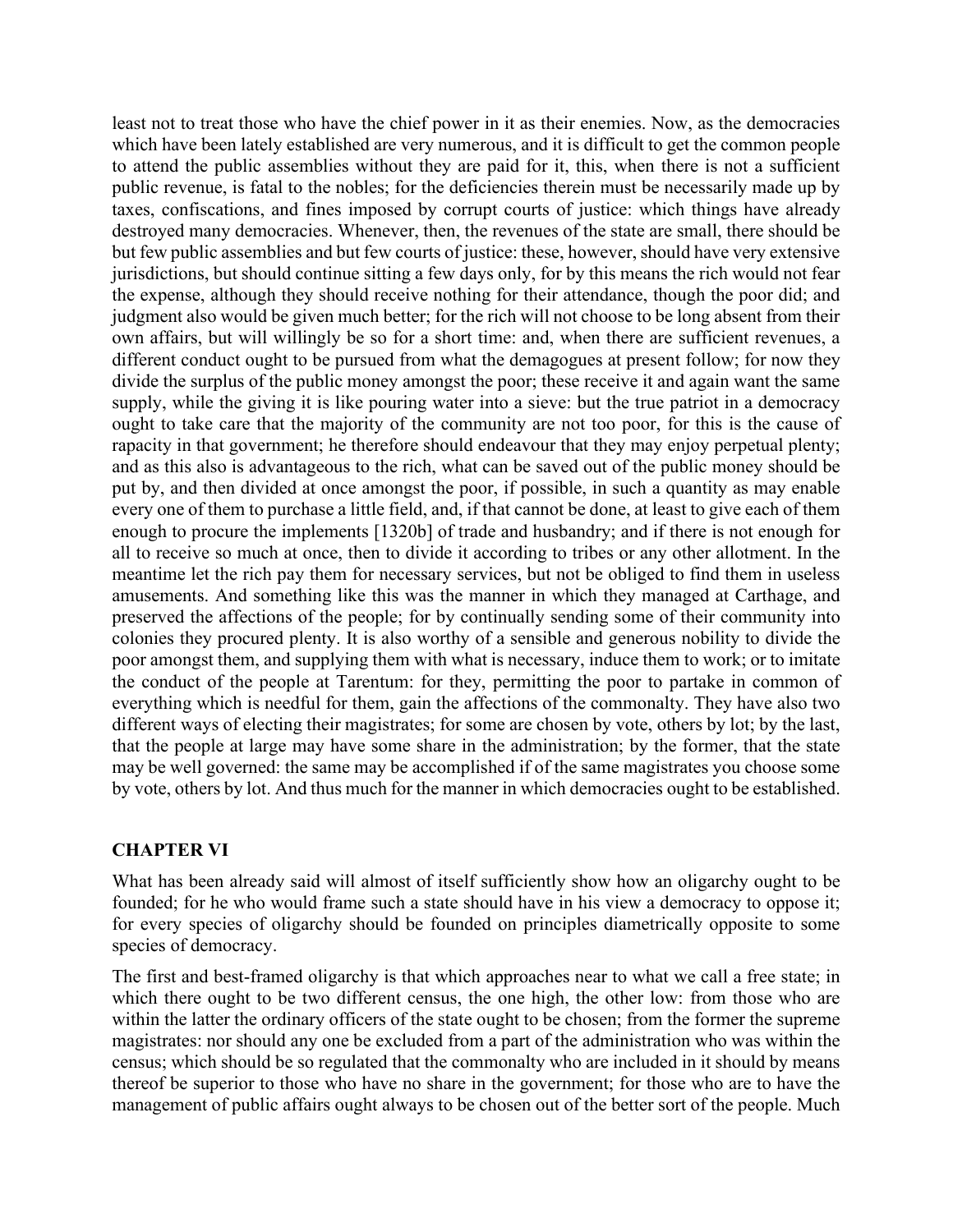least not to treat those who have the chief power in it as their enemies. Now, as the democracies which have been lately established are very numerous, and it is difficult to get the common people to attend the public assemblies without they are paid for it, this, when there is not a sufficient public revenue, is fatal to the nobles; for the deficiencies therein must be necessarily made up by taxes, confiscations, and fines imposed by corrupt courts of justice: which things have already destroyed many democracies. Whenever, then, the revenues of the state are small, there should be but few public assemblies and but few courts of justice: these, however, should have very extensive jurisdictions, but should continue sitting a few days only, for by this means the rich would not fear the expense, although they should receive nothing for their attendance, though the poor did; and judgment also would be given much better; for the rich will not choose to be long absent from their own affairs, but will willingly be so for a short time: and, when there are sufficient revenues, a different conduct ought to be pursued from what the demagogues at present follow; for now they divide the surplus of the public money amongst the poor; these receive it and again want the same supply, while the giving it is like pouring water into a sieve: but the true patriot in a democracy ought to take care that the majority of the community are not too poor, for this is the cause of rapacity in that government; he therefore should endeavour that they may enjoy perpetual plenty; and as this also is advantageous to the rich, what can be saved out of the public money should be put by, and then divided at once amongst the poor, if possible, in such a quantity as may enable every one of them to purchase a little field, and, if that cannot be done, at least to give each of them enough to procure the implements [1320b] of trade and husbandry; and if there is not enough for all to receive so much at once, then to divide it according to tribes or any other allotment. In the meantime let the rich pay them for necessary services, but not be obliged to find them in useless amusements. And something like this was the manner in which they managed at Carthage, and preserved the affections of the people; for by continually sending some of their community into colonies they procured plenty. It is also worthy of a sensible and generous nobility to divide the poor amongst them, and supplying them with what is necessary, induce them to work; or to imitate the conduct of the people at Tarentum: for they, permitting the poor to partake in common of everything which is needful for them, gain the affections of the commonalty. They have also two different ways of electing their magistrates; for some are chosen by vote, others by lot; by the last, that the people at large may have some share in the administration; by the former, that the state may be well governed: the same may be accomplished if of the same magistrates you choose some by vote, others by lot. And thus much for the manner in which democracies ought to be established.

## CHAPTER VI

What has been already said will almost of itself sufficiently show how an oligarchy ought to be founded; for he who would frame such a state should have in his view a democracy to oppose it; for every species of oligarchy should be founded on principles diametrically opposite to some species of democracy.

The first and best-framed oligarchy is that which approaches near to what we call a free state; in which there ought to be two different census, the one high, the other low: from those who are within the latter the ordinary officers of the state ought to be chosen; from the former the supreme magistrates: nor should any one be excluded from a part of the administration who was within the census; which should be so regulated that the commonalty who are included in it should by means thereof be superior to those who have no share in the government; for those who are to have the management of public affairs ought always to be chosen out of the better sort of the people. Much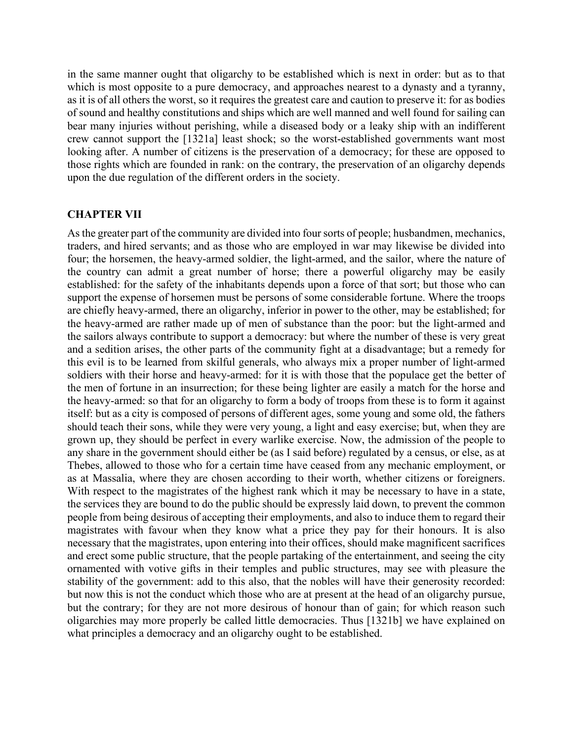in the same manner ought that oligarchy to be established which is next in order: but as to that which is most opposite to a pure democracy, and approaches nearest to a dynasty and a tyranny, as it is of all others the worst, so it requires the greatest care and caution to preserve it: for as bodies of sound and healthy constitutions and ships which are well manned and well found for sailing can bear many injuries without perishing, while a diseased body or a leaky ship with an indifferent crew cannot support the [1321a] least shock; so the worst-established governments want most looking after. A number of citizens is the preservation of a democracy; for these are opposed to those rights which are founded in rank: on the contrary, the preservation of an oligarchy depends upon the due regulation of the different orders in the society.

## CHAPTER VII

As the greater part of the community are divided into four sorts of people; husbandmen, mechanics, traders, and hired servants; and as those who are employed in war may likewise be divided into four; the horsemen, the heavy-armed soldier, the light-armed, and the sailor, where the nature of the country can admit a great number of horse; there a powerful oligarchy may be easily established: for the safety of the inhabitants depends upon a force of that sort; but those who can support the expense of horsemen must be persons of some considerable fortune. Where the troops are chiefly heavy-armed, there an oligarchy, inferior in power to the other, may be established; for the heavy-armed are rather made up of men of substance than the poor: but the light-armed and the sailors always contribute to support a democracy: but where the number of these is very great and a sedition arises, the other parts of the community fight at a disadvantage; but a remedy for this evil is to be learned from skilful generals, who always mix a proper number of light-armed soldiers with their horse and heavy-armed: for it is with those that the populace get the better of the men of fortune in an insurrection; for these being lighter are easily a match for the horse and the heavy-armed: so that for an oligarchy to form a body of troops from these is to form it against itself: but as a city is composed of persons of different ages, some young and some old, the fathers should teach their sons, while they were very young, a light and easy exercise; but, when they are grown up, they should be perfect in every warlike exercise. Now, the admission of the people to any share in the government should either be (as I said before) regulated by a census, or else, as at Thebes, allowed to those who for a certain time have ceased from any mechanic employment, or as at Massalia, where they are chosen according to their worth, whether citizens or foreigners. With respect to the magistrates of the highest rank which it may be necessary to have in a state, the services they are bound to do the public should be expressly laid down, to prevent the common people from being desirous of accepting their employments, and also to induce them to regard their magistrates with favour when they know what a price they pay for their honours. It is also necessary that the magistrates, upon entering into their offices, should make magnificent sacrifices and erect some public structure, that the people partaking of the entertainment, and seeing the city ornamented with votive gifts in their temples and public structures, may see with pleasure the stability of the government: add to this also, that the nobles will have their generosity recorded: but now this is not the conduct which those who are at present at the head of an oligarchy pursue, but the contrary; for they are not more desirous of honour than of gain; for which reason such oligarchies may more properly be called little democracies. Thus [1321b] we have explained on what principles a democracy and an oligarchy ought to be established.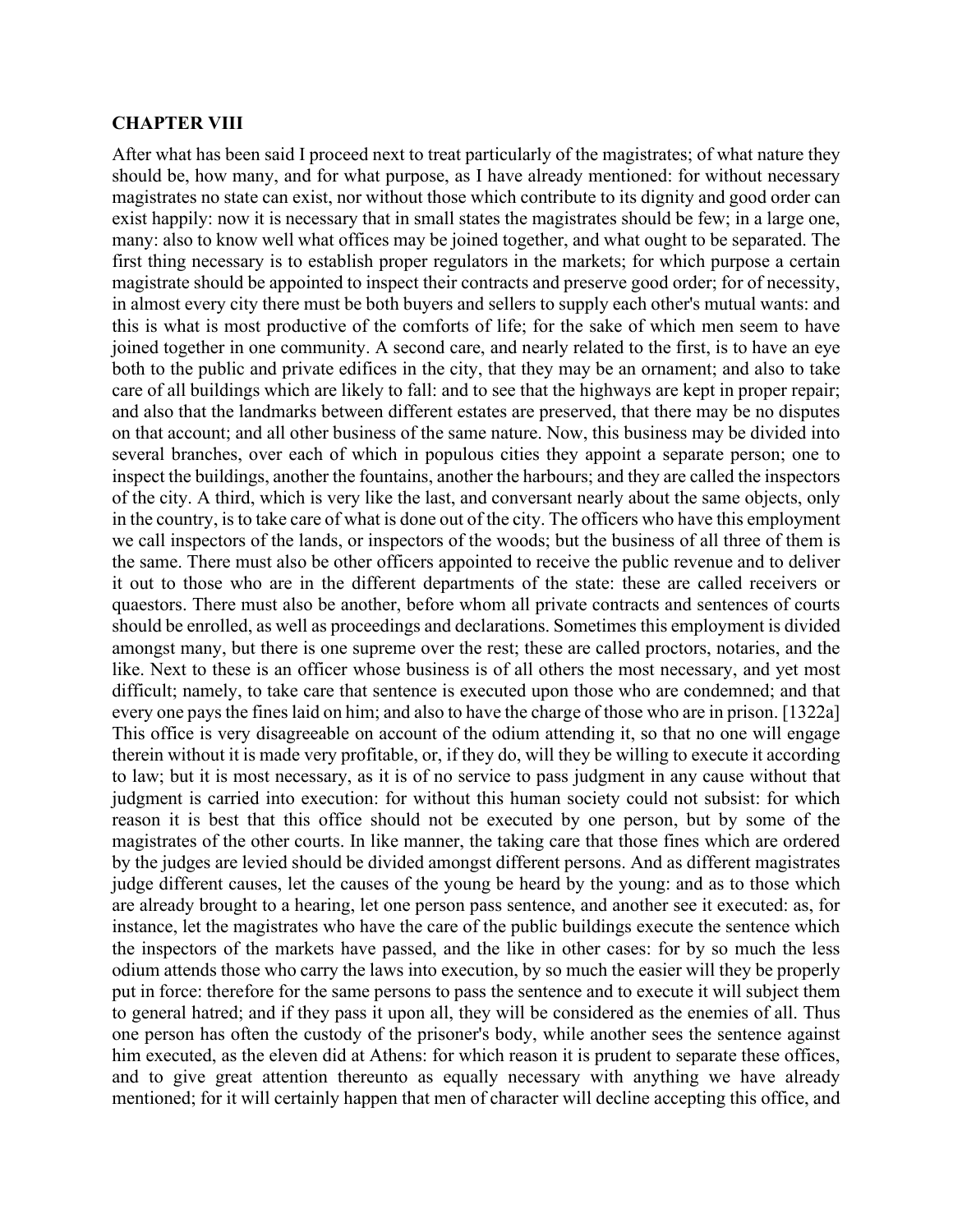**CHAPTER VIII**

After what has been said I proceed next to treat particularly of the magistrates; of what nature they should be, how many, and for what purpose, as I have already mentioned: for without necessary magistrates no state can exist, nor without those which contribute to its dignity and good order can exist happily: now it is necessary that in small states the magistrates should be few; in a large one, many: also to know well what offices may be joined together, and what ought to be separated. The first thing necessary is to establish proper regulators in the markets; for which purpose a certain magistrate should be appointed to inspect their contracts and preserve good order; for of necessity, in almost every city there must be both buyers and sellers to supply each other's mutual wants: and this is what is most productive of the comforts of life; for the sake of which men seem to have joined together in one community. A second care, and nearly related to the first, is to have an eye both to the public and private edifices in the city, that they may be an ornament; and also to take care of all buildings which are likely to fall: and to see that the highways are kept in proper repair; and also that the landmarks between different estates are preserved, that there may be no disputes on that account; and all other business of the same nature. Now, this business may be divided into several branches, over each of which in populous cities they appoint a separate person; one to inspect the buildings, another the fountains, another the harbours; and they are called the inspectors of the city. A third, which is very like the last, and conversant nearly about the same objects, only in the country, is to take care of what is done out of the city. The officers who have this employment we call inspectors of the lands, or inspectors of the woods; but the business of all three of them is the same. There must also be other officers appointed to receive the public revenue and to deliver it out to those who are in the different departments of the state: these are called receivers or quaestors. There must also be another, before whom all private contracts and sentences of courts should be enrolled, as well as proceedings and declarations. Sometimes this employment is divided amongst many, but there is one supreme over the rest; these are called proctors, notaries, and the like. Next to these is an officer whose business is of all others the most necessary, and yet most difficult; namely, to take care that sentence is executed upon those who are condemned; and that every one pays the fines laid on him; and also to have the charge of those who are in prison. [1322a] This office is very disagreeable on account of the odium attending it, so that no one will engage therein without it is made very profitable, or, if they do, will they be willing to execute it according to law; but it is most necessary, as it is of no service to pass judgment in any cause without that judgment is carried into execution: for without this human society could not subsist: for which reason it is best that this office should not be executed by one person, but by some of the magistrates of the other courts. In like manner, the taking care that those fines which are ordered by the judges are levied should be divided amongst different persons. And as different magistrates judge different causes, let the causes of the young be heard by the young: and as to those which are already brought to a hearing, let one person pass sentence, and another see it executed: as, for instance, let the magistrates who have the care of the public buildings execute the sentence which the inspectors of the markets have passed, and the like in other cases: for by so much the less odium attends those who carry the laws into execution, by so much the easier will they be properly put in force: therefore for the same persons to pass the sentence and to execute it will subject them to general hatred; and if they pass it upon all, they will be considered as the enemies of all. Thus one person has often the custody of the prisoner's body, while another sees the sentence against him executed, as the eleven did at Athens: for which reason it is prudent to separate these offices, and to give great attention thereunto as equally necessary with anything we have already mentioned; for it will certainly happen that men of character will decline accepting this office, and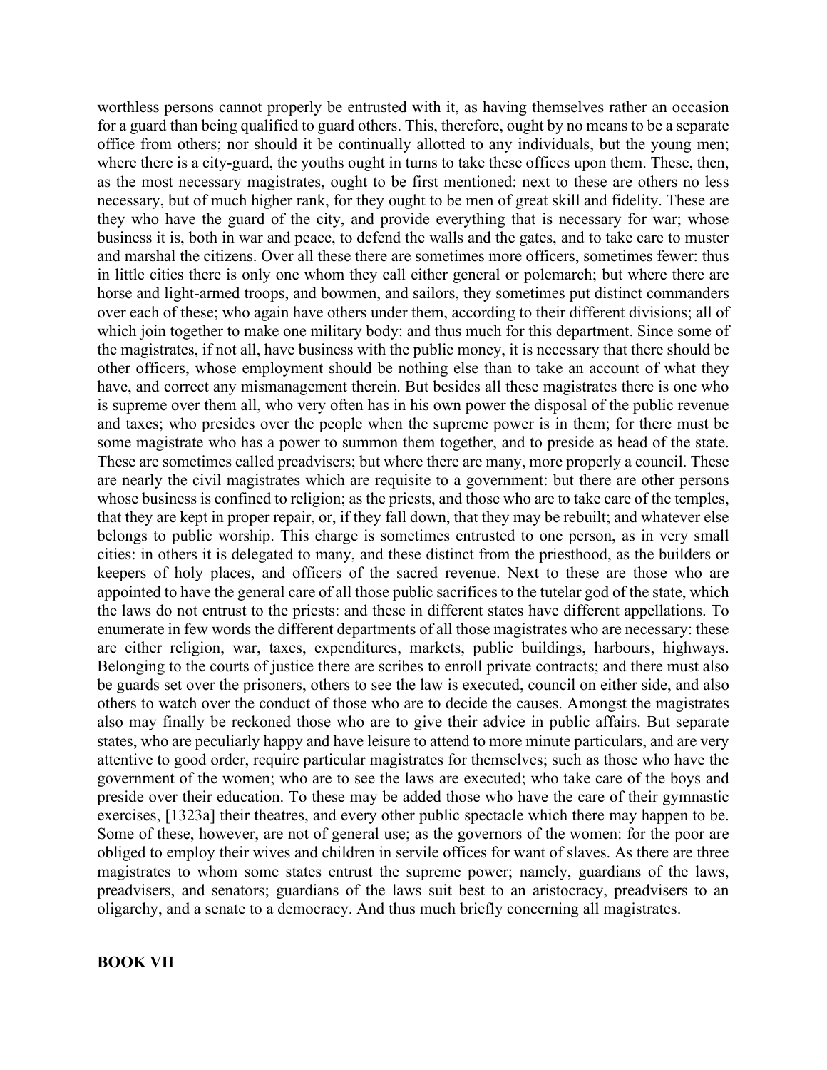worthless persons cannot properly be entrusted with it, as having themselves rather an occasion for a guard than being qualified to guard others. This, therefore, ought by no means to be a separate office from others; nor should it be continually allotted to any individuals, but the young men; where there is a city-guard, the youths ought in turns to take these offices upon them. These, then, as the most necessary magistrates, ought to be first mentioned: next to these are others no less necessary, but of much higher rank, for they ought to be men of great skill and fidelity. These are they who have the guard of the city, and provide everything that is necessary for war; whose business it is, both in war and peace, to defend the walls and the gates, and to take care to muster and marshal the citizens. Over all these there are sometimes more officers, sometimes fewer: thus in little cities there is only one whom they call either general or polemarch; but where there are horse and light-armed troops, and bowmen, and sailors, they sometimes put distinct commanders over each of these; who again have others under them, according to their different divisions; all of which join together to make one military body: and thus much for this department. Since some of the magistrates, if not all, have business with the public money, it is necessary that there should be other officers, whose employment should be nothing else than to take an account of what they have, and correct any mismanagement therein. But besides all these magistrates there is one who is supreme over them all, who very often has in his own power the disposal of the public revenue and taxes; who presides over the people when the supreme power is in them; for there must be some magistrate who has a power to summon them together, and to preside as head of the state. These are sometimes called preadvisers; but where there are many, more properly a council. These are nearly the civil magistrates which are requisite to a government: but there are other persons whose business is confined to religion; as the priests, and those who are to take care of the temples, that they are kept in proper repair, or, if they fall down, that they may be rebuilt; and whatever else belongs to public worship. This charge is sometimes entrusted to one person, as in very small cities: in others it is delegated to many, and these distinct from the priesthood, as the builders or keepers of holy places, and officers of the sacred revenue. Next to these are those who are appointed to have the general care of all those public sacrifices to the tutelar god of the state, which the laws do not entrust to the priests: and these in different states have different appellations. To enumerate in few words the different departments of all those magistrates who are necessary: these are either religion, war, taxes, expenditures, markets, public buildings, harbours, highways. Belonging to the courts of justice there are scribes to enroll private contracts; and there must also be guards set over the prisoners, others to see the law is executed, council on either side, and also others to watch over the conduct of those who are to decide the causes. Amongst the magistrates also may finally be reckoned those who are to give their advice in public affairs. But separate states, who are peculiarly happy and have leisure to attend to more minute particulars, and are very attentive to good order, require particular magistrates for themselves; such as those who have the government of the women; who are to see the laws are executed; who take care of the boys and preside over their education. To these may be added those who have the care of their gymnastic exercises, [1323a] their theatres, and every other public spectacle which there may happen to be. Some of these, however, are not of general use; as the governors of the women: for the poor are obliged to employ their wives and children in servile offices for want of slaves. As there are three magistrates to whom some states entrust the supreme power; namely, guardians of the laws, preadvisers, and senators; guardians of the laws suit best to an aristocracy, preadvisers to an oligarchy, and a senate to a democracy. And thus much briefly concerning all magistrates.

## BOOK VII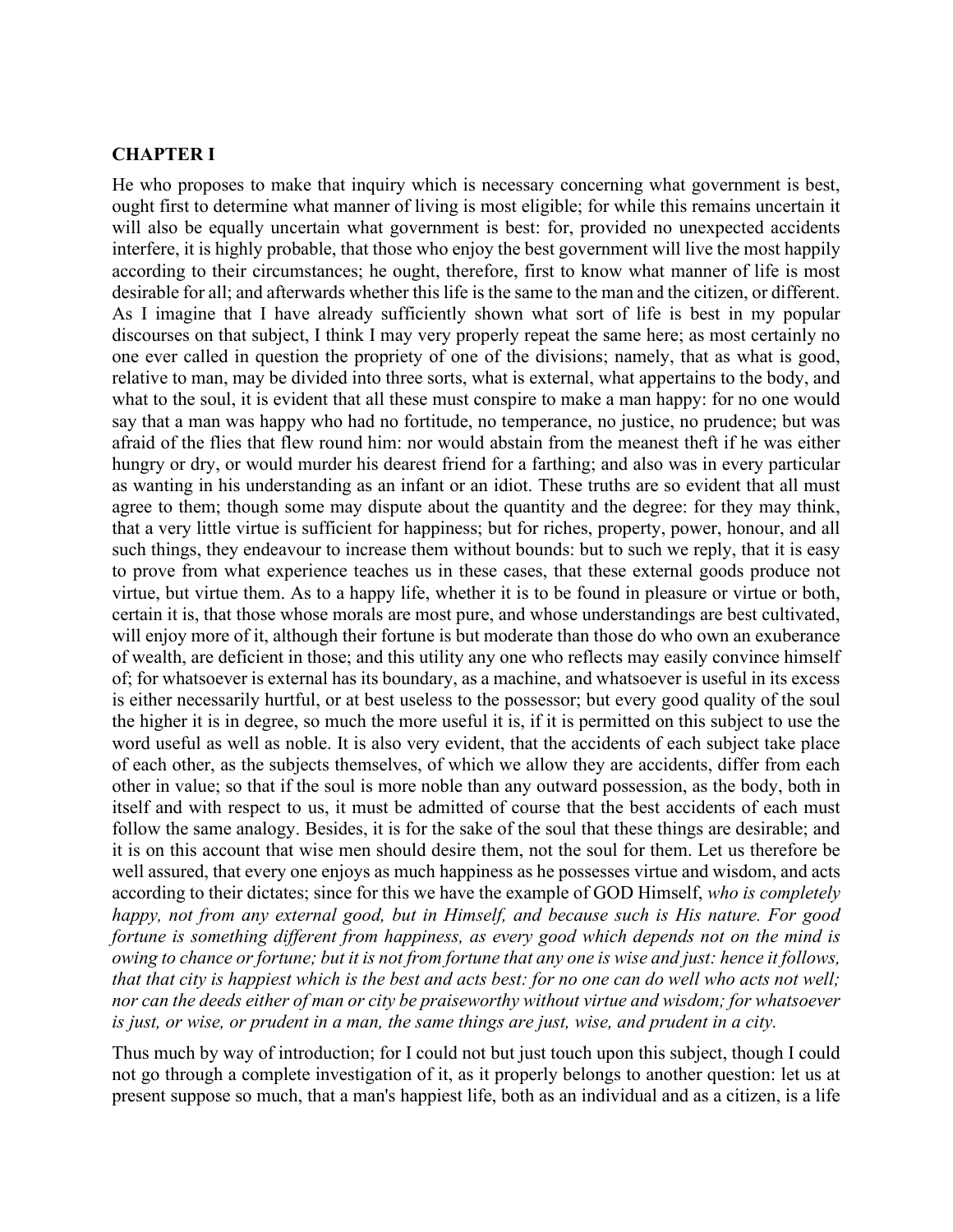**CHAPTER I**

He who proposes to make that inquiry which is necessary concerning what government is best, ought first to determine what manner of living is most eligible; for while this remains uncertain it will also be equally uncertain what government is best: for, provided no unexpected accidents interfere, it is highly probable, that those who enjoy the best government will live the most happily according to their circumstances; he ought, therefore, first to know what manner of life is most desirable for all; and afterwards whether this life is the same to the man and the citizen, or different. As I imagine that I have already sufficiently shown what sort of life is best in my popular discourses on that subject, I think I may very properly repeat the same here; as most certainly no one ever called in question the propriety of one of the divisions; namely, that as what is good, relative to man, may be divided into three sorts, what is external, what appertains to the body, and what to the soul, it is evident that all these must conspire to make a man happy: for no one would say that a man was happy who had no fortitude, no temperance, no justice, no prudence; but was afraid of the flies that flew round him: nor would abstain from the meanest theft if he was either hungry or dry, or would murder his dearest friend for a farthing; and also was in every particular as wanting in his understanding as an infant or an idiot. These truths are so evident that all must agree to them; though some may dispute about the quantity and the degree: for they may think, that a very little virtue is sufficient for happiness; but for riches, property, power, honour, and all such things, they endeavour to increase them without bounds: but to such we reply, that it is easy to prove from what experience teaches us in these cases, that these external goods produce not virtue, but virtue them. As to a happy life, whether it is to be found in pleasure or virtue or both, certain it is, that those whose morals are most pure, and whose understandings are best cultivated, will enjoy more of it, although their fortune is but moderate than those do who own an exuberance of wealth, are deficient in those; and this utility any one who reflects may easily convince himself of; for whatsoever is external has its boundary, as a machine, and whatsoever is useful in its excess is either necessarily hurtful, or at best useless to the possessor; but every good quality of the soul the higher it is in degree, so much the more useful it is, if it is permitted on this subject to use the word useful as well as noble. It is also very evident, that the accidents of each subject take place of each other, as the subjects themselves, of which we allow they are accidents, differ from each other in value; so that if the soul is more noble than any outward possession, as the body, both in itself and with respect to us, it must be admitted of course that the best accidents of each must follow the same analogy. Besides, it is for the sake of the soul that these things are desirable; and it is on this account that wise men should desire them, not the soul for them. Let us therefore be well assured, that every one enjoys as much happiness as he possesses virtue and wisdom, and acts according to their dictates; since for this we have the example of GOD Himself, *who is completely happy, not from any external good, but in Himself, and because such is His nature. For good fortune is something different from happiness, as every good which depends not on the mind is owing to chance or fortune; but it is not from fortune that any one is wise and just: hence it follows, that that city is happiest which is the best and acts best: for no one can do well who acts not well; nor can the deeds either of man or city be praiseworthy without virtue and wisdom; for whatsoever is just, or wise, or prudent in a man, the same things are just, wise, and prudent in a city.*

Thus much by way of introduction; for I could not but just touch upon this subject, though I could not go through a complete investigation of it, as it properly belongs to another question: let us at present suppose so much, that a man's happiest life, both as an individual and as a citizen, is a life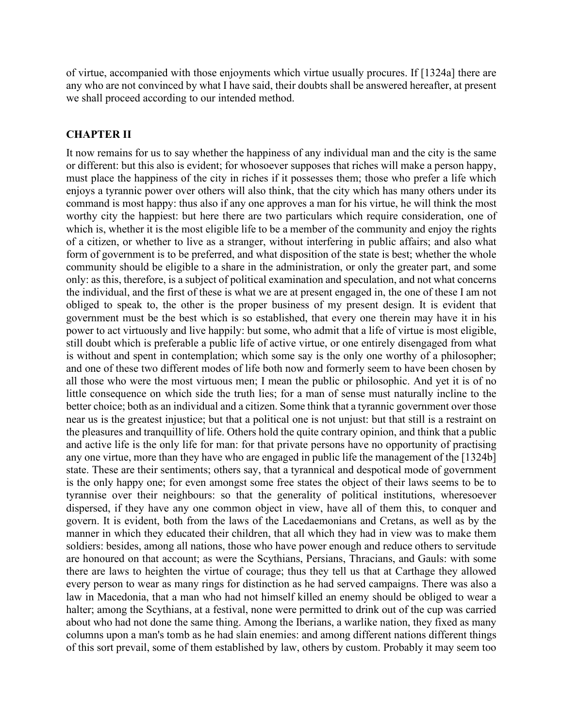of virtue, accompanied with those enjoyments which virtue usually procures. If [1324a] there are any who are not convinced by what I have said, their doubts shall be answered hereafter, at present we shall proceed according to our intended method.

## CHAPTER II

It now remains for us to say whether the happiness of any individual man and the city is the same or different: but this also is evident; for whosoever supposes that riches will make a person happy, must place the happiness of the city in riches if it possesses them; those who prefer a life which enjoys a tyrannic power over others will also think, that the city which has many others under its command is most happy: thus also if any one approves a man for his virtue, he will think the most worthy city the happiest: but here there are two particulars which require consideration, one of which is, whether it is the most eligible life to be a member of the community and enjoy the rights of a citizen, or whether to live as a stranger, without interfering in public affairs; and also what form of government is to be preferred, and what disposition of the state is best; whether the whole community should be eligible to a share in the administration, or only the greater part, and some only: as this, therefore, is a subject of political examination and speculation, and not what concerns the individual, and the first of these is what we are at present engaged in, the one of these I am not obliged to speak to, the other is the proper business of my present design. It is evident that government must be the best which is so established, that every one therein may have it in his power to act virtuously and live happily: but some, who admit that a life of virtue is most eligible, still doubt which is preferable a public life of active virtue, or one entirely disengaged from what is without and spent in contemplation; which some say is the only one worthy of a philosopher; and one of these two different modes of life both now and formerly seem to have been chosen by all those who were the most virtuous men; I mean the public or philosophic. And yet it is of no little consequence on which side the truth lies; for a man of sense must naturally incline to the better choice; both as an individual and a citizen. Some think that a tyrannic government over those near us is the greatest injustice; but that a political one is not unjust: but that still is a restraint on the pleasures and tranquillity of life. Others hold the quite contrary opinion, and think that a public and active life is the only life for man: for that private persons have no opportunity of practising any one virtue, more than they have who are engaged in public life the management of the [1324b] state. These are their sentiments; others say, that a tyrannical and despotical mode of government is the only happy one; for even amongst some free states the object of their laws seems to be to tyrannise over their neighbours: so that the generality of political institutions, wheresoever dispersed, if they have any one common object in view, have all of them this, to conquer and govern. It is evident, both from the laws of the Lacedaemonians and Cretans, as well as by the manner in which they educated their children, that all which they had in view was to make them soldiers: besides, among all nations, those who have power enough and reduce others to servitude are honoured on that account; as were the Scythians, Persians, Thracians, and Gauls: with some there are laws to heighten the virtue of courage; thus they tell us that at Carthage they allowed every person to wear as many rings for distinction as he had served campaigns. There was also a law in Macedonia, that a man who had not himself killed an enemy should be obliged to wear a halter; among the Scythians, at a festival, none were permitted to drink out of the cup was carried about who had not done the same thing. Among the Iberians, a warlike nation, they fixed as many columns upon a man's tomb as he had slain enemies: and among different nations different things of this sort prevail, some of them established by law, others by custom. Probably it may seem too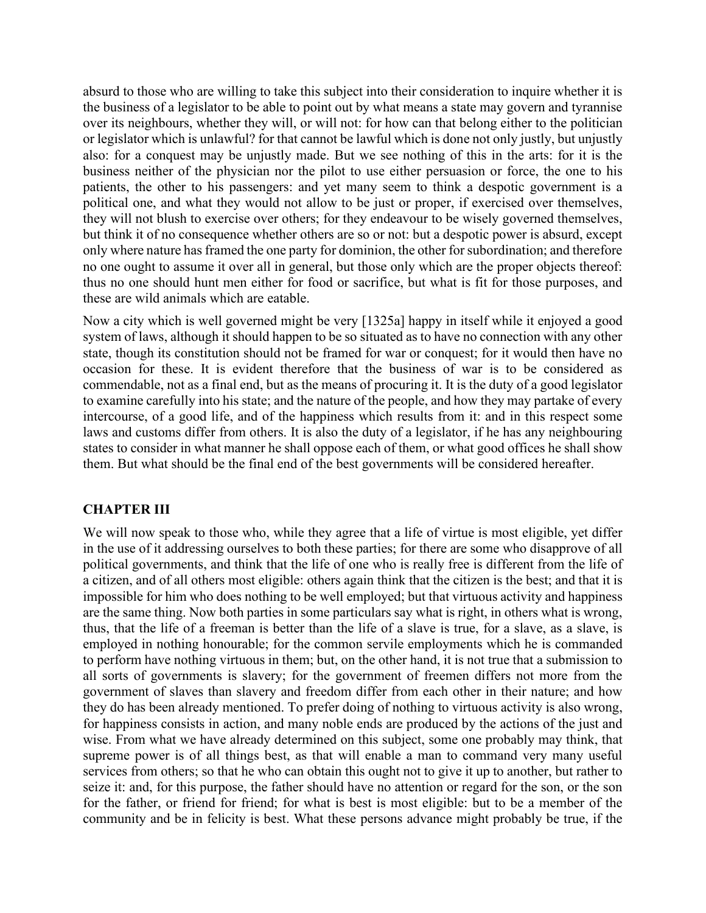absurd to those who are willing to take this subject into their consideration to inquire whether it is the business of a legislator to be able to point out by what means a state may govern and tyrannise over its neighbours, whether they will, or will not: for how can that belong either to the politician or legislator which is unlawful? for that cannot be lawful which is done not only justly, but unjustly also: for a conquest may be unjustly made. But we see nothing of this in the arts: for it is the business neither of the physician nor the pilot to use either persuasion or force, the one to his patients, the other to his passengers: and yet many seem to think a despotic government is a political one, and what they would not allow to be just or proper, if exercised over themselves, they will not blush to exercise over others; for they endeavour to be wisely governed themselves, but think it of no consequence whether others are so or not: but a despotic power is absurd, except only where nature has framed the one party for dominion, the other for subordination; and therefore no one ought to assume it over all in general, but those only which are the proper objects thereof: thus no one should hunt men either for food or sacrifice, but what is fit for those purposes, and these are wild animals which are eatable.

Now a city which is well governed might be very [1325a] happy in itself while it enjoyed a good system of laws, although it should happen to be so situated as to have no connection with any other state, though its constitution should not be framed for war or conquest; for it would then have no occasion for these. It is evident therefore that the business of war is to be considered as commendable, not as a final end, but as the means of procuring it. It is the duty of a good legislator to examine carefully into his state; and the nature of the people, and how they may partake of every intercourse, of a good life, and of the happiness which results from it: and in this respect some laws and customs differ from others. It is also the duty of a legislator, if he has any neighbouring states to consider in what manner he shall oppose each of them, or what good offices he shall show them. But what should be the final end of the best governments will be considered hereafter.

## CHAPTER III

We will now speak to those who, while they agree that a life of virtue is most eligible, yet differ in the use of it addressing ourselves to both these parties; for there are some who disapprove of all political governments, and think that the life of one who is really free is different from the life of a citizen, and of all others most eligible: others again think that the citizen is the best; and that it is impossible for him who does nothing to be well employed; but that virtuous activity and happiness are the same thing. Now both parties in some particulars say what is right, in others what is wrong, thus, that the life of a freeman is better than the life of a slave is true, for a slave, as a slave, is employed in nothing honourable; for the common servile employments which he is commanded to perform have nothing virtuous in them; but, on the other hand, it is not true that a submission to all sorts of governments is slavery; for the government of freemen differs not more from the government of slaves than slavery and freedom differ from each other in their nature; and how they do has been already mentioned. To prefer doing of nothing to virtuous activity is also wrong, for happiness consists in action, and many noble ends are produced by the actions of the just and wise. From what we have already determined on this subject, some one probably may think, that supreme power is of all things best, as that will enable a man to command very many useful services from others; so that he who can obtain this ought not to give it up to another, but rather to seize it: and, for this purpose, the father should have no attention or regard for the son, or the son for the father, or friend for friend; for what is best is most eligible: but to be a member of the community and be in felicity is best. What these persons advance might probably be true, if the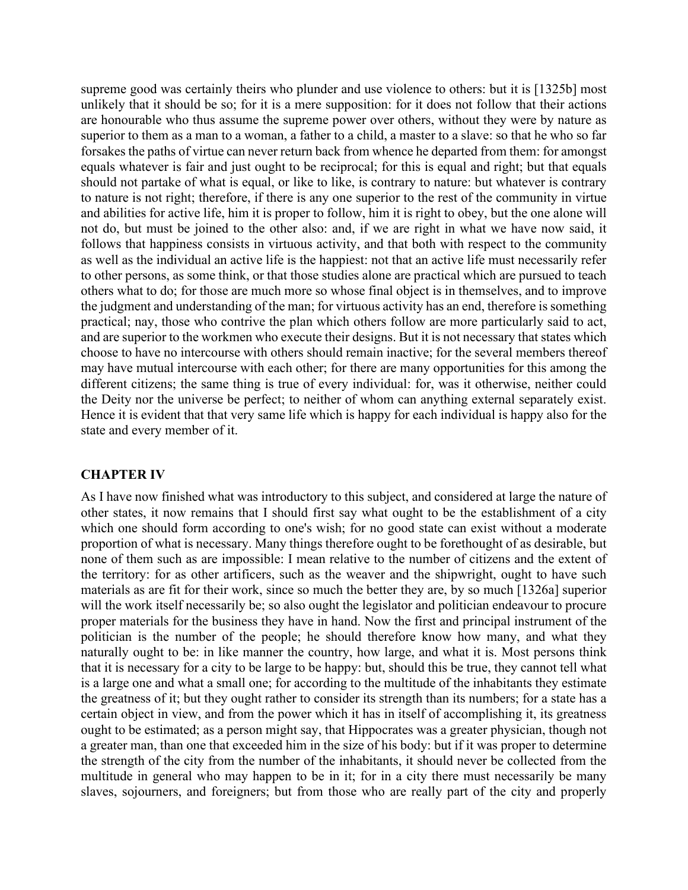supreme good was certainly theirs who plunder and use violence to others: but it is [1325b] most unlikely that it should be so; for it is a mere supposition: for it does not follow that their actions are honourable who thus assume the supreme power over others, without they were by nature as superior to them as a man to a woman, a father to a child, a master to a slave: so that he who so far forsakes the paths of virtue can never return back from whence he departed from them: for amongst equals whatever is fair and just ought to be reciprocal; for this is equal and right; but that equals should not partake of what is equal, or like to like, is contrary to nature: but whatever is contrary to nature is not right; therefore, if there is any one superior to the rest of the community in virtue and abilities for active life, him it is proper to follow, him it is right to obey, but the one alone will not do, but must be joined to the other also: and, if we are right in what we have now said, it follows that happiness consists in virtuous activity, and that both with respect to the community as well as the individual an active life is the happiest: not that an active life must necessarily refer to other persons, as some think, or that those studies alone are practical which are pursued to teach others what to do; for those are much more so whose final object is in themselves, and to improve the judgment and understanding of the man; for virtuous activity has an end, therefore is something practical; nay, those who contrive the plan which others follow are more particularly said to act, and are superior to the workmen who execute their designs. But it is not necessary that states which choose to have no intercourse with others should remain inactive; for the several members thereof may have mutual intercourse with each other; for there are many opportunities for this among the different citizens; the same thing is true of every individual: for, was it otherwise, neither could the Deity nor the universe be perfect; to neither of whom can anything external separately exist. Hence it is evident that that very same life which is happy for each individual is happy also for the state and every member of it.

## CHAPTER IV

As I have now finished what was introductory to this subject, and considered at large the nature of other states, it now remains that I should first say what ought to be the establishment of a city which one should form according to one's wish; for no good state can exist without a moderate proportion of what is necessary. Many things therefore ought to be forethought of as desirable, but none of them such as are impossible: I mean relative to the number of citizens and the extent of the territory: for as other artificers, such as the weaver and the shipwright, ought to have such materials as are fit for their work, since so much the better they are, by so much [1326a] superior will the work itself necessarily be; so also ought the legislator and politician endeavour to procure proper materials for the business they have in hand. Now the first and principal instrument of the politician is the number of the people; he should therefore know how many, and what they naturally ought to be: in like manner the country, how large, and what it is. Most persons think that it is necessary for a city to be large to be happy: but, should this be true, they cannot tell what is a large one and what a small one; for according to the multitude of the inhabitants they estimate the greatness of it; but they ought rather to consider its strength than its numbers; for a state has a certain object in view, and from the power which it has in itself of accomplishing it, its greatness ought to be estimated; as a person might say, that Hippocrates was a greater physician, though not a greater man, than one that exceeded him in the size of his body: but if it was proper to determine the strength of the city from the number of the inhabitants, it should never be collected from the multitude in general who may happen to be in it; for in a city there must necessarily be many slaves, sojourners, and foreigners; but from those who are really part of the city and properly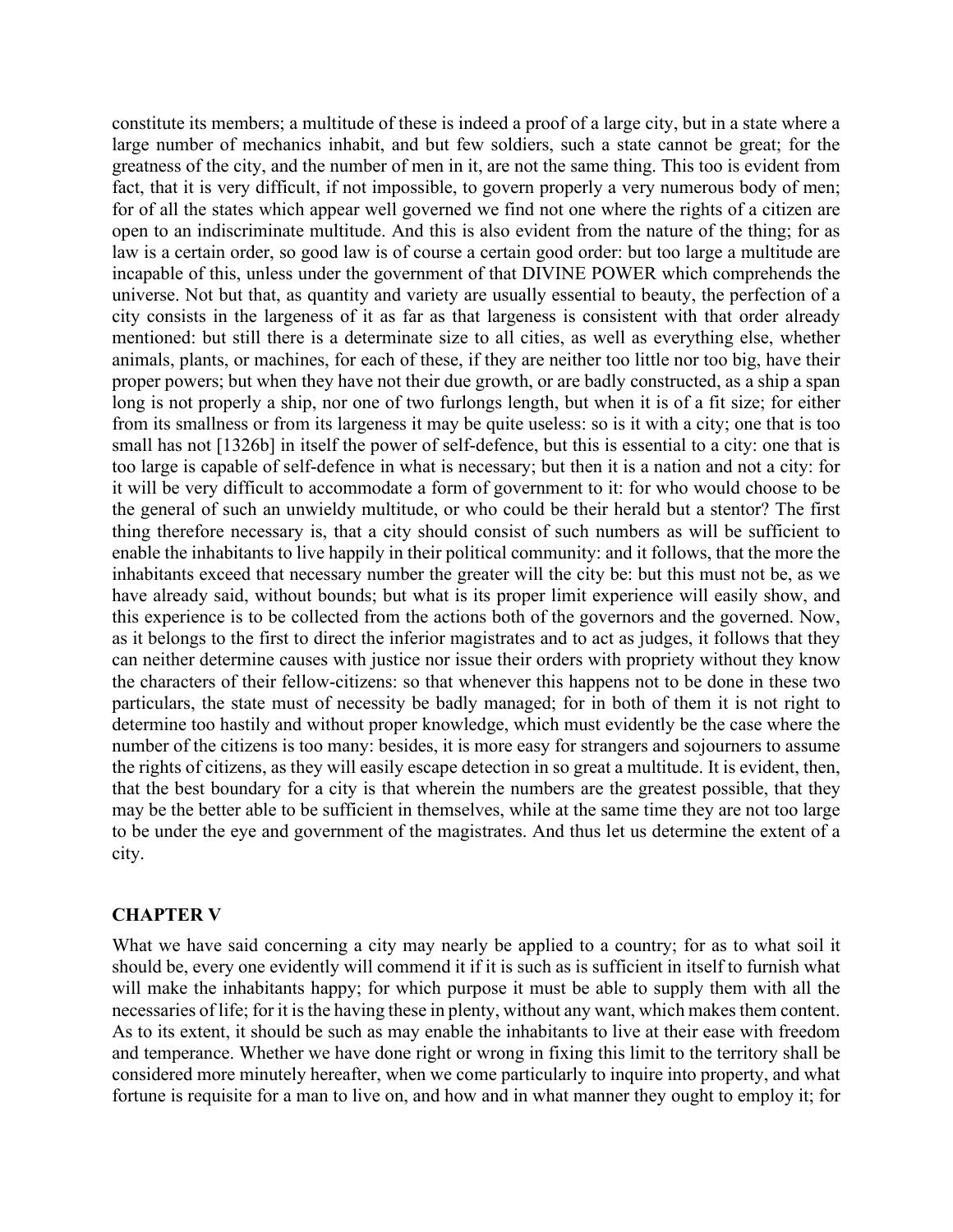constitute its members; a multitude of these is indeed a proof of a large city, but in a state where a large number of mechanics inhabit, and but few soldiers, such a state cannot be great; for the greatness of the city, and the number of men in it, are not the same thing. This too is evident from fact, that it is very difficult, if not impossible, to govern properly a very numerous body of men; for of all the states which appear well governed we find not one where the rights of a citizen are open to an indiscriminate multitude. And this is also evident from the nature of the thing; for as law is a certain order, so good law is of course a certain good order: but too large a multitude are incapable of this, unless under the government of that DIVINE POWER which comprehends the universe. Not but that, as quantity and variety are usually essential to beauty, the perfection of a city consists in the largeness of it as far as that largeness is consistent with that order already mentioned: but still there is a determinate size to all cities, as well as everything else, whether animals, plants, or machines, for each of these, if they are neither too little nor too big, have their proper powers; but when they have not their due growth, or are badly constructed, as a ship a span long is not properly a ship, nor one of two furlongs length, but when it is of a fit size; for either from its smallness or from its largeness it may be quite useless: so is it with a city; one that is too small has not [1326b] in itself the power of self-defence, but this is essential to a city: one that is too large is capable of self-defence in what is necessary; but then it is a nation and not a city: for it will be very difficult to accommodate a form of government to it: for who would choose to be the general of such an unwieldy multitude, or who could be their herald but a stentor? The first thing therefore necessary is, that a city should consist of such numbers as will be sufficient to enable the inhabitants to live happily in their political community: and it follows, that the more the inhabitants exceed that necessary number the greater will the city be: but this must not be, as we have already said, without bounds; but what is its proper limit experience will easily show, and this experience is to be collected from the actions both of the governors and the governed. Now, as it belongs to the first to direct the inferior magistrates and to act as judges, it follows that they can neither determine causes with justice nor issue their orders with propriety without they know the characters of their fellow-citizens: so that whenever this happens not to be done in these two particulars, the state must of necessity be badly managed; for in both of them it is not right to determine too hastily and without proper knowledge, which must evidently be the case where the number of the citizens is too many: besides, it is more easy for strangers and sojourners to assume the rights of citizens, as they will easily escape detection in so great a multitude. It is evident, then, that the best boundary for a city is that wherein the numbers are the greatest possible, that they may be the better able to be sufficient in themselves, while at the same time they are not too large to be under the eye and government of the magistrates. And thus let us determine the extent of a city.

## CHAPTER V

What we have said concerning a city may nearly be applied to a country; for as to what soil it should be, every one evidently will commend it if it is such as is sufficient in itself to furnish what will make the inhabitants happy; for which purpose it must be able to supply them with all the necessaries of life; for it is the having these in plenty, without any want, which makes them content. As to its extent, it should be such as may enable the inhabitants to live at their ease with freedom and temperance. Whether we have done right or wrong in fixing this limit to the territory shall be considered more minutely hereafter, when we come particularly to inquire into property, and what fortune is requisite for a man to live on, and how and in what manner they ought to employ it; for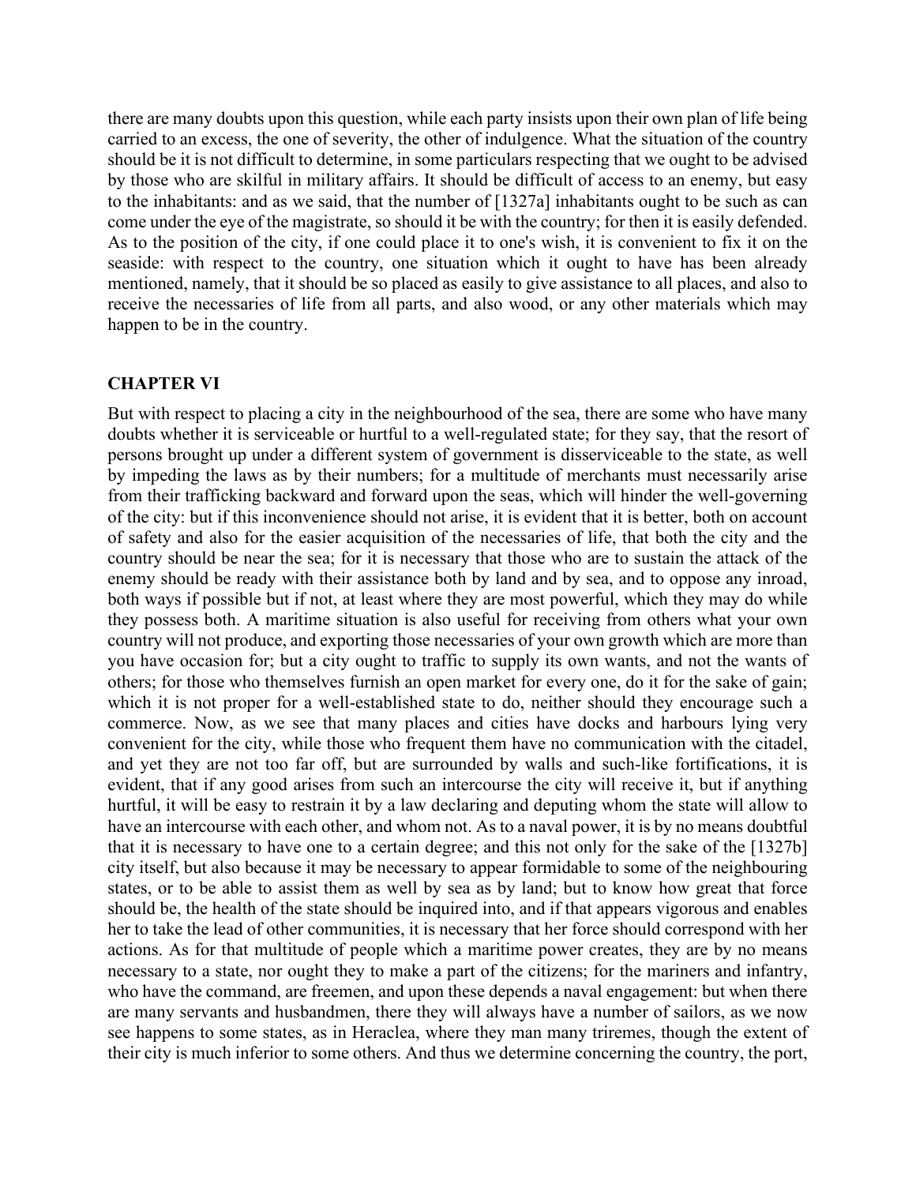there are many doubts upon this question, while each party insists upon their own plan of life being carried to an excess, the one of severity, the other of indulgence. What the situation of the country should be it is not difficult to determine, in some particulars respecting that we ought to be advised by those who are skilful in military affairs. It should be difficult of access to an enemy, but easy to the inhabitants: and as we said, that the number of [1327a] inhabitants ought to be such as can come under the eye of the magistrate, so should it be with the country; for then it is easily defended. As to the position of the city, if one could place it to one's wish, it is convenient to fix it on the seaside: with respect to the country, one situation which it ought to have has been already mentioned, namely, that it should be so placed as easily to give assistance to all places, and also to receive the necessaries of life from all parts, and also wood, or any other materials which may happen to be in the country.

## CHAPTER VI

But with respect to placing a city in the neighbourhood of the sea, there are some who have many doubts whether it is serviceable or hurtful to a well-regulated state; for they say, that the resort of persons brought up under a different system of government is disserviceable to the state, as well by impeding the laws as by their numbers; for a multitude of merchants must necessarily arise from their trafficking backward and forward upon the seas, which will hinder the well-governing of the city: but if this inconvenience should not arise, it is evident that it is better, both on account of safety and also for the easier acquisition of the necessaries of life, that both the city and the country should be near the sea; for it is necessary that those who are to sustain the attack of the enemy should be ready with their assistance both by land and by sea, and to oppose any inroad, both ways if possible but if not, at least where they are most powerful, which they may do while they possess both. A maritime situation is also useful for receiving from others what your own country will not produce, and exporting those necessaries of your own growth which are more than you have occasion for; but a city ought to traffic to supply its own wants, and not the wants of others; for those who themselves furnish an open market for every one, do it for the sake of gain; which it is not proper for a well-established state to do, neither should they encourage such a commerce. Now, as we see that many places and cities have docks and harbours lying very convenient for the city, while those who frequent them have no communication with the citadel, and yet they are not too far off, but are surrounded by walls and such-like fortifications, it is evident, that if any good arises from such an intercourse the city will receive it, but if anything hurtful, it will be easy to restrain it by a law declaring and deputing whom the state will allow to have an intercourse with each other, and whom not. As to a naval power, it is by no means doubtful that it is necessary to have one to a certain degree; and this not only for the sake of the [1327b] city itself, but also because it may be necessary to appear formidable to some of the neighbouring states, or to be able to assist them as well by sea as by land; but to know how great that force should be, the health of the state should be inquired into, and if that appears vigorous and enables her to take the lead of other communities, it is necessary that her force should correspond with her actions. As for that multitude of people which a maritime power creates, they are by no means necessary to a state, nor ought they to make a part of the citizens; for the mariners and infantry, who have the command, are freemen, and upon these depends a naval engagement: but when there are many servants and husbandmen, there they will always have a number of sailors, as we now see happens to some states, as in Heraclea, where they man many triremes, though the extent of their city is much inferior to some others. And thus we determine concerning the country, the port,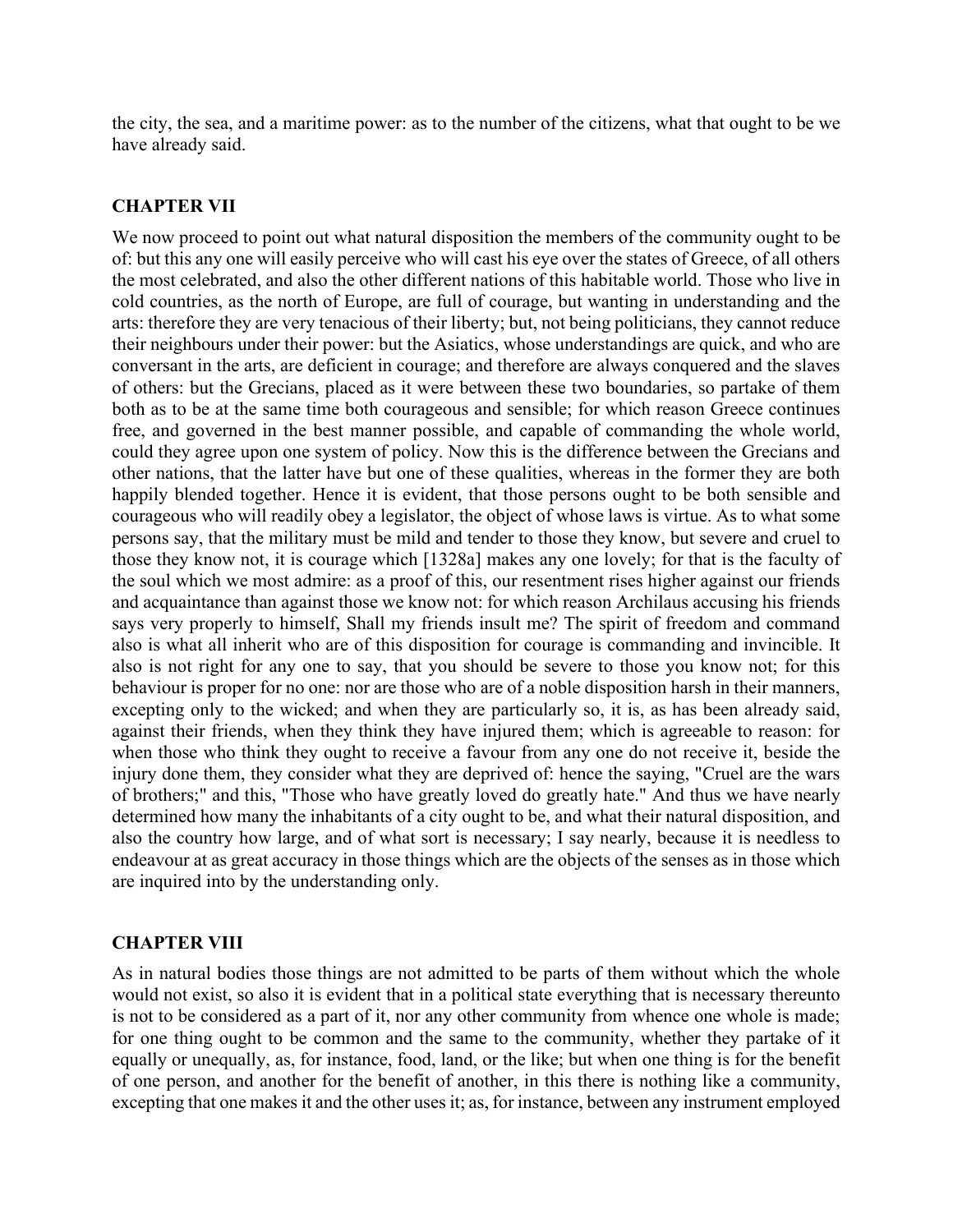the city, the sea, and a maritime power: as to the number of the citizens, what that ought to be we have already said.

## CHAPTER VII

We now proceed to point out what natural disposition the members of the community ought to be of: but this any one will easily perceive who will cast his eye over the states of Greece, of all others the most celebrated, and also the other different nations of this habitable world. Those who live in cold countries, as the north of Europe, are full of courage, but wanting in understanding and the arts: therefore they are very tenacious of their liberty; but, not being politicians, they cannot reduce their neighbours under their power: but the Asiatics, whose understandings are quick, and who are conversant in the arts, are deficient in courage; and therefore are always conquered and the slaves of others: but the Grecians, placed as it were between these two boundaries, so partake of them both as to be at the same time both courageous and sensible; for which reason Greece continues free, and governed in the best manner possible, and capable of commanding the whole world, could they agree upon one system of policy. Now this is the difference between the Grecians and other nations, that the latter have but one of these qualities, whereas in the former they are both happily blended together. Hence it is evident, that those persons ought to be both sensible and courageous who will readily obey a legislator, the object of whose laws is virtue. As to what some persons say, that the military must be mild and tender to those they know, but severe and cruel to those they know not, it is courage which [1328a] makes any one lovely; for that is the faculty of the soul which we most admire: as a proof of this, our resentment rises higher against our friends and acquaintance than against those we know not: for which reason Archilaus accusing his friends says very properly to himself, Shall my friends insult me? The spirit of freedom and command also is what all inherit who are of this disposition for courage is commanding and invincible. It also is not right for any one to say, that you should be severe to those you know not; for this behaviour is proper for no one: nor are those who are of a noble disposition harsh in their manners, excepting only to the wicked; and when they are particularly so, it is, as has been already said, against their friends, when they think they have injured them; which is agreeable to reason: for when those who think they ought to receive a favour from any one do not receive it, beside the injury done them, they consider what they are deprived of: hence the saying, "Cruel are the wars of brothers;" and this, "Those who have greatly loved do greatly hate." And thus we have nearly determined how many the inhabitants of a city ought to be, and what their natural disposition, and also the country how large, and of what sort is necessary; I say nearly, because it is needless to endeavour at as great accuracy in those things which are the objects of the senses as in those which are inquired into by the understanding only.

## CHAPTER VIII

As in natural bodies those things are not admitted to be parts of them without which the whole would not exist, so also it is evident that in a political state everything that is necessary thereunto is not to be considered as a part of it, nor any other community from whence one whole is made; for one thing ought to be common and the same to the community, whether they partake of it equally or unequally, as, for instance, food, land, or the like; but when one thing is for the benefit of one person, and another for the benefit of another, in this there is nothing like a community, excepting that one makes it and the other uses it; as, for instance, between any instrument employed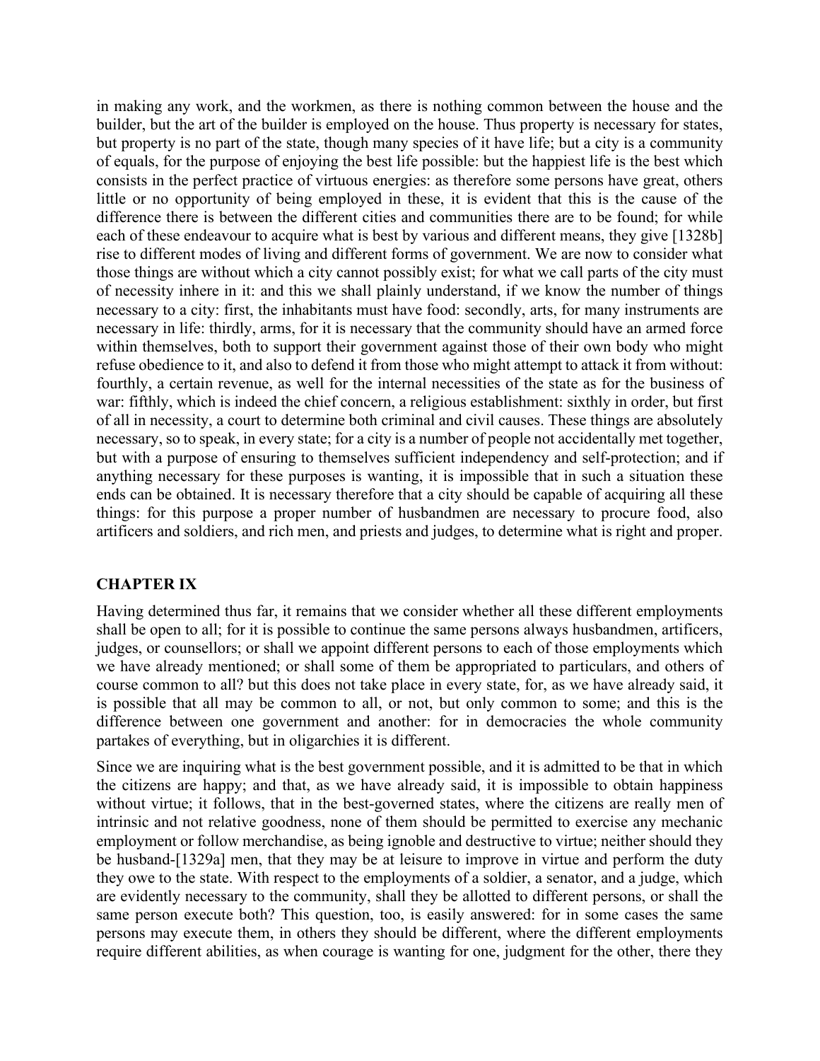in making any work, and the workmen, as there is nothing common between the house and the builder, but the art of the builder is employed on the house. Thus property is necessary for states, but property is no part of the state, though many species of it have life; but a city is a community of equals, for the purpose of enjoying the best life possible: but the happiest life is the best which consists in the perfect practice of virtuous energies: as therefore some persons have great, others little or no opportunity of being employed in these, it is evident that this is the cause of the difference there is between the different cities and communities there are to be found; for while each of these endeavour to acquire what is best by various and different means, they give [1328b] rise to different modes of living and different forms of government. We are now to consider what those things are without which a city cannot possibly exist; for what we call parts of the city must of necessity inhere in it: and this we shall plainly understand, if we know the number of things necessary to a city: first, the inhabitants must have food: secondly, arts, for many instruments are necessary in life: thirdly, arms, for it is necessary that the community should have an armed force within themselves, both to support their government against those of their own body who might refuse obedience to it, and also to defend it from those who might attempt to attack it from without: fourthly, a certain revenue, as well for the internal necessities of the state as for the business of war: fifthly, which is indeed the chief concern, a religious establishment: sixthly in order, but first of all in necessity, a court to determine both criminal and civil causes. These things are absolutely necessary, so to speak, in every state; for a city is a number of people not accidentally met together, but with a purpose of ensuring to themselves sufficient independency and self-protection; and if anything necessary for these purposes is wanting, it is impossible that in such a situation these ends can be obtained. It is necessary therefore that a city should be capable of acquiring all these things: for this purpose a proper number of husbandmen are necessary to procure food, also artificers and soldiers, and rich men, and priests and judges, to determine what is right and proper.

## CHAPTER IX

Having determined thus far, it remains that we consider whether all these different employments shall be open to all; for it is possible to continue the same persons always husbandmen, artificers, judges, or counsellors; or shall we appoint different persons to each of those employments which we have already mentioned; or shall some of them be appropriated to particulars, and others of course common to all? but this does not take place in every state, for, as we have already said, it is possible that all may be common to all, or not, but only common to some; and this is the difference between one government and another: for in democracies the whole community partakes of everything, but in oligarchies it is different.

Since we are inquiring what is the best government possible, and it is admitted to be that in which the citizens are happy; and that, as we have already said, it is impossible to obtain happiness without virtue; it follows, that in the best-governed states, where the citizens are really men of intrinsic and not relative goodness, none of them should be permitted to exercise any mechanic employment or follow merchandise, as being ignoble and destructive to virtue; neither should they be husband-[1329a] men, that they may be at leisure to improve in virtue and perform the duty they owe to the state. With respect to the employments of a soldier, a senator, and a judge, which are evidently necessary to the community, shall they be allotted to different persons, or shall the same person execute both? This question, too, is easily answered: for in some cases the same persons may execute them, in others they should be different, where the different employments require different abilities, as when courage is wanting for one, judgment for the other, there they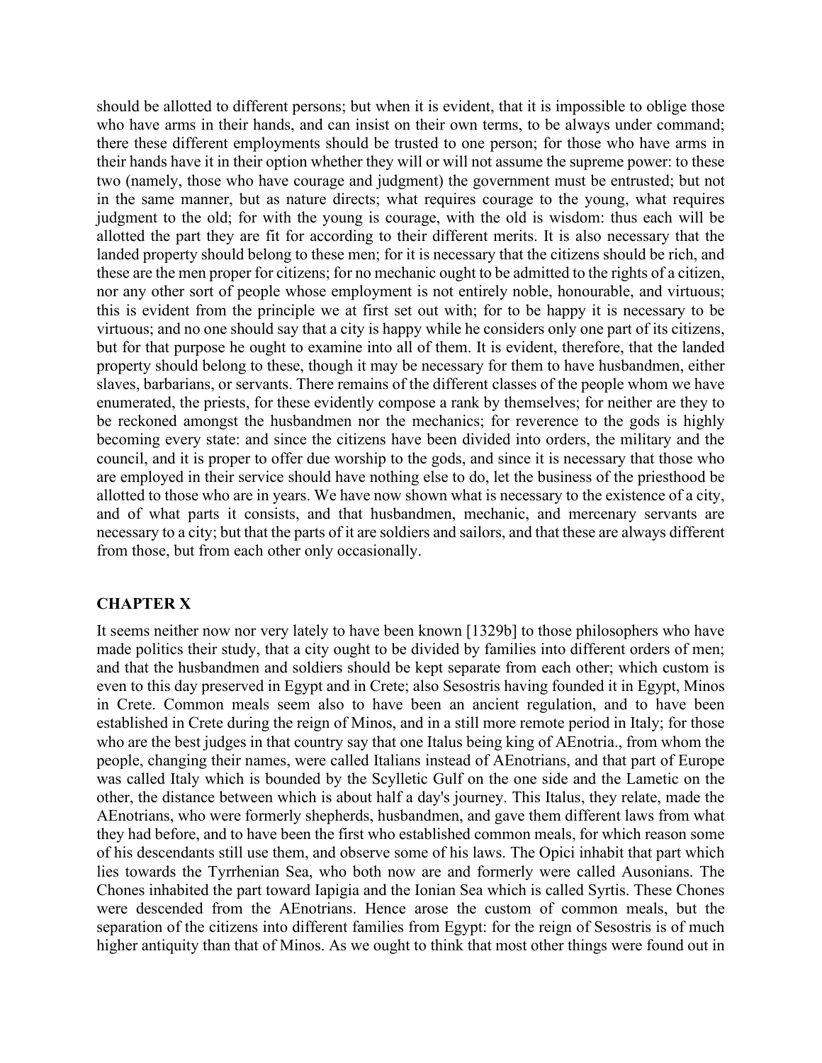should be allotted to different persons; but when it is evident, that it is impossible to oblige those who have arms in their hands, and can insist on their own terms, to be always under command; there these different employments should be trusted to one person; for those who have arms in their hands have it in their option whether they will or will not assume the supreme power: to these two (namely, those who have courage and judgment) the government must be entrusted; but not in the same manner, but as nature directs; what requires courage to the young, what requires judgment to the old; for with the young is courage, with the old is wisdom: thus each will be allotted the part they are fit for according to their different merits. It is also necessary that the landed property should belong to these men; for it is necessary that the citizens should be rich, and these are the men proper for citizens; for no mechanic ought to be admitted to the rights of a citizen, nor any other sort of people whose employment is not entirely noble, honourable, and virtuous; this is evident from the principle we at first set out with; for to be happy it is necessary to be virtuous; and no one should say that a city is happy while he considers only one part of its citizens, but for that purpose he ought to examine into all of them. It is evident, therefore, that the landed property should belong to these, though it may be necessary for them to have husbandmen, either slaves, barbarians, or servants. There remains of the different classes of the people whom we have enumerated, the priests, for these evidently compose a rank by themselves; for neither are they to be reckoned amongst the husbandmen nor the mechanics; for reverence to the gods is highly becoming every state: and since the citizens have been divided into orders, the military and the council, and it is proper to offer due worship to the gods, and since it is necessary that those who are employed in their service should have nothing else to do, let the business of the priesthood be allotted to those who are in years. We have now shown what is necessary to the existence of a city, and of what parts it consists, and that husbandmen, mechanic, and mercenary servants are necessary to a city; but that the parts of it are soldiers and sailors, and that these are always different from those, but from each other only occasionally.

## CHAPTER X

It seems neither now nor very lately to have been known [1329b] to those philosophers who have made politics their study, that a city ought to be divided by families into different orders of men; and that the husbandmen and soldiers should be kept separate from each other; which custom is even to this day preserved in Egypt and in Crete; also Sesostris having founded it in Egypt, Minos in Crete. Common meals seem also to have been an ancient regulation, and to have been established in Crete during the reign of Minos, and in a still more remote period in Italy; for those who are the best judges in that country say that one Italus being king of AEnotria., from whom the people, changing their names, were called Italians instead of AEnotrians, and that part of Europe was called Italy which is bounded by the Scylletic Gulf on the one side and the Lametic on the other, the distance between which is about half a day's journey. This Italus, they relate, made the AEnotrians, who were formerly shepherds, husbandmen, and gave them different laws from what they had before, and to have been the first who established common meals, for which reason some of his descendants still use them, and observe some of his laws. The Opici inhabit that part which lies towards the Tyrrhenian Sea, who both now are and formerly were called Ausonians. The Chones inhabited the part toward Iapigia and the Ionian Sea which is called Syrtis. These Chones were descended from the AEnotrians. Hence arose the custom of common meals, but the separation of the citizens into different families from Egypt: for the reign of Sesostris is of much higher antiquity than that of Minos. As we ought to think that most other things were found out in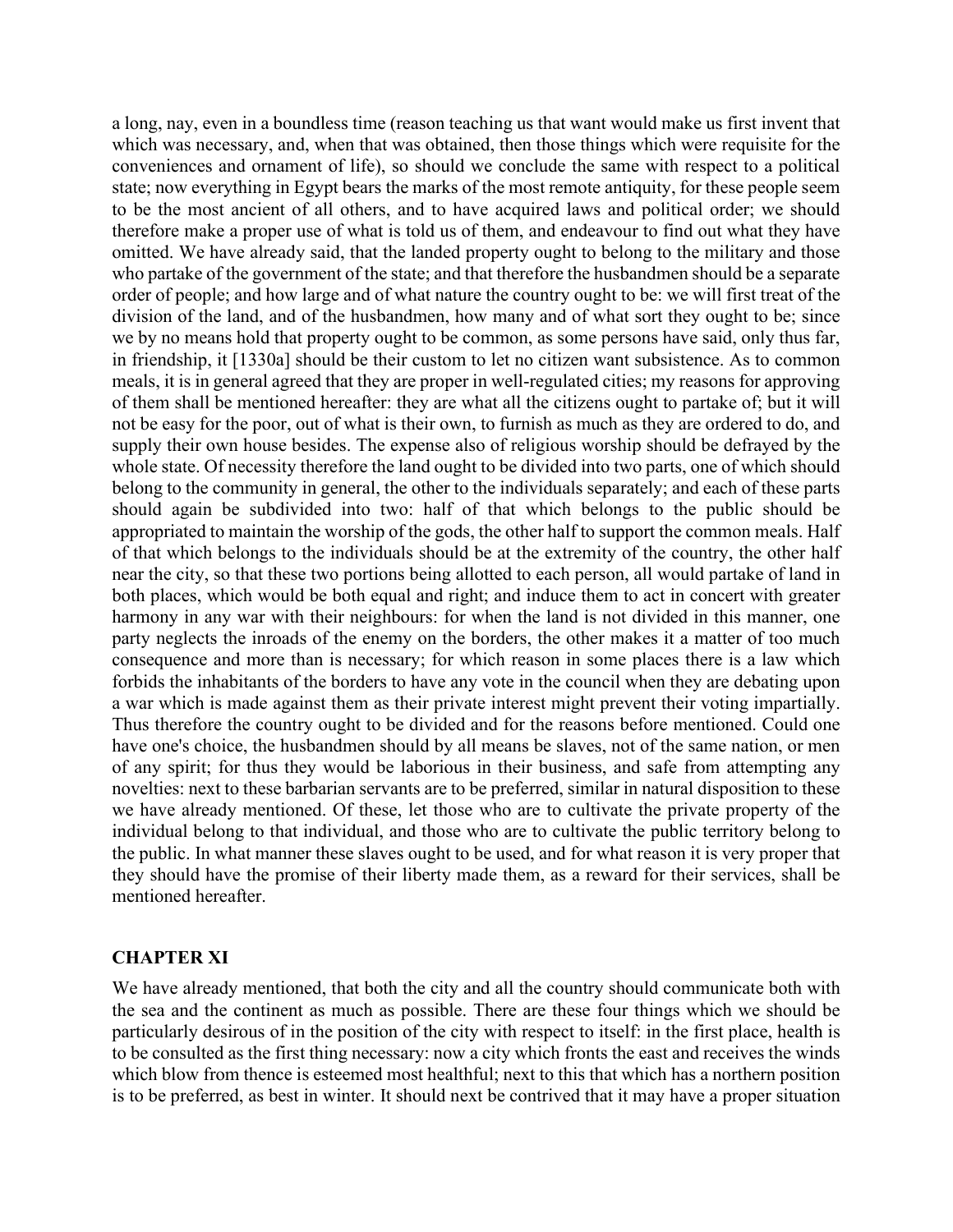a long, nay, even in a boundless time (reason teaching us that want would make us first invent that which was necessary, and, when that was obtained, then those things which were requisite for the conveniences and ornament of life), so should we conclude the same with respect to a political state; now everything in Egypt bears the marks of the most remote antiquity, for these people seem to be the most ancient of all others, and to have acquired laws and political order; we should therefore make a proper use of what is told us of them, and endeavour to find out what they have omitted. We have already said, that the landed property ought to belong to the military and those who partake of the government of the state; and that therefore the husbandmen should be a separate order of people; and how large and of what nature the country ought to be: we will first treat of the division of the land, and of the husbandmen, how many and of what sort they ought to be; since we by no means hold that property ought to be common, as some persons have said, only thus far, in friendship, it [1330a] should be their custom to let no citizen want subsistence. As to common meals, it is in general agreed that they are proper in well-regulated cities; my reasons for approving of them shall be mentioned hereafter: they are what all the citizens ought to partake of; but it will not be easy for the poor, out of what is their own, to furnish as much as they are ordered to do, and supply their own house besides. The expense also of religious worship should be defrayed by the whole state. Of necessity therefore the land ought to be divided into two parts, one of which should belong to the community in general, the other to the individuals separately; and each of these parts should again be subdivided into two: half of that which belongs to the public should be appropriated to maintain the worship of the gods, the other half to support the common meals. Half of that which belongs to the individuals should be at the extremity of the country, the other half near the city, so that these two portions being allotted to each person, all would partake of land in both places, which would be both equal and right; and induce them to act in concert with greater harmony in any war with their neighbours: for when the land is not divided in this manner, one party neglects the inroads of the enemy on the borders, the other makes it a matter of too much consequence and more than is necessary; for which reason in some places there is a law which forbids the inhabitants of the borders to have any vote in the council when they are debating upon a war which is made against them as their private interest might prevent their voting impartially. Thus therefore the country ought to be divided and for the reasons before mentioned. Could one have one's choice, the husbandmen should by all means be slaves, not of the same nation, or men of any spirit; for thus they would be laborious in their business, and safe from attempting any novelties: next to these barbarian servants are to be preferred, similar in natural disposition to these we have already mentioned. Of these, let those who are to cultivate the private property of the individual belong to that individual, and those who are to cultivate the public territory belong to the public. In what manner these slaves ought to be used, and for what reason it is very proper that they should have the promise of their liberty made them, as a reward for their services, shall be mentioned hereafter.

## CHAPTER XI

We have already mentioned, that both the city and all the country should communicate both with the sea and the continent as much as possible. There are these four things which we should be particularly desirous of in the position of the city with respect to itself: in the first place, health is to be consulted as the first thing necessary: now a city which fronts the east and receives the winds which blow from thence is esteemed most healthful; next to this that which has a northern position is to be preferred, as best in winter. It should next be contrived that it may have a proper situation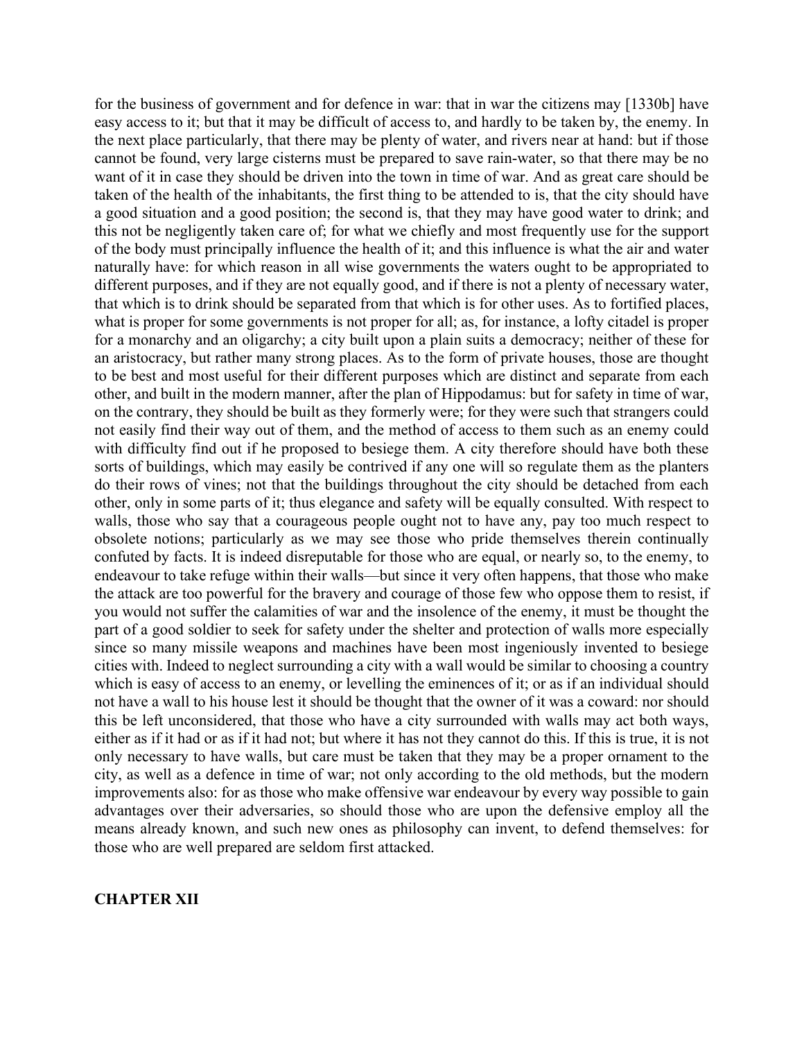for the business of government and for defence in war: that in war the citizens may [1330b] have easy access to it; but that it may be difficult of access to, and hardly to be taken by, the enemy. In the next place particularly, that there may be plenty of water, and rivers near at hand: but if those cannot be found, very large cisterns must be prepared to save rain-water, so that there may be no want of it in case they should be driven into the town in time of war. And as great care should be taken of the health of the inhabitants, the first thing to be attended to is, that the city should have a good situation and a good position; the second is, that they may have good water to drink; and this not be negligently taken care of; for what we chiefly and most frequently use for the support of the body must principally influence the health of it; and this influence is what the air and water naturally have: for which reason in all wise governments the waters ought to be appropriated to different purposes, and if they are not equally good, and if there is not a plenty of necessary water, that which is to drink should be separated from that which is for other uses. As to fortified places, what is proper for some governments is not proper for all; as, for instance, a lofty citadel is proper for a monarchy and an oligarchy; a city built upon a plain suits a democracy; neither of these for an aristocracy, but rather many strong places. As to the form of private houses, those are thought to be best and most useful for their different purposes which are distinct and separate from each other, and built in the modern manner, after the plan of Hippodamus: but for safety in time of war, on the contrary, they should be built as they formerly were; for they were such that strangers could not easily find their way out of them, and the method of access to them such as an enemy could with difficulty find out if he proposed to besiege them. A city therefore should have both these sorts of buildings, which may easily be contrived if any one will so regulate them as the planters do their rows of vines; not that the buildings throughout the city should be detached from each other, only in some parts of it; thus elegance and safety will be equally consulted. With respect to walls, those who say that a courageous people ought not to have any, pay too much respect to obsolete notions; particularly as we may see those who pride themselves therein continually confuted by facts. It is indeed disreputable for those who are equal, or nearly so, to the enemy, to endeavour to take refuge within their walls—but since it very often happens, that those who make the attack are too powerful for the bravery and courage of those few who oppose them to resist, if you would not suffer the calamities of war and the insolence of the enemy, it must be thought the part of a good soldier to seek for safety under the shelter and protection of walls more especially since so many missile weapons and machines have been most ingeniously invented to besiege cities with. Indeed to neglect surrounding a city with a wall would be similar to choosing a country which is easy of access to an enemy, or levelling the eminences of it; or as if an individual should not have a wall to his house lest it should be thought that the owner of it was a coward: nor should this be left unconsidered, that those who have a city surrounded with walls may act both ways, either as if it had or as if it had not; but where it has not they cannot do this. If this is true, it is not only necessary to have walls, but care must be taken that they may be a proper ornament to the city, as well as a defence in time of war; not only according to the old methods, but the modern improvements also: for as those who make offensive war endeavour by every way possible to gain advantages over their adversaries, so should those who are upon the defensive employ all the means already known, and such new ones as philosophy can invent, to defend themselves: for those who are well prepared are seldom first attacked.

## CHAPTER XII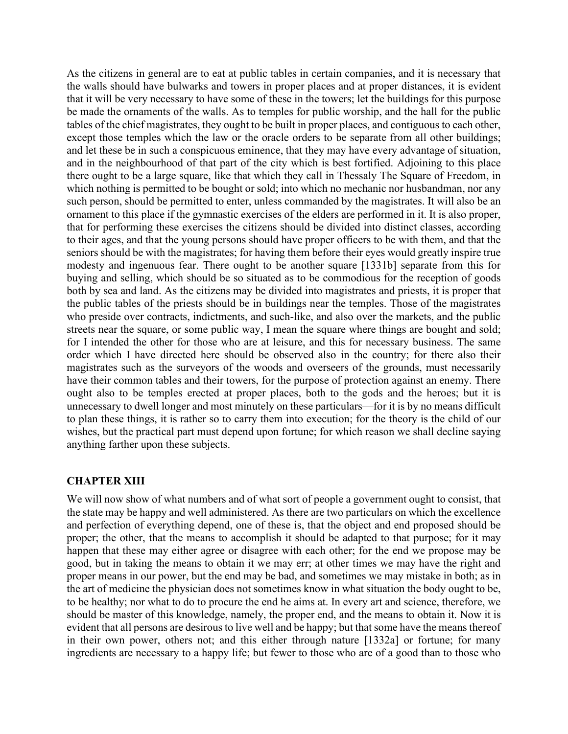As the citizens in general are to eat at public tables in certain companies, and it is necessary that the walls should have bulwarks and towers in proper places and at proper distances, it is evident that it will be very necessary to have some of these in the towers; let the buildings for this purpose be made the ornaments of the walls. As to temples for public worship, and the hall for the public tables of the chief magistrates, they ought to be built in proper places, and contiguous to each other, except those temples which the law or the oracle orders to be separate from all other buildings; and let these be in such a conspicuous eminence, that they may have every advantage of situation, and in the neighbourhood of that part of the city which is best fortified. Adjoining to this place there ought to be a large square, like that which they call in Thessaly The Square of Freedom, in which nothing is permitted to be bought or sold; into which no mechanic nor husbandman, nor any such person, should be permitted to enter, unless commanded by the magistrates. It will also be an ornament to this place if the gymnastic exercises of the elders are performed in it. It is also proper, that for performing these exercises the citizens should be divided into distinct classes, according to their ages, and that the young persons should have proper officers to be with them, and that the seniors should be with the magistrates; for having them before their eyes would greatly inspire true modesty and ingenuous fear. There ought to be another square [1331b] separate from this for buying and selling, which should be so situated as to be commodious for the reception of goods both by sea and land. As the citizens may be divided into magistrates and priests, it is proper that the public tables of the priests should be in buildings near the temples. Those of the magistrates who preside over contracts, indictments, and such-like, and also over the markets, and the public streets near the square, or some public way, I mean the square where things are bought and sold; for I intended the other for those who are at leisure, and this for necessary business. The same order which I have directed here should be observed also in the country; for there also their magistrates such as the surveyors of the woods and overseers of the grounds, must necessarily have their common tables and their towers, for the purpose of protection against an enemy. There ought also to be temples erected at proper places, both to the gods and the heroes; but it is unnecessary to dwell longer and most minutely on these particulars—for it is by no means difficult to plan these things, it is rather so to carry them into execution; for the theory is the child of our wishes, but the practical part must depend upon fortune; for which reason we shall decline saying anything farther upon these subjects.

## CHAPTER XIII

We will now show of what numbers and of what sort of people a government ought to consist, that the state may be happy and well administered. As there are two particulars on which the excellence and perfection of everything depend, one of these is, that the object and end proposed should be proper; the other, that the means to accomplish it should be adapted to that purpose; for it may happen that these may either agree or disagree with each other; for the end we propose may be good, but in taking the means to obtain it we may err; at other times we may have the right and proper means in our power, but the end may be bad, and sometimes we may mistake in both; as in the art of medicine the physician does not sometimes know in what situation the body ought to be, to be healthy; nor what to do to procure the end he aims at. In every art and science, therefore, we should be master of this knowledge, namely, the proper end, and the means to obtain it. Now it is evident that all persons are desirous to live well and be happy; but that some have the means thereof in their own power, others not; and this either through nature [1332a] or fortune; for many ingredients are necessary to a happy life; but fewer to those who are of a good than to those who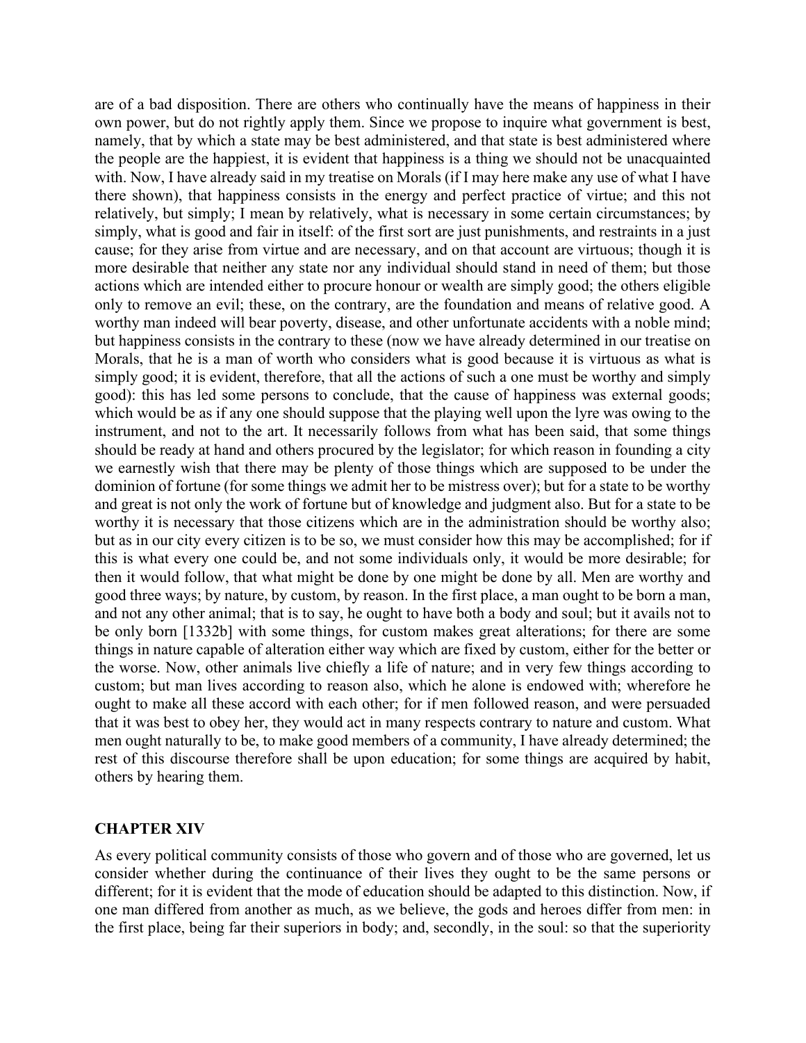are of a bad disposition. There are others who continually have the means of happiness in their own power, but do not rightly apply them. Since we propose to inquire what government is best, namely, that by which a state may be best administered, and that state is best administered where the people are the happiest, it is evident that happiness is a thing we should not be unacquainted with. Now, I have already said in my treatise on Morals (if I may here make any use of what I have there shown), that happiness consists in the energy and perfect practice of virtue; and this not relatively, but simply; I mean by relatively, what is necessary in some certain circumstances; by simply, what is good and fair in itself: of the first sort are just punishments, and restraints in a just cause; for they arise from virtue and are necessary, and on that account are virtuous; though it is more desirable that neither any state nor any individual should stand in need of them; but those actions which are intended either to procure honour or wealth are simply good; the others eligible only to remove an evil; these, on the contrary, are the foundation and means of relative good. A worthy man indeed will bear poverty, disease, and other unfortunate accidents with a noble mind; but happiness consists in the contrary to these (now we have already determined in our treatise on Morals, that he is a man of worth who considers what is good because it is virtuous as what is simply good; it is evident, therefore, that all the actions of such a one must be worthy and simply good): this has led some persons to conclude, that the cause of happiness was external goods; which would be as if any one should suppose that the playing well upon the lyre was owing to the instrument, and not to the art. It necessarily follows from what has been said, that some things should be ready at hand and others procured by the legislator; for which reason in founding a city we earnestly wish that there may be plenty of those things which are supposed to be under the dominion of fortune (for some things we admit her to be mistress over); but for a state to be worthy and great is not only the work of fortune but of knowledge and judgment also. But for a state to be worthy it is necessary that those citizens which are in the administration should be worthy also; but as in our city every citizen is to be so, we must consider how this may be accomplished; for if this is what every one could be, and not some individuals only, it would be more desirable; for then it would follow, that what might be done by one might be done by all. Men are worthy and good three ways; by nature, by custom, by reason. In the first place, a man ought to be born a man, and not any other animal; that is to say, he ought to have both a body and soul; but it avails not to be only born [1332b] with some things, for custom makes great alterations; for there are some things in nature capable of alteration either way which are fixed by custom, either for the better or the worse. Now, other animals live chiefly a life of nature; and in very few things according to custom; but man lives according to reason also, which he alone is endowed with; wherefore he ought to make all these accord with each other; for if men followed reason, and were persuaded that it was best to obey her, they would act in many respects contrary to nature and custom. What men ought naturally to be, to make good members of a community, I have already determined; the rest of this discourse therefore shall be upon education; for some things are acquired by habit, others by hearing them.

## CHAPTER XIV

As every political community consists of those who govern and of those who are governed, let us consider whether during the continuance of their lives they ought to be the same persons or different; for it is evident that the mode of education should be adapted to this distinction. Now, if one man differed from another as much, as we believe, the gods and heroes differ from men: in the first place, being far their superiors in body; and, secondly, in the soul: so that the superiority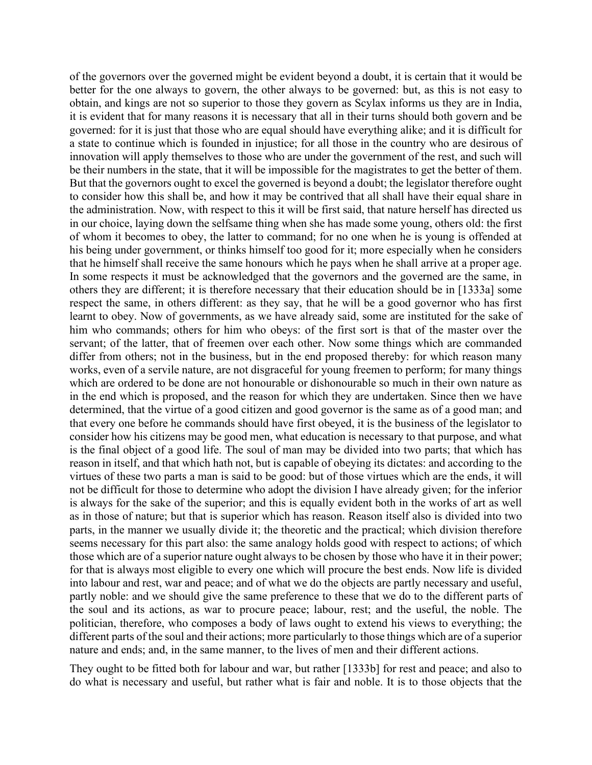of the governors over the governed might be evident beyond a doubt, it is certain that it would be better for the one always to govern, the other always to be governed: but, as this is not easy to obtain, and kings are not so superior to those they govern as Scylax informs us they are in India, it is evident that for many reasons it is necessary that all in their turns should both govern and be governed: for it is just that those who are equal should have everything alike; and it is difficult for a state to continue which is founded in injustice; for all those in the country who are desirous of innovation will apply themselves to those who are under the government of the rest, and such will be their numbers in the state, that it will be impossible for the magistrates to get the better of them. But that the governors ought to excel the governed is beyond a doubt; the legislator therefore ought to consider how this shall be, and how it may be contrived that all shall have their equal share in the administration. Now, with respect to this it will be first said, that nature herself has directed us in our choice, laying down the selfsame thing when she has made some young, others old: the first of whom it becomes to obey, the latter to command; for no one when he is young is offended at his being under government, or thinks himself too good for it; more especially when he considers that he himself shall receive the same honours which he pays when he shall arrive at a proper age. In some respects it must be acknowledged that the governors and the governed are the same, in others they are different; it is therefore necessary that their education should be in [1333a] some respect the same, in others different: as they say, that he will be a good governor who has first learnt to obey. Now of governments, as we have already said, some are instituted for the sake of him who commands; others for him who obeys: of the first sort is that of the master over the servant; of the latter, that of freemen over each other. Now some things which are commanded differ from others; not in the business, but in the end proposed thereby: for which reason many works, even of a servile nature, are not disgraceful for young freemen to perform; for many things which are ordered to be done are not honourable or dishonourable so much in their own nature as in the end which is proposed, and the reason for which they are undertaken. Since then we have determined, that the virtue of a good citizen and good governor is the same as of a good man; and that every one before he commands should have first obeyed, it is the business of the legislator to consider how his citizens may be good men, what education is necessary to that purpose, and what is the final object of a good life. The soul of man may be divided into two parts; that which has reason in itself, and that which hath not, but is capable of obeying its dictates: and according to the virtues of these two parts a man is said to be good: but of those virtues which are the ends, it will not be difficult for those to determine who adopt the division I have already given; for the inferior is always for the sake of the superior; and this is equally evident both in the works of art as well as in those of nature; but that is superior which has reason. Reason itself also is divided into two parts, in the manner we usually divide it; the theoretic and the practical; which division therefore seems necessary for this part also: the same analogy holds good with respect to actions; of which those which are of a superior nature ought always to be chosen by those who have it in their power; for that is always most eligible to every one which will procure the best ends. Now life is divided into labour and rest, war and peace; and of what we do the objects are partly necessary and useful, partly noble: and we should give the same preference to these that we do to the different parts of the soul and its actions, as war to procure peace; labour, rest; and the useful, the noble. The politician, therefore, who composes a body of laws ought to extend his views to everything; the different parts of the soul and their actions; more particularly to those things which are of a superior nature and ends; and, in the same manner, to the lives of men and their different actions.

They ought to be fitted both for labour and war, but rather [1333b] for rest and peace; and also to do what is necessary and useful, but rather what is fair and noble. It is to those objects that the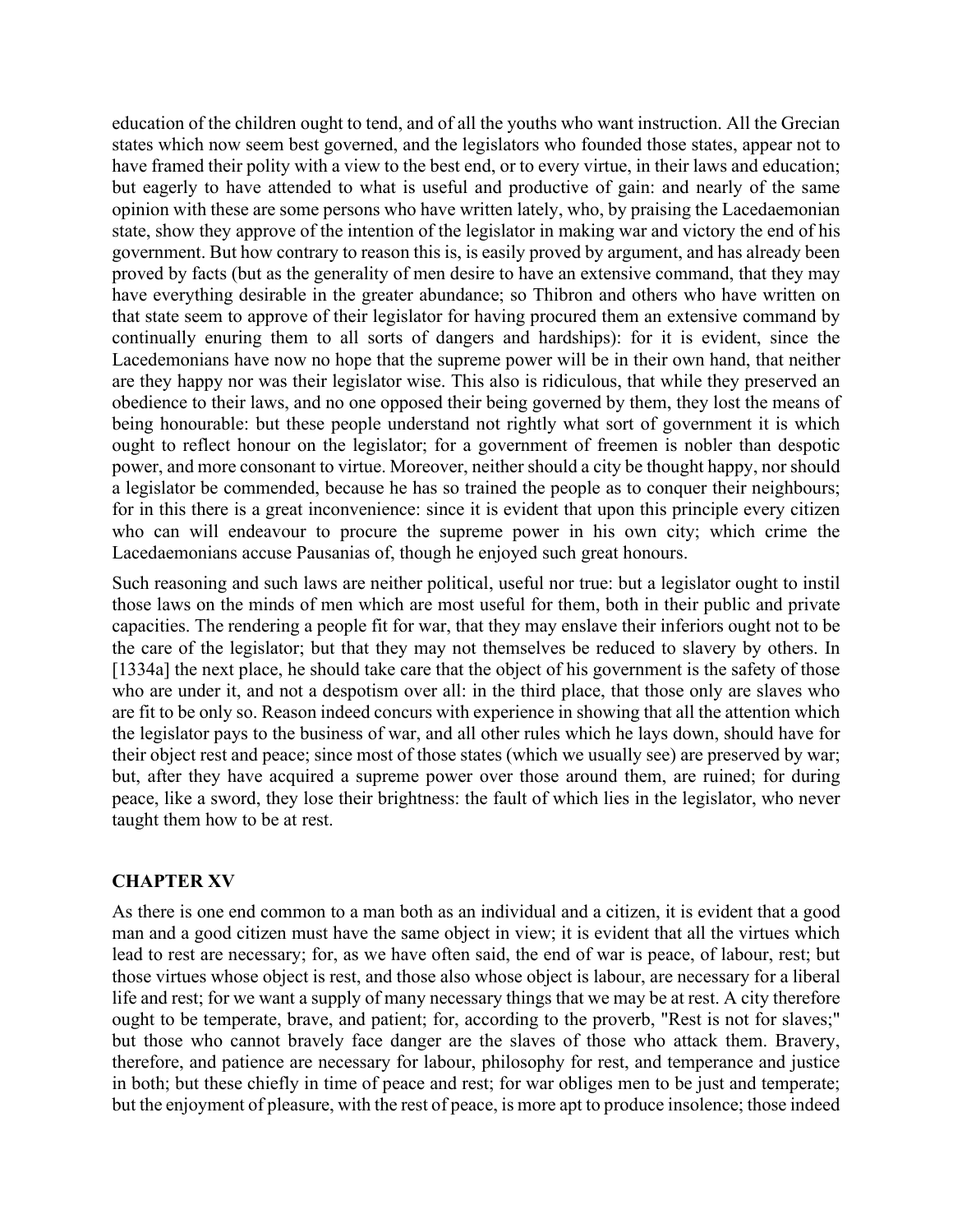education of the children ought to tend, and of all the youths who want instruction. All the Grecian states which now seem best governed, and the legislators who founded those states, appear not to have framed their polity with a view to the best end, or to every virtue, in their laws and education; but eagerly to have attended to what is useful and productive of gain: and nearly of the same opinion with these are some persons who have written lately, who, by praising the Lacedaemonian state, show they approve of the intention of the legislator in making war and victory the end of his government. But how contrary to reason this is, is easily proved by argument, and has already been proved by facts (but as the generality of men desire to have an extensive command, that they may have everything desirable in the greater abundance; so Thibron and others who have written on that state seem to approve of their legislator for having procured them an extensive command by continually enuring them to all sorts of dangers and hardships): for it is evident, since the Lacedemonians have now no hope that the supreme power will be in their own hand, that neither are they happy nor was their legislator wise. This also is ridiculous, that while they preserved an obedience to their laws, and no one opposed their being governed by them, they lost the means of being honourable: but these people understand not rightly what sort of government it is which ought to reflect honour on the legislator; for a government of freemen is nobler than despotic power, and more consonant to virtue. Moreover, neither should a city be thought happy, nor should a legislator be commended, because he has so trained the people as to conquer their neighbours; for in this there is a great inconvenience: since it is evident that upon this principle every citizen who can will endeavour to procure the supreme power in his own city; which crime the Lacedaemonians accuse Pausanias of, though he enjoyed such great honours.

Such reasoning and such laws are neither political, useful nor true: but a legislator ought to instil those laws on the minds of men which are most useful for them, both in their public and private capacities. The rendering a people fit for war, that they may enslave their inferiors ought not to be the care of the legislator; but that they may not themselves be reduced to slavery by others. In [1334a] the next place, he should take care that the object of his government is the safety of those who are under it, and not a despotism over all: in the third place, that those only are slaves who are fit to be only so. Reason indeed concurs with experience in showing that all the attention which the legislator pays to the business of war, and all other rules which he lays down, should have for their object rest and peace; since most of those states (which we usually see) are preserved by war; but, after they have acquired a supreme power over those around them, are ruined; for during peace, like a sword, they lose their brightness: the fault of which lies in the legislator, who never taught them how to be at rest.

## CHAPTER XV

As there is one end common to a man both as an individual and a citizen, it is evident that a good man and a good citizen must have the same object in view; it is evident that all the virtues which lead to rest are necessary; for, as we have often said, the end of war is peace, of labour, rest; but those virtues whose object is rest, and those also whose object is labour, are necessary for a liberal life and rest; for we want a supply of many necessary things that we may be at rest. A city therefore ought to be temperate, brave, and patient; for, according to the proverb, "Rest is not for slaves;" but those who cannot bravely face danger are the slaves of those who attack them. Bravery, therefore, and patience are necessary for labour, philosophy for rest, and temperance and justice in both; but these chiefly in time of peace and rest; for war obliges men to be just and temperate; but the enjoyment of pleasure, with the rest of peace, is more apt to produce insolence; those indeed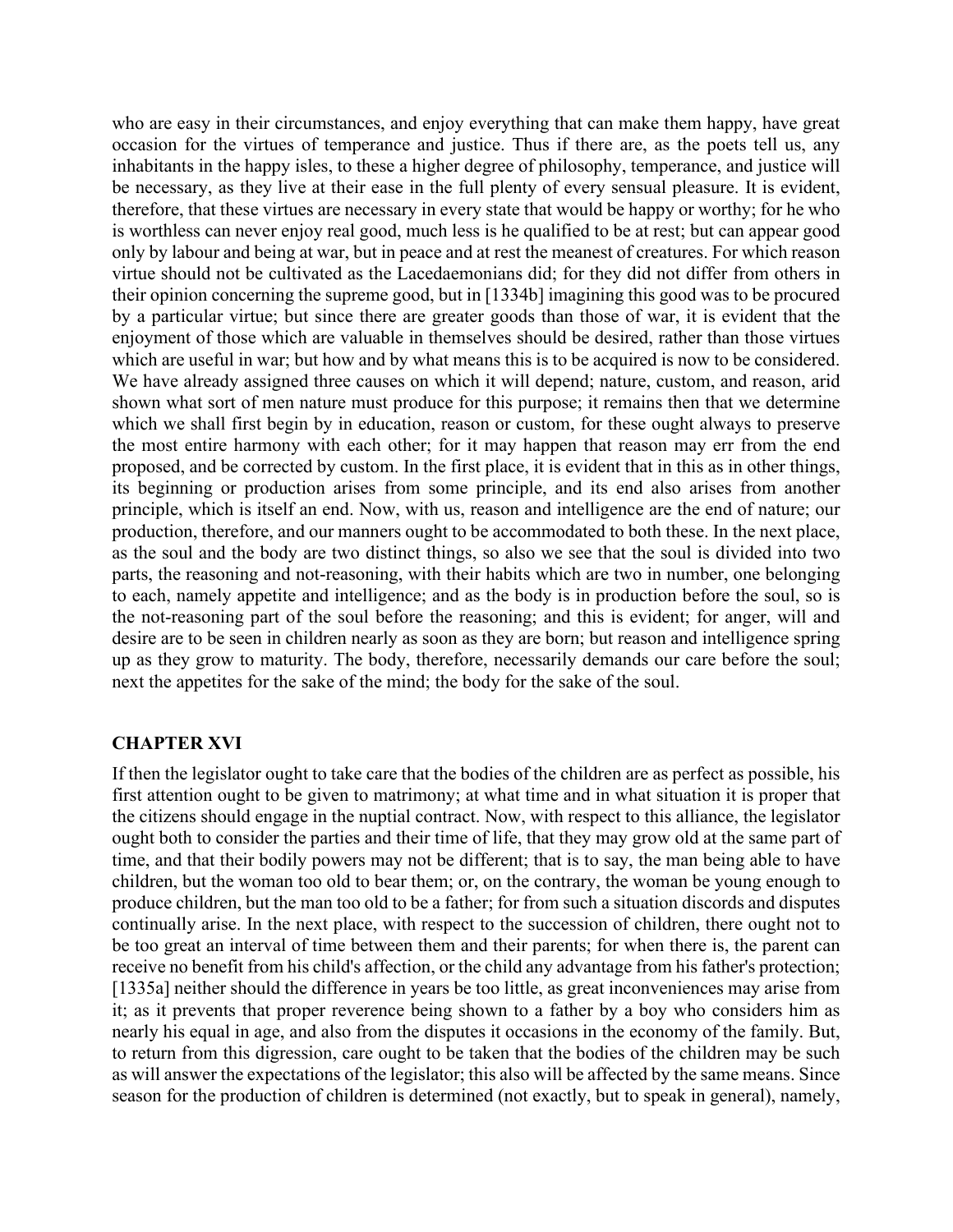who are easy in their circumstances, and enjoy everything that can make them happy, have great occasion for the virtues of temperance and justice. Thus if there are, as the poets tell us, any inhabitants in the happy isles, to these a higher degree of philosophy, temperance, and justice will be necessary, as they live at their ease in the full plenty of every sensual pleasure. It is evident, therefore, that these virtues are necessary in every state that would be happy or worthy; for he who is worthless can never enjoy real good, much less is he qualified to be at rest; but can appear good only by labour and being at war, but in peace and at rest the meanest of creatures. For which reason virtue should not be cultivated as the Lacedaemonians did; for they did not differ from others in their opinion concerning the supreme good, but in [1334b] imagining this good was to be procured by a particular virtue; but since there are greater goods than those of war, it is evident that the enjoyment of those which are valuable in themselves should be desired, rather than those virtues which are useful in war; but how and by what means this is to be acquired is now to be considered. We have already assigned three causes on which it will depend; nature, custom, and reason, arid shown what sort of men nature must produce for this purpose; it remains then that we determine which we shall first begin by in education, reason or custom, for these ought always to preserve the most entire harmony with each other; for it may happen that reason may err from the end proposed, and be corrected by custom. In the first place, it is evident that in this as in other things, its beginning or production arises from some principle, and its end also arises from another principle, which is itself an end. Now, with us, reason and intelligence are the end of nature; our production, therefore, and our manners ought to be accommodated to both these. In the next place, as the soul and the body are two distinct things, so also we see that the soul is divided into two parts, the reasoning and not-reasoning, with their habits which are two in number, one belonging to each, namely appetite and intelligence; and as the body is in production before the soul, so is the not-reasoning part of the soul before the reasoning; and this is evident; for anger, will and desire are to be seen in children nearly as soon as they are born; but reason and intelligence spring up as they grow to maturity. The body, therefore, necessarily demands our care before the soul; next the appetites for the sake of the mind; the body for the sake of the soul.

## CHAPTER XVI

If then the legislator ought to take care that the bodies of the children are as perfect as possible, his first attention ought to be given to matrimony; at what time and in what situation it is proper that the citizens should engage in the nuptial contract. Now, with respect to this alliance, the legislator ought both to consider the parties and their time of life, that they may grow old at the same part of time, and that their bodily powers may not be different; that is to say, the man being able to have children, but the woman too old to bear them; or, on the contrary, the woman be young enough to produce children, but the man too old to be a father; for from such a situation discords and disputes continually arise. In the next place, with respect to the succession of children, there ought not to be too great an interval of time between them and their parents; for when there is, the parent can receive no benefit from his child's affection, or the child any advantage from his father's protection; [1335a] neither should the difference in years be too little, as great inconveniences may arise from it; as it prevents that proper reverence being shown to a father by a boy who considers him as nearly his equal in age, and also from the disputes it occasions in the economy of the family. But, to return from this digression, care ought to be taken that the bodies of the children may be such as will answer the expectations of the legislator; this also will be affected by the same means. Since season for the production of children is determined (not exactly, but to speak in general), namely,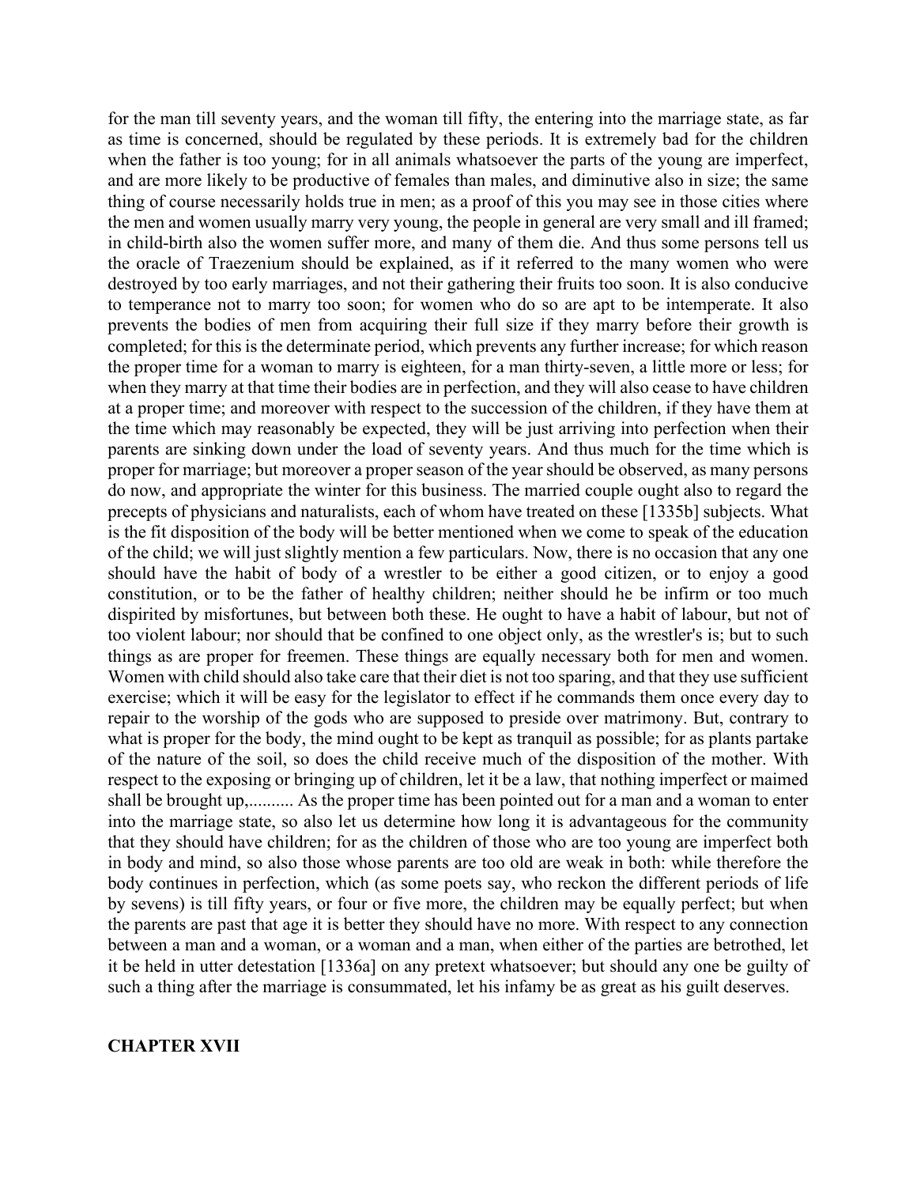for the man till seventy years, and the woman till fifty, the entering into the marriage state, as far as time is concerned, should be regulated by these periods. It is extremely bad for the children when the father is too young; for in all animals whatsoever the parts of the young are imperfect, and are more likely to be productive of females than males, and diminutive also in size; the same thing of course necessarily holds true in men; as a proof of this you may see in those cities where the men and women usually marry very young, the people in general are very small and ill framed; in child-birth also the women suffer more, and many of them die. And thus some persons tell us the oracle of Traezenium should be explained, as if it referred to the many women who were destroyed by too early marriages, and not their gathering their fruits too soon. It is also conducive to temperance not to marry too soon; for women who do so are apt to be intemperate. It also prevents the bodies of men from acquiring their full size if they marry before their growth is completed; for this is the determinate period, which prevents any further increase; for which reason the proper time for a woman to marry is eighteen, for a man thirty-seven, a little more or less; for when they marry at that time their bodies are in perfection, and they will also cease to have children at a proper time; and moreover with respect to the succession of the children, if they have them at the time which may reasonably be expected, they will be just arriving into perfection when their parents are sinking down under the load of seventy years. And thus much for the time which is proper for marriage; but moreover a proper season of the year should be observed, as many persons do now, and appropriate the winter for this business. The married couple ought also to regard the precepts of physicians and naturalists, each of whom have treated on these [1335b] subjects. What is the fit disposition of the body will be better mentioned when we come to speak of the education of the child; we will just slightly mention a few particulars. Now, there is no occasion that any one should have the habit of body of a wrestler to be either a good citizen, or to enjoy a good constitution, or to be the father of healthy children; neither should he be infirm or too much dispirited by misfortunes, but between both these. He ought to have a habit of labour, but not of too violent labour; nor should that be confined to one object only, as the wrestler's is; but to such things as are proper for freemen. These things are equally necessary both for men and women. Women with child should also take care that their diet is not too sparing, and that they use sufficient exercise; which it will be easy for the legislator to effect if he commands them once every day to repair to the worship of the gods who are supposed to preside over matrimony. But, contrary to what is proper for the body, the mind ought to be kept as tranquil as possible; for as plants partake of the nature of the soil, so does the child receive much of the disposition of the mother. With respect to the exposing or bringing up of children, let it be a law, that nothing imperfect or maimed shall be brought up,.......... As the proper time has been pointed out for a man and a woman to enter into the marriage state, so also let us determine how long it is advantageous for the community that they should have children; for as the children of those who are too young are imperfect both in body and mind, so also those whose parents are too old are weak in both: while therefore the body continues in perfection, which (as some poets say, who reckon the different periods of life by sevens) is till fifty years, or four or five more, the children may be equally perfect; but when the parents are past that age it is better they should have no more. With respect to any connection between a man and a woman, or a woman and a man, when either of the parties are betrothed, let it be held in utter detestation [1336a] on any pretext whatsoever; but should any one be guilty of such a thing after the marriage is consummated, let his infamy be as great as his guilt deserves.

## CHAPTER XVII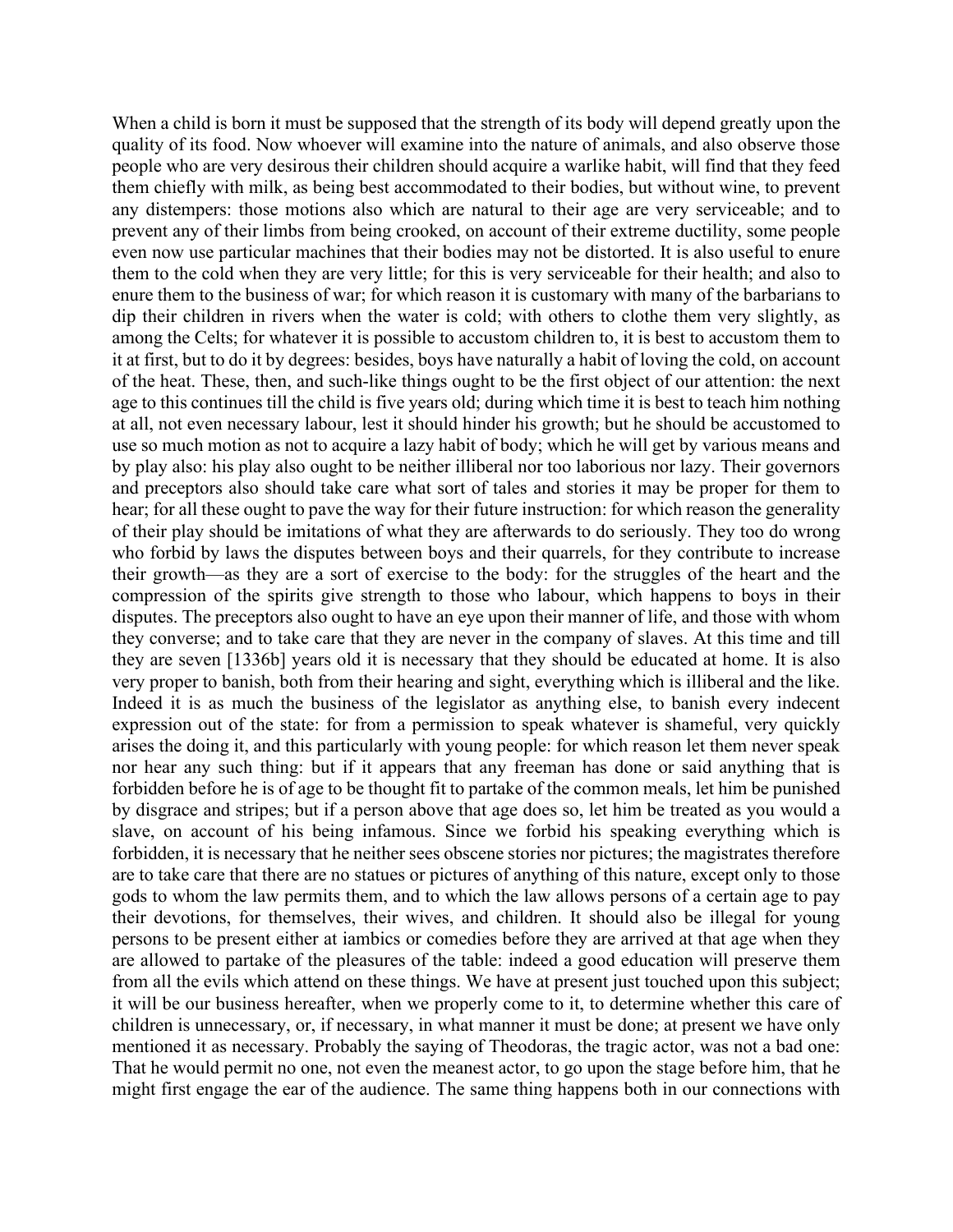When a child is born it must be supposed that the strength of its body will depend greatly upon the quality of its food. Now whoever will examine into the nature of animals, and also observe those people who are very desirous their children should acquire a warlike habit, will find that they feed them chiefly with milk, as being best accommodated to their bodies, but without wine, to prevent any distempers: those motions also which are natural to their age are very serviceable; and to prevent any of their limbs from being crooked, on account of their extreme ductility, some people even now use particular machines that their bodies may not be distorted. It is also useful to enure them to the cold when they are very little; for this is very serviceable for their health; and also to enure them to the business of war; for which reason it is customary with many of the barbarians to dip their children in rivers when the water is cold; with others to clothe them very slightly, as among the Celts; for whatever it is possible to accustom children to, it is best to accustom them to it at first, but to do it by degrees: besides, boys have naturally a habit of loving the cold, on account of the heat. These, then, and such-like things ought to be the first object of our attention: the next age to this continues till the child is five years old; during which time it is best to teach him nothing at all, not even necessary labour, lest it should hinder his growth; but he should be accustomed to use so much motion as not to acquire a lazy habit of body; which he will get by various means and by play also: his play also ought to be neither illiberal nor too laborious nor lazy. Their governors and preceptors also should take care what sort of tales and stories it may be proper for them to hear; for all these ought to pave the way for their future instruction: for which reason the generality of their play should be imitations of what they are afterwards to do seriously. They too do wrong who forbid by laws the disputes between boys and their quarrels, for they contribute to increase their growth—as they are a sort of exercise to the body: for the struggles of the heart and the compression of the spirits give strength to those who labour, which happens to boys in their disputes. The preceptors also ought to have an eye upon their manner of life, and those with whom they converse; and to take care that they are never in the company of slaves. At this time and till they are seven [1336b] years old it is necessary that they should be educated at home. It is also very proper to banish, both from their hearing and sight, everything which is illiberal and the like. Indeed it is as much the business of the legislator as anything else, to banish every indecent expression out of the state: for from a permission to speak whatever is shameful, very quickly arises the doing it, and this particularly with young people: for which reason let them never speak nor hear any such thing: but if it appears that any freeman has done or said anything that is forbidden before he is of age to be thought fit to partake of the common meals, let him be punished by disgrace and stripes; but if a person above that age does so, let him be treated as you would a slave, on account of his being infamous. Since we forbid his speaking everything which is forbidden, it is necessary that he neither sees obscene stories nor pictures; the magistrates therefore are to take care that there are no statues or pictures of anything of this nature, except only to those gods to whom the law permits them, and to which the law allows persons of a certain age to pay their devotions, for themselves, their wives, and children. It should also be illegal for young persons to be present either at iambics or comedies before they are arrived at that age when they are allowed to partake of the pleasures of the table: indeed a good education will preserve them from all the evils which attend on these things. We have at present just touched upon this subject; it will be our business hereafter, when we properly come to it, to determine whether this care of children is unnecessary, or, if necessary, in what manner it must be done; at present we have only mentioned it as necessary. Probably the saying of Theodoras, the tragic actor, was not a bad one: That he would permit no one, not even the meanest actor, to go upon the stage before him, that he might first engage the ear of the audience. The same thing happens both in our connections with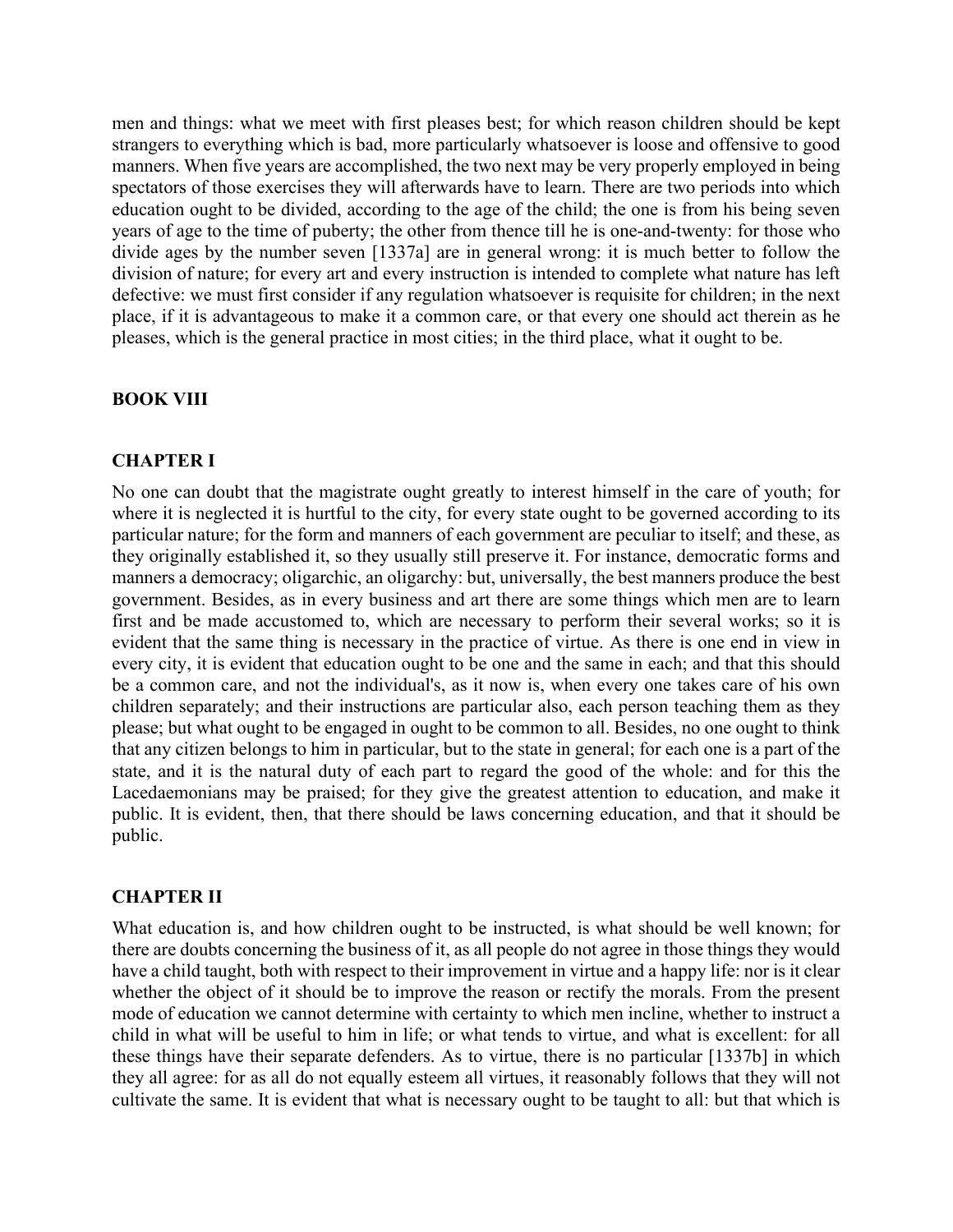men and things: what we meet with first pleases best; for which reason children should be kept strangers to everything which is bad, more particularly whatsoever is loose and offensive to good manners. When five years are accomplished, the two next may be very properly employed in being spectators of those exercises they will afterwards have to learn. There are two periods into which education ought to be divided, according to the age of the child; the one is from his being seven years of age to the time of puberty; the other from thence till he is one-and-twenty: for those who divide ages by the number seven [1337a] are in general wrong: it is much better to follow the division of nature; for every art and every instruction is intended to complete what nature has left defective: we must first consider if any regulation whatsoever is requisite for children; in the next place, if it is advantageous to make it a common care, or that every one should act therein as he pleases, which is the general practice in most cities; in the third place, what it ought to be.

## BOOK VIII

### CHAPTER I

No one can doubt that the magistrate ought greatly to interest himself in the care of youth; for where it is neglected it is hurtful to the city, for every state ought to be governed according to its particular nature; for the form and manners of each government are peculiar to itself; and these, as they originally established it, so they usually still preserve it. For instance, democratic forms and manners a democracy; oligarchic, an oligarchy: but, universally, the best manners produce the best government. Besides, as in every business and art there are some things which men are to learn first and be made accustomed to, which are necessary to perform their several works; so it is evident that the same thing is necessary in the practice of virtue. As there is one end in view in every city, it is evident that education ought to be one and the same in each; and that this should be a common care, and not the individual's, as it now is, when every one takes care of his own children separately; and their instructions are particular also, each person teaching them as they please; but what ought to be engaged in ought to be common to all. Besides, no one ought to think that any citizen belongs to him in particular, but to the state in general; for each one is a part of the state, and it is the natural duty of each part to regard the good of the whole: and for this the Lacedaemonians may be praised; for they give the greatest attention to education, and make it public. It is evident, then, that there should be laws concerning education, and that it should be public.

### CHAPTER II

What education is, and how children ought to be instructed, is what should be well known; for there are doubts concerning the business of it, as all people do not agree in those things they would have a child taught, both with respect to their improvement in virtue and a happy life: nor is it clear whether the object of it should be to improve the reason or rectify the morals. From the present mode of education we cannot determine with certainty to which men incline, whether to instruct a child in what will be useful to him in life; or what tends to virtue, and what is excellent: for all these things have their separate defenders. As to virtue, there is no particular [1337b] in which they all agree: for as all do not equally esteem all virtues, it reasonably follows that they will not cultivate the same. It is evident that what is necessary ought to be taught to all: but that which is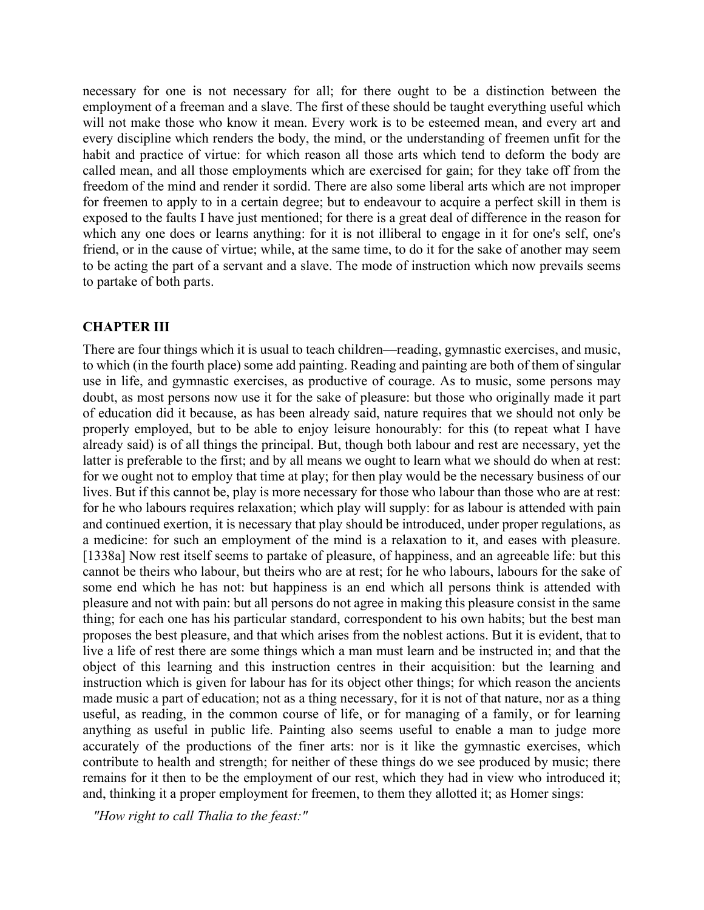necessary for one is not necessary for all; for there ought to be a distinction between the employment of a freeman and a slave. The first of these should be taught everything useful which will not make those who know it mean. Every work is to be esteemed mean, and every art and every discipline which renders the body, the mind, or the understanding of freemen unfit for the habit and practice of virtue: for which reason all those arts which tend to deform the body are called mean, and all those employments which are exercised for gain; for they take off from the freedom of the mind and render it sordid. There are also some liberal arts which are not improper for freemen to apply to in a certain degree; but to endeavour to acquire a perfect skill in them is exposed to the faults I have just mentioned; for there is a great deal of difference in the reason for which any one does or learns anything: for it is not illiberal to engage in it for one's self, one's friend, or in the cause of virtue; while, at the same time, to do it for the sake of another may seem to be acting the part of a servant and a slave. The mode of instruction which now prevails seems to partake of both parts.

### CHAPTER III

There are four things which it is usual to teach children—reading, gymnastic exercises, and music, to which (in the fourth place) some add painting. Reading and painting are both of them of singular use in life, and gymnastic exercises, as productive of courage. As to music, some persons may doubt, as most persons now use it for the sake of pleasure: but those who originally made it part of education did it because, as has been already said, nature requires that we should not only be properly employed, but to be able to enjoy leisure honourably: for this (to repeat what I have already said) is of all things the principal. But, though both labour and rest are necessary, yet the latter is preferable to the first; and by all means we ought to learn what we should do when at rest: for we ought not to employ that time at play; for then play would be the necessary business of our lives. But if this cannot be, play is more necessary for those who labour than those who are at rest: for he who labours requires relaxation; which play will supply: for as labour is attended with pain and continued exertion, it is necessary that play should be introduced, under proper regulations, as a medicine: for such an employment of the mind is a relaxation to it, and eases with pleasure. [1338a] Now rest itself seems to partake of pleasure, of happiness, and an agreeable life: but this cannot be theirs who labour, but theirs who are at rest; for he who labours, labours for the sake of some end which he has not: but happiness is an end which all persons think is attended with pleasure and not with pain: but all persons do not agree in making this pleasure consist in the same thing; for each one has his particular standard, correspondent to his own habits; but the best man proposes the best pleasure, and that which arises from the noblest actions. But it is evident, that to live a life of rest there are some things which a man must learn and be instructed in; and that the object of this learning and this instruction centres in their acquisition: but the learning and instruction which is given for labour has for its object other things; for which reason the ancients made music a part of education; not as a thing necessary, for it is not of that nature, nor as a thing useful, as reading, in the common course of life, or for managing of a family, or for learning anything as useful in public life. Painting also seems useful to enable a man to judge more accurately of the productions of the finer arts: nor is it like the gymnastic exercises, which contribute to health and strength; for neither of these things do we see produced by music; there remains for it then to be the employment of our rest, which they had in view who introduced it; and, thinking it a proper employment for freemen, to them they allotted it; as Homer sings:

*"How right to call Thalia to the feast:"*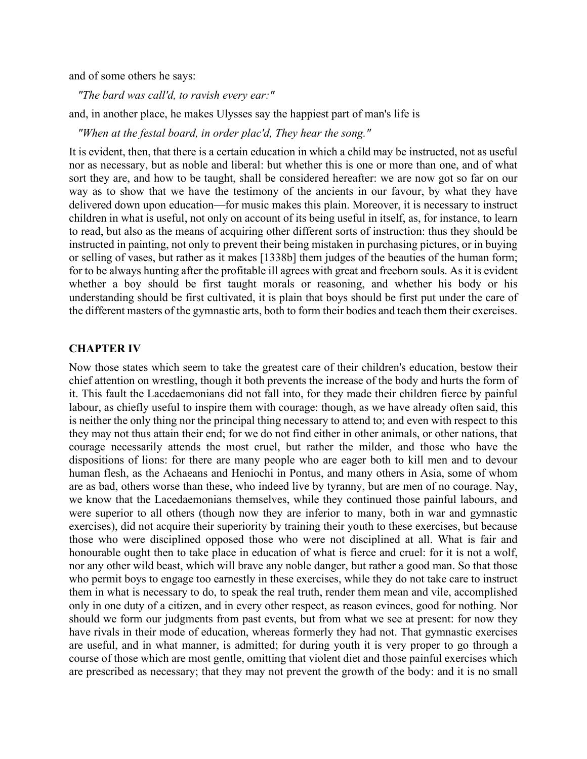and of some others he says:

*"The bard was call'd, to ravish every ear:"*

and, in another place, he makes Ulysses say the happiest part of man's life is

*"When at the festal board, in order plac'd, They hear the song."*

It is evident, then, that there is a certain education in which a child may be instructed, not as useful nor as necessary, but as noble and liberal: but whether this is one or more than one, and of what sort they are, and how to be taught, shall be considered hereafter: we are now got so far on our way as to show that we have the testimony of the ancients in our favour, by what they have delivered down upon education—for music makes this plain. Moreover, it is necessary to instruct children in what is useful, not only on account of its being useful in itself, as, for instance, to learn to read, but also as the means of acquiring other different sorts of instruction: thus they should be instructed in painting, not only to prevent their being mistaken in purchasing pictures, or in buying or selling of vases, but rather as it makes [1338b] them judges of the beauties of the human form; for to be always hunting after the profitable ill agrees with great and freeborn souls. As it is evident whether a boy should be first taught morals or reasoning, and whether his body or his understanding should be first cultivated, it is plain that boys should be first put under the care of the different masters of the gymnastic arts, both to form their bodies and teach them their exercises.

## CHAPTER IV

Now those states which seem to take the greatest care of their children's education, bestow their chief attention on wrestling, though it both prevents the increase of the body and hurts the form of it. This fault the Lacedaemonians did not fall into, for they made their children fierce by painful labour, as chiefly useful to inspire them with courage: though, as we have already often said, this is neither the only thing nor the principal thing necessary to attend to; and even with respect to this they may not thus attain their end; for we do not find either in other animals, or other nations, that courage necessarily attends the most cruel, but rather the milder, and those who have the dispositions of lions: for there are many people who are eager both to kill men and to devour human flesh, as the Achaeans and Heniochi in Pontus, and many others in Asia, some of whom are as bad, others worse than these, who indeed live by tyranny, but are men of no courage. Nay, we know that the Lacedaemonians themselves, while they continued those painful labours, and were superior to all others (though now they are inferior to many, both in war and gymnastic exercises), did not acquire their superiority by training their youth to these exercises, but because those who were disciplined opposed those who were not disciplined at all. What is fair and honourable ought then to take place in education of what is fierce and cruel: for it is not a wolf, nor any other wild beast, which will brave any noble danger, but rather a good man. So that those who permit boys to engage too earnestly in these exercises, while they do not take care to instruct them in what is necessary to do, to speak the real truth, render them mean and vile, accomplished only in one duty of a citizen, and in every other respect, as reason evinces, good for nothing. Nor should we form our judgments from past events, but from what we see at present: for now they have rivals in their mode of education, whereas formerly they had not. That gymnastic exercises are useful, and in what manner, is admitted; for during youth it is very proper to go through a course of those which are most gentle, omitting that violent diet and those painful exercises which are prescribed as necessary; that they may not prevent the growth of the body: and it is no small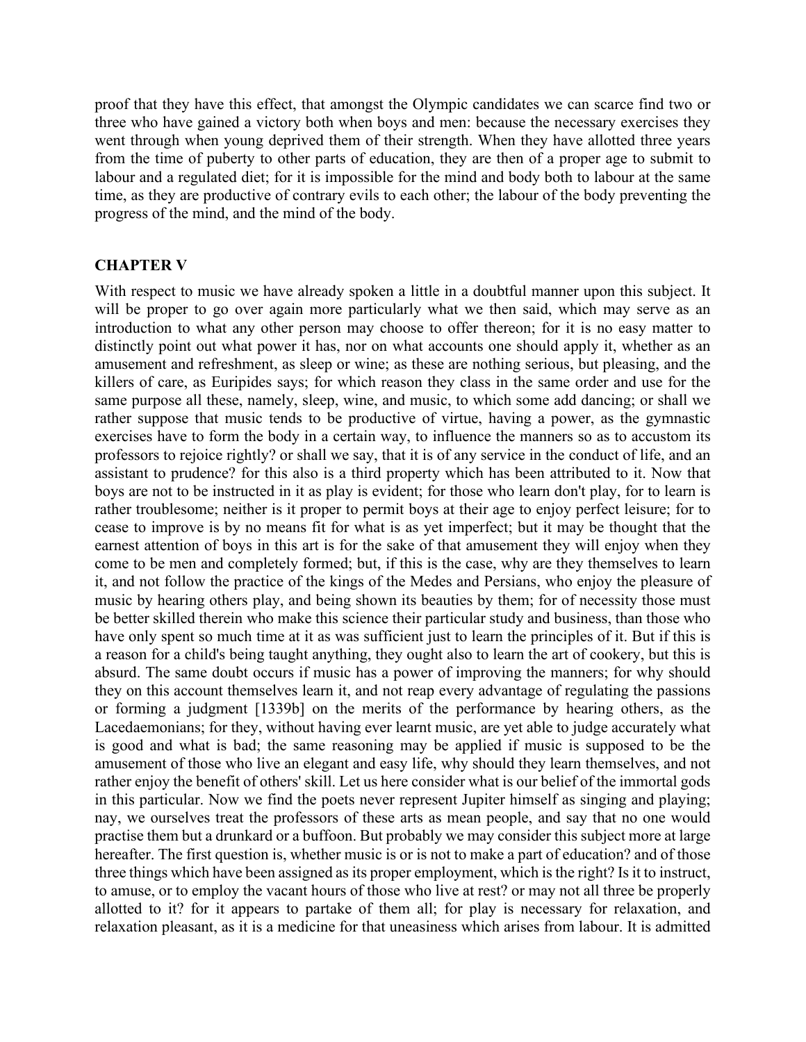proof that they have this effect, that amongst the Olympic candidates we can scarce find two or three who have gained a victory both when boys and men: because the necessary exercises they went through when young deprived them of their strength. When they have allotted three years from the time of puberty to other parts of education, they are then of a proper age to submit to labour and a regulated diet; for it is impossible for the mind and body both to labour at the same time, as they are productive of contrary evils to each other; the labour of the body preventing the progress of the mind, and the mind of the body.

## CHAPTER V

With respect to music we have already spoken a little in a doubtful manner upon this subject. It will be proper to go over again more particularly what we then said, which may serve as an introduction to what any other person may choose to offer thereon; for it is no easy matter to distinctly point out what power it has, nor on what accounts one should apply it, whether as an amusement and refreshment, as sleep or wine; as these are nothing serious, but pleasing, and the killers of care, as Euripides says; for which reason they class in the same order and use for the same purpose all these, namely, sleep, wine, and music, to which some add dancing; or shall we rather suppose that music tends to be productive of virtue, having a power, as the gymnastic exercises have to form the body in a certain way, to influence the manners so as to accustom its professors to rejoice rightly? or shall we say, that it is of any service in the conduct of life, and an assistant to prudence? for this also is a third property which has been attributed to it. Now that boys are not to be instructed in it as play is evident; for those who learn don't play, for to learn is rather troublesome; neither is it proper to permit boys at their age to enjoy perfect leisure; for to cease to improve is by no means fit for what is as yet imperfect; but it may be thought that the earnest attention of boys in this art is for the sake of that amusement they will enjoy when they come to be men and completely formed; but, if this is the case, why are they themselves to learn it, and not follow the practice of the kings of the Medes and Persians, who enjoy the pleasure of music by hearing others play, and being shown its beauties by them; for of necessity those must be better skilled therein who make this science their particular study and business, than those who have only spent so much time at it as was sufficient just to learn the principles of it. But if this is a reason for a child's being taught anything, they ought also to learn the art of cookery, but this is absurd. The same doubt occurs if music has a power of improving the manners; for why should they on this account themselves learn it, and not reap every advantage of regulating the passions or forming a judgment [1339b] on the merits of the performance by hearing others, as the Lacedaemonians; for they, without having ever learnt music, are yet able to judge accurately what is good and what is bad; the same reasoning may be applied if music is supposed to be the amusement of those who live an elegant and easy life, why should they learn themselves, and not rather enjoy the benefit of others' skill. Let us here consider what is our belief of the immortal gods in this particular. Now we find the poets never represent Jupiter himself as singing and playing; nay, we ourselves treat the professors of these arts as mean people, and say that no one would practise them but a drunkard or a buffoon. But probably we may consider this subject more at large hereafter. The first question is, whether music is or is not to make a part of education? and of those three things which have been assigned as its proper employment, which is the right? Is it to instruct, to amuse, or to employ the vacant hours of those who live at rest? or may not all three be properly allotted to it? for it appears to partake of them all; for play is necessary for relaxation, and relaxation pleasant, as it is a medicine for that uneasiness which arises from labour. It is admitted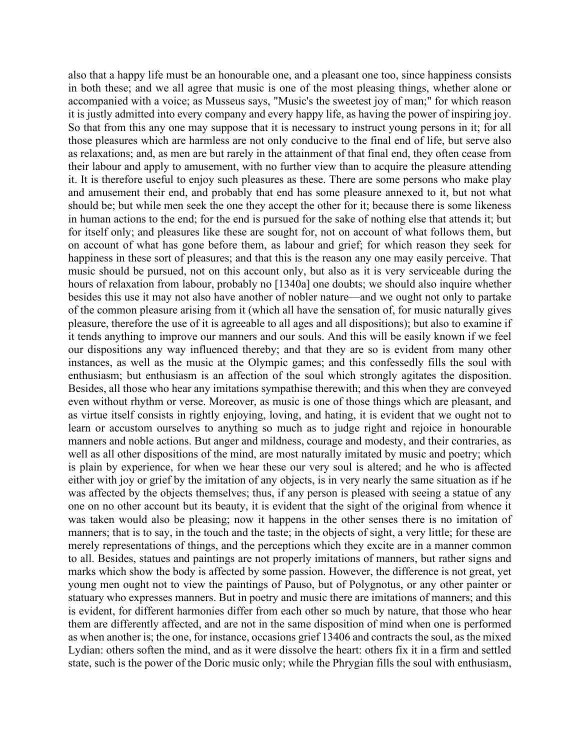also that a happy life must be an honourable one, and a pleasant one too, since happiness consists in both these; and we all agree that music is one of the most pleasing things, whether alone or accompanied with a voice; as Musseus says, "Music's the sweetest joy of man;" for which reason it is justly admitted into every company and every happy life, as having the power of inspiring joy. So that from this any one may suppose that it is necessary to instruct young persons in it; for all those pleasures which are harmless are not only conducive to the final end of life, but serve also as relaxations; and, as men are but rarely in the attainment of that final end, they often cease from their labour and apply to amusement, with no further view than to acquire the pleasure attending it. It is therefore useful to enjoy such pleasures as these. There are some persons who make play and amusement their end, and probably that end has some pleasure annexed to it, but not what should be; but while men seek the one they accept the other for it; because there is some likeness in human actions to the end; for the end is pursued for the sake of nothing else that attends it; but for itself only; and pleasures like these are sought for, not on account of what follows them, but on account of what has gone before them, as labour and grief; for which reason they seek for happiness in these sort of pleasures; and that this is the reason any one may easily perceive. That music should be pursued, not on this account only, but also as it is very serviceable during the hours of relaxation from labour, probably no [1340a] one doubts; we should also inquire whether besides this use it may not also have another of nobler nature—and we ought not only to partake of the common pleasure arising from it (which all have the sensation of, for music naturally gives pleasure, therefore the use of it is agreeable to all ages and all dispositions); but also to examine if it tends anything to improve our manners and our souls. And this will be easily known if we feel our dispositions any way influenced thereby; and that they are so is evident from many other instances, as well as the music at the Olympic games; and this confessedly fills the soul with enthusiasm; but enthusiasm is an affection of the soul which strongly agitates the disposition. Besides, all those who hear any imitations sympathise therewith; and this when they are conveyed even without rhythm or verse. Moreover, as music is one of those things which are pleasant, and as virtue itself consists in rightly enjoying, loving, and hating, it is evident that we ought not to learn or accustom ourselves to anything so much as to judge right and rejoice in honourable manners and noble actions. But anger and mildness, courage and modesty, and their contraries, as well as all other dispositions of the mind, are most naturally imitated by music and poetry; which is plain by experience, for when we hear these our very soul is altered; and he who is affected either with joy or grief by the imitation of any objects, is in very nearly the same situation as if he was affected by the objects themselves; thus, if any person is pleased with seeing a statue of any one on no other account but its beauty, it is evident that the sight of the original from whence it was taken would also be pleasing; now it happens in the other senses there is no imitation of manners; that is to say, in the touch and the taste; in the objects of sight, a very little; for these are merely representations of things, and the perceptions which they excite are in a manner common to all. Besides, statues and paintings are not properly imitations of manners, but rather signs and marks which show the body is affected by some passion. However, the difference is not great, yet young men ought not to view the paintings of Pauso, but of Polygnotus, or any other painter or statuary who expresses manners. But in poetry and music there are imitations of manners; and this is evident, for different harmonies differ from each other so much by nature, that those who hear them are differently affected, and are not in the same disposition of mind when one is performed as when another is; the one, for instance, occasions grief 13406 and contracts the soul, as the mixed Lydian: others soften the mind, and as it were dissolve the heart: others fix it in a firm and settled state, such is the power of the Doric music only; while the Phrygian fills the soul with enthusiasm,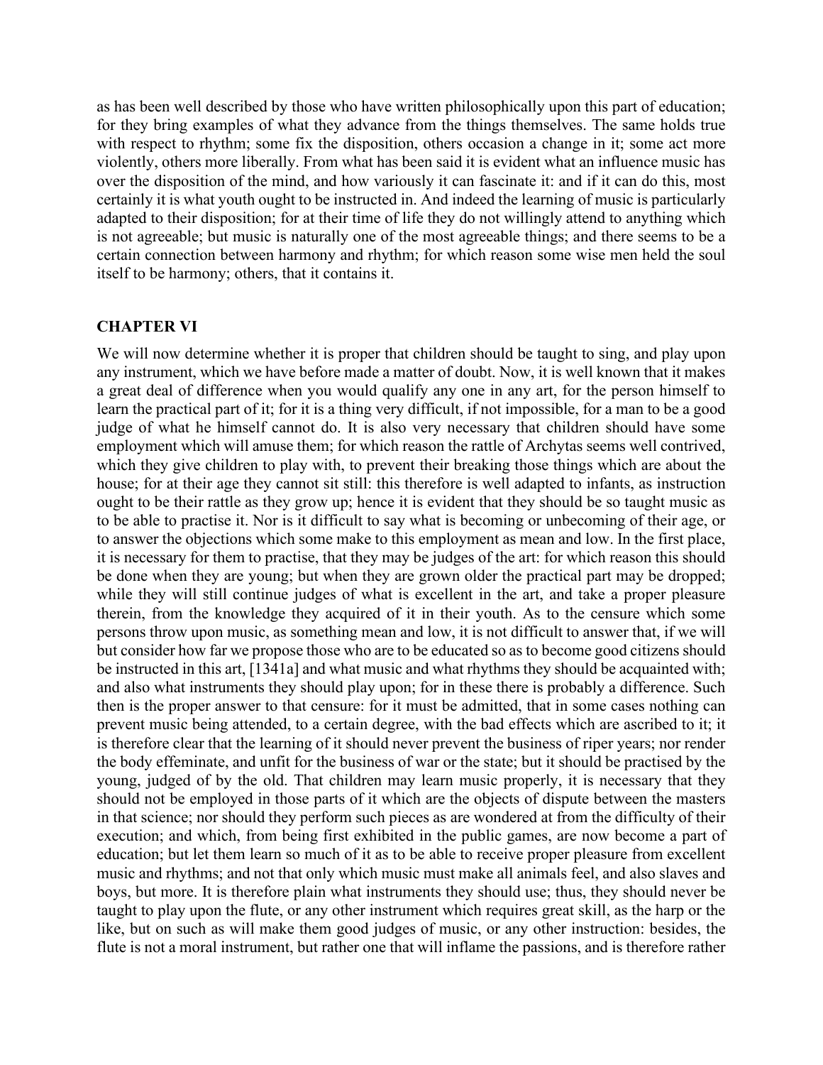as has been well described by those who have written philosophically upon this part of education; for they bring examples of what they advance from the things themselves. The same holds true with respect to rhythm; some fix the disposition, others occasion a change in it; some act more violently, others more liberally. From what has been said it is evident what an influence music has over the disposition of the mind, and how variously it can fascinate it: and if it can do this, most certainly it is what youth ought to be instructed in. And indeed the learning of music is particularly adapted to their disposition; for at their time of life they do not willingly attend to anything which is not agreeable; but music is naturally one of the most agreeable things; and there seems to be a certain connection between harmony and rhythm; for which reason some wise men held the soul itself to be harmony; others, that it contains it.

## CHAPTER VI

We will now determine whether it is proper that children should be taught to sing, and play upon any instrument, which we have before made a matter of doubt. Now, it is well known that it makes a great deal of difference when you would qualify any one in any art, for the person himself to learn the practical part of it; for it is a thing very difficult, if not impossible, for a man to be a good judge of what he himself cannot do. It is also very necessary that children should have some employment which will amuse them; for which reason the rattle of Archytas seems well contrived, which they give children to play with, to prevent their breaking those things which are about the house; for at their age they cannot sit still: this therefore is well adapted to infants, as instruction ought to be their rattle as they grow up; hence it is evident that they should be so taught music as to be able to practise it. Nor is it difficult to say what is becoming or unbecoming of their age, or to answer the objections which some make to this employment as mean and low. In the first place, it is necessary for them to practise, that they may be judges of the art: for which reason this should be done when they are young; but when they are grown older the practical part may be dropped; while they will still continue judges of what is excellent in the art, and take a proper pleasure therein, from the knowledge they acquired of it in their youth. As to the censure which some persons throw upon music, as something mean and low, it is not difficult to answer that, if we will but consider how far we propose those who are to be educated so as to become good citizens should be instructed in this art, [1341a] and what music and what rhythms they should be acquainted with; and also what instruments they should play upon; for in these there is probably a difference. Such then is the proper answer to that censure: for it must be admitted, that in some cases nothing can prevent music being attended, to a certain degree, with the bad effects which are ascribed to it; it is therefore clear that the learning of it should never prevent the business of riper years; nor render the body effeminate, and unfit for the business of war or the state; but it should be practised by the young, judged of by the old. That children may learn music properly, it is necessary that they should not be employed in those parts of it which are the objects of dispute between the masters in that science; nor should they perform such pieces as are wondered at from the difficulty of their execution; and which, from being first exhibited in the public games, are now become a part of education; but let them learn so much of it as to be able to receive proper pleasure from excellent music and rhythms; and not that only which music must make all animals feel, and also slaves and boys, but more. It is therefore plain what instruments they should use; thus, they should never be taught to play upon the flute, or any other instrument which requires great skill, as the harp or the like, but on such as will make them good judges of music, or any other instruction: besides, the flute is not a moral instrument, but rather one that will inflame the passions, and is therefore rather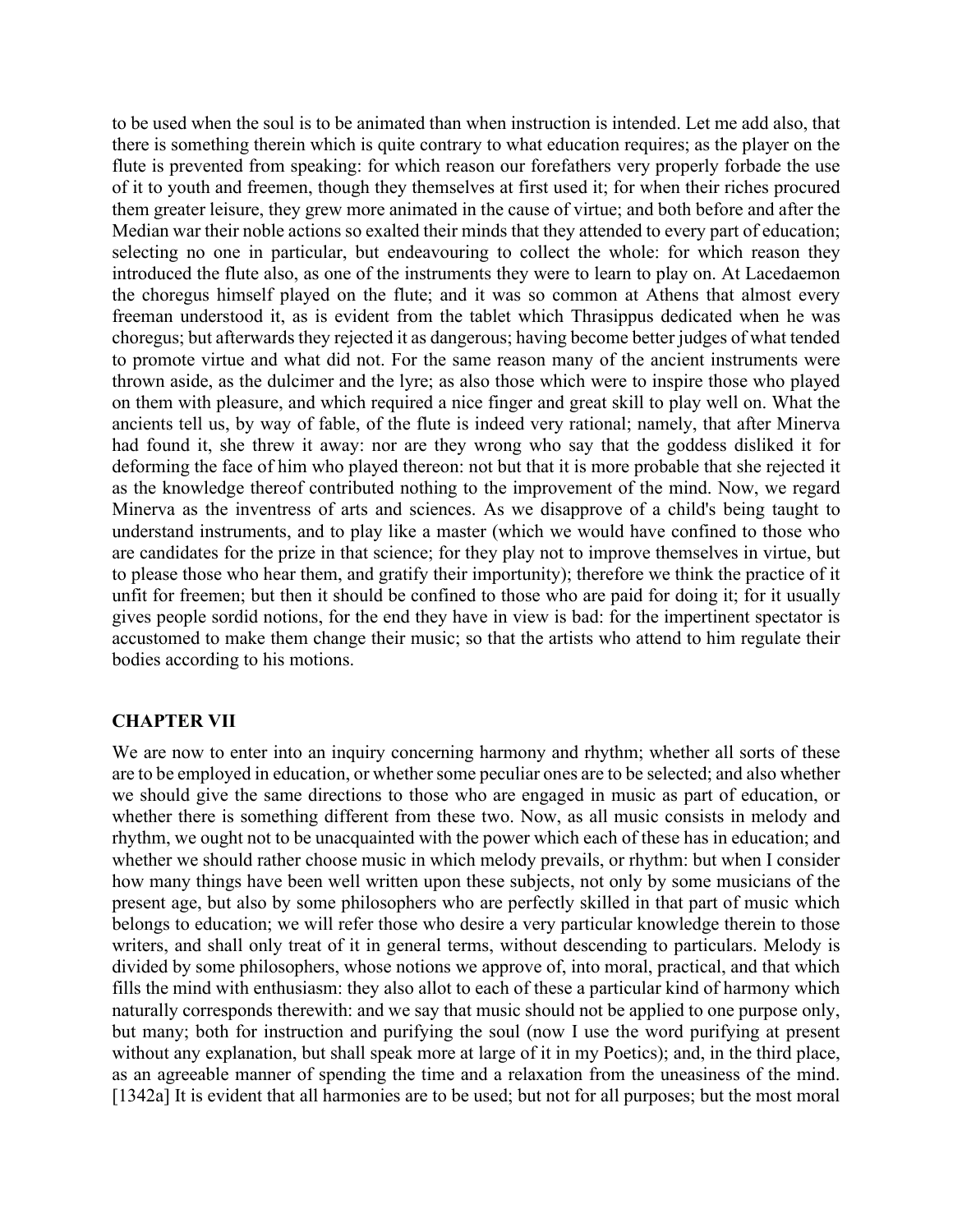to be used when the soul is to be animated than when instruction is intended. Let me add also, that there is something therein which is quite contrary to what education requires; as the player on the flute is prevented from speaking: for which reason our forefathers very properly forbade the use of it to youth and freemen, though they themselves at first used it; for when their riches procured them greater leisure, they grew more animated in the cause of virtue; and both before and after the Median war their noble actions so exalted their minds that they attended to every part of education; selecting no one in particular, but endeavouring to collect the whole: for which reason they introduced the flute also, as one of the instruments they were to learn to play on. At Lacedaemon the choregus himself played on the flute; and it was so common at Athens that almost every freeman understood it, as is evident from the tablet which Thrasippus dedicated when he was choregus; but afterwards they rejected it as dangerous; having become better judges of what tended to promote virtue and what did not. For the same reason many of the ancient instruments were thrown aside, as the dulcimer and the lyre; as also those which were to inspire those who played on them with pleasure, and which required a nice finger and great skill to play well on. What the ancients tell us, by way of fable, of the flute is indeed very rational; namely, that after Minerva had found it, she threw it away: nor are they wrong who say that the goddess disliked it for deforming the face of him who played thereon: not but that it is more probable that she rejected it as the knowledge thereof contributed nothing to the improvement of the mind. Now, we regard Minerva as the inventress of arts and sciences. As we disapprove of a child's being taught to understand instruments, and to play like a master (which we would have confined to those who are candidates for the prize in that science; for they play not to improve themselves in virtue, but to please those who hear them, and gratify their importunity); therefore we think the practice of it unfit for freemen; but then it should be confined to those who are paid for doing it; for it usually gives people sordid notions, for the end they have in view is bad: for the impertinent spectator is accustomed to make them change their music; so that the artists who attend to him regulate their bodies according to his motions.

## CHAPTER VII

We are now to enter into an inquiry concerning harmony and rhythm; whether all sorts of these are to be employed in education, or whether some peculiar ones are to be selected; and also whether we should give the same directions to those who are engaged in music as part of education, or whether there is something different from these two. Now, as all music consists in melody and rhythm, we ought not to be unacquainted with the power which each of these has in education; and whether we should rather choose music in which melody prevails, or rhythm: but when I consider how many things have been well written upon these subjects, not only by some musicians of the present age, but also by some philosophers who are perfectly skilled in that part of music which belongs to education; we will refer those who desire a very particular knowledge therein to those writers, and shall only treat of it in general terms, without descending to particulars. Melody is divided by some philosophers, whose notions we approve of, into moral, practical, and that which fills the mind with enthusiasm: they also allot to each of these a particular kind of harmony which naturally corresponds therewith: and we say that music should not be applied to one purpose only, but many; both for instruction and purifying the soul (now I use the word purifying at present without any explanation, but shall speak more at large of it in my Poetics); and, in the third place, as an agreeable manner of spending the time and a relaxation from the uneasiness of the mind. [1342a] It is evident that all harmonies are to be used; but not for all purposes; but the most moral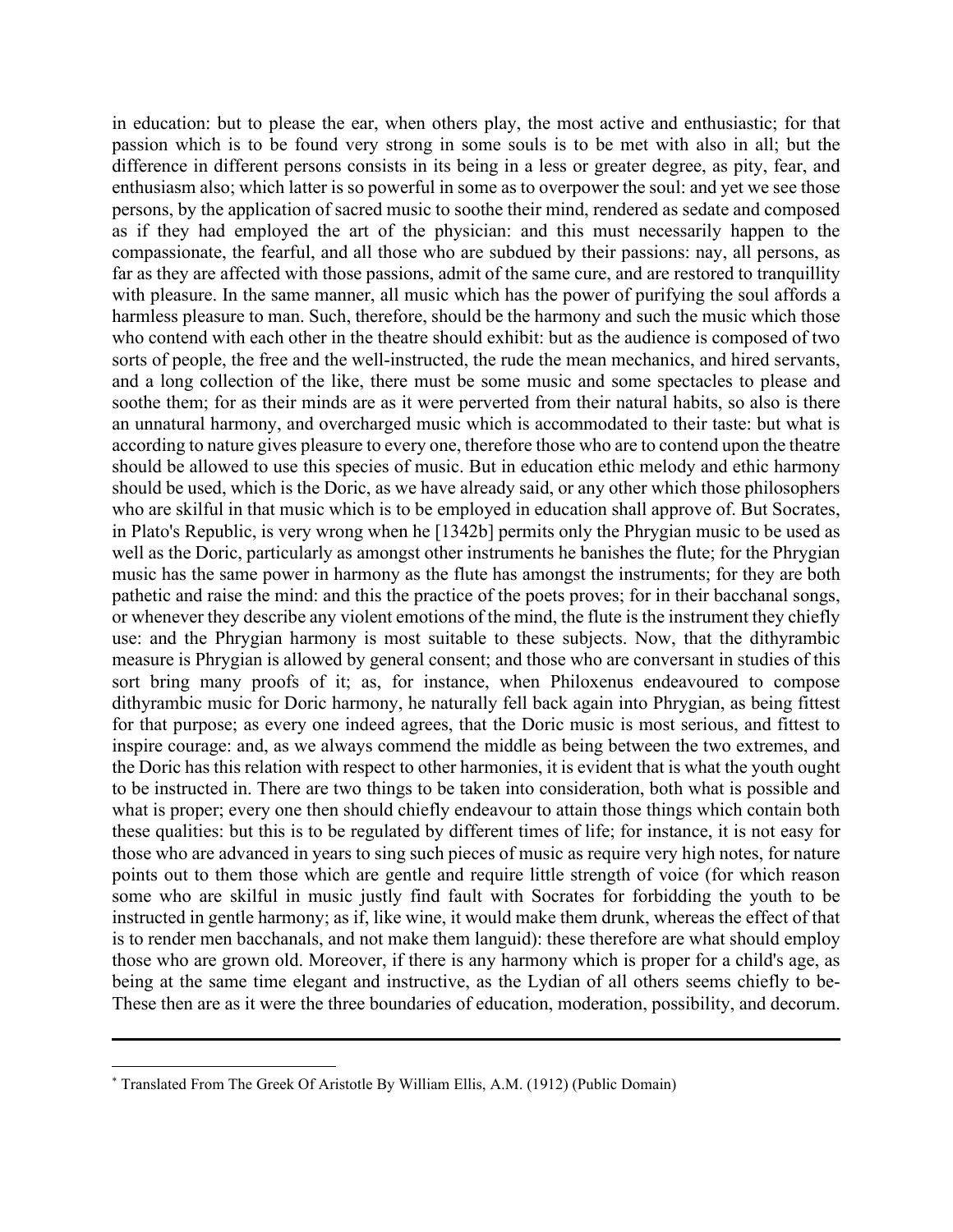in education: but to please the ear, when others play, the most active and enthusiastic; for that passion which is to be found very strong in some souls is to be met with also in all; but the difference in different persons consists in its being in a less or greater degree, as pity, fear, and enthusiasm also; which latter is so powerful in some as to overpower the soul: and yet we see those persons, by the application of sacred music to soothe their mind, rendered as sedate and composed as if they had employed the art of the physician: and this must necessarily happen to the compassionate, the fearful, and all those who are subdued by their passions: nay, all persons, as far as they are affected with those passions, admit of the same cure, and are restored to tranquillity with pleasure. In the same manner, all music which has the power of purifying the soul affords a harmless pleasure to man. Such, therefore, should be the harmony and such the music which those who contend with each other in the theatre should exhibit: but as the audience is composed of two sorts of people, the free and the well-instructed, the rude the mean mechanics, and hired servants, and a long collection of the like, there must be some music and some spectacles to please and soothe them; for as their minds are as it were perverted from their natural habits, so also is there an unnatural harmony, and overcharged music which is accommodated to their taste: but what is according to nature gives pleasure to every one, therefore those who are to contend upon the theatre should be allowed to use this species of music. But in education ethic melody and ethic harmony should be used, which is the Doric, as we have already said, or any other which those philosophers who are skilful in that music which is to be employed in education shall approve of. But Socrates, in Plato's Republic, is very wrong when he [1342b] permits only the Phrygian music to be used as well as the Doric, particularly as amongst other instruments he banishes the flute; for the Phrygian music has the same power in harmony as the flute has amongst the instruments; for they are both pathetic and raise the mind: and this the practice of the poets proves; for in their bacchanal songs, or whenever they describe any violent emotions of the mind, the flute is the instrument they chiefly use: and the Phrygian harmony is most suitable to these subjects. Now, that the dithyrambic measure is Phrygian is allowed by general consent; and those who are conversant in studies of this sort bring many proofs of it; as, for instance, when Philoxenus endeavoured to compose dithyrambic music for Doric harmony, he naturally fell back again into Phrygian, as being fittest for that purpose; as every one indeed agrees, that the Doric music is most serious, and fittest to inspire courage: and, as we always commend the middle as being between the two extremes, and the Doric has this relation with respect to other harmonies, it is evident that is what the youth ought to be instructed in. There are two things to be taken into consideration, both what is possible and what is proper; every one then should chiefly endeavour to attain those things which contain both these qualities: but this is to be regulated by different times of life; for instance, it is not easy for those who are advanced in years to sing such pieces of music as require very high notes, for nature points out to them those which are gentle and require little strength of voice (for which reason some who are skilful in music justly find fault with Socrates for forbidding the youth to be instructed in gentle harmony; as if, like wine, it would make them drunk, whereas the effect of that is to render men bacchanals, and not make them languid): these therefore are what should employ those who are grown old. Moreover, if there is any harmony which is proper for a child's age, as being at the same time elegant and instructive, as the Lydian of all others seems chiefly to be-These then are as it were the three boundaries of education, moderation, possibility, and decorum.

---

* Translated From The Greek Of Aristotle By William Ellis, A.M. (1912) (Public Domain)